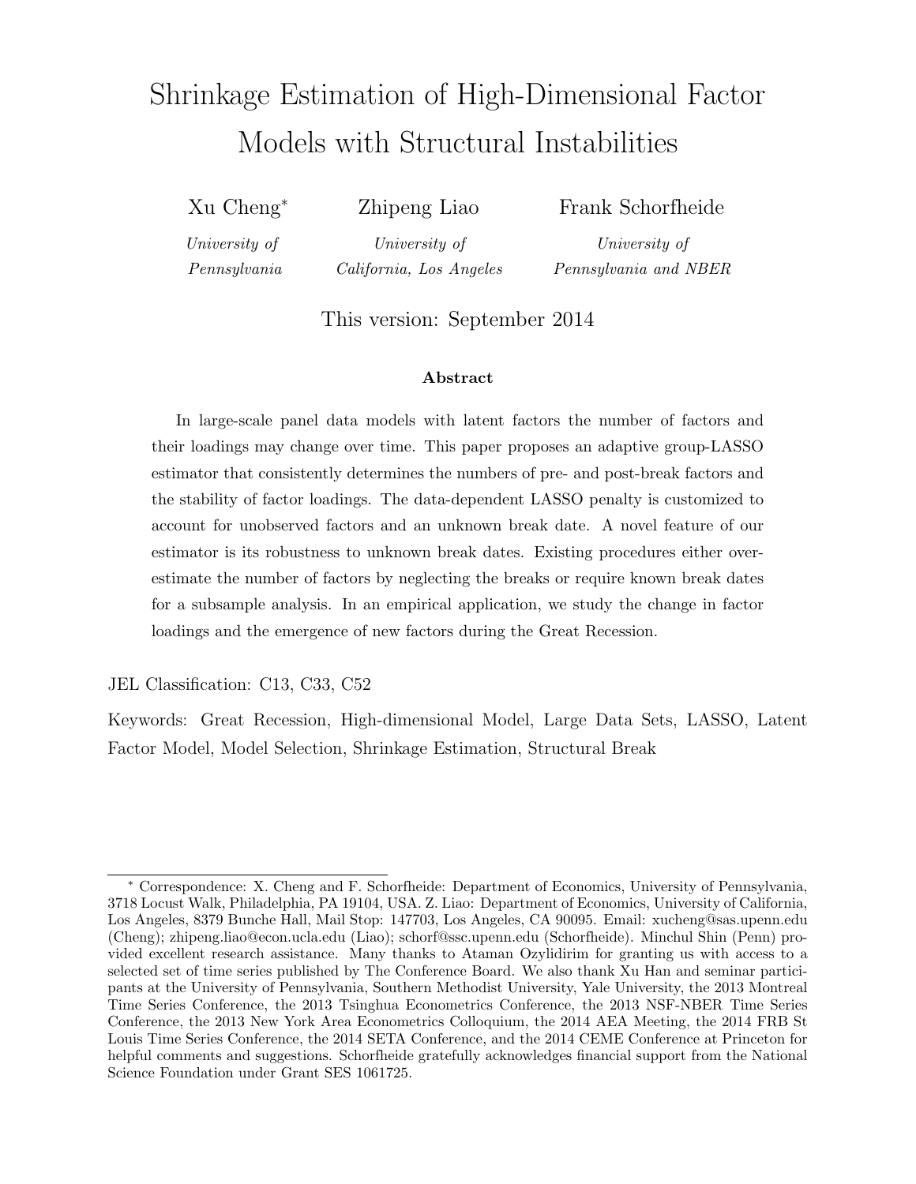# Shrinkage Estimation of High-Dimensional Factor Models with Structural Instabilities

Xu Cheng* — *University of Pennsylvania*

Zhipeng Liao — *University of California, Los Angeles*

Frank Schorfheide — *University of Pennsylvania and NBER*

This version: September 2014

### Abstract

In large-scale panel data models with latent factors the number of factors and their loadings may change over time. This paper proposes an adaptive group-LASSO estimator that consistently determines the numbers of pre- and post-break factors and the stability of factor loadings. The data-dependent LASSO penalty is customized to account for unobserved factors and an unknown break date. A novel feature of our estimator is its robustness to unknown break dates. Existing procedures either over-estimate the number of factors by neglecting the breaks or require known break dates for a subsample analysis. In an empirical application, we study the change in factor loadings and the emergence of new factors during the Great Recession.

JEL Classification: C13, C33, C52

Keywords: Great Recession, High-dimensional Model, Large Data Sets, LASSO, Latent Factor Model, Model Selection, Shrinkage Estimation, Structural Break

---

* Correspondence: X. Cheng and F. Schorfheide: Department of Economics, University of Pennsylvania, 3718 Locust Walk, Philadelphia, PA 19104, USA. Z. Liao: Department of Economics, University of California, Los Angeles, 8379 Bunche Hall, Mail Stop: 147703, Los Angeles, CA 90095. Email: xucheng@sas.upenn.edu (Cheng); zhipeng.liao@econ.ucla.edu (Liao); schorf@ssc.upenn.edu (Schorfheide). Minchul Shin (Penn) provided excellent research assistance. Many thanks to Ataman Ozyildirim for granting us with access to a selected set of time series published by The Conference Board. We also thank Xu Han and seminar participants at the University of Pennsylvania, Southern Methodist University, Yale University, the 2013 Montreal Time Series Conference, the 2013 Tsinghua Econometrics Conference, the 2013 NSF-NBER Time Series Conference, the 2013 New York Area Econometrics Colloquium, the 2014 AEA Meeting, the 2014 FRB St Louis Time Series Conference, the 2014 SETA Conference, and the 2014 CEME Conference at Princeton for helpful comments and suggestions. Schorfheide gratefully acknowledges financial support from the National Science Foundation under Grant SES 1061725.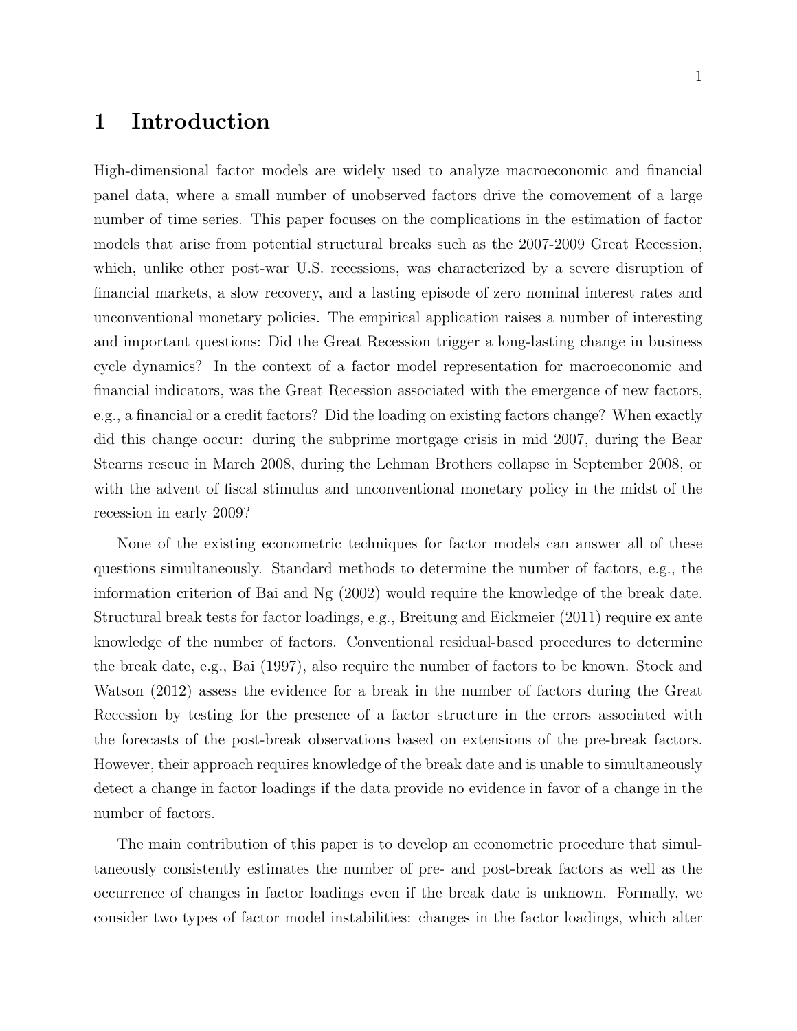# 1 Introduction

High-dimensional factor models are widely used to analyze macroeconomic and financial panel data, where a small number of unobserved factors drive the comovement of a large number of time series. This paper focuses on the complications in the estimation of factor models that arise from potential structural breaks such as the 2007-2009 Great Recession, which, unlike other post-war U.S. recessions, was characterized by a severe disruption of financial markets, a slow recovery, and a lasting episode of zero nominal interest rates and unconventional monetary policies. The empirical application raises a number of interesting and important questions: Did the Great Recession trigger a long-lasting change in business cycle dynamics? In the context of a factor model representation for macroeconomic and financial indicators, was the Great Recession associated with the emergence of new factors, e.g., a financial or a credit factors? Did the loading on existing factors change? When exactly did this change occur: during the subprime mortgage crisis in mid 2007, during the Bear Stearns rescue in March 2008, during the Lehman Brothers collapse in September 2008, or with the advent of fiscal stimulus and unconventional monetary policy in the midst of the recession in early 2009?

None of the existing econometric techniques for factor models can answer all of these questions simultaneously. Standard methods to determine the number of factors, e.g., the information criterion of Bai and Ng (2002) would require the knowledge of the break date. Structural break tests for factor loadings, e.g., Breitung and Eickmeier (2011) require ex ante knowledge of the number of factors. Conventional residual-based procedures to determine the break date, e.g., Bai (1997), also require the number of factors to be known. Stock and Watson (2012) assess the evidence for a break in the number of factors during the Great Recession by testing for the presence of a factor structure in the errors associated with the forecasts of the post-break observations based on extensions of the pre-break factors. However, their approach requires knowledge of the break date and is unable to simultaneously detect a change in factor loadings if the data provide no evidence in favor of a change in the number of factors.

The main contribution of this paper is to develop an econometric procedure that simultaneously consistently estimates the number of pre- and post-break factors as well as the occurrence of changes in factor loadings even if the break date is unknown. Formally, we consider two types of factor model instabilities: changes in the factor loadings, which alter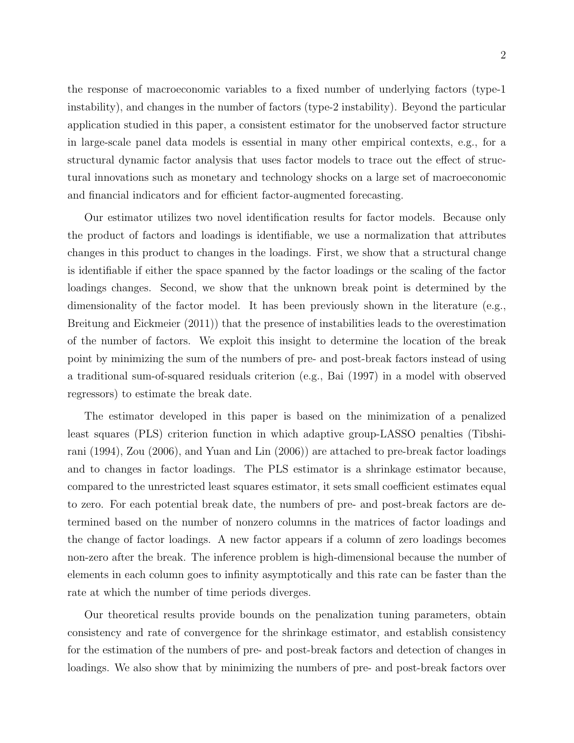the response of macroeconomic variables to a fixed number of underlying factors (type-1 instability), and changes in the number of factors (type-2 instability). Beyond the particular application studied in this paper, a consistent estimator for the unobserved factor structure in large-scale panel data models is essential in many other empirical contexts, e.g., for a structural dynamic factor analysis that uses factor models to trace out the effect of structural innovations such as monetary and technology shocks on a large set of macroeconomic and financial indicators and for efficient factor-augmented forecasting.

Our estimator utilizes two novel identification results for factor models. Because only the product of factors and loadings is identifiable, we use a normalization that attributes changes in this product to changes in the loadings. First, we show that a structural change is identifiable if either the space spanned by the factor loadings or the scaling of the factor loadings changes. Second, we show that the unknown break point is determined by the dimensionality of the factor model. It has been previously shown in the literature (e.g., Breitung and Eickmeier (2011)) that the presence of instabilities leads to the overestimation of the number of factors. We exploit this insight to determine the location of the break point by minimizing the sum of the numbers of pre- and post-break factors instead of using a traditional sum-of-squared residuals criterion (e.g., Bai (1997) in a model with observed regressors) to estimate the break date.

The estimator developed in this paper is based on the minimization of a penalized least squares (PLS) criterion function in which adaptive group-LASSO penalties (Tibshirani (1994), Zou (2006), and Yuan and Lin (2006)) are attached to pre-break factor loadings and to changes in factor loadings. The PLS estimator is a shrinkage estimator because, compared to the unrestricted least squares estimator, it sets small coefficient estimates equal to zero. For each potential break date, the numbers of pre- and post-break factors are determined based on the number of nonzero columns in the matrices of factor loadings and the change of factor loadings. A new factor appears if a column of zero loadings becomes non-zero after the break. The inference problem is high-dimensional because the number of elements in each column goes to infinity asymptotically and this rate can be faster than the rate at which the number of time periods diverges.

Our theoretical results provide bounds on the penalization tuning parameters, obtain consistency and rate of convergence for the shrinkage estimator, and establish consistency for the estimation of the numbers of pre- and post-break factors and detection of changes in loadings. We also show that by minimizing the numbers of pre- and post-break factors over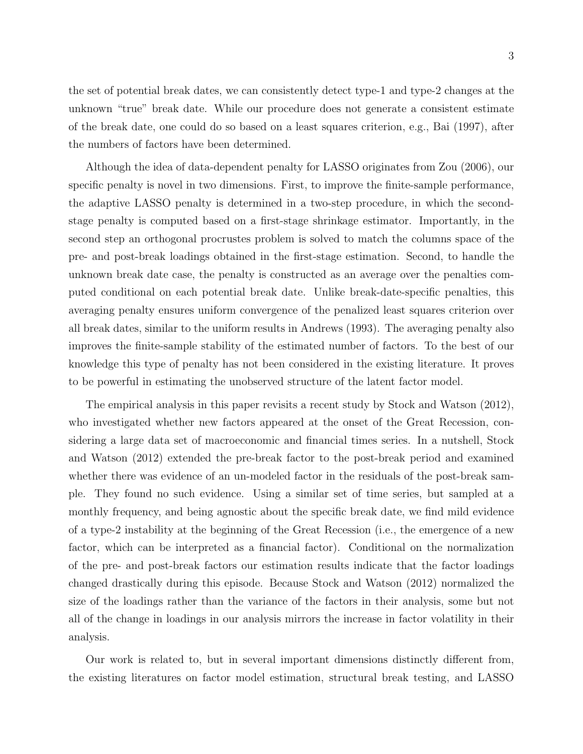the set of potential break dates, we can consistently detect type-1 and type-2 changes at the unknown "true" break date. While our procedure does not generate a consistent estimate of the break date, one could do so based on a least squares criterion, e.g., Bai (1997), after the numbers of factors have been determined.

Although the idea of data-dependent penalty for LASSO originates from Zou (2006), our specific penalty is novel in two dimensions. First, to improve the finite-sample performance, the adaptive LASSO penalty is determined in a two-step procedure, in which the second-stage penalty is computed based on a first-stage shrinkage estimator. Importantly, in the second step an orthogonal procrustes problem is solved to match the columns space of the pre- and post-break loadings obtained in the first-stage estimation. Second, to handle the unknown break date case, the penalty is constructed as an average over the penalties computed conditional on each potential break date. Unlike break-date-specific penalties, this averaging penalty ensures uniform convergence of the penalized least squares criterion over all break dates, similar to the uniform results in Andrews (1993). The averaging penalty also improves the finite-sample stability of the estimated number of factors. To the best of our knowledge this type of penalty has not been considered in the existing literature. It proves to be powerful in estimating the unobserved structure of the latent factor model.

The empirical analysis in this paper revisits a recent study by Stock and Watson (2012), who investigated whether new factors appeared at the onset of the Great Recession, considering a large data set of macroeconomic and financial times series. In a nutshell, Stock and Watson (2012) extended the pre-break factor to the post-break period and examined whether there was evidence of an un-modeled factor in the residuals of the post-break sample. They found no such evidence. Using a similar set of time series, but sampled at a monthly frequency, and being agnostic about the specific break date, we find mild evidence of a type-2 instability at the beginning of the Great Recession (i.e., the emergence of a new factor, which can be interpreted as a financial factor). Conditional on the normalization of the pre- and post-break factors our estimation results indicate that the factor loadings changed drastically during this episode. Because Stock and Watson (2012) normalized the size of the loadings rather than the variance of the factors in their analysis, some but not all of the change in loadings in our analysis mirrors the increase in factor volatility in their analysis.

Our work is related to, but in several important dimensions distinctly different from, the existing literatures on factor model estimation, structural break testing, and LASSO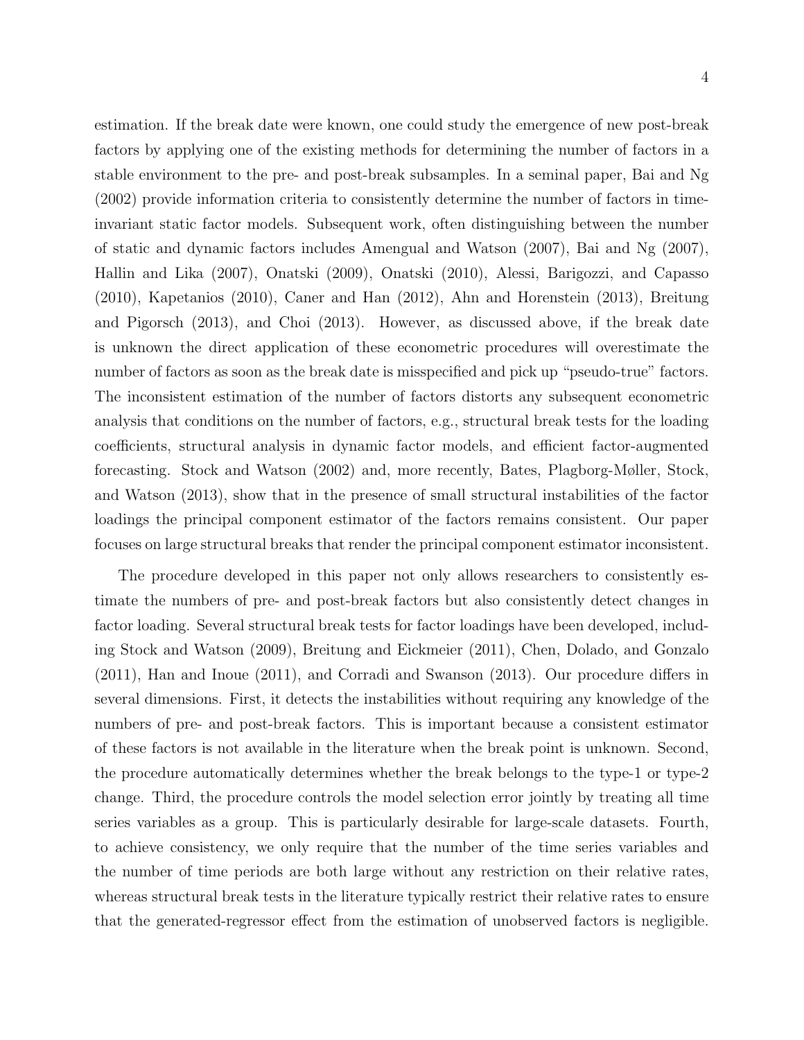estimation. If the break date were known, one could study the emergence of new post-break factors by applying one of the existing methods for determining the number of factors in a stable environment to the pre- and post-break subsamples. In a seminal paper, Bai and Ng (2002) provide information criteria to consistently determine the number of factors in time-invariant static factor models. Subsequent work, often distinguishing between the number of static and dynamic factors includes Amengual and Watson (2007), Bai and Ng (2007), Hallin and Lika (2007), Onatski (2009), Onatski (2010), Alessi, Barigozzi, and Capasso (2010), Kapetanios (2010), Caner and Han (2012), Ahn and Horenstein (2013), Breitung and Pigorsch (2013), and Choi (2013). However, as discussed above, if the break date is unknown the direct application of these econometric procedures will overestimate the number of factors as soon as the break date is misspecified and pick up "pseudo-true" factors. The inconsistent estimation of the number of factors distorts any subsequent econometric analysis that conditions on the number of factors, e.g., structural break tests for the loading coefficients, structural analysis in dynamic factor models, and efficient factor-augmented forecasting. Stock and Watson (2002) and, more recently, Bates, Plagborg-Møller, Stock, and Watson (2013), show that in the presence of small structural instabilities of the factor loadings the principal component estimator of the factors remains consistent. Our paper focuses on large structural breaks that render the principal component estimator inconsistent.

The procedure developed in this paper not only allows researchers to consistently estimate the numbers of pre- and post-break factors but also consistently detect changes in factor loading. Several structural break tests for factor loadings have been developed, including Stock and Watson (2009), Breitung and Eickmeier (2011), Chen, Dolado, and Gonzalo (2011), Han and Inoue (2011), and Corradi and Swanson (2013). Our procedure differs in several dimensions. First, it detects the instabilities without requiring any knowledge of the numbers of pre- and post-break factors. This is important because a consistent estimator of these factors is not available in the literature when the break point is unknown. Second, the procedure automatically determines whether the break belongs to the type-1 or type-2 change. Third, the procedure controls the model selection error jointly by treating all time series variables as a group. This is particularly desirable for large-scale datasets. Fourth, to achieve consistency, we only require that the number of the time series variables and the number of time periods are both large without any restriction on their relative rates, whereas structural break tests in the literature typically restrict their relative rates to ensure that the generated-regressor effect from the estimation of unobserved factors is negligible.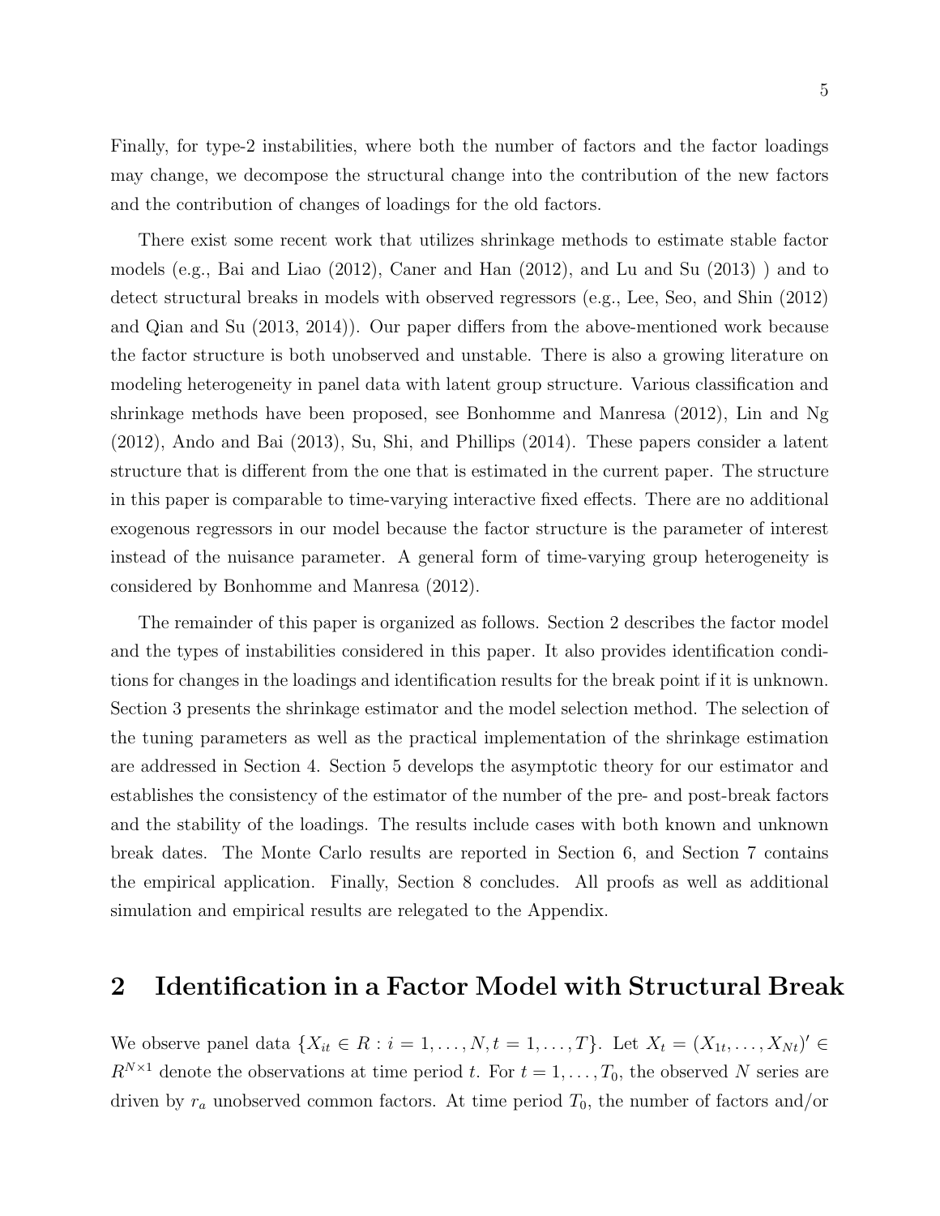Finally, for type-2 instabilities, where both the number of factors and the factor loadings may change, we decompose the structural change into the contribution of the new factors and the contribution of changes of loadings for the old factors.

There exist some recent work that utilizes shrinkage methods to estimate stable factor models (e.g., Bai and Liao (2012), Caner and Han (2012), and Lu and Su (2013) ) and to detect structural breaks in models with observed regressors (e.g., Lee, Seo, and Shin (2012) and Qian and Su (2013, 2014)). Our paper differs from the above-mentioned work because the factor structure is both unobserved and unstable. There is also a growing literature on modeling heterogeneity in panel data with latent group structure. Various classification and shrinkage methods have been proposed, see Bonhomme and Manresa (2012), Lin and Ng (2012), Ando and Bai (2013), Su, Shi, and Phillips (2014). These papers consider a latent structure that is different from the one that is estimated in the current paper. The structure in this paper is comparable to time-varying interactive fixed effects. There are no additional exogenous regressors in our model because the factor structure is the parameter of interest instead of the nuisance parameter. A general form of time-varying group heterogeneity is considered by Bonhomme and Manresa (2012).

The remainder of this paper is organized as follows. Section 2 describes the factor model and the types of instabilities considered in this paper. It also provides identification conditions for changes in the loadings and identification results for the break point if it is unknown. Section 3 presents the shrinkage estimator and the model selection method. The selection of the tuning parameters as well as the practical implementation of the shrinkage estimation are addressed in Section 4. Section 5 develops the asymptotic theory for our estimator and establishes the consistency of the estimator of the number of the pre- and post-break factors and the stability of the loadings. The results include cases with both known and unknown break dates. The Monte Carlo results are reported in Section 6, and Section 7 contains the empirical application. Finally, Section 8 concludes. All proofs as well as additional simulation and empirical results are relegated to the Appendix.

## 2 Identification in a Factor Model with Structural Break

We observe panel data $\{X_{it} \in R : i = 1, \ldots, N, t = 1, \ldots, T\}$. Let $X_t = (X_{1t}, \ldots, X_{Nt})' \in R^{N\times 1}$ denote the observations at time period $t$. For $t = 1, \ldots, T_0$, the observed $N$ series are driven by $r_a$ unobserved common factors. At time period $T_0$, the number of factors and/or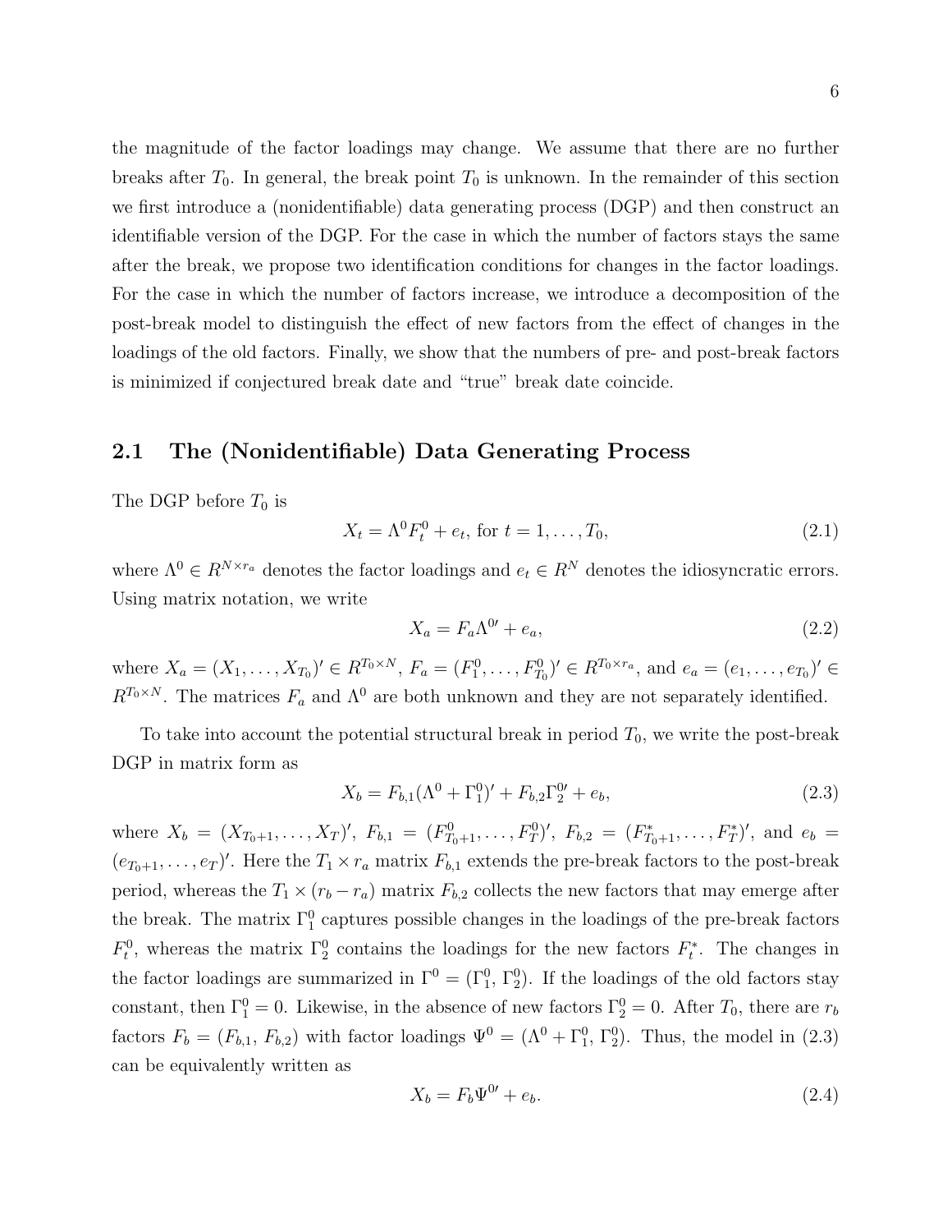the magnitude of the factor loadings may change. We assume that there are no further breaks after $T_0$. In general, the break point $T_0$ is unknown. In the remainder of this section we first introduce a (nonidentifiable) data generating process (DGP) and then construct an identifiable version of the DGP. For the case in which the number of factors stays the same after the break, we propose two identification conditions for changes in the factor loadings. For the case in which the number of factors increase, we introduce a decomposition of the post-break model to distinguish the effect of new factors from the effect of changes in the loadings of the old factors. Finally, we show that the numbers of pre- and post-break factors is minimized if conjectured break date and "true" break date coincide.

## 2.1 The (Nonidentifiable) Data Generating Process

The DGP before $T_0$ is

$$X_t = \Lambda^0 F_t^0 + e_t, \text{ for } t = 1, \ldots, T_0, \tag{2.1}$$

where $\Lambda^0 \in R^{N \times r_a}$ denotes the factor loadings and $e_t \in R^N$ denotes the idiosyncratic errors. Using matrix notation, we write

$$X_a = F_a \Lambda^{0\prime} + e_a, \tag{2.2}$$

where $X_a = (X_1, \ldots, X_{T_0})' \in R^{T_0 \times N}$, $F_a = (F_1^0, \ldots, F_{T_0}^0)' \in R^{T_0 \times r_a}$, and $e_a = (e_1, \ldots, e_{T_0})' \in R^{T_0 \times N}$. The matrices $F_a$ and $\Lambda^0$ are both unknown and they are not separately identified.

To take into account the potential structural break in period $T_0$, we write the post-break DGP in matrix form as

$$X_b = F_{b,1}(\Lambda^0 + \Gamma_1^0)' + F_{b,2}\Gamma_2^{0\prime} + e_b, \tag{2.3}$$

where $X_b = (X_{T_0+1}, \ldots, X_T)'$, $F_{b,1} = (F_{T_0+1}^0, \ldots, F_T^0)'$, $F_{b,2} = (F_{T_0+1}^*, \ldots, F_T^*)'$, and $e_b = (e_{T_0+1}, \ldots, e_T)'$. Here the $T_1 \times r_a$ matrix $F_{b,1}$ extends the pre-break factors to the post-break period, whereas the $T_1 \times (r_b - r_a)$ matrix $F_{b,2}$ collects the new factors that may emerge after the break. The matrix $\Gamma_1^0$ captures possible changes in the loadings of the pre-break factors $F_t^0$, whereas the matrix $\Gamma_2^0$ contains the loadings for the new factors $F_t^*$. The changes in the factor loadings are summarized in $\Gamma^0 = (\Gamma_1^0, \Gamma_2^0)$. If the loadings of the old factors stay constant, then $\Gamma_1^0 = 0$. Likewise, in the absence of new factors $\Gamma_2^0 = 0$. After $T_0$, there are $r_b$ factors $F_b = (F_{b,1}, F_{b,2})$ with factor loadings $\Psi^0 = (\Lambda^0 + \Gamma_1^0, \Gamma_2^0)$. Thus, the model in (2.3) can be equivalently written as

$$X_b = F_b \Psi^{0\prime} + e_b. \tag{2.4}$$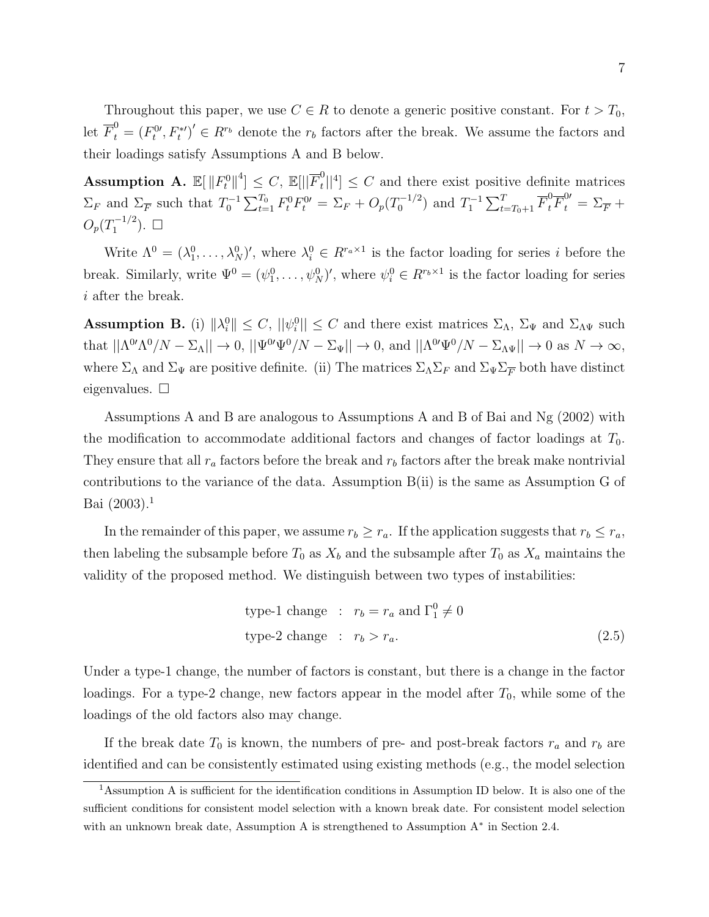Throughout this paper, we use $C \in R$ to denote a generic positive constant. For $t > T_0$, let $\overline{F}_t^0 = (F_t^{0\prime}, F_t^{*\prime})' \in R^{r_b}$ denote the $r_b$ factors after the break. We assume the factors and their loadings satisfy Assumptions A and B below.

**Assumption A.** $\mathbb{E}[\,\|F_t^0\|^4] \leq C$, $\mathbb{E}[||\overline{F}_t^0||^4] \leq C$ and there exist positive definite matrices $\Sigma_F$ and $\Sigma_{\overline{F}}$ such that $T_0^{-1}\sum_{t=1}^{T_0} F_t^0 F_t^{0\prime} = \Sigma_F + O_p(T_0^{-1/2})$ and $T_1^{-1}\sum_{t=T_0+1}^{T} \overline{F}_t^0 \overline{F}_t^{0\prime} = \Sigma_{\overline{F}} + O_p(T_1^{-1/2})$. □

Write $\Lambda^0 = (\lambda_1^0, \ldots, \lambda_N^0)'$, where $\lambda_i^0 \in R^{r_a \times 1}$ is the factor loading for series $i$ before the break. Similarly, write $\Psi^0 = (\psi_1^0, \ldots, \psi_N^0)'$, where $\psi_i^0 \in R^{r_b \times 1}$ is the factor loading for series $i$ after the break.

**Assumption B.** (i) $\|\lambda_i^0\| \leq C$, $||\psi_i^0|| \leq C$ and there exist matrices $\Sigma_\Lambda$, $\Sigma_\Psi$ and $\Sigma_{\Lambda\Psi}$ such that $||\Lambda^{0\prime}\Lambda^0/N - \Sigma_\Lambda|| \to 0$, $||\Psi^{0\prime}\Psi^0/N - \Sigma_\Psi|| \to 0$, and $||\Lambda^{0\prime}\Psi^0/N - \Sigma_{\Lambda\Psi}|| \to 0$ as $N \to \infty$, where $\Sigma_\Lambda$ and $\Sigma_\Psi$ are positive definite. (ii) The matrices $\Sigma_\Lambda \Sigma_F$ and $\Sigma_\Psi \Sigma_{\overline{F}}$ both have distinct eigenvalues. □

Assumptions A and B are analogous to Assumptions A and B of Bai and Ng (2002) with the modification to accommodate additional factors and changes of factor loadings at $T_0$. They ensure that all $r_a$ factors before the break and $r_b$ factors after the break make nontrivial contributions to the variance of the data. Assumption B(ii) is the same as Assumption G of Bai (2003).[1]

In the remainder of this paper, we assume $r_b \geq r_a$. If the application suggests that $r_b \leq r_a$, then labeling the subsample before $T_0$ as $X_b$ and the subsample after $T_0$ as $X_a$ maintains the validity of the proposed method. We distinguish between two types of instabilities:

$$
\begin{aligned}
&\text{type-1 change} \ \ : \ \ r_b = r_a \text{ and } \Gamma_1^0 \neq 0 \\
&\text{type-2 change} \ \ : \ \ r_b > r_a. 
\end{aligned} \tag{2.5}
$$

Under a type-1 change, the number of factors is constant, but there is a change in the factor loadings. For a type-2 change, new factors appear in the model after $T_0$, while some of the loadings of the old factors also may change.

If the break date $T_0$ is known, the numbers of pre- and post-break factors $r_a$ and $r_b$ are identified and can be consistently estimated using existing methods (e.g., the model selection

[1]Assumption A is sufficient for the identification conditions in Assumption ID below. It is also one of the sufficient conditions for consistent model selection with a known break date. For consistent model selection with an unknown break date, Assumption A is strengthened to Assumption A$^*$ in Section 2.4.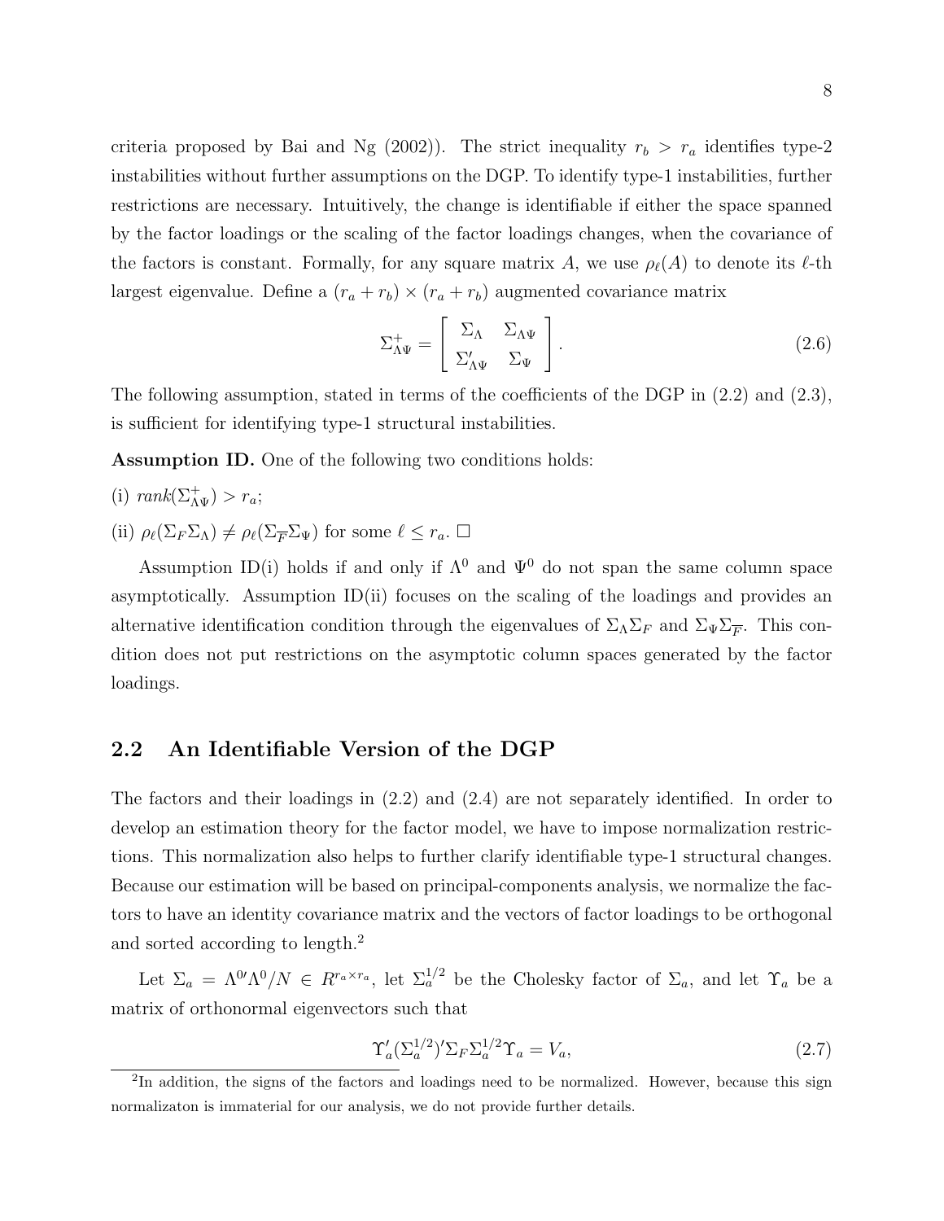criteria proposed by Bai and Ng (2002)). The strict inequality $r_b > r_a$ identifies type-2 instabilities without further assumptions on the DGP. To identify type-1 instabilities, further restrictions are necessary. Intuitively, the change is identifiable if either the space spanned by the factor loadings or the scaling of the factor loadings changes, when the covariance of the factors is constant. Formally, for any square matrix $A$, we use $\rho_\ell(A)$ to denote its $\ell$-th largest eigenvalue. Define a $(r_a + r_b) \times (r_a + r_b)$ augmented covariance matrix

$$\Sigma^+_{\Lambda\Psi} = \begin{bmatrix} \Sigma_\Lambda & \Sigma_{\Lambda\Psi} \\ \Sigma'_{\Lambda\Psi} & \Sigma_\Psi \end{bmatrix}. \tag{2.6}$$

The following assumption, stated in terms of the coefficients of the DGP in (2.2) and (2.3), is sufficient for identifying type-1 structural instabilities.

**Assumption ID.** One of the following two conditions holds:

(i) $rank(\Sigma^+_{\Lambda\Psi}) > r_a$;

(ii) $\rho_\ell(\Sigma_F \Sigma_\Lambda) \neq \rho_\ell(\Sigma_{\overline{F}} \Sigma_\Psi)$ for some $\ell \leq r_a$. □

Assumption ID(i) holds if and only if $\Lambda^0$ and $\Psi^0$ do not span the same column space asymptotically. Assumption ID(ii) focuses on the scaling of the loadings and provides an alternative identification condition through the eigenvalues of $\Sigma_\Lambda \Sigma_F$ and $\Sigma_\Psi \Sigma_{\overline{F}}$. This condition does not put restrictions on the asymptotic column spaces generated by the factor loadings.

## 2.2 An Identifiable Version of the DGP

The factors and their loadings in (2.2) and (2.4) are not separately identified. In order to develop an estimation theory for the factor model, we have to impose normalization restrictions. This normalization also helps to further clarify identifiable type-1 structural changes. Because our estimation will be based on principal-components analysis, we normalize the factors to have an identity covariance matrix and the vectors of factor loadings to be orthogonal and sorted according to length.[2]

Let $\Sigma_a = \Lambda^{0\prime}\Lambda^0/N \in R^{r_a \times r_a}$, let $\Sigma_a^{1/2}$ be the Cholesky factor of $\Sigma_a$, and let $\Upsilon_a$ be a matrix of orthonormal eigenvectors such that

$$\Upsilon_a'(\Sigma_a^{1/2})'\Sigma_F \Sigma_a^{1/2} \Upsilon_a = V_a, \tag{2.7}$$

[2] In addition, the signs of the factors and loadings need to be normalized. However, because this sign normalizaton is immaterial for our analysis, we do not provide further details.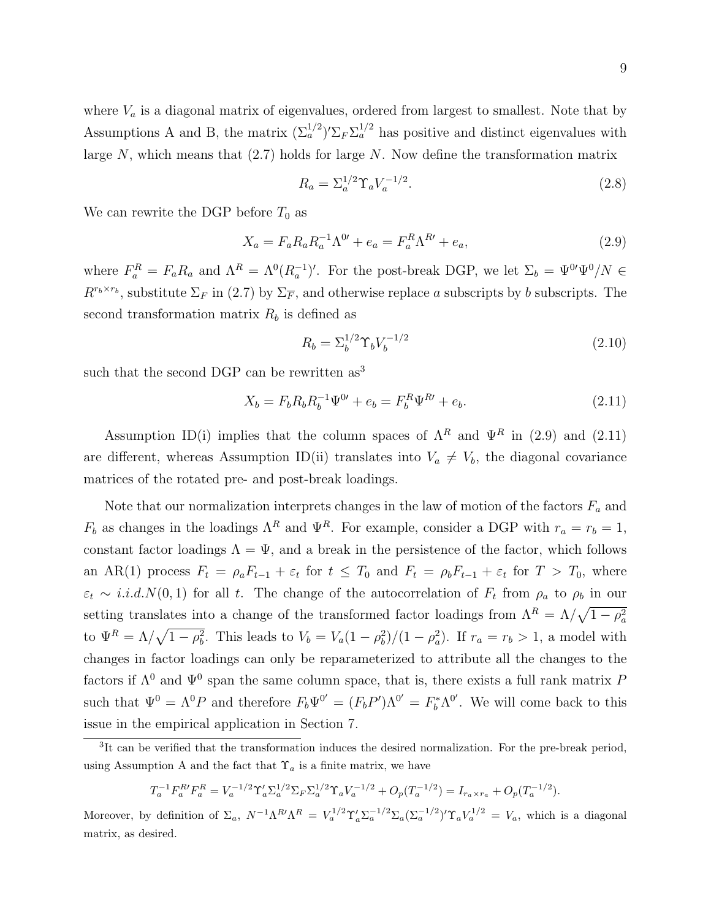where $V_a$ is a diagonal matrix of eigenvalues, ordered from largest to smallest. Note that by Assumptions A and B, the matrix $(\Sigma_a^{1/2})'\Sigma_F\Sigma_a^{1/2}$ has positive and distinct eigenvalues with large $N$, which means that (2.7) holds for large $N$. Now define the transformation matrix

$$R_a = \Sigma_a^{1/2}\Upsilon_a V_a^{-1/2}. \tag{2.8}$$

We can rewrite the DGP before $T_0$ as

$$X_a = F_a R_a R_a^{-1}\Lambda^{0\prime} + e_a = F_a^R \Lambda^{R\prime} + e_a, \tag{2.9}$$

where $F_a^R = F_a R_a$ and $\Lambda^R = \Lambda^0(R_a^{-1})'$. For the post-break DGP, we let $\Sigma_b = \Psi^{0\prime}\Psi^0/N \in R^{r_b \times r_b}$, substitute $\Sigma_F$ in (2.7) by $\Sigma_{\overline{F}}$, and otherwise replace $a$ subscripts by $b$ subscripts. The second transformation matrix $R_b$ is defined as

$$R_b = \Sigma_b^{1/2}\Upsilon_b V_b^{-1/2} \tag{2.10}$$

such that the second DGP can be rewritten as[3]

$$X_b = F_b R_b R_b^{-1}\Psi^{0\prime} + e_b = F_b^R \Psi^{R\prime} + e_b. \tag{2.11}$$

Assumption ID(i) implies that the column spaces of $\Lambda^R$ and $\Psi^R$ in (2.9) and (2.11) are different, whereas Assumption ID(ii) translates into $V_a \neq V_b$, the diagonal covariance matrices of the rotated pre- and post-break loadings.

Note that our normalization interprets changes in the law of motion of the factors $F_a$ and $F_b$ as changes in the loadings $\Lambda^R$ and $\Psi^R$. For example, consider a DGP with $r_a = r_b = 1$, constant factor loadings $\Lambda = \Psi$, and a break in the persistence of the factor, which follows an AR(1) process $F_t = \rho_a F_{t-1} + \varepsilon_t$ for $t \leq T_0$ and $F_t = \rho_b F_{t-1} + \varepsilon_t$ for $T > T_0$, where $\varepsilon_t \sim i.i.d.N(0,1)$ for all $t$. The change of the autocorrelation of $F_t$ from $\rho_a$ to $\rho_b$ in our setting translates into a change of the transformed factor loadings from $\Lambda^R = \Lambda/\sqrt{1-\rho_a^2}$ to $\Psi^R = \Lambda/\sqrt{1-\rho_b^2}$. This leads to $V_b = V_a(1-\rho_b^2)/(1-\rho_a^2)$. If $r_a = r_b > 1$, a model with changes in factor loadings can only be reparameterized to attribute all the changes to the factors if $\Lambda^0$ and $\Psi^0$ span the same column space, that is, there exists a full rank matrix $P$ such that $\Psi^0 = \Lambda^0 P$ and therefore $F_b\Psi^{0'} = (F_b P')\Lambda^{0'} = F_b^*\Lambda^{0'}$. We will come back to this issue in the empirical application in Section 7.

[3] It can be verified that the transformation induces the desired normalization. For the pre-break period, using Assumption A and the fact that $\Upsilon_a$ is a finite matrix, we have

$$T_a^{-1}F_a^{R\prime}F_a^R = V_a^{-1/2}\Upsilon_a'\Sigma_a^{1/2}\Sigma_F\Sigma_a^{1/2}\Upsilon_a V_a^{-1/2} + O_p(T_a^{-1/2}) = I_{r_a\times r_a} + O_p(T_a^{-1/2}).$$

Moreover, by definition of $\Sigma_a$, $N^{-1}\Lambda^{R\prime}\Lambda^R = V_a^{1/2}\Upsilon_a'\Sigma_a^{-1/2}\Sigma_a(\Sigma_a^{-1/2})'\Upsilon_a V_a^{1/2} = V_a$, which is a diagonal matrix, as desired.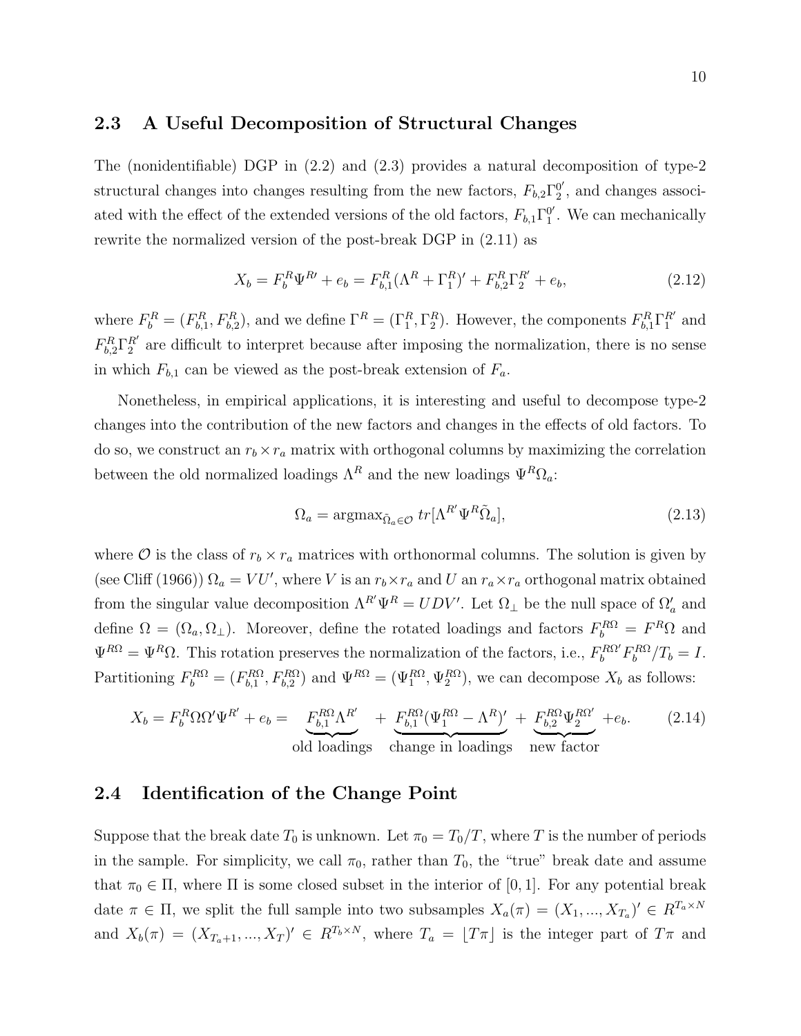## 2.3 A Useful Decomposition of Structural Changes

The (nonidentifiable) DGP in (2.2) and (2.3) provides a natural decomposition of type-2 structural changes into changes resulting from the new factors, $F_{b,2}\Gamma_2^{0'}$, and changes associated with the effect of the extended versions of the old factors, $F_{b,1}\Gamma_1^{0'}$. We can mechanically rewrite the normalized version of the post-break DGP in (2.11) as

$$X_b = F_b^R \Psi^{R\prime} + e_b = F_{b,1}^R (\Lambda^R + \Gamma_1^R)' + F_{b,2}^R \Gamma_2^{R'} + e_b, \tag{2.12}$$

where $F_b^R = (F_{b,1}^R, F_{b,2}^R)$, and we define $\Gamma^R = (\Gamma_1^R, \Gamma_2^R)$. However, the components $F_{b,1}^R \Gamma_1^{R'}$ and $F_{b,2}^R \Gamma_2^{R'}$ are difficult to interpret because after imposing the normalization, there is no sense in which $F_{b,1}$ can be viewed as the post-break extension of $F_a$.

Nonetheless, in empirical applications, it is interesting and useful to decompose type-2 changes into the contribution of the new factors and changes in the effects of old factors. To do so, we construct an $r_b \times r_a$ matrix with orthogonal columns by maximizing the correlation between the old normalized loadings $\Lambda^R$ and the new loadings $\Psi^R \Omega_a$:

$$\Omega_a = \text{argmax}_{\tilde{\Omega}_a \in \mathcal{O}} \; tr[\Lambda^{R'} \Psi^R \tilde{\Omega}_a], \tag{2.13}$$

where $\mathcal{O}$ is the class of $r_b \times r_a$ matrices with orthonormal columns. The solution is given by (see Cliff (1966)) $\Omega_a = VU'$, where $V$ is an $r_b \times r_a$ and $U$ an $r_a \times r_a$ orthogonal matrix obtained from the singular value decomposition $\Lambda^{R'} \Psi^R = UDV'$. Let $\Omega_\perp$ be the null space of $\Omega_a'$ and define $\Omega = (\Omega_a, \Omega_\perp)$. Moreover, define the rotated loadings and factors $F_b^{R\Omega} = F^R \Omega$ and $\Psi^{R\Omega} = \Psi^R \Omega$. This rotation preserves the normalization of the factors, i.e., $F_b^{R\Omega'} F_b^{R\Omega} / T_b = I$. Partitioning $F_b^{R\Omega} = (F_{b,1}^{R\Omega}, F_{b,2}^{R\Omega})$ and $\Psi^{R\Omega} = (\Psi_1^{R\Omega}, \Psi_2^{R\Omega})$, we can decompose $X_b$ as follows:

$$X_b = F_b^R \Omega \Omega' \Psi^{R'} + e_b = \underbrace{F_{b,1}^{R\Omega} \Lambda^{R'}}_{\text{old loadings}} + \underbrace{F_{b,1}^{R\Omega} (\Psi_1^{R\Omega} - \Lambda^R)'}_{\text{change in loadings}} + \underbrace{F_{b,2}^{R\Omega} \Psi_2^{R\Omega'}}_{\text{new factor}} + e_b. \tag{2.14}$$

## 2.4 Identification of the Change Point

Suppose that the break date $T_0$ is unknown. Let $\pi_0 = T_0/T$, where $T$ is the number of periods in the sample. For simplicity, we call $\pi_0$, rather than $T_0$, the "true" break date and assume that $\pi_0 \in \Pi$, where $\Pi$ is some closed subset in the interior of $[0, 1]$. For any potential break date $\pi \in \Pi$, we split the full sample into two subsamples $X_a(\pi) = (X_1, ..., X_{T_a})' \in R^{T_a \times N}$ and $X_b(\pi) = (X_{T_a+1}, ..., X_T)' \in R^{T_b \times N}$, where $T_a = \lfloor T\pi \rfloor$ is the integer part of $T\pi$ and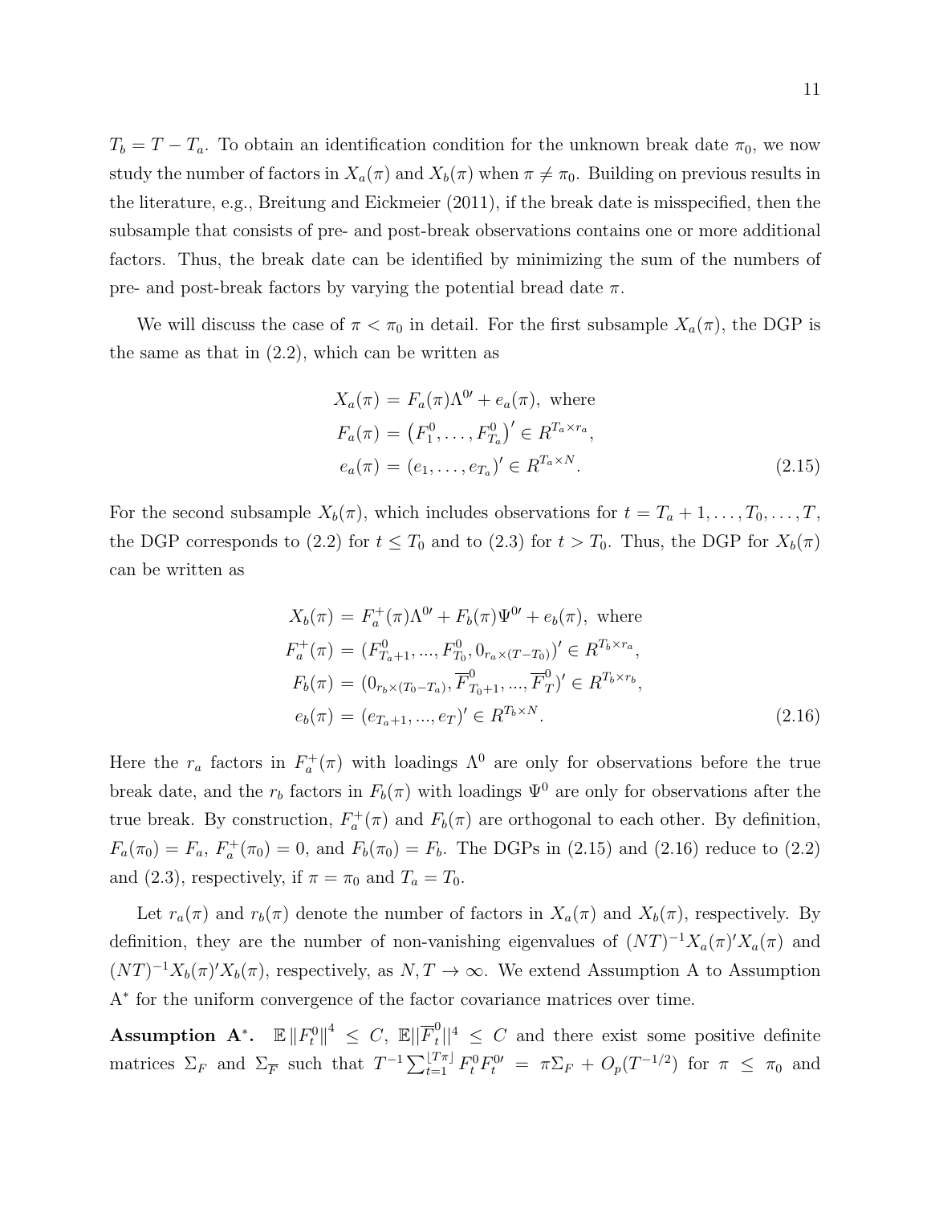$T_b = T - T_a$. To obtain an identification condition for the unknown break date $\pi_0$, we now study the number of factors in $X_a(\pi)$ and $X_b(\pi)$ when $\pi \neq \pi_0$. Building on previous results in the literature, e.g., Breitung and Eickmeier (2011), if the break date is misspecified, then the subsample that consists of pre- and post-break observations contains one or more additional factors. Thus, the break date can be identified by minimizing the sum of the numbers of pre- and post-break factors by varying the potential bread date $\pi$.

We will discuss the case of $\pi < \pi_0$ in detail. For the first subsample $X_a(\pi)$, the DGP is the same as that in (2.2), which can be written as

$$
\begin{aligned}
X_a(\pi) &= F_a(\pi)\Lambda^{0\prime} + e_a(\pi), \text{ where} \\
F_a(\pi) &= \left(F_1^0, \ldots, F_{T_a}^0\right)' \in R^{T_a \times r_a}, \\
e_a(\pi) &= (e_1, \ldots, e_{T_a})' \in R^{T_a \times N}.
\end{aligned} \tag{2.15}
$$

For the second subsample $X_b(\pi)$, which includes observations for $t = T_a + 1, \ldots, T_0, \ldots, T$, the DGP corresponds to (2.2) for $t \leq T_0$ and to (2.3) for $t > T_0$. Thus, the DGP for $X_b(\pi)$ can be written as

$$
\begin{aligned}
X_b(\pi) &= F_a^+(\pi)\Lambda^{0\prime} + F_b(\pi)\Psi^{0\prime} + e_b(\pi), \text{ where} \\
F_a^+(\pi) &= (F_{T_a+1}^0, ..., F_{T_0}^0, 0_{r_a \times (T-T_0)})' \in R^{T_b \times r_a}, \\
F_b(\pi) &= (0_{r_b \times (T_0 - T_a)}, \overline{F}_{T_0+1}^0, ..., \overline{F}_T^0)' \in R^{T_b \times r_b}, \\
e_b(\pi) &= (e_{T_a+1}, ..., e_T)' \in R^{T_b \times N}.
\end{aligned} \tag{2.16}
$$

Here the $r_a$ factors in $F_a^+(\pi)$ with loadings $\Lambda^0$ are only for observations before the true break date, and the $r_b$ factors in $F_b(\pi)$ with loadings $\Psi^0$ are only for observations after the true break. By construction, $F_a^+(\pi)$ and $F_b(\pi)$ are orthogonal to each other. By definition, $F_a(\pi_0) = F_a$, $F_a^+(\pi_0) = 0$, and $F_b(\pi_0) = F_b$. The DGPs in (2.15) and (2.16) reduce to (2.2) and (2.3), respectively, if $\pi = \pi_0$ and $T_a = T_0$.

Let $r_a(\pi)$ and $r_b(\pi)$ denote the number of factors in $X_a(\pi)$ and $X_b(\pi)$, respectively. By definition, they are the number of non-vanishing eigenvalues of $(NT)^{-1}X_a(\pi)'X_a(\pi)$ and $(NT)^{-1}X_b(\pi)'X_b(\pi)$, respectively, as $N, T \to \infty$. We extend Assumption A to Assumption A$^*$ for the uniform convergence of the factor covariance matrices over time.

**Assumption A$^*$.** $\mathbb{E}\left\|F_t^0\right\|^4 \leq C$, $\mathbb{E}\|\overline{F}_t^0\|^4 \leq C$ and there exist some positive definite matrices $\Sigma_F$ and $\Sigma_{\overline{F}}$ such that $T^{-1}\sum_{t=1}^{\lfloor T\pi \rfloor} F_t^0 F_t^{0\prime} = \pi\Sigma_F + O_p(T^{-1/2})$ for $\pi \leq \pi_0$ and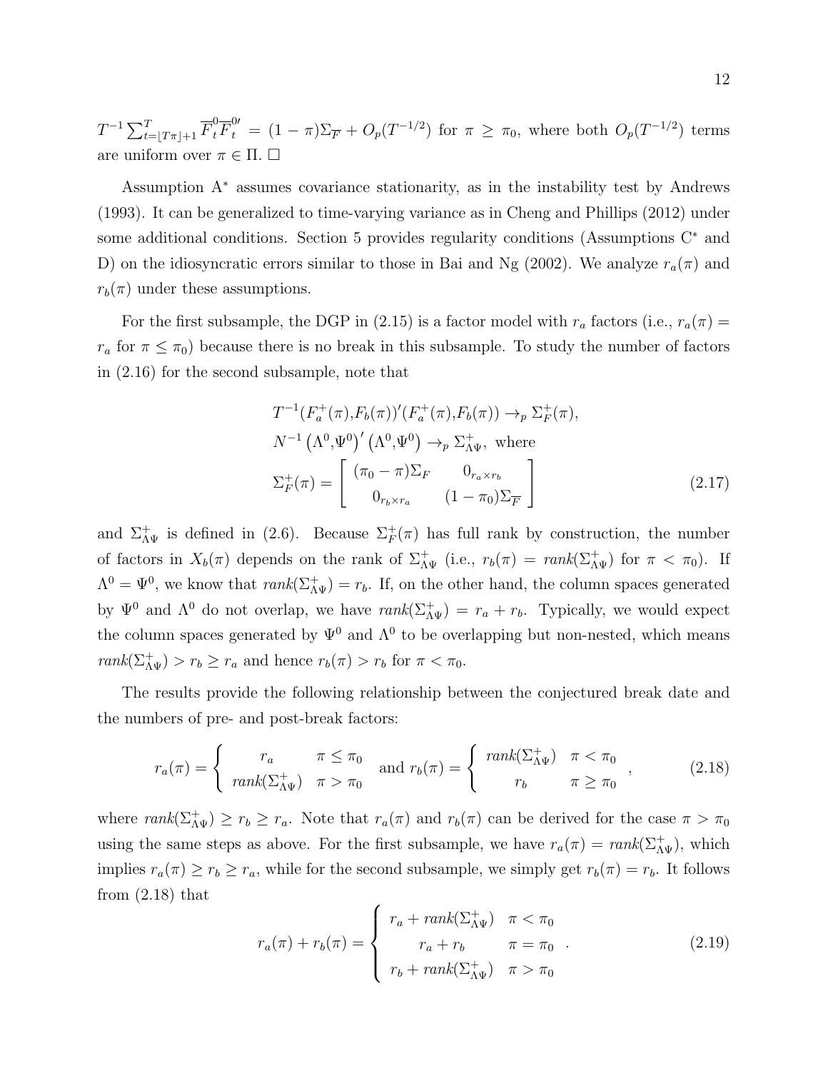$T^{-1}\sum_{t=\lfloor T\pi \rfloor+1}^{T} \overline{F}_t^0 \overline{F}_t^{0\prime} = (1-\pi)\Sigma_{\overline{F}} + O_p(T^{-1/2})$ for $\pi \geq \pi_0$, where both $O_p(T^{-1/2})$ terms are uniform over $\pi \in \Pi$. $\square$

Assumption A* assumes covariance stationarity, as in the instability test by Andrews (1993). It can be generalized to time-varying variance as in Cheng and Phillips (2012) under some additional conditions. Section 5 provides regularity conditions (Assumptions C* and D) on the idiosyncratic errors similar to those in Bai and Ng (2002). We analyze $r_a(\pi)$ and $r_b(\pi)$ under these assumptions.

For the first subsample, the DGP in (2.15) is a factor model with $r_a$ factors (i.e., $r_a(\pi) = r_a$ for $\pi \leq \pi_0$) because there is no break in this subsample. To study the number of factors in (2.16) for the second subsample, note that

$$
\begin{aligned}
&T^{-1}(F_a^+(\pi), F_b(\pi))'(F_a^+(\pi), F_b(\pi)) \to_p \Sigma_F^+(\pi), \\
&N^{-1}\left(\Lambda^0, \Psi^0\right)'\left(\Lambda^0, \Psi^0\right) \to_p \Sigma_{\Lambda\Psi}^+, \text{ where} \\
&\Sigma_F^+(\pi) = \begin{bmatrix} (\pi_0 - \pi)\Sigma_F & 0_{r_a \times r_b} \\ 0_{r_b \times r_a} & (1-\pi_0)\Sigma_{\overline{F}} \end{bmatrix}
\end{aligned} \tag{2.17}
$$

and $\Sigma_{\Lambda\Psi}^+$ is defined in (2.6). Because $\Sigma_F^+(\pi)$ has full rank by construction, the number of factors in $X_b(\pi)$ depends on the rank of $\Sigma_{\Lambda\Psi}^+$ (i.e., $r_b(\pi) = rank(\Sigma_{\Lambda\Psi}^+)$ for $\pi < \pi_0$). If $\Lambda^0 = \Psi^0$, we know that $rank(\Sigma_{\Lambda\Psi}^+) = r_b$. If, on the other hand, the column spaces generated by $\Psi^0$ and $\Lambda^0$ do not overlap, we have $rank(\Sigma_{\Lambda\Psi}^+) = r_a + r_b$. Typically, we would expect the column spaces generated by $\Psi^0$ and $\Lambda^0$ to be overlapping but non-nested, which means $rank(\Sigma_{\Lambda\Psi}^+) > r_b \geq r_a$ and hence $r_b(\pi) > r_b$ for $\pi < \pi_0$.

The results provide the following relationship between the conjectured break date and the numbers of pre- and post-break factors:

$$
r_a(\pi) = \begin{cases} r_a & \pi \leq \pi_0 \\ rank(\Sigma_{\Lambda\Psi}^+) & \pi > \pi_0 \end{cases} \text{ and } r_b(\pi) = \begin{cases} rank(\Sigma_{\Lambda\Psi}^+) & \pi < \pi_0 \\ r_b & \pi \geq \pi_0 \end{cases}, \tag{2.18}
$$

where $rank(\Sigma_{\Lambda\Psi}^+) \geq r_b \geq r_a$. Note that $r_a(\pi)$ and $r_b(\pi)$ can be derived for the case $\pi > \pi_0$ using the same steps as above. For the first subsample, we have $r_a(\pi) = rank(\Sigma_{\Lambda\Psi}^+)$, which implies $r_a(\pi) \geq r_b \geq r_a$, while for the second subsample, we simply get $r_b(\pi) = r_b$. It follows from (2.18) that

$$
r_a(\pi) + r_b(\pi) = \begin{cases} r_a + rank(\Sigma_{\Lambda\Psi}^+) & \pi < \pi_0 \\ r_a + r_b & \pi = \pi_0 \\ r_b + rank(\Sigma_{\Lambda\Psi}^+) & \pi > \pi_0 \end{cases}. \tag{2.19}
$$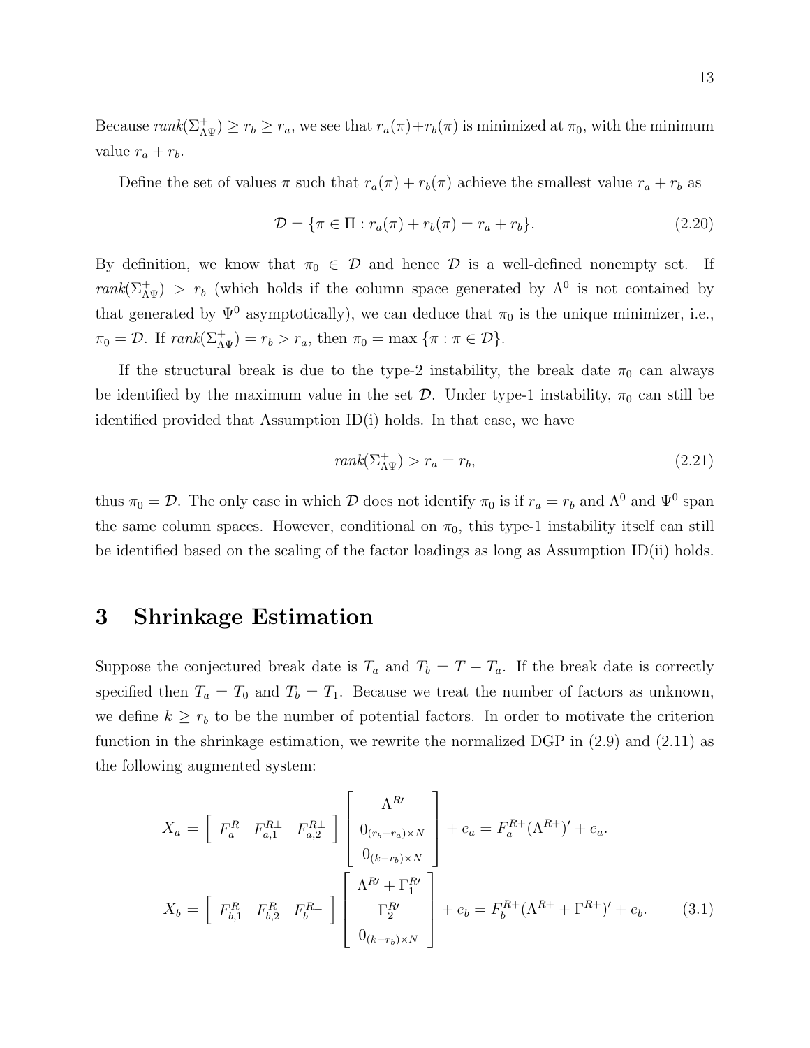Because $rank(\Sigma^{+}_{\Lambda\Psi}) \geq r_b \geq r_a$, we see that $r_a(\pi)+r_b(\pi)$ is minimized at $\pi_0$, with the minimum value $r_a + r_b$.

Define the set of values $\pi$ such that $r_a(\pi) + r_b(\pi)$ achieve the smallest value $r_a + r_b$ as

$$\mathcal{D} = \{\pi \in \Pi : r_a(\pi) + r_b(\pi) = r_a + r_b\}. \tag{2.20}$$

By definition, we know that $\pi_0 \in \mathcal{D}$ and hence $\mathcal{D}$ is a well-defined nonempty set. If $rank(\Sigma^{+}_{\Lambda\Psi}) > r_b$ (which holds if the column space generated by $\Lambda^0$ is not contained by that generated by $\Psi^0$ asymptotically), we can deduce that $\pi_0$ is the unique minimizer, i.e., $\pi_0 = \mathcal{D}$. If $rank(\Sigma^{+}_{\Lambda\Psi}) = r_b > r_a$, then $\pi_0 = \max\{\pi : \pi \in \mathcal{D}\}$.

If the structural break is due to the type-2 instability, the break date $\pi_0$ can always be identified by the maximum value in the set $\mathcal{D}$. Under type-1 instability, $\pi_0$ can still be identified provided that Assumption ID(i) holds. In that case, we have

$$rank(\Sigma^{+}_{\Lambda\Psi}) > r_a = r_b, \tag{2.21}$$

thus $\pi_0 = \mathcal{D}$. The only case in which $\mathcal{D}$ does not identify $\pi_0$ is if $r_a = r_b$ and $\Lambda^0$ and $\Psi^0$ span the same column spaces. However, conditional on $\pi_0$, this type-1 instability itself can still be identified based on the scaling of the factor loadings as long as Assumption ID(ii) holds.

# 3 Shrinkage Estimation

Suppose the conjectured break date is $T_a$ and $T_b = T - T_a$. If the break date is correctly specified then $T_a = T_0$ and $T_b = T_1$. Because we treat the number of factors as unknown, we define $k \geq r_b$ to be the number of potential factors. In order to motivate the criterion function in the shrinkage estimation, we rewrite the normalized DGP in (2.9) and (2.11) as the following augmented system:

$$X_a = \begin{bmatrix} F^R_a & F^{R\perp}_{a,1} & F^{R\perp}_{a,2} \end{bmatrix} \begin{bmatrix} \Lambda^{R\prime} \\ 0_{(r_b - r_a)\times N} \\ 0_{(k-r_b)\times N} \end{bmatrix} + e_a = F^{R+}_a (\Lambda^{R+})' + e_a.$$

$$X_b = \begin{bmatrix} F^R_{b,1} & F^R_{b,2} & F^{R\perp}_b \end{bmatrix} \begin{bmatrix} \Lambda^{R\prime} + \Gamma^{R\prime}_1 \\ \Gamma^{R\prime}_2 \\ 0_{(k-r_b)\times N} \end{bmatrix} + e_b = F^{R+}_b (\Lambda^{R+} + \Gamma^{R+})' + e_b. \tag{3.1}$$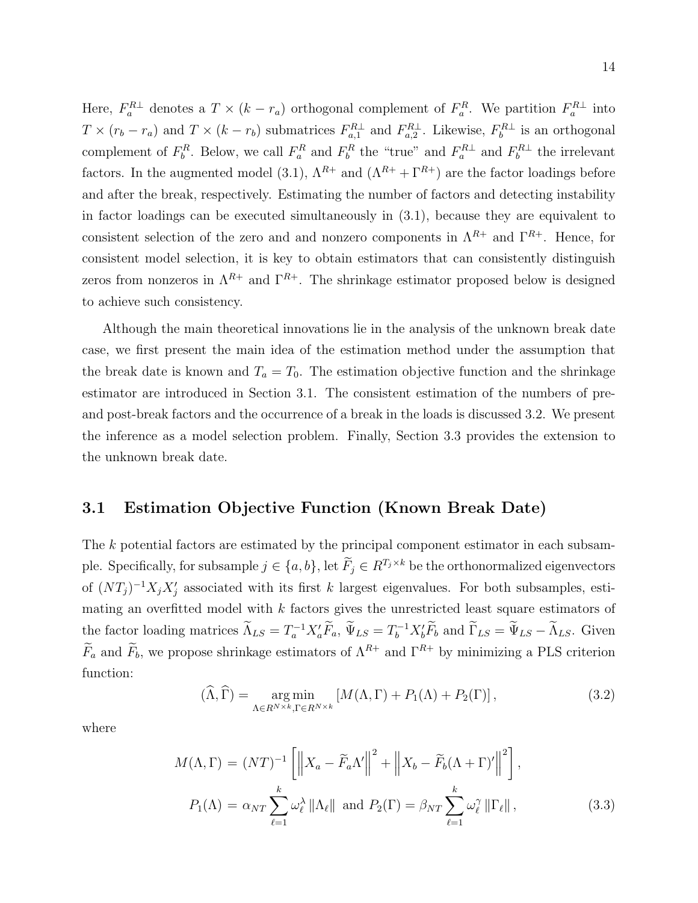Here, $F_a^{R\perp}$ denotes a $T \times (k - r_a)$ orthogonal complement of $F_a^R$. We partition $F_a^{R\perp}$ into $T \times (r_b - r_a)$ and $T \times (k - r_b)$ submatrices $F_{a,1}^{R\perp}$ and $F_{a,2}^{R\perp}$. Likewise, $F_b^{R\perp}$ is an orthogonal complement of $F_b^R$. Below, we call $F_a^R$ and $F_b^R$ the "true" and $F_a^{R\perp}$ and $F_b^{R\perp}$ the irrelevant factors. In the augmented model (3.1), $\Lambda^{R+}$ and $(\Lambda^{R+} + \Gamma^{R+})$ are the factor loadings before and after the break, respectively. Estimating the number of factors and detecting instability in factor loadings can be executed simultaneously in (3.1), because they are equivalent to consistent selection of the zero and and nonzero components in $\Lambda^{R+}$ and $\Gamma^{R+}$. Hence, for consistent model selection, it is key to obtain estimators that can consistently distinguish zeros from nonzeros in $\Lambda^{R+}$ and $\Gamma^{R+}$. The shrinkage estimator proposed below is designed to achieve such consistency.

Although the main theoretical innovations lie in the analysis of the unknown break date case, we first present the main idea of the estimation method under the assumption that the break date is known and $T_a = T_0$. The estimation objective function and the shrinkage estimator are introduced in Section 3.1. The consistent estimation of the numbers of pre- and post-break factors and the occurrence of a break in the loads is discussed 3.2. We present the inference as a model selection problem. Finally, Section 3.3 provides the extension to the unknown break date.

## 3.1 Estimation Objective Function (Known Break Date)

The $k$ potential factors are estimated by the principal component estimator in each subsample. Specifically, for subsample $j \in \{a, b\}$, let $\widetilde{F}_j \in R^{T_j \times k}$ be the orthonormalized eigenvectors of $(NT_j)^{-1} X_j X_j'$ associated with its first $k$ largest eigenvalues. For both subsamples, estimating an overfitted model with $k$ factors gives the unrestricted least square estimators of the factor loading matrices $\widetilde{\Lambda}_{LS} = T_a^{-1} X_a' \widetilde{F}_a$, $\widetilde{\Psi}_{LS} = T_b^{-1} X_b' \widetilde{F}_b$ and $\widetilde{\Gamma}_{LS} = \widetilde{\Psi}_{LS} - \widetilde{\Lambda}_{LS}$. Given $\widetilde{F}_a$ and $\widetilde{F}_b$, we propose shrinkage estimators of $\Lambda^{R+}$ and $\Gamma^{R+}$ by minimizing a PLS criterion function:

$$(\widehat{\Lambda}, \widehat{\Gamma}) = \underset{\Lambda \in R^{N \times k}, \Gamma \in R^{N \times k}}{\arg\min} \left[ M(\Lambda, \Gamma) + P_1(\Lambda) + P_2(\Gamma) \right], \tag{3.2}$$

where

$$\begin{aligned} M(\Lambda, \Gamma) &= (NT)^{-1} \left[ \left\| X_a - \widetilde{F}_a \Lambda' \right\|^2 + \left\| X_b - \widetilde{F}_b (\Lambda + \Gamma)' \right\|^2 \right], \\ P_1(\Lambda) &= \alpha_{NT} \sum_{\ell=1}^{k} \omega_\ell^\lambda \left\| \Lambda_\ell \right\| \text{ and } P_2(\Gamma) = \beta_{NT} \sum_{\ell=1}^{k} \omega_\ell^\gamma \left\| \Gamma_\ell \right\|, \end{aligned} \tag{3.3}$$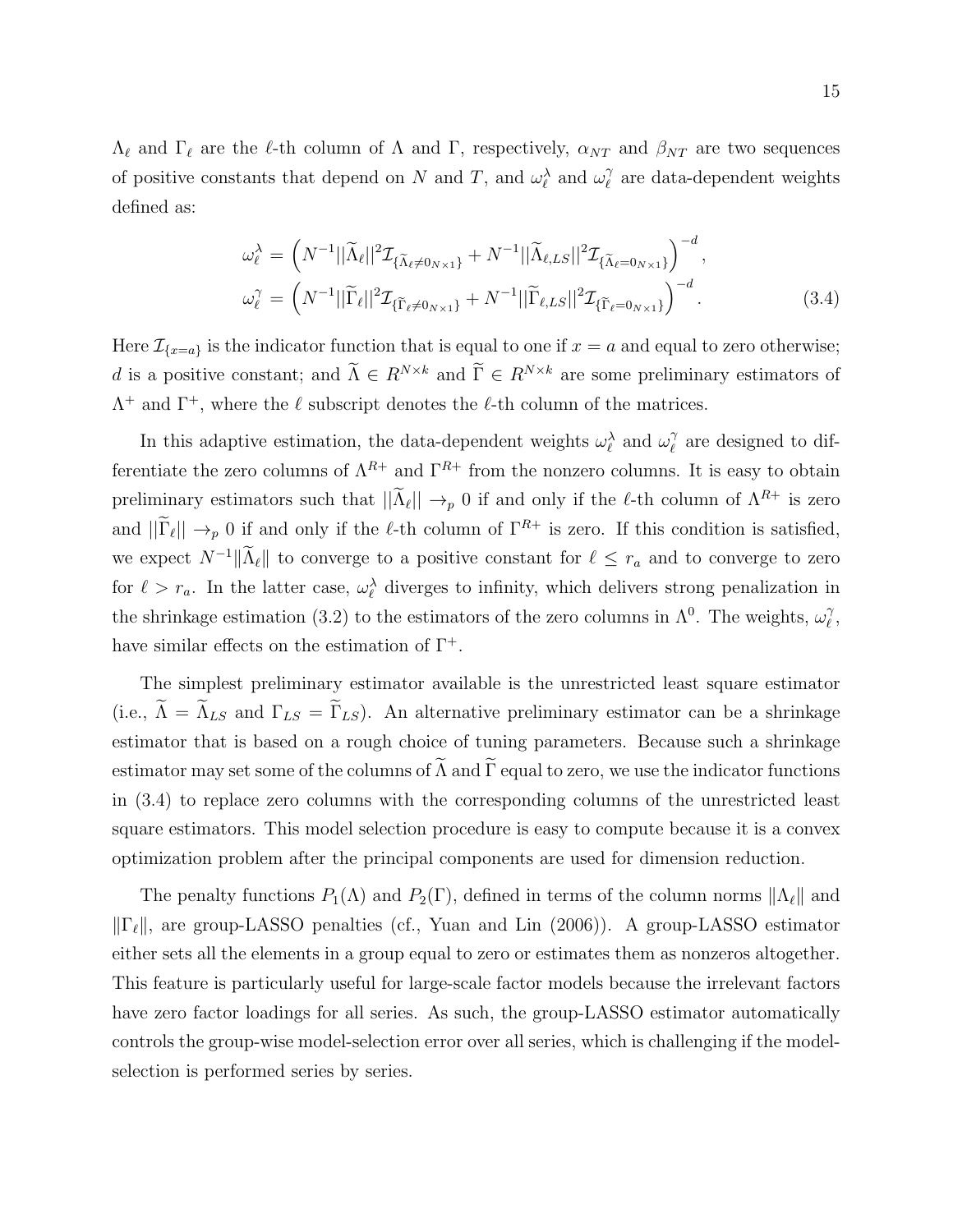$\Lambda_\ell$ and $\Gamma_\ell$ are the $\ell$-th column of $\Lambda$ and $\Gamma$, respectively, $\alpha_{NT}$ and $\beta_{NT}$ are two sequences of positive constants that depend on $N$ and $T$, and $\omega_\ell^\lambda$ and $\omega_\ell^\gamma$ are data-dependent weights defined as:

$$
\begin{aligned}
\omega_\ell^\lambda &= \left( N^{-1} ||\widetilde{\Lambda}_\ell||^2 \mathcal{I}_{\{\widetilde{\Lambda}_\ell \neq 0_{N\times 1}\}} + N^{-1} ||\widetilde{\Lambda}_{\ell,LS}||^2 \mathcal{I}_{\{\widetilde{\Lambda}_\ell = 0_{N\times 1}\}} \right)^{-d}, \\
\omega_\ell^\gamma &= \left( N^{-1} ||\widetilde{\Gamma}_\ell||^2 \mathcal{I}_{\{\widetilde{\Gamma}_\ell \neq 0_{N\times 1}\}} + N^{-1} ||\widetilde{\Gamma}_{\ell,LS}||^2 \mathcal{I}_{\{\widetilde{\Gamma}_\ell = 0_{N\times 1}\}} \right)^{-d}.
\end{aligned} \tag{3.4}
$$

Here $\mathcal{I}_{\{x=a\}}$ is the indicator function that is equal to one if $x = a$ and equal to zero otherwise; $d$ is a positive constant; and $\widetilde{\Lambda} \in R^{N\times k}$ and $\widetilde{\Gamma} \in R^{N\times k}$ are some preliminary estimators of $\Lambda^+$ and $\Gamma^+$, where the $\ell$ subscript denotes the $\ell$-th column of the matrices.

In this adaptive estimation, the data-dependent weights $\omega_\ell^\lambda$ and $\omega_\ell^\gamma$ are designed to differentiate the zero columns of $\Lambda^{R+}$ and $\Gamma^{R+}$ from the nonzero columns. It is easy to obtain preliminary estimators such that $||\widetilde{\Lambda}_\ell|| \to_p 0$ if and only if the $\ell$-th column of $\Lambda^{R+}$ is zero and $||\widetilde{\Gamma}_\ell|| \to_p 0$ if and only if the $\ell$-th column of $\Gamma^{R+}$ is zero. If this condition is satisfied, we expect $N^{-1}\|\widetilde{\Lambda}_\ell\|$ to converge to a positive constant for $\ell \leq r_a$ and to converge to zero for $\ell > r_a$. In the latter case, $\omega_\ell^\lambda$ diverges to infinity, which delivers strong penalization in the shrinkage estimation (3.2) to the estimators of the zero columns in $\Lambda^0$. The weights, $\omega_\ell^\gamma$, have similar effects on the estimation of $\Gamma^+$.

The simplest preliminary estimator available is the unrestricted least square estimator (i.e., $\widetilde{\Lambda} = \widetilde{\Lambda}_{LS}$ and $\Gamma_{LS} = \widetilde{\Gamma}_{LS}$). An alternative preliminary estimator can be a shrinkage estimator that is based on a rough choice of tuning parameters. Because such a shrinkage estimator may set some of the columns of $\widetilde{\Lambda}$ and $\widetilde{\Gamma}$ equal to zero, we use the indicator functions in (3.4) to replace zero columns with the corresponding columns of the unrestricted least square estimators. This model selection procedure is easy to compute because it is a convex optimization problem after the principal components are used for dimension reduction.

The penalty functions $P_1(\Lambda)$ and $P_2(\Gamma)$, defined in terms of the column norms $\|\Lambda_\ell\|$ and $\|\Gamma_\ell\|$, are group-LASSO penalties (cf., Yuan and Lin (2006)). A group-LASSO estimator either sets all the elements in a group equal to zero or estimates them as nonzeros altogether. This feature is particularly useful for large-scale factor models because the irrelevant factors have zero factor loadings for all series. As such, the group-LASSO estimator automatically controls the group-wise model-selection error over all series, which is challenging if the model-selection is performed series by series.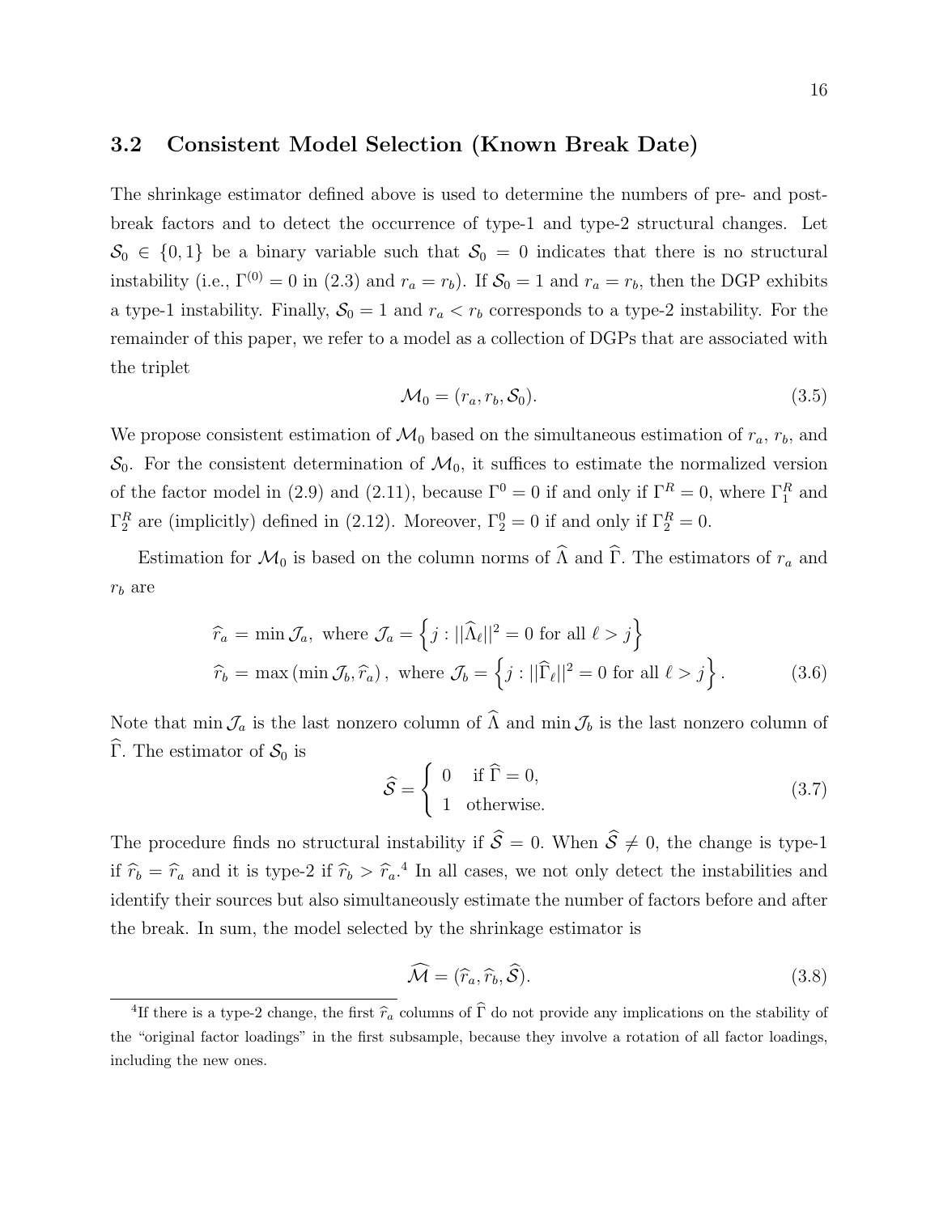### 3.2 Consistent Model Selection (Known Break Date)

The shrinkage estimator defined above is used to determine the numbers of pre- and post-break factors and to detect the occurrence of type-1 and type-2 structural changes. Let $\mathcal{S}_0 \in \{0, 1\}$ be a binary variable such that $\mathcal{S}_0 = 0$ indicates that there is no structural instability (i.e., $\Gamma^{(0)} = 0$ in (2.3) and $r_a = r_b$). If $\mathcal{S}_0 = 1$ and $r_a = r_b$, then the DGP exhibits a type-1 instability. Finally, $\mathcal{S}_0 = 1$ and $r_a < r_b$ corresponds to a type-2 instability. For the remainder of this paper, we refer to a model as a collection of DGPs that are associated with the triplet

$$\mathcal{M}_0 = (r_a, r_b, \mathcal{S}_0). \tag{3.5}$$

We propose consistent estimation of $\mathcal{M}_0$ based on the simultaneous estimation of $r_a$, $r_b$, and $\mathcal{S}_0$. For the consistent determination of $\mathcal{M}_0$, it suffices to estimate the normalized version of the factor model in (2.9) and (2.11), because $\Gamma^0 = 0$ if and only if $\Gamma^R = 0$, where $\Gamma_1^R$ and $\Gamma_2^R$ are (implicitly) defined in (2.12). Moreover, $\Gamma_2^0 = 0$ if and only if $\Gamma_2^R = 0$.

Estimation for $\mathcal{M}_0$ is based on the column norms of $\widehat{\Lambda}$ and $\widehat{\Gamma}$. The estimators of $r_a$ and $r_b$ are

$$\begin{aligned}
\widehat{r}_a &= \min \mathcal{J}_a, \text{ where } \mathcal{J}_a = \left\{ j : ||\widehat{\Lambda}_\ell||^2 = 0 \text{ for all } \ell > j \right\} \\
\widehat{r}_b &= \max \left( \min \mathcal{J}_b, \widehat{r}_a \right), \text{ where } \mathcal{J}_b = \left\{ j : ||\widehat{\Gamma}_\ell||^2 = 0 \text{ for all } \ell > j \right\}.
\end{aligned} \tag{3.6}$$

Note that $\min \mathcal{J}_a$ is the last nonzero column of $\widehat{\Lambda}$ and $\min \mathcal{J}_b$ is the last nonzero column of $\widehat{\Gamma}$. The estimator of $\mathcal{S}_0$ is

$$\widehat{\mathcal{S}} = \begin{cases} 0 & \text{if } \widehat{\Gamma} = 0, \\ 1 & \text{otherwise.} \end{cases} \tag{3.7}$$

The procedure finds no structural instability if $\widehat{\mathcal{S}} = 0$. When $\widehat{\mathcal{S}} \neq 0$, the change is type-1 if $\widehat{r}_b = \widehat{r}_a$ and it is type-2 if $\widehat{r}_b > \widehat{r}_a$.[4] In all cases, we not only detect the instabilities and identify their sources but also simultaneously estimate the number of factors before and after the break. In sum, the model selected by the shrinkage estimator is

$$\widehat{\mathcal{M}} = (\widehat{r}_a, \widehat{r}_b, \widehat{\mathcal{S}}). \tag{3.8}$$

[4] If there is a type-2 change, the first $\widehat{r}_a$ columns of $\widehat{\Gamma}$ do not provide any implications on the stability of the "original factor loadings" in the first subsample, because they involve a rotation of all factor loadings, including the new ones.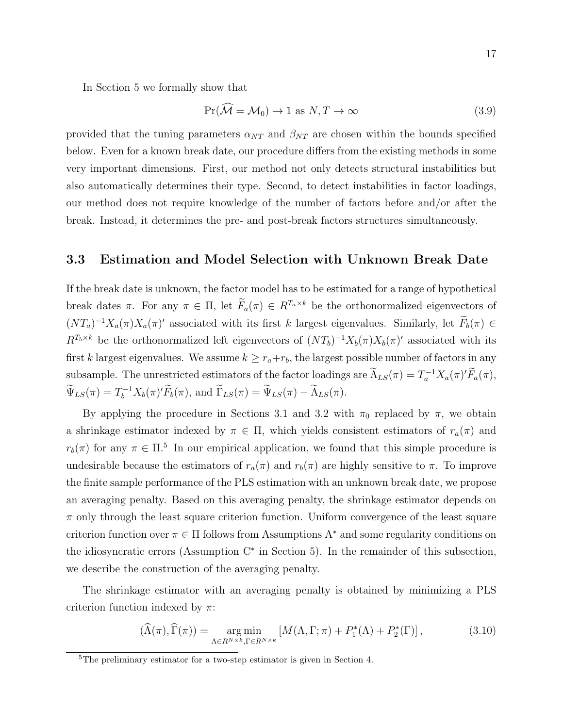In Section 5 we formally show that

$$\Pr(\widehat{\mathcal{M}} = \mathcal{M}_0) \to 1 \text{ as } N, T \to \infty \tag{3.9}$$

provided that the tuning parameters $\alpha_{NT}$ and $\beta_{NT}$ are chosen within the bounds specified below. Even for a known break date, our procedure differs from the existing methods in some very important dimensions. First, our method not only detects structural instabilities but also automatically determines their type. Second, to detect instabilities in factor loadings, our method does not require knowledge of the number of factors before and/or after the break. Instead, it determines the pre- and post-break factors structures simultaneously.

## 3.3 Estimation and Model Selection with Unknown Break Date

If the break date is unknown, the factor model has to be estimated for a range of hypothetical break dates $\pi$. For any $\pi \in \Pi$, let $\widetilde{F}_a(\pi) \in R^{T_a \times k}$ be the orthonormalized eigenvectors of $(NT_a)^{-1} X_a(\pi) X_a(\pi)'$ associated with its first $k$ largest eigenvalues. Similarly, let $\widetilde{F}_b(\pi) \in R^{T_b \times k}$ be the orthonormalized left eigenvectors of $(NT_b)^{-1} X_b(\pi) X_b(\pi)'$ associated with its first $k$ largest eigenvalues. We assume $k \geq r_a + r_b$, the largest possible number of factors in any subsample. The unrestricted estimators of the factor loadings are $\widetilde{\Lambda}_{LS}(\pi) = T_a^{-1} X_a(\pi)' \widetilde{F}_a(\pi)$, $\widetilde{\Psi}_{LS}(\pi) = T_b^{-1} X_b(\pi)' \widetilde{F}_b(\pi)$, and $\widetilde{\Gamma}_{LS}(\pi) = \widetilde{\Psi}_{LS}(\pi) - \widetilde{\Lambda}_{LS}(\pi)$.

By applying the procedure in Sections 3.1 and 3.2 with $\pi_0$ replaced by $\pi$, we obtain a shrinkage estimator indexed by $\pi \in \Pi$, which yields consistent estimators of $r_a(\pi)$ and $r_b(\pi)$ for any $\pi \in \Pi$.[5] In our empirical application, we found that this simple procedure is undesirable because the estimators of $r_a(\pi)$ and $r_b(\pi)$ are highly sensitive to $\pi$. To improve the finite sample performance of the PLS estimation with an unknown break date, we propose an averaging penalty. Based on this averaging penalty, the shrinkage estimator depends on $\pi$ only through the least square criterion function. Uniform convergence of the least square criterion function over $\pi \in \Pi$ follows from Assumptions A$^*$ and some regularity conditions on the idiosyncratic errors (Assumption C$^*$ in Section 5). In the remainder of this subsection, we describe the construction of the averaging penalty.

The shrinkage estimator with an averaging penalty is obtained by minimizing a PLS criterion function indexed by $\pi$:

$$(\widehat{\Lambda}(\pi), \widehat{\Gamma}(\pi)) = \underset{\Lambda \in R^{N \times k}, \Gamma \in R^{N \times k}}{\arg\min} \left[ M(\Lambda, \Gamma; \pi) + P_1^*(\Lambda) + P_2^*(\Gamma) \right], \tag{3.10}$$

[5] The preliminary estimator for a two-step estimator is given in Section 4.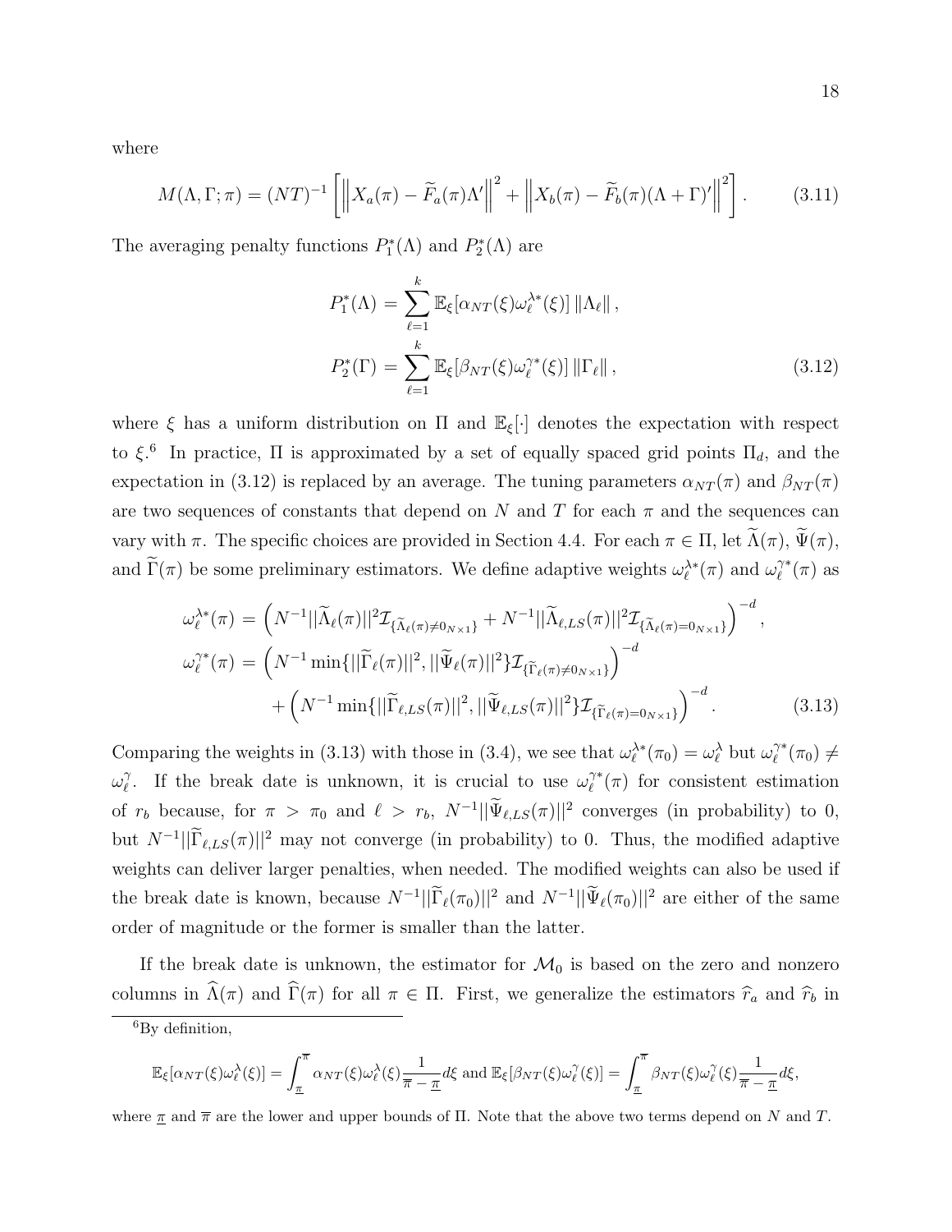where

$$M(\Lambda, \Gamma; \pi) = (NT)^{-1}\left[\left\|X_a(\pi) - \widetilde{F}_a(\pi)\Lambda'\right\|^2 + \left\|X_b(\pi) - \widetilde{F}_b(\pi)(\Lambda+\Gamma)'\right\|^2\right]. \tag{3.11}$$

The averaging penalty functions $P_1^*(\Lambda)$ and $P_2^*(\Lambda)$ are

$$\begin{aligned} P_1^*(\Lambda) &= \sum_{\ell=1}^{k} \mathbb{E}_\xi[\alpha_{NT}(\xi)\omega_\ell^{\lambda*}(\xi)]\,\|\Lambda_\ell\|, \\ P_2^*(\Gamma) &= \sum_{\ell=1}^{k} \mathbb{E}_\xi[\beta_{NT}(\xi)\omega_\ell^{\gamma*}(\xi)]\,\|\Gamma_\ell\|, \end{aligned} \tag{3.12}$$

where $\xi$ has a uniform distribution on $\Pi$ and $\mathbb{E}_\xi[\cdot]$ denotes the expectation with respect to $\xi$.[6] In practice, $\Pi$ is approximated by a set of equally spaced grid points $\Pi_d$, and the expectation in (3.12) is replaced by an average. The tuning parameters $\alpha_{NT}(\pi)$ and $\beta_{NT}(\pi)$ are two sequences of constants that depend on $N$ and $T$ for each $\pi$ and the sequences can vary with $\pi$. The specific choices are provided in Section 4.4. For each $\pi \in \Pi$, let $\widetilde{\Lambda}(\pi)$, $\widetilde{\Psi}(\pi)$, and $\widetilde{\Gamma}(\pi)$ be some preliminary estimators. We define adaptive weights $\omega_\ell^{\lambda*}(\pi)$ and $\omega_\ell^{\gamma*}(\pi)$ as

$$\begin{aligned} \omega_\ell^{\lambda*}(\pi) &= \left(N^{-1}||\widetilde{\Lambda}_\ell(\pi)||^2\mathcal{I}_{\{\widetilde{\Lambda}_\ell(\pi)\neq 0_{N\times 1}\}} + N^{-1}||\widetilde{\Lambda}_{\ell,LS}(\pi)||^2\mathcal{I}_{\{\widetilde{\Lambda}_\ell(\pi)=0_{N\times 1}\}}\right)^{-d}, \\ \omega_\ell^{\gamma*}(\pi) &= \left(N^{-1}\min\{||\widetilde{\Gamma}_\ell(\pi)||^2, ||\widetilde{\Psi}_\ell(\pi)||^2\}\mathcal{I}_{\{\widetilde{\Gamma}_\ell(\pi)\neq 0_{N\times 1}\}}\right)^{-d} \\ &\quad + \left(N^{-1}\min\{||\widetilde{\Gamma}_{\ell,LS}(\pi)||^2, ||\widetilde{\Psi}_{\ell,LS}(\pi)||^2\}\mathcal{I}_{\{\widetilde{\Gamma}_\ell(\pi)=0_{N\times 1}\}}\right)^{-d}. \end{aligned} \tag{3.13}$$

Comparing the weights in (3.13) with those in (3.4), we see that $\omega_\ell^{\lambda*}(\pi_0) = \omega_\ell^{\lambda}$ but $\omega_\ell^{\gamma*}(\pi_0) \neq \omega_\ell^{\gamma}$. If the break date is unknown, it is crucial to use $\omega_\ell^{\gamma*}(\pi)$ for consistent estimation of $r_b$ because, for $\pi > \pi_0$ and $\ell > r_b$, $N^{-1}||\widetilde{\Psi}_{\ell,LS}(\pi)||^2$ converges (in probability) to 0, but $N^{-1}||\widetilde{\Gamma}_{\ell,LS}(\pi)||^2$ may not converge (in probability) to 0. Thus, the modified adaptive weights can deliver larger penalties, when needed. The modified weights can also be used if the break date is known, because $N^{-1}||\widetilde{\Gamma}_\ell(\pi_0)||^2$ and $N^{-1}||\widetilde{\Psi}_\ell(\pi_0)||^2$ are either of the same order of magnitude or the former is smaller than the latter.

If the break date is unknown, the estimator for $\mathcal{M}_0$ is based on the zero and nonzero columns in $\widehat{\Lambda}(\pi)$ and $\widehat{\Gamma}(\pi)$ for all $\pi \in \Pi$. First, we generalize the estimators $\widehat{r}_a$ and $\widehat{r}_b$ in

[6] By definition,

$$\mathbb{E}_\xi[\alpha_{NT}(\xi)\omega_\ell^{\lambda}(\xi)] = \int_{\underline{\pi}}^{\overline{\pi}} \alpha_{NT}(\xi)\omega_\ell^{\lambda}(\xi)\frac{1}{\overline{\pi}-\underline{\pi}}d\xi \text{ and } \mathbb{E}_\xi[\beta_{NT}(\xi)\omega_\ell^{\gamma}(\xi)] = \int_{\underline{\pi}}^{\overline{\pi}} \beta_{NT}(\xi)\omega_\ell^{\gamma}(\xi)\frac{1}{\overline{\pi}-\underline{\pi}}d\xi,$$

where $\underline{\pi}$ and $\overline{\pi}$ are the lower and upper bounds of $\Pi$. Note that the above two terms depend on $N$ and $T$.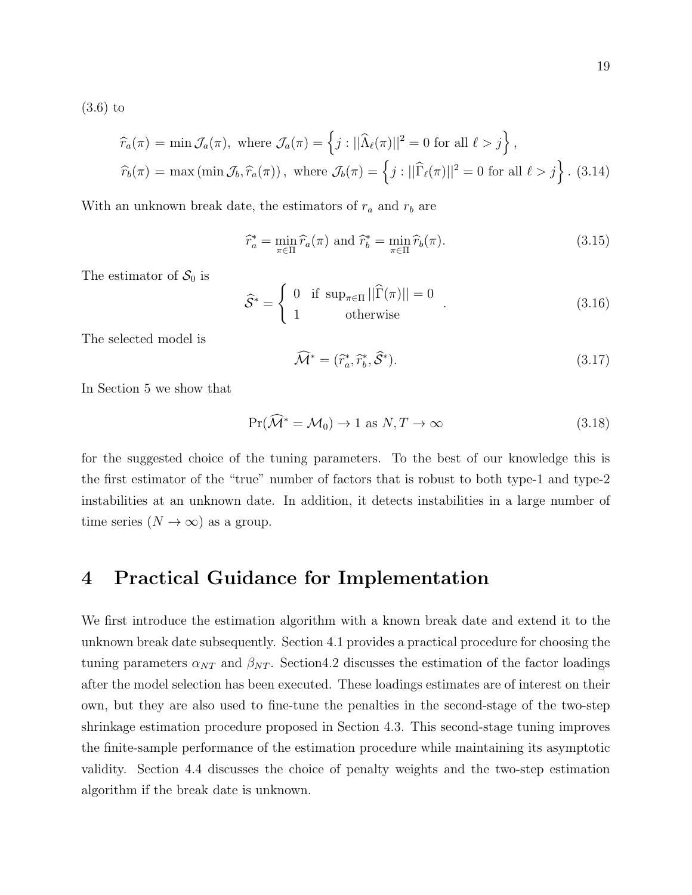(3.6) to

$$\widehat{r}_a(\pi) = \min \mathcal{J}_a(\pi), \text{ where } \mathcal{J}_a(\pi) = \left\{ j : ||\widehat{\Lambda}_\ell(\pi)||^2 = 0 \text{ for all } \ell > j \right\},$$
$$\widehat{r}_b(\pi) = \max\left(\min \mathcal{J}_b, \widehat{r}_a(\pi)\right), \text{ where } \mathcal{J}_b(\pi) = \left\{ j : ||\widehat{\Gamma}_\ell(\pi)||^2 = 0 \text{ for all } \ell > j \right\}. \quad (3.14)$$

With an unknown break date, the estimators of $r_a$ and $r_b$ are

$$\widehat{r}_a^* = \min_{\pi \in \Pi} \widehat{r}_a(\pi) \text{ and } \widehat{r}_b^* = \min_{\pi \in \Pi} \widehat{r}_b(\pi). \quad (3.15)$$

The estimator of $\mathcal{S}_0$ is

$$\widehat{\mathcal{S}}^* = \begin{cases} 0 & \text{if } \sup_{\pi \in \Pi} ||\widehat{\Gamma}(\pi)|| = 0 \\ 1 & \text{otherwise} \end{cases}. \quad (3.16)$$

The selected model is

$$\widehat{\mathcal{M}}^* = (\widehat{r}_a^*, \widehat{r}_b^*, \widehat{\mathcal{S}}^*). \quad (3.17)$$

In Section 5 we show that

$$\Pr(\widehat{\mathcal{M}}^* = \mathcal{M}_0) \to 1 \text{ as } N, T \to \infty \quad (3.18)$$

for the suggested choice of the tuning parameters. To the best of our knowledge this is the first estimator of the "true" number of factors that is robust to both type-1 and type-2 instabilities at an unknown date. In addition, it detects instabilities in a large number of time series ($N \to \infty$) as a group.

# 4 Practical Guidance for Implementation

We first introduce the estimation algorithm with a known break date and extend it to the unknown break date subsequently. Section 4.1 provides a practical procedure for choosing the tuning parameters $\alpha_{NT}$ and $\beta_{NT}$. Section4.2 discusses the estimation of the factor loadings after the model selection has been executed. These loadings estimates are of interest on their own, but they are also used to fine-tune the penalties in the second-stage of the two-step shrinkage estimation procedure proposed in Section 4.3. This second-stage tuning improves the finite-sample performance of the estimation procedure while maintaining its asymptotic validity. Section 4.4 discusses the choice of penalty weights and the two-step estimation algorithm if the break date is unknown.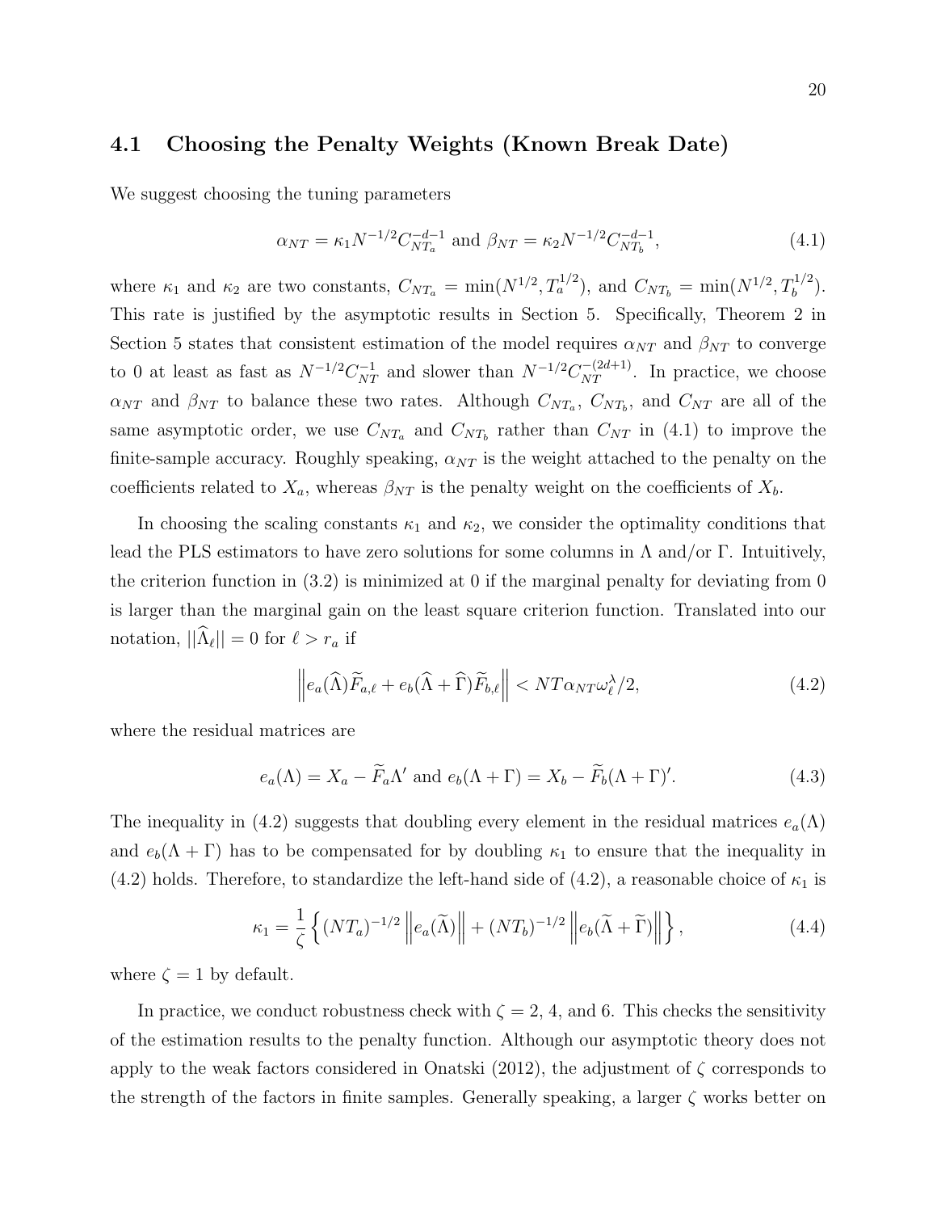### 4.1 Choosing the Penalty Weights (Known Break Date)

We suggest choosing the tuning parameters

$$\alpha_{NT} = \kappa_1 N^{-1/2} C_{NT_a}^{-d-1} \text{ and } \beta_{NT} = \kappa_2 N^{-1/2} C_{NT_b}^{-d-1}, \tag{4.1}$$

where $\kappa_1$ and $\kappa_2$ are two constants, $C_{NT_a} = \min(N^{1/2}, T_a^{1/2})$, and $C_{NT_b} = \min(N^{1/2}, T_b^{1/2})$. This rate is justified by the asymptotic results in Section 5. Specifically, Theorem 2 in Section 5 states that consistent estimation of the model requires $\alpha_{NT}$ and $\beta_{NT}$ to converge to 0 at least as fast as $N^{-1/2}C_{NT}^{-1}$ and slower than $N^{-1/2}C_{NT}^{-(2d+1)}$. In practice, we choose $\alpha_{NT}$ and $\beta_{NT}$ to balance these two rates. Although $C_{NT_a}$, $C_{NT_b}$, and $C_{NT}$ are all of the same asymptotic order, we use $C_{NT_a}$ and $C_{NT_b}$ rather than $C_{NT}$ in (4.1) to improve the finite-sample accuracy. Roughly speaking, $\alpha_{NT}$ is the weight attached to the penalty on the coefficients related to $X_a$, whereas $\beta_{NT}$ is the penalty weight on the coefficients of $X_b$.

In choosing the scaling constants $\kappa_1$ and $\kappa_2$, we consider the optimality conditions that lead the PLS estimators to have zero solutions for some columns in $\Lambda$ and/or $\Gamma$. Intuitively, the criterion function in (3.2) is minimized at 0 if the marginal penalty for deviating from 0 is larger than the marginal gain on the least square criterion function. Translated into our notation, $||\widehat{\Lambda}_\ell|| = 0$ for $\ell > r_a$ if

$$\left\| e_a(\widehat{\Lambda})\widetilde{F}_{a,\ell} + e_b(\widehat{\Lambda} + \widehat{\Gamma})\widetilde{F}_{b,\ell} \right\| < NT\alpha_{NT}\omega_\ell^\lambda/2, \tag{4.2}$$

where the residual matrices are

$$e_a(\Lambda) = X_a - \widetilde{F}_a\Lambda' \text{ and } e_b(\Lambda + \Gamma) = X_b - \widetilde{F}_b(\Lambda + \Gamma)'. \tag{4.3}$$

The inequality in (4.2) suggests that doubling every element in the residual matrices $e_a(\Lambda)$ and $e_b(\Lambda + \Gamma)$ has to be compensated for by doubling $\kappa_1$ to ensure that the inequality in (4.2) holds. Therefore, to standardize the left-hand side of (4.2), a reasonable choice of $\kappa_1$ is

$$\kappa_1 = \frac{1}{\zeta}\left\{ (NT_a)^{-1/2} \left\| e_a(\widetilde{\Lambda}) \right\| + (NT_b)^{-1/2} \left\| e_b(\widetilde{\Lambda} + \widetilde{\Gamma}) \right\| \right\}, \tag{4.4}$$

where $\zeta = 1$ by default.

In practice, we conduct robustness check with $\zeta = 2$, 4, and 6. This checks the sensitivity of the estimation results to the penalty function. Although our asymptotic theory does not apply to the weak factors considered in Onatski (2012), the adjustment of $\zeta$ corresponds to the strength of the factors in finite samples. Generally speaking, a larger $\zeta$ works better on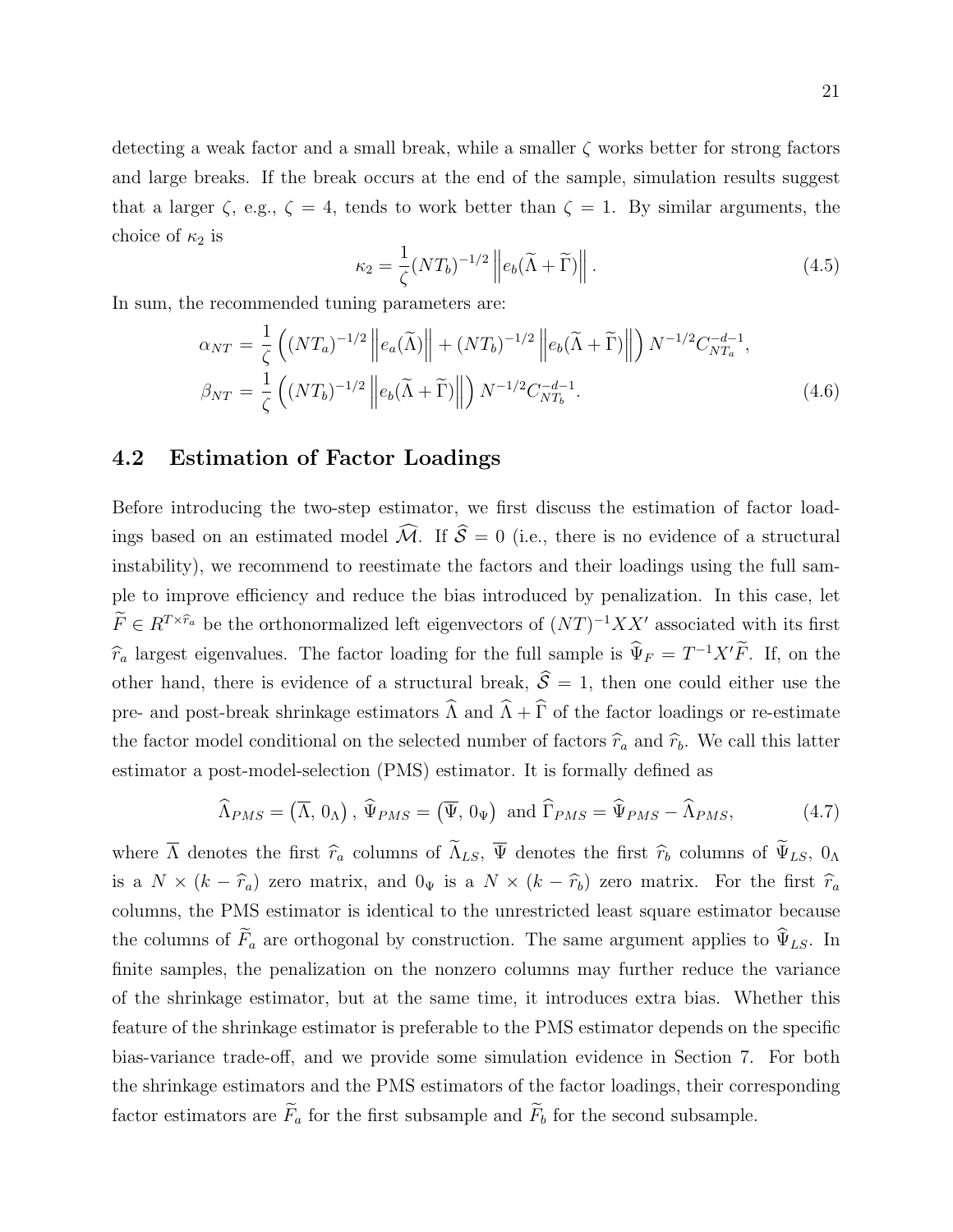detecting a weak factor and a small break, while a smaller $\zeta$ works better for strong factors and large breaks. If the break occurs at the end of the sample, simulation results suggest that a larger $\zeta$, e.g., $\zeta = 4$, tends to work better than $\zeta = 1$. By similar arguments, the choice of $\kappa_2$ is

$$\kappa_2 = \frac{1}{\zeta}(NT_b)^{-1/2}\left\| e_b(\widetilde{\Lambda} + \widetilde{\Gamma})\right\|. \tag{4.5}$$

In sum, the recommended tuning parameters are:

$$\begin{aligned}
\alpha_{NT} &= \frac{1}{\zeta}\left((NT_a)^{-1/2}\left\| e_a(\widetilde{\Lambda})\right\| + (NT_b)^{-1/2}\left\| e_b(\widetilde{\Lambda} + \widetilde{\Gamma})\right\|\right) N^{-1/2} C_{NT_a}^{-d-1}, \\
\beta_{NT} &= \frac{1}{\zeta}\left((NT_b)^{-1/2}\left\| e_b(\widetilde{\Lambda} + \widetilde{\Gamma})\right\|\right) N^{-1/2} C_{NT_b}^{-d-1}.
\end{aligned} \tag{4.6}$$

## 4.2 Estimation of Factor Loadings

Before introducing the two-step estimator, we first discuss the estimation of factor loadings based on an estimated model $\widehat{\mathcal{M}}$. If $\widehat{\mathcal{S}} = 0$ (i.e., there is no evidence of a structural instability), we recommend to reestimate the factors and their loadings using the full sample to improve efficiency and reduce the bias introduced by penalization. In this case, let $\widetilde{F} \in R^{T \times \widehat{r}_a}$ be the orthonormalized left eigenvectors of $(NT)^{-1}XX'$ associated with its first $\widehat{r}_a$ largest eigenvalues. The factor loading for the full sample is $\widehat{\Psi}_F = T^{-1}X'\widetilde{F}$. If, on the other hand, there is evidence of a structural break, $\widehat{\mathcal{S}} = 1$, then one could either use the pre- and post-break shrinkage estimators $\widehat{\Lambda}$ and $\widehat{\Lambda} + \widehat{\Gamma}$ of the factor loadings or re-estimate the factor model conditional on the selected number of factors $\widehat{r}_a$ and $\widehat{r}_b$. We call this latter estimator a post-model-selection (PMS) estimator. It is formally defined as

$$\widehat{\Lambda}_{PMS} = \left(\overline{\Lambda},\, 0_\Lambda\right),\; \widehat{\Psi}_{PMS} = \left(\overline{\Psi},\, 0_\Psi\right) \text{ and } \widehat{\Gamma}_{PMS} = \widehat{\Psi}_{PMS} - \widehat{\Lambda}_{PMS}, \tag{4.7}$$

where $\overline{\Lambda}$ denotes the first $\widehat{r}_a$ columns of $\widetilde{\Lambda}_{LS}$, $\overline{\Psi}$ denotes the first $\widehat{r}_b$ columns of $\widetilde{\Psi}_{LS}$, $0_\Lambda$ is a $N \times (k - \widehat{r}_a)$ zero matrix, and $0_\Psi$ is a $N \times (k - \widehat{r}_b)$ zero matrix. For the first $\widehat{r}_a$ columns, the PMS estimator is identical to the unrestricted least square estimator because the columns of $\widetilde{F}_a$ are orthogonal by construction. The same argument applies to $\widehat{\Psi}_{LS}$. In finite samples, the penalization on the nonzero columns may further reduce the variance of the shrinkage estimator, but at the same time, it introduces extra bias. Whether this feature of the shrinkage estimator is preferable to the PMS estimator depends on the specific bias-variance trade-off, and we provide some simulation evidence in Section 7. For both the shrinkage estimators and the PMS estimators of the factor loadings, their corresponding factor estimators are $\widetilde{F}_a$ for the first subsample and $\widetilde{F}_b$ for the second subsample.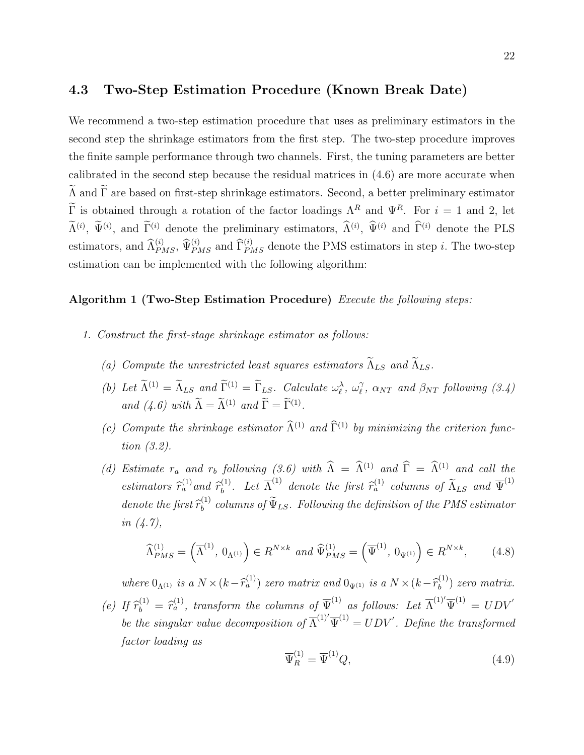### 4.3 Two-Step Estimation Procedure (Known Break Date)

We recommend a two-step estimation procedure that uses as preliminary estimators in the second step the shrinkage estimators from the first step. The two-step procedure improves the finite sample performance through two channels. First, the tuning parameters are better calibrated in the second step because the residual matrices in (4.6) are more accurate when $\widetilde{\Lambda}$ and $\widetilde{\Gamma}$ are based on first-step shrinkage estimators. Second, a better preliminary estimator $\widetilde{\Gamma}$ is obtained through a rotation of the factor loadings $\Lambda^R$ and $\Psi^R$. For $i = 1$ and 2, let $\widetilde{\Lambda}^{(i)}$, $\widetilde{\Psi}^{(i)}$, and $\widetilde{\Gamma}^{(i)}$ denote the preliminary estimators, $\widehat{\Lambda}^{(i)}$, $\widehat{\Psi}^{(i)}$ and $\widehat{\Gamma}^{(i)}$ denote the PLS estimators, and $\widehat{\Lambda}^{(i)}_{PMS}$, $\widehat{\Psi}^{(i)}_{PMS}$ and $\widehat{\Gamma}^{(i)}_{PMS}$ denote the PMS estimators in step $i$. The two-step estimation can be implemented with the following algorithm:

**Algorithm 1 (Two-Step Estimation Procedure)** *Execute the following steps:*

1. *Construct the first-stage shrinkage estimator as follows:*

   (a) *Compute the unrestricted least squares estimators $\widetilde{\Lambda}_{LS}$ and $\widetilde{\Lambda}_{LS}$.*

   (b) *Let $\widetilde{\Lambda}^{(1)} = \widetilde{\Lambda}_{LS}$ and $\widetilde{\Gamma}^{(1)} = \widetilde{\Gamma}_{LS}$. Calculate $\omega^{\lambda}_{\ell}$, $\omega^{\gamma}_{\ell}$, $\alpha_{NT}$ and $\beta_{NT}$ following (3.4) and (4.6) with $\widetilde{\Lambda} = \widetilde{\Lambda}^{(1)}$ and $\widetilde{\Gamma} = \widetilde{\Gamma}^{(1)}$.*

   (c) *Compute the shrinkage estimator $\widehat{\Lambda}^{(1)}$ and $\widehat{\Gamma}^{(1)}$ by minimizing the criterion function (3.2).*

   (d) *Estimate $r_a$ and $r_b$ following (3.6) with $\widehat{\Lambda} = \widehat{\Lambda}^{(1)}$ and $\widehat{\Gamma} = \widehat{\Lambda}^{(1)}$ and call the estimators $\widehat{r}^{(1)}_a$ and $\widehat{r}^{(1)}_b$. Let $\overline{\Lambda}^{(1)}$ denote the first $\widehat{r}^{(1)}_a$ columns of $\widetilde{\Lambda}_{LS}$ and $\overline{\Psi}^{(1)}$ denote the first $\widehat{r}^{(1)}_b$ columns of $\widetilde{\Psi}_{LS}$. Following the definition of the PMS estimator in (4.7),*

   $$\widehat{\Lambda}^{(1)}_{PMS} = \left(\overline{\Lambda}^{(1)},\ 0_{\Lambda^{(1)}}\right) \in R^{N\times k} \text{ and } \widehat{\Psi}^{(1)}_{PMS} = \left(\overline{\Psi}^{(1)},\ 0_{\Psi^{(1)}}\right) \in R^{N\times k}, \tag{4.8}$$

   *where $0_{\Lambda^{(1)}}$ is a $N\times(k-\widehat{r}^{(1)}_a)$ zero matrix and $0_{\Psi^{(1)}}$ is a $N\times(k-\widehat{r}^{(1)}_b)$ zero matrix.*

   (e) *If $\widehat{r}^{(1)}_b = \widehat{r}^{(1)}_a$, transform the columns of $\overline{\Psi}^{(1)}$ as follows: Let $\overline{\Lambda}^{(1)\prime}\overline{\Psi}^{(1)} = UDV'$ be the singular value decomposition of $\overline{\Lambda}^{(1)\prime}\overline{\Psi}^{(1)} = UDV'$. Define the transformed factor loading as*

   $$\overline{\Psi}^{(1)}_R = \overline{\Psi}^{(1)}Q, \tag{4.9}$$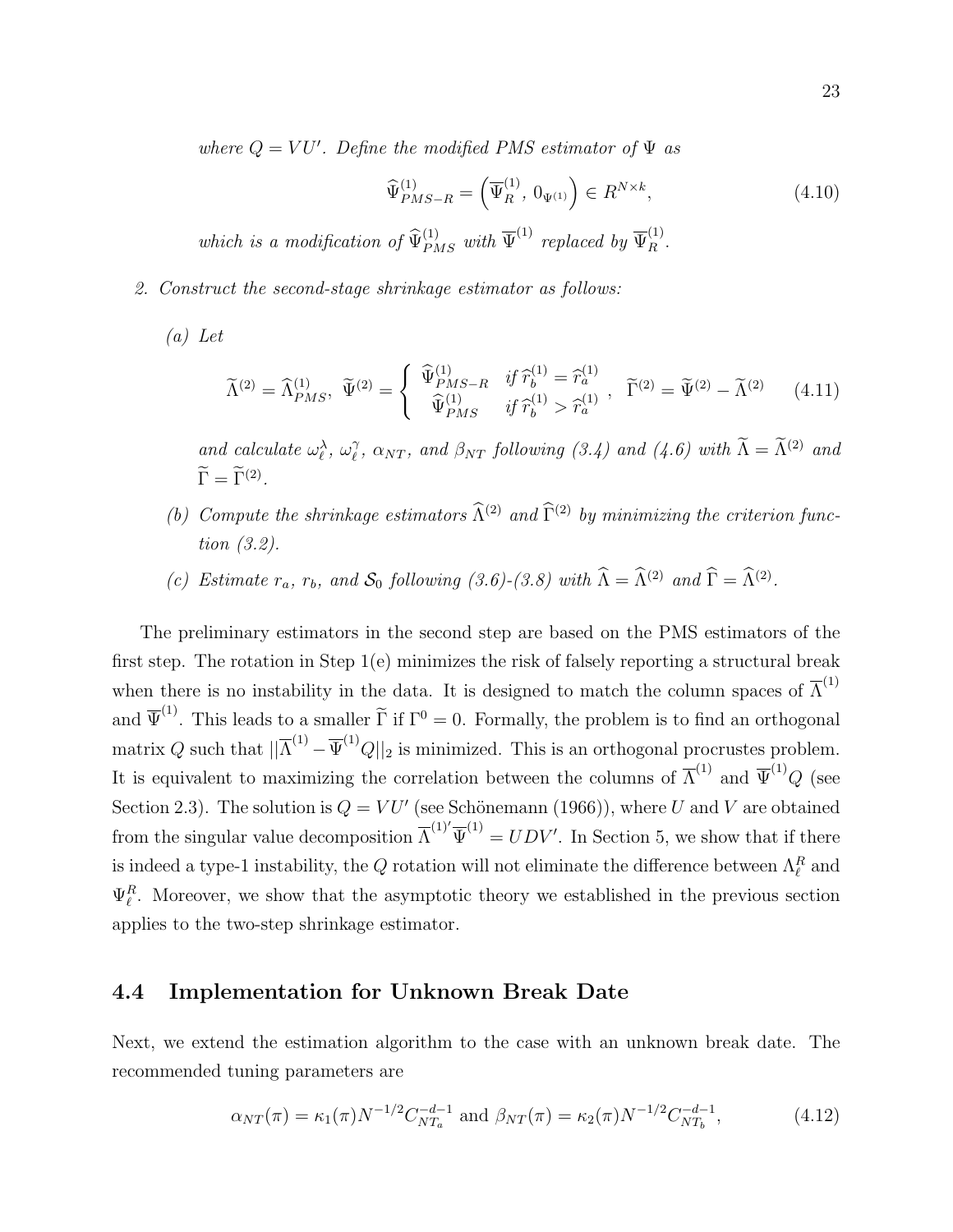*where $Q = VU'$. Define the modified PMS estimator of $\Psi$ as*

$$\widehat{\Psi}^{(1)}_{PMS-R} = \left(\overline{\Psi}^{(1)}_R,\, 0_{\Psi^{(1)}}\right) \in R^{N\times k}, \tag{4.10}$$

*which is a modification of $\widehat{\Psi}^{(1)}_{PMS}$ with $\overline{\Psi}^{(1)}$ replaced by $\overline{\Psi}^{(1)}_R$.*

2. *Construct the second-stage shrinkage estimator as follows:*

   (a) *Let*

   $$\widetilde{\Lambda}^{(2)} = \widehat{\Lambda}^{(1)}_{PMS},\ \widetilde{\Psi}^{(2)} = \begin{cases} \widehat{\Psi}^{(1)}_{PMS-R} & \text{if } \widehat{r}^{(1)}_b = \widehat{r}^{(1)}_a \\ \widehat{\Psi}^{(1)}_{PMS} & \text{if } \widehat{r}^{(1)}_b > \widehat{r}^{(1)}_a \end{cases},\ \ \widetilde{\Gamma}^{(2)} = \widetilde{\Psi}^{(2)} - \widetilde{\Lambda}^{(2)} \tag{4.11}$$

   *and calculate $\omega^{\lambda}_{\ell}$, $\omega^{\gamma}_{\ell}$, $\alpha_{NT}$, and $\beta_{NT}$ following (3.4) and (4.6) with $\widetilde{\Lambda} = \widetilde{\Lambda}^{(2)}$ and $\widetilde{\Gamma} = \widetilde{\Gamma}^{(2)}$.*

   (b) *Compute the shrinkage estimators $\widehat{\Lambda}^{(2)}$ and $\widehat{\Gamma}^{(2)}$ by minimizing the criterion function (3.2).*

   (c) *Estimate $r_a$, $r_b$, and $\mathcal{S}_0$ following (3.6)-(3.8) with $\widehat{\Lambda} = \widehat{\Lambda}^{(2)}$ and $\widehat{\Gamma} = \widehat{\Lambda}^{(2)}$.*

The preliminary estimators in the second step are based on the PMS estimators of the first step. The rotation in Step 1(e) minimizes the risk of falsely reporting a structural break when there is no instability in the data. It is designed to match the column spaces of $\overline{\Lambda}^{(1)}$ and $\overline{\Psi}^{(1)}$. This leads to a smaller $\widetilde{\Gamma}$ if $\Gamma^0 = 0$. Formally, the problem is to find an orthogonal matrix $Q$ such that $||\overline{\Lambda}^{(1)} - \overline{\Psi}^{(1)}Q||_2$ is minimized. This is an orthogonal procrustes problem. It is equivalent to maximizing the correlation between the columns of $\overline{\Lambda}^{(1)}$ and $\overline{\Psi}^{(1)}Q$ (see Section 2.3). The solution is $Q = VU'$ (see Schönemann (1966)), where $U$ and $V$ are obtained from the singular value decomposition $\overline{\Lambda}^{(1)\prime}\overline{\Psi}^{(1)} = UDV'$. In Section 5, we show that if there is indeed a type-1 instability, the $Q$ rotation will not eliminate the difference between $\Lambda^R_{\ell}$ and $\Psi^R_{\ell}$. Moreover, we show that the asymptotic theory we established in the previous section applies to the two-step shrinkage estimator.

### 4.4 Implementation for Unknown Break Date

Next, we extend the estimation algorithm to the case with an unknown break date. The recommended tuning parameters are

$$\alpha_{NT}(\pi) = \kappa_1(\pi)N^{-1/2}C^{-d-1}_{NT_a} \text{ and } \beta_{NT}(\pi) = \kappa_2(\pi)N^{-1/2}C^{-d-1}_{NT_b}, \tag{4.12}$$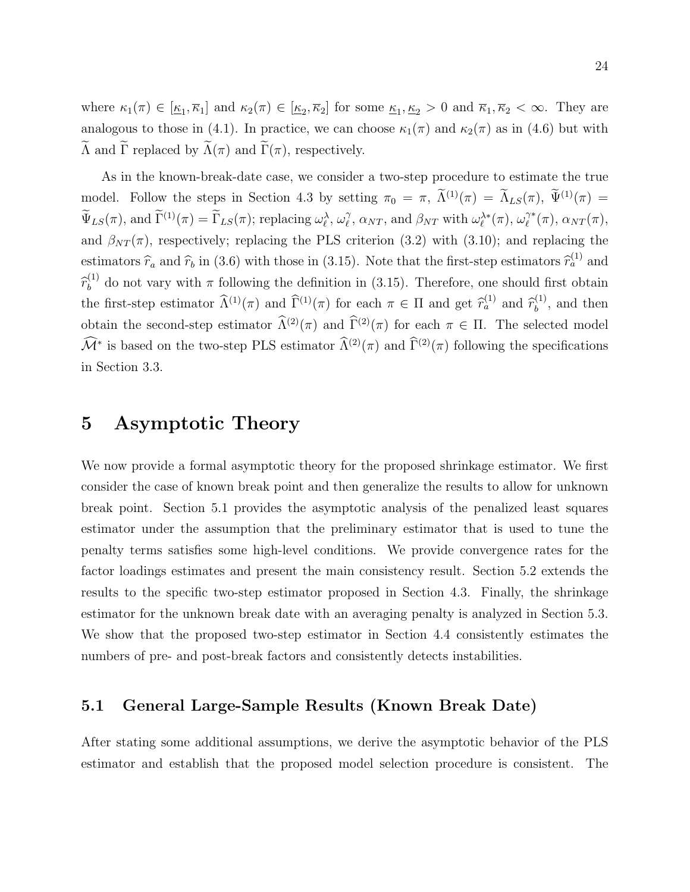where $\kappa_1(\pi) \in [\underline{\kappa}_1, \overline{\kappa}_1]$ and $\kappa_2(\pi) \in [\underline{\kappa}_2, \overline{\kappa}_2]$ for some $\underline{\kappa}_1, \underline{\kappa}_2 > 0$ and $\overline{\kappa}_1, \overline{\kappa}_2 < \infty$. They are analogous to those in (4.1). In practice, we can choose $\kappa_1(\pi)$ and $\kappa_2(\pi)$ as in (4.6) but with $\widetilde{\Lambda}$ and $\widetilde{\Gamma}$ replaced by $\widetilde{\Lambda}(\pi)$ and $\widetilde{\Gamma}(\pi)$, respectively.

As in the known-break-date case, we consider a two-step procedure to estimate the true model. Follow the steps in Section 4.3 by setting $\pi_0 = \pi$, $\widetilde{\Lambda}^{(1)}(\pi) = \widetilde{\Lambda}_{LS}(\pi)$, $\widetilde{\Psi}^{(1)}(\pi) = \widetilde{\Psi}_{LS}(\pi)$, and $\widetilde{\Gamma}^{(1)}(\pi) = \widetilde{\Gamma}_{LS}(\pi)$; replacing $\omega_\ell^\lambda$, $\omega_\ell^\gamma$, $\alpha_{NT}$, and $\beta_{NT}$ with $\omega_\ell^{\lambda*}(\pi)$, $\omega_\ell^{\gamma*}(\pi)$, $\alpha_{NT}(\pi)$, and $\beta_{NT}(\pi)$, respectively; replacing the PLS criterion (3.2) with (3.10); and replacing the estimators $\widehat{r}_a$ and $\widehat{r}_b$ in (3.6) with those in (3.15). Note that the first-step estimators $\widehat{r}_a^{(1)}$ and $\widehat{r}_b^{(1)}$ do not vary with $\pi$ following the definition in (3.15). Therefore, one should first obtain the first-step estimator $\widehat{\Lambda}^{(1)}(\pi)$ and $\widehat{\Gamma}^{(1)}(\pi)$ for each $\pi \in \Pi$ and get $\widehat{r}_a^{(1)}$ and $\widehat{r}_b^{(1)}$, and then obtain the second-step estimator $\widehat{\Lambda}^{(2)}(\pi)$ and $\widehat{\Gamma}^{(2)}(\pi)$ for each $\pi \in \Pi$. The selected model $\widehat{\mathcal{M}}^*$ is based on the two-step PLS estimator $\widehat{\Lambda}^{(2)}(\pi)$ and $\widehat{\Gamma}^{(2)}(\pi)$ following the specifications in Section 3.3.

# 5 Asymptotic Theory

We now provide a formal asymptotic theory for the proposed shrinkage estimator. We first consider the case of known break point and then generalize the results to allow for unknown break point. Section 5.1 provides the asymptotic analysis of the penalized least squares estimator under the assumption that the preliminary estimator that is used to tune the penalty terms satisfies some high-level conditions. We provide convergence rates for the factor loadings estimates and present the main consistency result. Section 5.2 extends the results to the specific two-step estimator proposed in Section 4.3. Finally, the shrinkage estimator for the unknown break date with an averaging penalty is analyzed in Section 5.3. We show that the proposed two-step estimator in Section 4.4 consistently estimates the numbers of pre- and post-break factors and consistently detects instabilities.

## 5.1 General Large-Sample Results (Known Break Date)

After stating some additional assumptions, we derive the asymptotic behavior of the PLS estimator and establish that the proposed model selection procedure is consistent. The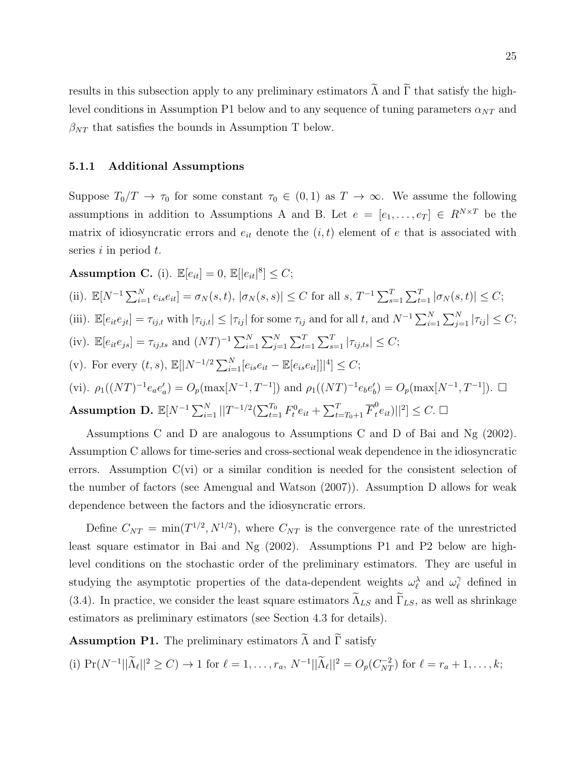results in this subsection apply to any preliminary estimators $\widetilde{\Lambda}$ and $\widetilde{\Gamma}$ that satisfy the high-level conditions in Assumption P1 below and to any sequence of tuning parameters $\alpha_{NT}$ and $\beta_{NT}$ that satisfies the bounds in Assumption T below.

### 5.1.1 Additional Assumptions

Suppose $T_0/T \to \tau_0$ for some constant $\tau_0 \in (0,1)$ as $T \to \infty$. We assume the following assumptions in addition to Assumptions A and B. Let $e = [e_1, \ldots, e_T] \in R^{N \times T}$ be the matrix of idiosyncratic errors and $e_{it}$ denote the $(i,t)$ element of $e$ that is associated with series $i$ in period $t$.

**Assumption C.** (i). $\mathbb{E}[e_{it}] = 0$, $\mathbb{E}[|e_{it}|^8] \le C$;

(ii). $\mathbb{E}[N^{-1}\sum_{i=1}^N e_{is}e_{it}] = \sigma_N(s,t)$, $|\sigma_N(s,s)| \le C$ for all $s$, $T^{-1}\sum_{s=1}^T\sum_{t=1}^T |\sigma_N(s,t)| \le C$;

(iii). $\mathbb{E}[e_{it}e_{jt}] = \tau_{ij,t}$ with $|\tau_{ij,t}| \le |\tau_{ij}|$ for some $\tau_{ij}$ and for all $t$, and $N^{-1}\sum_{i=1}^N\sum_{j=1}^N |\tau_{ij}| \le C$;

(iv). $\mathbb{E}[e_{it}e_{js}] = \tau_{ij,ts}$ and $(NT)^{-1}\sum_{i=1}^N\sum_{j=1}^N\sum_{t=1}^T\sum_{s=1}^T |\tau_{ij,ts}| \le C$;

(v). For every $(t,s)$, $\mathbb{E}[|N^{-1/2}\sum_{i=1}^N[e_{is}e_{it} - \mathbb{E}[e_{is}e_{it}]]|^4] \le C$;

(vi). $\rho_1((NT)^{-1}e_a e_a') = O_p(\max[N^{-1}, T^{-1}])$ and $\rho_1((NT)^{-1}e_b e_b') = O_p(\max[N^{-1}, T^{-1}])$. $\square$

**Assumption D.** $\mathbb{E}[N^{-1}\sum_{i=1}^N ||T^{-1/2}(\sum_{t=1}^{T_0} F_t^0 e_{it} + \sum_{t=T_0+1}^{T} \overline{F}_t^0 e_{it})||^2] \le C$. $\square$

Assumptions C and D are analogous to Assumptions C and D of Bai and Ng (2002). Assumption C allows for time-series and cross-sectional weak dependence in the idiosyncratic errors. Assumption C(vi) or a similar condition is needed for the consistent selection of the number of factors (see Amengual and Watson (2007)). Assumption D allows for weak dependence between the factors and the idiosyncratic errors.

Define $C_{NT} = \min(T^{1/2}, N^{1/2})$, where $C_{NT}$ is the convergence rate of the unrestricted least square estimator in Bai and Ng (2002). Assumptions P1 and P2 below are high-level conditions on the stochastic order of the preliminary estimators. They are useful in studying the asymptotic properties of the data-dependent weights $\omega_\ell^\lambda$ and $\omega_\ell^\gamma$ defined in (3.4). In practice, we consider the least square estimators $\widetilde{\Lambda}_{LS}$ and $\widetilde{\Gamma}_{LS}$, as well as shrinkage estimators as preliminary estimators (see Section 4.3 for details).

**Assumption P1.** The preliminary estimators $\widetilde{\Lambda}$ and $\widetilde{\Gamma}$ satisfy

(i) $\Pr(N^{-1}||\widetilde{\Lambda}_\ell||^2 \ge C) \to 1$ for $\ell = 1, \ldots, r_a$, $N^{-1}||\widetilde{\Lambda}_\ell||^2 = O_p(C_{NT}^{-2})$ for $\ell = r_a+1, \ldots, k$;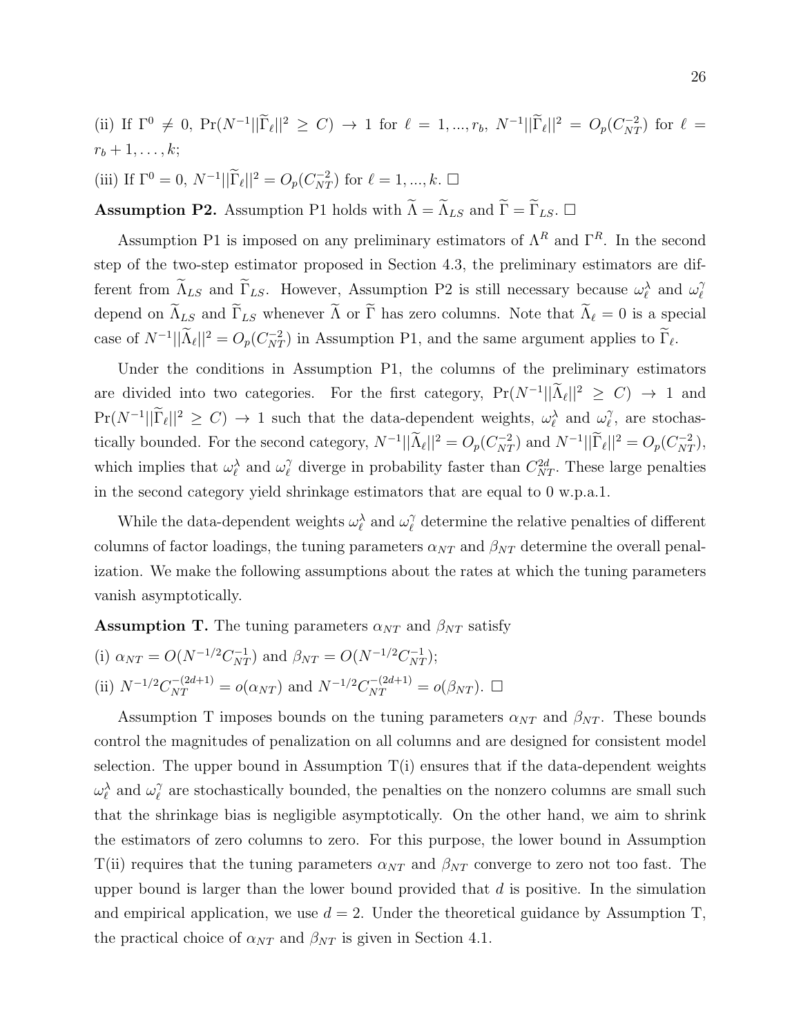(ii) If $\Gamma^0 \neq 0$, $\Pr(N^{-1}||\widetilde{\Gamma}_\ell||^2 \geq C) \to 1$ for $\ell = 1, ..., r_b$, $N^{-1}||\widetilde{\Gamma}_\ell||^2 = O_p(C_{NT}^{-2})$ for $\ell = r_b + 1, \ldots, k$;

(iii) If $\Gamma^0 = 0$, $N^{-1}||\widetilde{\Gamma}_\ell||^2 = O_p(C_{NT}^{-2})$ for $\ell = 1, ..., k$. □

**Assumption P2.** Assumption P1 holds with $\widetilde{\Lambda} = \widetilde{\Lambda}_{LS}$ and $\widetilde{\Gamma} = \widetilde{\Gamma}_{LS}$. □

Assumption P1 is imposed on any preliminary estimators of $\Lambda^R$ and $\Gamma^R$. In the second step of the two-step estimator proposed in Section 4.3, the preliminary estimators are different from $\widetilde{\Lambda}_{LS}$ and $\widetilde{\Gamma}_{LS}$. However, Assumption P2 is still necessary because $\omega_\ell^\lambda$ and $\omega_\ell^\gamma$ depend on $\widetilde{\Lambda}_{LS}$ and $\widetilde{\Gamma}_{LS}$ whenever $\widetilde{\Lambda}$ or $\widetilde{\Gamma}$ has zero columns. Note that $\widetilde{\Lambda}_\ell = 0$ is a special case of $N^{-1}||\widetilde{\Lambda}_\ell||^2 = O_p(C_{NT}^{-2})$ in Assumption P1, and the same argument applies to $\widetilde{\Gamma}_\ell$.

Under the conditions in Assumption P1, the columns of the preliminary estimators are divided into two categories. For the first category, $\Pr(N^{-1}||\widetilde{\Lambda}_\ell||^2 \geq C) \to 1$ and $\Pr(N^{-1}||\widetilde{\Gamma}_\ell||^2 \geq C) \to 1$ such that the data-dependent weights, $\omega_\ell^\lambda$ and $\omega_\ell^\gamma$, are stochastically bounded. For the second category, $N^{-1}||\widetilde{\Lambda}_\ell||^2 = O_p(C_{NT}^{-2})$ and $N^{-1}||\widetilde{\Gamma}_\ell||^2 = O_p(C_{NT}^{-2})$, which implies that $\omega_\ell^\lambda$ and $\omega_\ell^\gamma$ diverge in probability faster than $C_{NT}^{2d}$. These large penalties in the second category yield shrinkage estimators that are equal to 0 w.p.a.1.

While the data-dependent weights $\omega_\ell^\lambda$ and $\omega_\ell^\gamma$ determine the relative penalties of different columns of factor loadings, the tuning parameters $\alpha_{NT}$ and $\beta_{NT}$ determine the overall penalization. We make the following assumptions about the rates at which the tuning parameters vanish asymptotically.

**Assumption T.** The tuning parameters $\alpha_{NT}$ and $\beta_{NT}$ satisfy

(i) $\alpha_{NT} = O(N^{-1/2}C_{NT}^{-1})$ and $\beta_{NT} = O(N^{-1/2}C_{NT}^{-1})$;

(ii) $N^{-1/2}C_{NT}^{-(2d+1)} = o(\alpha_{NT})$ and $N^{-1/2}C_{NT}^{-(2d+1)} = o(\beta_{NT})$. □

Assumption T imposes bounds on the tuning parameters $\alpha_{NT}$ and $\beta_{NT}$. These bounds control the magnitudes of penalization on all columns and are designed for consistent model selection. The upper bound in Assumption T(i) ensures that if the data-dependent weights $\omega_\ell^\lambda$ and $\omega_\ell^\gamma$ are stochastically bounded, the penalties on the nonzero columns are small such that the shrinkage bias is negligible asymptotically. On the other hand, we aim to shrink the estimators of zero columns to zero. For this purpose, the lower bound in Assumption T(ii) requires that the tuning parameters $\alpha_{NT}$ and $\beta_{NT}$ converge to zero not too fast. The upper bound is larger than the lower bound provided that $d$ is positive. In the simulation and empirical application, we use $d = 2$. Under the theoretical guidance by Assumption T, the practical choice of $\alpha_{NT}$ and $\beta_{NT}$ is given in Section 4.1.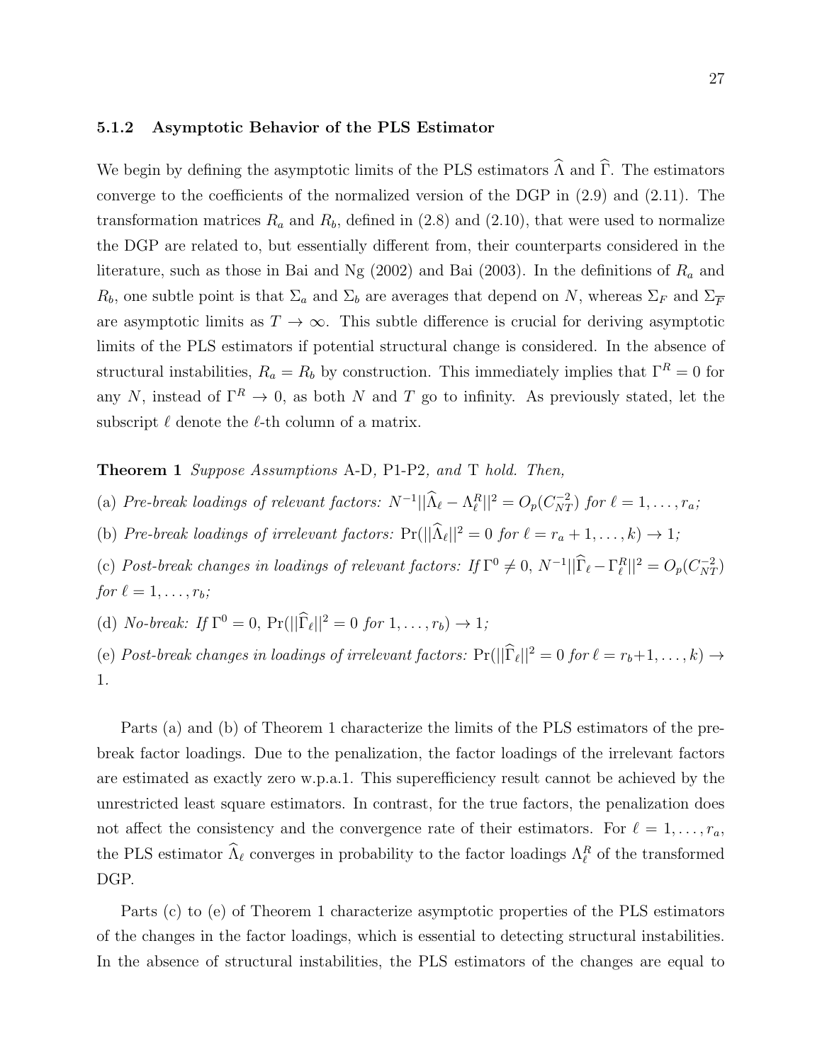### 5.1.2 Asymptotic Behavior of the PLS Estimator

We begin by defining the asymptotic limits of the PLS estimators $\widehat{\Lambda}$ and $\widehat{\Gamma}$. The estimators converge to the coefficients of the normalized version of the DGP in (2.9) and (2.11). The transformation matrices $R_a$ and $R_b$, defined in (2.8) and (2.10), that were used to normalize the DGP are related to, but essentially different from, their counterparts considered in the literature, such as those in Bai and Ng (2002) and Bai (2003). In the definitions of $R_a$ and $R_b$, one subtle point is that $\Sigma_a$ and $\Sigma_b$ are averages that depend on $N$, whereas $\Sigma_F$ and $\Sigma_{\overline{F}}$ are asymptotic limits as $T \to \infty$. This subtle difference is crucial for deriving asymptotic limits of the PLS estimators if potential structural change is considered. In the absence of structural instabilities, $R_a = R_b$ by construction. This immediately implies that $\Gamma^R = 0$ for any $N$, instead of $\Gamma^R \to 0$, as both $N$ and $T$ go to infinity. As previously stated, let the subscript $\ell$ denote the $\ell$-th column of a matrix.

**Theorem 1** *Suppose Assumptions* A-D, P1-P2, *and* T *hold. Then,*

(a) *Pre-break loadings of relevant factors:* $N^{-1}||\widehat{\Lambda}_\ell - \Lambda^R_\ell||^2 = O_p(C_{NT}^{-2})$ *for* $\ell = 1, \ldots, r_a$*;*

(b) *Pre-break loadings of irrelevant factors:* $\Pr(||\widehat{\Lambda}_\ell||^2 = 0$ *for* $\ell = r_a + 1, \ldots, k) \to 1$*;*

(c) *Post-break changes in loadings of relevant factors: If* $\Gamma^0 \neq 0$, $N^{-1}||\widehat{\Gamma}_\ell - \Gamma^R_\ell||^2 = O_p(C_{NT}^{-2})$ *for* $\ell = 1, \ldots, r_b$*;*

(d) *No-break: If* $\Gamma^0 = 0$, $\Pr(||\widehat{\Gamma}_\ell||^2 = 0$ *for* $1, \ldots, r_b) \to 1$*;*

(e) *Post-break changes in loadings of irrelevant factors:* $\Pr(||\widehat{\Gamma}_\ell||^2 = 0$ *for* $\ell = r_b+1, \ldots, k) \to 1$.

Parts (a) and (b) of Theorem 1 characterize the limits of the PLS estimators of the pre-break factor loadings. Due to the penalization, the factor loadings of the irrelevant factors are estimated as exactly zero w.p.a.1. This superefficiency result cannot be achieved by the unrestricted least square estimators. In contrast, for the true factors, the penalization does not affect the consistency and the convergence rate of their estimators. For $\ell = 1, \ldots, r_a$, the PLS estimator $\widehat{\Lambda}_\ell$ converges in probability to the factor loadings $\Lambda^R_\ell$ of the transformed DGP.

Parts (c) to (e) of Theorem 1 characterize asymptotic properties of the PLS estimators of the changes in the factor loadings, which is essential to detecting structural instabilities. In the absence of structural instabilities, the PLS estimators of the changes are equal to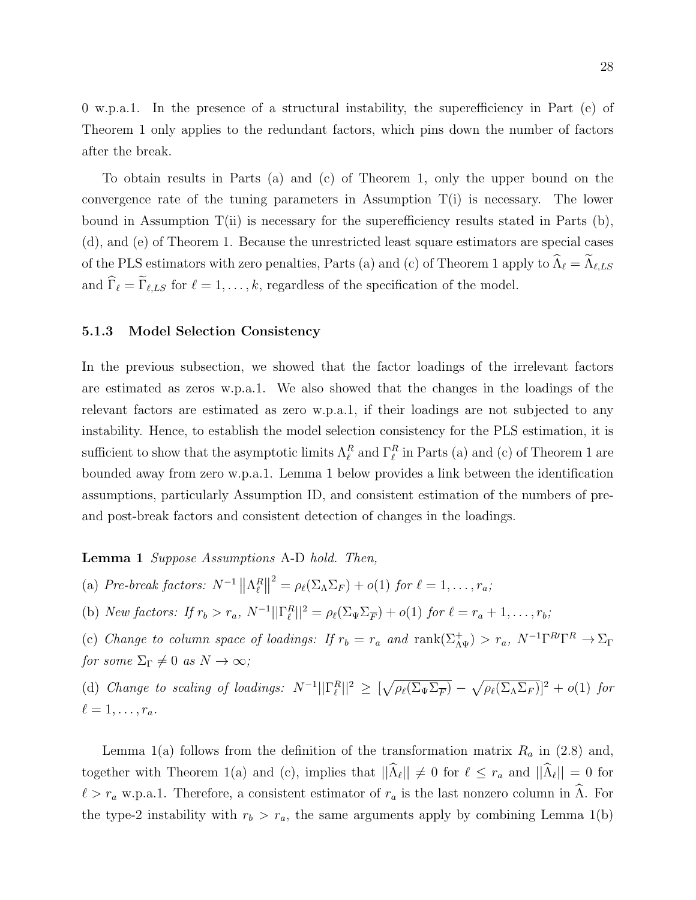0 w.p.a.1. In the presence of a structural instability, the superefficiency in Part (e) of Theorem 1 only applies to the redundant factors, which pins down the number of factors after the break.

To obtain results in Parts (a) and (c) of Theorem 1, only the upper bound on the convergence rate of the tuning parameters in Assumption T(i) is necessary. The lower bound in Assumption T(ii) is necessary for the superefficiency results stated in Parts (b), (d), and (e) of Theorem 1. Because the unrestricted least square estimators are special cases of the PLS estimators with zero penalties, Parts (a) and (c) of Theorem 1 apply to $\widehat{\Lambda}_\ell = \widetilde{\Lambda}_{\ell,LS}$ and $\widehat{\Gamma}_\ell = \widetilde{\Gamma}_{\ell,LS}$ for $\ell = 1, \ldots, k$, regardless of the specification of the model.

### 5.1.3 Model Selection Consistency

In the previous subsection, we showed that the factor loadings of the irrelevant factors are estimated as zeros w.p.a.1. We also showed that the changes in the loadings of the relevant factors are estimated as zero w.p.a.1, if their loadings are not subjected to any instability. Hence, to establish the model selection consistency for the PLS estimation, it is sufficient to show that the asymptotic limits $\Lambda_\ell^R$ and $\Gamma_\ell^R$ in Parts (a) and (c) of Theorem 1 are bounded away from zero w.p.a.1. Lemma 1 below provides a link between the identification assumptions, particularly Assumption ID, and consistent estimation of the numbers of pre- and post-break factors and consistent detection of changes in the loadings.

**Lemma 1** *Suppose Assumptions* A-D *hold. Then,*

(a) *Pre-break factors:* $N^{-1}\left\|\Lambda_\ell^R\right\|^2 = \rho_\ell(\Sigma_\Lambda \Sigma_F) + o(1)$ *for* $\ell = 1, \ldots, r_a$*;*

(b) *New factors: If* $r_b > r_a$*,* $N^{-1}||\Gamma_\ell^R||^2 = \rho_\ell(\Sigma_\Psi \Sigma_{\overline{F}}) + o(1)$ *for* $\ell = r_a + 1, \ldots, r_b$*;*

(c) *Change to column space of loadings: If* $r_b = r_a$ *and* $\text{rank}(\Sigma_{\Lambda\Psi}^+) > r_a$*,* $N^{-1}\Gamma^{R\prime}\Gamma^R \to \Sigma_\Gamma$ *for some* $\Sigma_\Gamma \neq 0$ *as* $N \to \infty$*;*

(d) *Change to scaling of loadings:* $N^{-1}||\Gamma_\ell^R||^2 \geq [\sqrt{\rho_\ell(\Sigma_\Psi \Sigma_{\overline{F}})} - \sqrt{\rho_\ell(\Sigma_\Lambda \Sigma_F)}]^2 + o(1)$ *for* $\ell = 1, \ldots, r_a$*.*

Lemma 1(a) follows from the definition of the transformation matrix $R_a$ in (2.8) and, together with Theorem 1(a) and (c), implies that $||\widehat{\Lambda}_\ell|| \neq 0$ for $\ell \leq r_a$ and $||\widehat{\Lambda}_\ell|| = 0$ for $\ell > r_a$ w.p.a.1. Therefore, a consistent estimator of $r_a$ is the last nonzero column in $\widehat{\Lambda}$. For the type-2 instability with $r_b > r_a$, the same arguments apply by combining Lemma 1(b)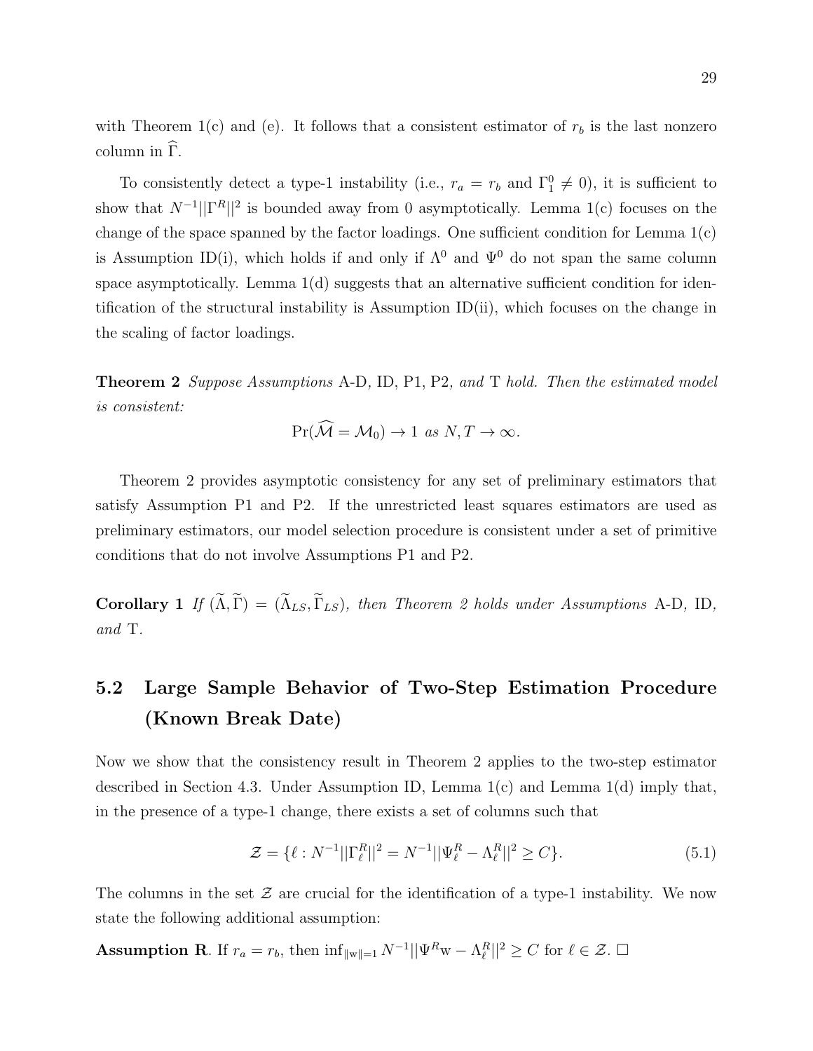with Theorem 1(c) and (e). It follows that a consistent estimator of $r_b$ is the last nonzero column in $\widehat{\Gamma}$.

To consistently detect a type-1 instability (i.e., $r_a = r_b$ and $\Gamma_1^0 \neq 0$), it is sufficient to show that $N^{-1}||\Gamma^R||^2$ is bounded away from 0 asymptotically. Lemma 1(c) focuses on the change of the space spanned by the factor loadings. One sufficient condition for Lemma 1(c) is Assumption ID(i), which holds if and only if $\Lambda^0$ and $\Psi^0$ do not span the same column space asymptotically. Lemma 1(d) suggests that an alternative sufficient condition for identification of the structural instability is Assumption ID(ii), which focuses on the change in the scaling of factor loadings.

**Theorem 2** *Suppose Assumptions* A-D*,* ID*,* P1*,* P2*, and* T *hold. Then the estimated model is consistent:*

$$\Pr(\widehat{\mathcal{M}} = \mathcal{M}_0) \to 1 \text{ as } N, T \to \infty.$$

Theorem 2 provides asymptotic consistency for any set of preliminary estimators that satisfy Assumption P1 and P2. If the unrestricted least squares estimators are used as preliminary estimators, our model selection procedure is consistent under a set of primitive conditions that do not involve Assumptions P1 and P2.

**Corollary 1** *If* $(\widetilde{\Lambda}, \widetilde{\Gamma}) = (\widetilde{\Lambda}_{LS}, \widetilde{\Gamma}_{LS})$*, then Theorem 2 holds under Assumptions* A-D*,* ID*, and* T*.*

## 5.2 Large Sample Behavior of Two-Step Estimation Procedure (Known Break Date)

Now we show that the consistency result in Theorem 2 applies to the two-step estimator described in Section 4.3. Under Assumption ID, Lemma 1(c) and Lemma 1(d) imply that, in the presence of a type-1 change, there exists a set of columns such that

$$\mathcal{Z} = \{\ell : N^{-1}||\Gamma_\ell^R||^2 = N^{-1}||\Psi_\ell^R - \Lambda_\ell^R||^2 \geq C\}. \tag{5.1}$$

The columns in the set $\mathcal{Z}$ are crucial for the identification of a type-1 instability. We now state the following additional assumption:

**Assumption R**. If $r_a = r_b$, then $\inf_{\|\mathrm{w}\|=1} N^{-1}||\Psi^R \mathrm{w} - \Lambda_\ell^R||^2 \geq C$ for $\ell \in \mathcal{Z}$. $\square$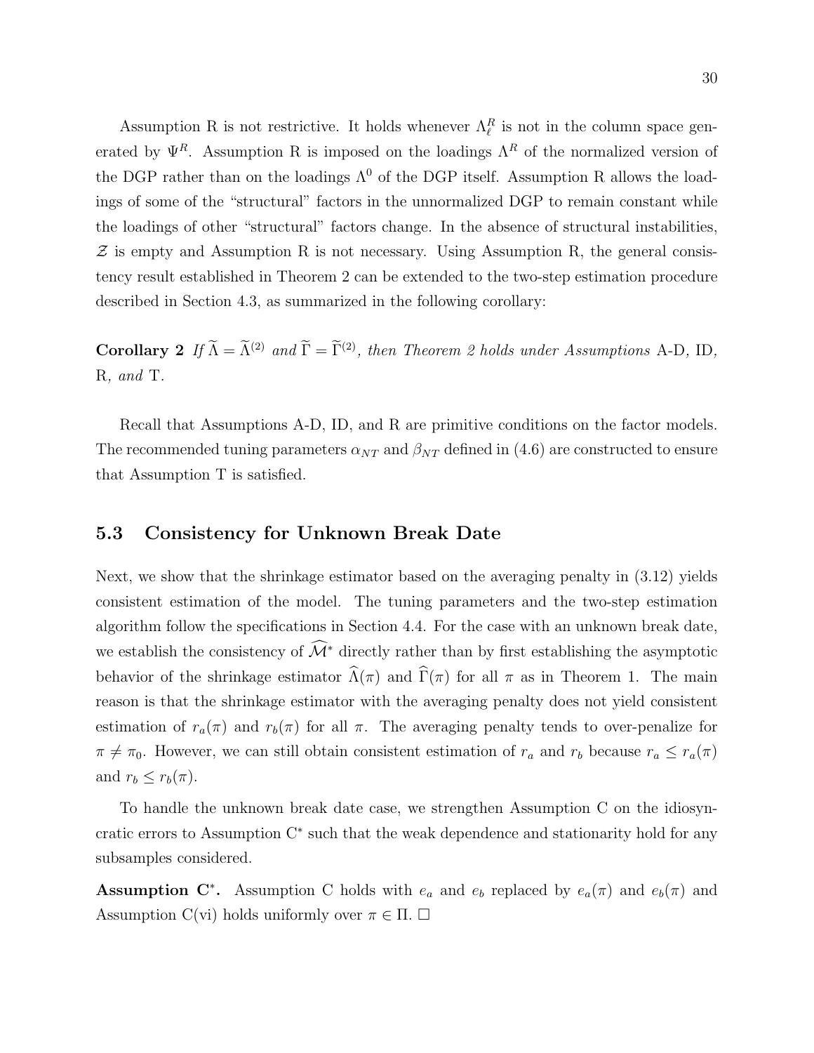Assumption R is not restrictive. It holds whenever $\Lambda_\ell^R$ is not in the column space generated by $\Psi^R$. Assumption R is imposed on the loadings $\Lambda^R$ of the normalized version of the DGP rather than on the loadings $\Lambda^0$ of the DGP itself. Assumption R allows the loadings of some of the "structural" factors in the unnormalized DGP to remain constant while the loadings of other "structural" factors change. In the absence of structural instabilities, $\mathcal{Z}$ is empty and Assumption R is not necessary. Using Assumption R, the general consistency result established in Theorem 2 can be extended to the two-step estimation procedure described in Section 4.3, as summarized in the following corollary:

**Corollary 2** *If* $\widetilde{\Lambda} = \widetilde{\Lambda}^{(2)}$ *and* $\widetilde{\Gamma} = \widetilde{\Gamma}^{(2)}$, *then Theorem 2 holds under Assumptions* A-D, ID, R, *and* T.

Recall that Assumptions A-D, ID, and R are primitive conditions on the factor models. The recommended tuning parameters $\alpha_{NT}$ and $\beta_{NT}$ defined in (4.6) are constructed to ensure that Assumption T is satisfied.

### 5.3 Consistency for Unknown Break Date

Next, we show that the shrinkage estimator based on the averaging penalty in (3.12) yields consistent estimation of the model. The tuning parameters and the two-step estimation algorithm follow the specifications in Section 4.4. For the case with an unknown break date, we establish the consistency of $\widehat{\mathcal{M}}^*$ directly rather than by first establishing the asymptotic behavior of the shrinkage estimator $\widehat{\Lambda}(\pi)$ and $\widehat{\Gamma}(\pi)$ for all $\pi$ as in Theorem 1. The main reason is that the shrinkage estimator with the averaging penalty does not yield consistent estimation of $r_a(\pi)$ and $r_b(\pi)$ for all $\pi$. The averaging penalty tends to over-penalize for $\pi \neq \pi_0$. However, we can still obtain consistent estimation of $r_a$ and $r_b$ because $r_a \leq r_a(\pi)$ and $r_b \leq r_b(\pi)$.

To handle the unknown break date case, we strengthen Assumption C on the idiosyncratic errors to Assumption C$^*$ such that the weak dependence and stationarity hold for any subsamples considered.

**Assumption C$^*$.** Assumption C holds with $e_a$ and $e_b$ replaced by $e_a(\pi)$ and $e_b(\pi)$ and Assumption C(vi) holds uniformly over $\pi \in \Pi$. $\square$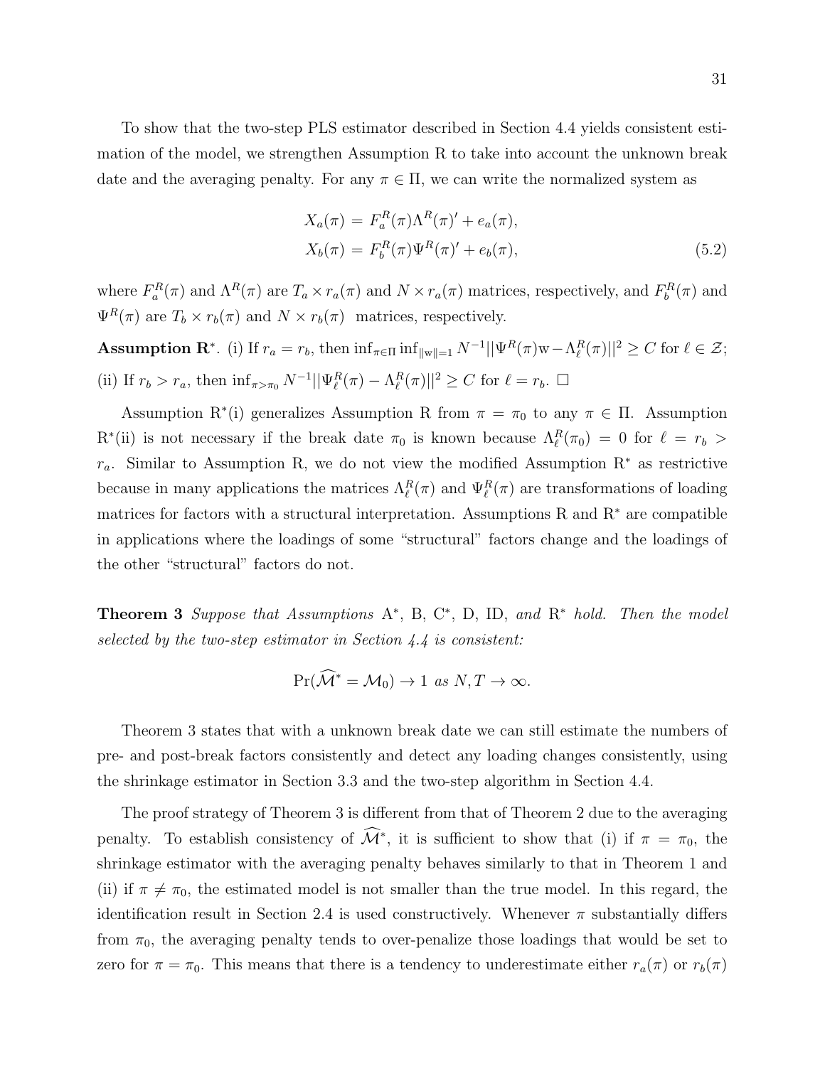To show that the two-step PLS estimator described in Section 4.4 yields consistent estimation of the model, we strengthen Assumption R to take into account the unknown break date and the averaging penalty. For any $\pi \in \Pi$, we can write the normalized system as

$$
\begin{aligned}
X_a(\pi) &= F_a^R(\pi)\Lambda^R(\pi)' + e_a(\pi), \\
X_b(\pi) &= F_b^R(\pi)\Psi^R(\pi)' + e_b(\pi),
\end{aligned}
\tag{5.2}
$$

where $F_a^R(\pi)$ and $\Lambda^R(\pi)$ are $T_a \times r_a(\pi)$ and $N \times r_a(\pi)$ matrices, respectively, and $F_b^R(\pi)$ and $\Psi^R(\pi)$ are $T_b \times r_b(\pi)$ and $N \times r_b(\pi)$ matrices, respectively.

**Assumption R$^*$.** (i) If $r_a = r_b$, then $\inf_{\pi \in \Pi} \inf_{\|\mathrm{w}\|=1} N^{-1} \|\Psi^R(\pi)\mathrm{w} - \Lambda_\ell^R(\pi)\|^2 \geq C$ for $\ell \in \mathcal{Z}$; (ii) If $r_b > r_a$, then $\inf_{\pi > \pi_0} N^{-1} \|\Psi_\ell^R(\pi) - \Lambda_\ell^R(\pi)\|^2 \geq C$ for $\ell = r_b$. $\square$

Assumption R$^*$(i) generalizes Assumption R from $\pi = \pi_0$ to any $\pi \in \Pi$. Assumption R$^*$(ii) is not necessary if the break date $\pi_0$ is known because $\Lambda_\ell^R(\pi_0) = 0$ for $\ell = r_b > r_a$. Similar to Assumption R, we do not view the modified Assumption R$^*$ as restrictive because in many applications the matrices $\Lambda_\ell^R(\pi)$ and $\Psi_\ell^R(\pi)$ are transformations of loading matrices for factors with a structural interpretation. Assumptions R and R$^*$ are compatible in applications where the loadings of some "structural" factors change and the loadings of the other "structural" factors do not.

**Theorem 3** *Suppose that Assumptions* A$^*$, B, C$^*$, D, ID, *and* R$^*$ *hold. Then the model selected by the two-step estimator in Section 4.4 is consistent:*

$$
\Pr(\widehat{\mathcal{M}}^* = \mathcal{M}_0) \to 1 \text{ as } N, T \to \infty.
$$

Theorem 3 states that with a unknown break date we can still estimate the numbers of pre- and post-break factors consistently and detect any loading changes consistently, using the shrinkage estimator in Section 3.3 and the two-step algorithm in Section 4.4.

The proof strategy of Theorem 3 is different from that of Theorem 2 due to the averaging penalty. To establish consistency of $\widehat{\mathcal{M}}^*$, it is sufficient to show that (i) if $\pi = \pi_0$, the shrinkage estimator with the averaging penalty behaves similarly to that in Theorem 1 and (ii) if $\pi \neq \pi_0$, the estimated model is not smaller than the true model. In this regard, the identification result in Section 2.4 is used constructively. Whenever $\pi$ substantially differs from $\pi_0$, the averaging penalty tends to over-penalize those loadings that would be set to zero for $\pi = \pi_0$. This means that there is a tendency to underestimate either $r_a(\pi)$ or $r_b(\pi)$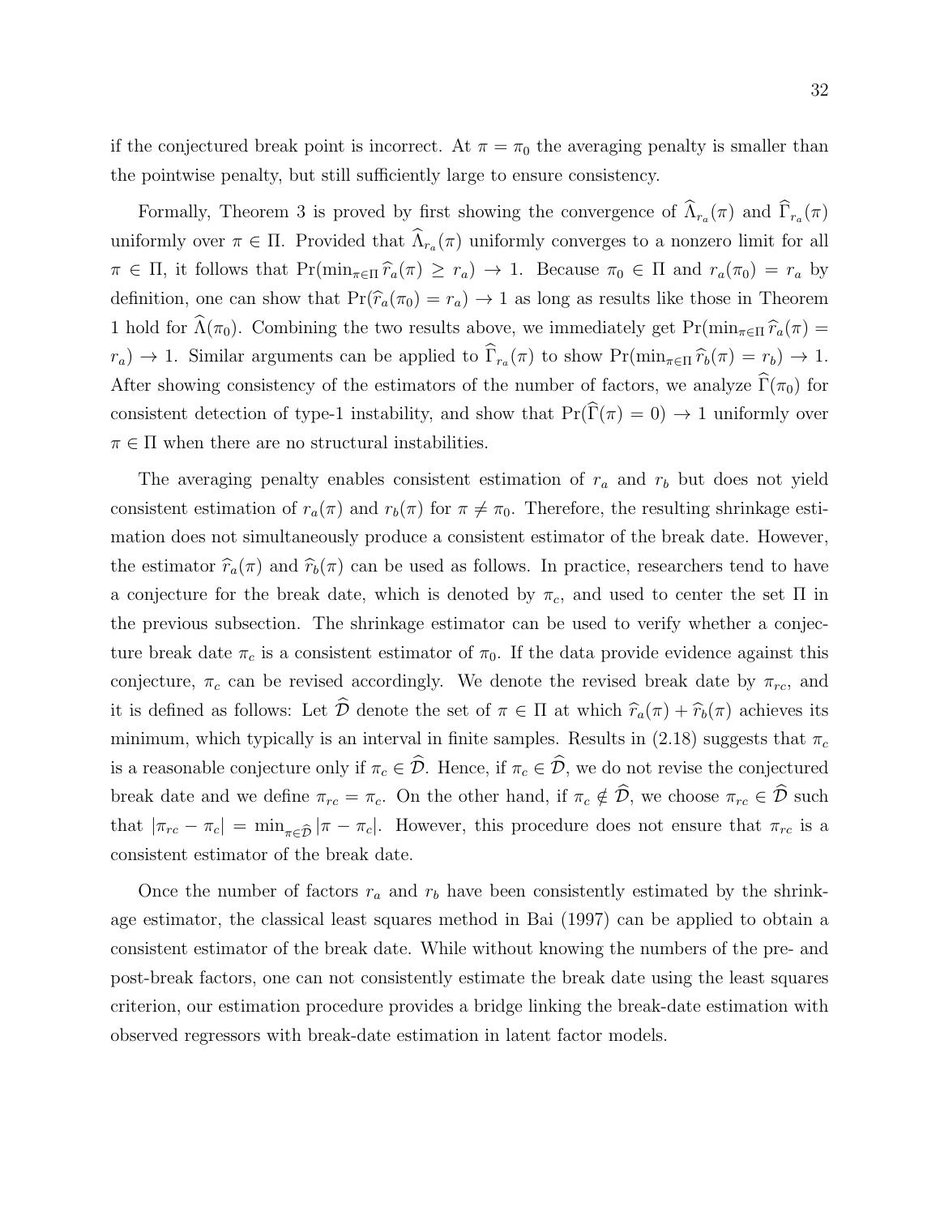if the conjectured break point is incorrect. At $\pi = \pi_0$ the averaging penalty is smaller than the pointwise penalty, but still sufficiently large to ensure consistency.

Formally, Theorem 3 is proved by first showing the convergence of $\widehat{\Lambda}_{r_a}(\pi)$ and $\widehat{\Gamma}_{r_a}(\pi)$ uniformly over $\pi \in \Pi$. Provided that $\widehat{\Lambda}_{r_a}(\pi)$ uniformly converges to a nonzero limit for all $\pi \in \Pi$, it follows that $\Pr(\min_{\pi \in \Pi} \widehat{r}_a(\pi) \geq r_a) \to 1$. Because $\pi_0 \in \Pi$ and $r_a(\pi_0) = r_a$ by definition, one can show that $\Pr(\widehat{r}_a(\pi_0) = r_a) \to 1$ as long as results like those in Theorem 1 hold for $\widehat{\Lambda}(\pi_0)$. Combining the two results above, we immediately get $\Pr(\min_{\pi \in \Pi} \widehat{r}_a(\pi) = r_a) \to 1$. Similar arguments can be applied to $\widehat{\Gamma}_{r_a}(\pi)$ to show $\Pr(\min_{\pi \in \Pi} \widehat{r}_b(\pi) = r_b) \to 1$. After showing consistency of the estimators of the number of factors, we analyze $\widehat{\Gamma}(\pi_0)$ for consistent detection of type-1 instability, and show that $\Pr(\widehat{\Gamma}(\pi) = 0) \to 1$ uniformly over $\pi \in \Pi$ when there are no structural instabilities.

The averaging penalty enables consistent estimation of $r_a$ and $r_b$ but does not yield consistent estimation of $r_a(\pi)$ and $r_b(\pi)$ for $\pi \neq \pi_0$. Therefore, the resulting shrinkage estimation does not simultaneously produce a consistent estimator of the break date. However, the estimator $\widehat{r}_a(\pi)$ and $\widehat{r}_b(\pi)$ can be used as follows. In practice, researchers tend to have a conjecture for the break date, which is denoted by $\pi_c$, and used to center the set $\Pi$ in the previous subsection. The shrinkage estimator can be used to verify whether a conjecture break date $\pi_c$ is a consistent estimator of $\pi_0$. If the data provide evidence against this conjecture, $\pi_c$ can be revised accordingly. We denote the revised break date by $\pi_{rc}$, and it is defined as follows: Let $\widehat{\mathcal{D}}$ denote the set of $\pi \in \Pi$ at which $\widehat{r}_a(\pi) + \widehat{r}_b(\pi)$ achieves its minimum, which typically is an interval in finite samples. Results in (2.18) suggests that $\pi_c$ is a reasonable conjecture only if $\pi_c \in \widehat{\mathcal{D}}$. Hence, if $\pi_c \in \widehat{\mathcal{D}}$, we do not revise the conjectured break date and we define $\pi_{rc} = \pi_c$. On the other hand, if $\pi_c \notin \widehat{\mathcal{D}}$, we choose $\pi_{rc} \in \widehat{\mathcal{D}}$ such that $|\pi_{rc} - \pi_c| = \min_{\pi \in \widehat{\mathcal{D}}} |\pi - \pi_c|$. However, this procedure does not ensure that $\pi_{rc}$ is a consistent estimator of the break date.

Once the number of factors $r_a$ and $r_b$ have been consistently estimated by the shrinkage estimator, the classical least squares method in Bai (1997) can be applied to obtain a consistent estimator of the break date. While without knowing the numbers of the pre- and post-break factors, one can not consistently estimate the break date using the least squares criterion, our estimation procedure provides a bridge linking the break-date estimation with observed regressors with break-date estimation in latent factor models.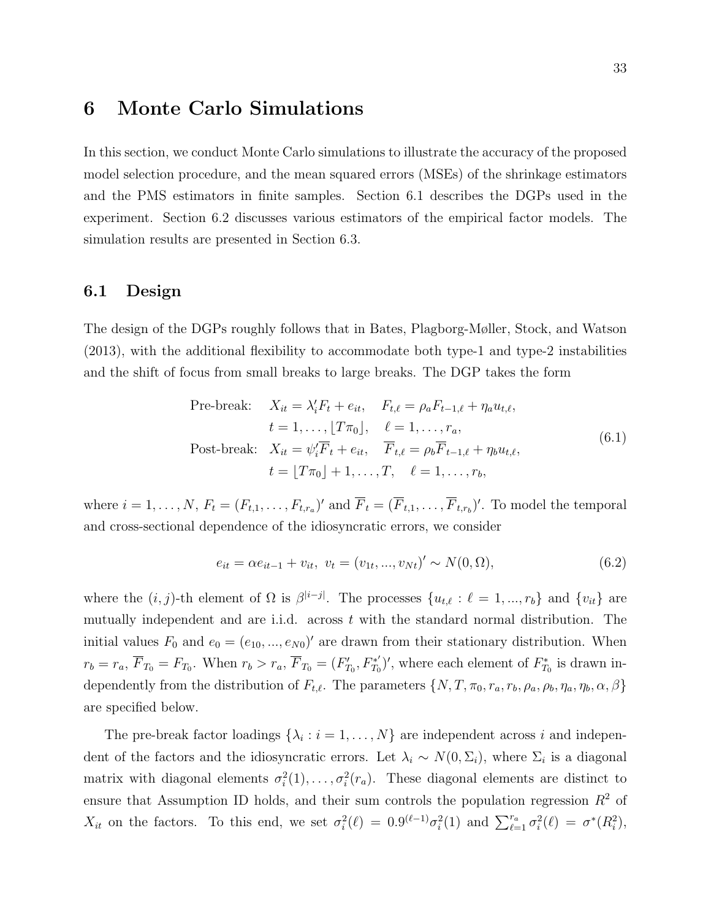# 6 Monte Carlo Simulations

In this section, we conduct Monte Carlo simulations to illustrate the accuracy of the proposed model selection procedure, and the mean squared errors (MSEs) of the shrinkage estimators and the PMS estimators in finite samples. Section 6.1 describes the DGPs used in the experiment. Section 6.2 discusses various estimators of the empirical factor models. The simulation results are presented in Section 6.3.

## 6.1 Design

The design of the DGPs roughly follows that in Bates, Plagborg-Møller, Stock, and Watson (2013), with the additional flexibility to accommodate both type-1 and type-2 instabilities and the shift of focus from small breaks to large breaks. The DGP takes the form

$$
\begin{aligned}
\text{Pre-break:} \quad & X_{it} = \lambda_i' F_t + e_{it}, \quad F_{t,\ell} = \rho_a F_{t-1,\ell} + \eta_a u_{t,\ell}, \\
& t = 1, \ldots, \lfloor T\pi_0 \rfloor, \quad \ell = 1, \ldots, r_a, \\
\text{Post-break:} \quad & X_{it} = \psi_i' \overline{F}_t + e_{it}, \quad \overline{F}_{t,\ell} = \rho_b \overline{F}_{t-1,\ell} + \eta_b u_{t,\ell}, \\
& t = \lfloor T\pi_0 \rfloor + 1, \ldots, T, \quad \ell = 1, \ldots, r_b,
\end{aligned}
\tag{6.1}
$$

where $i = 1, \ldots, N$, $F_t = (F_{t,1}, \ldots, F_{t,r_a})'$ and $\overline{F}_t = (\overline{F}_{t,1}, \ldots, \overline{F}_{t,r_b})'$. To model the temporal and cross-sectional dependence of the idiosyncratic errors, we consider

$$
e_{it} = \alpha e_{it-1} + v_{it}, \; v_t = (v_{1t}, ..., v_{Nt})' \sim N(0, \Omega), \tag{6.2}
$$

where the $(i, j)$-th element of $\Omega$ is $\beta^{|i-j|}$. The processes $\{u_{t,\ell} : \ell = 1, ..., r_b\}$ and $\{v_{it}\}$ are mutually independent and are i.i.d. across $t$ with the standard normal distribution. The initial values $F_0$ and $e_0 = (e_{10}, ..., e_{N0})'$ are drawn from their stationary distribution. When $r_b = r_a$, $\overline{F}_{T_0} = F_{T_0}$. When $r_b > r_a$, $\overline{F}_{T_0} = (F_{T_0}', F_{T_0}^{*'})'$, where each element of $F_{T_0}^{*}$ is drawn independently from the distribution of $F_{t,\ell}$. The parameters $\{N, T, \pi_0, r_a, r_b, \rho_a, \rho_b, \eta_a, \eta_b, \alpha, \beta\}$ are specified below.

The pre-break factor loadings $\{\lambda_i : i = 1, \ldots, N\}$ are independent across $i$ and independent of the factors and the idiosyncratic errors. Let $\lambda_i \sim N(0, \Sigma_i)$, where $\Sigma_i$ is a diagonal matrix with diagonal elements $\sigma_i^2(1), \ldots, \sigma_i^2(r_a)$. These diagonal elements are distinct to ensure that Assumption ID holds, and their sum controls the population regression $R^2$ of $X_{it}$ on the factors. To this end, we set $\sigma_i^2(\ell) = 0.9^{(\ell-1)}\sigma_i^2(1)$ and $\sum_{\ell=1}^{r_a} \sigma_i^2(\ell) = \sigma^*(R_i^2)$,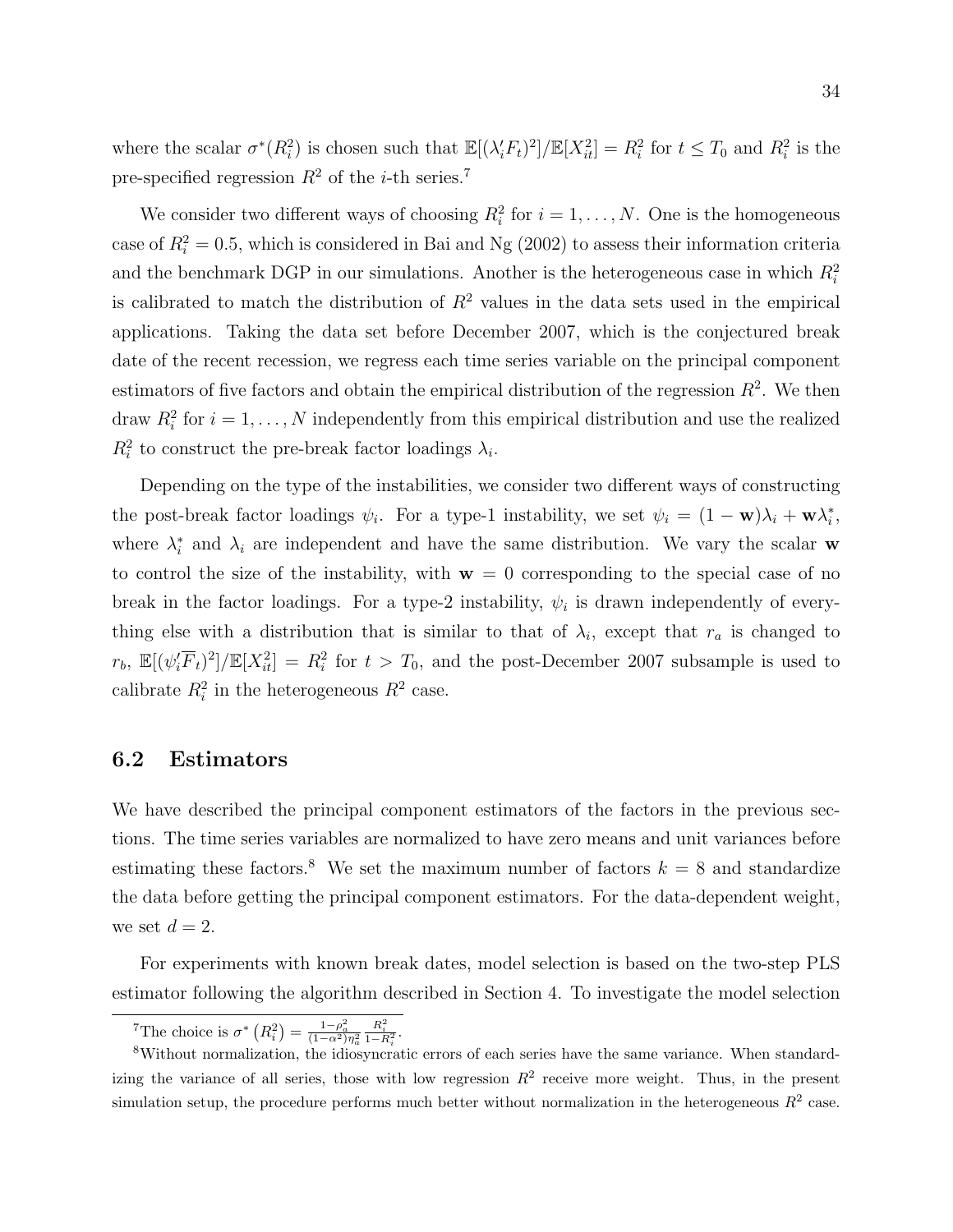where the scalar $\sigma^*(R_i^2)$ is chosen such that $\mathbb{E}[(\lambda_i' F_t)^2]/\mathbb{E}[X_{it}^2] = R_i^2$ for $t \leq T_0$ and $R_i^2$ is the pre-specified regression $R^2$ of the $i$-th series.[7]

We consider two different ways of choosing $R_i^2$ for $i = 1, \ldots, N$. One is the homogeneous case of $R_i^2 = 0.5$, which is considered in Bai and Ng (2002) to assess their information criteria and the benchmark DGP in our simulations. Another is the heterogeneous case in which $R_i^2$ is calibrated to match the distribution of $R^2$ values in the data sets used in the empirical applications. Taking the data set before December 2007, which is the conjectured break date of the recent recession, we regress each time series variable on the principal component estimators of five factors and obtain the empirical distribution of the regression $R^2$. We then draw $R_i^2$ for $i = 1, \ldots, N$ independently from this empirical distribution and use the realized $R_i^2$ to construct the pre-break factor loadings $\lambda_i$.

Depending on the type of the instabilities, we consider two different ways of constructing the post-break factor loadings $\psi_i$. For a type-1 instability, we set $\psi_i = (1 - \mathbf{w})\lambda_i + \mathbf{w}\lambda_i^*$, where $\lambda_i^*$ and $\lambda_i$ are independent and have the same distribution. We vary the scalar $\mathbf{w}$ to control the size of the instability, with $\mathbf{w} = 0$ corresponding to the special case of no break in the factor loadings. For a type-2 instability, $\psi_i$ is drawn independently of everything else with a distribution that is similar to that of $\lambda_i$, except that $r_a$ is changed to $r_b$, $\mathbb{E}[(\psi_i' \overline{F}_t)^2]/\mathbb{E}[X_{it}^2] = R_i^2$ for $t > T_0$, and the post-December 2007 subsample is used to calibrate $R_i^2$ in the heterogeneous $R^2$ case.

## 6.2 Estimators

We have described the principal component estimators of the factors in the previous sections. The time series variables are normalized to have zero means and unit variances before estimating these factors.[8] We set the maximum number of factors $k = 8$ and standardize the data before getting the principal component estimators. For the data-dependent weight, we set $d = 2$.

For experiments with known break dates, model selection is based on the two-step PLS estimator following the algorithm described in Section 4. To investigate the model selection

---

[7] The choice is $\sigma^*\left(R_i^2\right) = \frac{1-\rho_a^2}{(1-\alpha^2)\eta_a^2} \frac{R_i^2}{1-R_i^2}$.

[8] Without normalization, the idiosyncratic errors of each series have the same variance. When standardizing the variance of all series, those with low regression $R^2$ receive more weight. Thus, in the present simulation setup, the procedure performs much better without normalization in the heterogeneous $R^2$ case.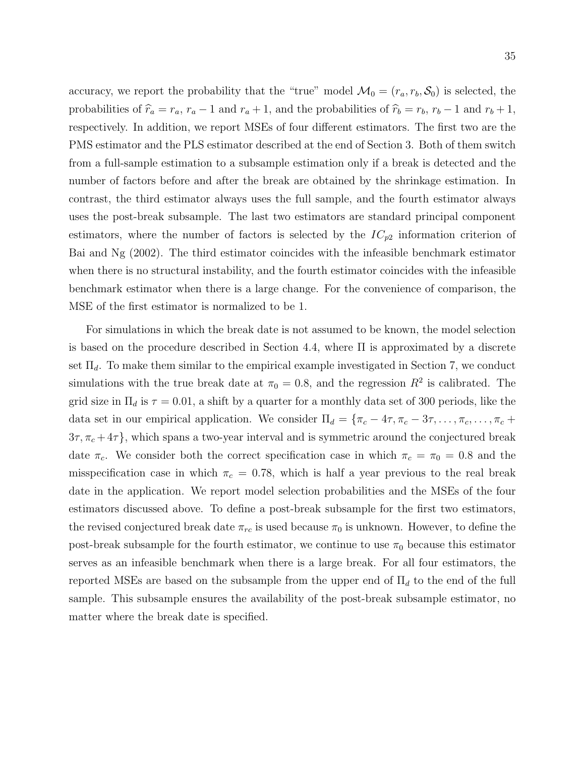accuracy, we report the probability that the "true" model $\mathcal{M}_0 = (r_a, r_b, \mathcal{S}_0)$ is selected, the probabilities of $\widehat{r}_a = r_a$, $r_a - 1$ and $r_a + 1$, and the probabilities of $\widehat{r}_b = r_b$, $r_b - 1$ and $r_b + 1$, respectively. In addition, we report MSEs of four different estimators. The first two are the PMS estimator and the PLS estimator described at the end of Section 3. Both of them switch from a full-sample estimation to a subsample estimation only if a break is detected and the number of factors before and after the break are obtained by the shrinkage estimation. In contrast, the third estimator always uses the full sample, and the fourth estimator always uses the post-break subsample. The last two estimators are standard principal component estimators, where the number of factors is selected by the $IC_{p2}$ information criterion of Bai and Ng (2002). The third estimator coincides with the infeasible benchmark estimator when there is no structural instability, and the fourth estimator coincides with the infeasible benchmark estimator when there is a large change. For the convenience of comparison, the MSE of the first estimator is normalized to be 1.

For simulations in which the break date is not assumed to be known, the model selection is based on the procedure described in Section 4.4, where $\Pi$ is approximated by a discrete set $\Pi_d$. To make them similar to the empirical example investigated in Section 7, we conduct simulations with the true break date at $\pi_0 = 0.8$, and the regression $R^2$ is calibrated. The grid size in $\Pi_d$ is $\tau = 0.01$, a shift by a quarter for a monthly data set of 300 periods, like the data set in our empirical application. We consider $\Pi_d = \{\pi_c - 4\tau, \pi_c - 3\tau, \ldots, \pi_c, \ldots, \pi_c + 3\tau, \pi_c + 4\tau\}$, which spans a two-year interval and is symmetric around the conjectured break date $\pi_c$. We consider both the correct specification case in which $\pi_c = \pi_0 = 0.8$ and the misspecification case in which $\pi_c = 0.78$, which is half a year previous to the real break date in the application. We report model selection probabilities and the MSEs of the four estimators discussed above. To define a post-break subsample for the first two estimators, the revised conjectured break date $\pi_{rc}$ is used because $\pi_0$ is unknown. However, to define the post-break subsample for the fourth estimator, we continue to use $\pi_0$ because this estimator serves as an infeasible benchmark when there is a large break. For all four estimators, the reported MSEs are based on the subsample from the upper end of $\Pi_d$ to the end of the full sample. This subsample ensures the availability of the post-break subsample estimator, no matter where the break date is specified.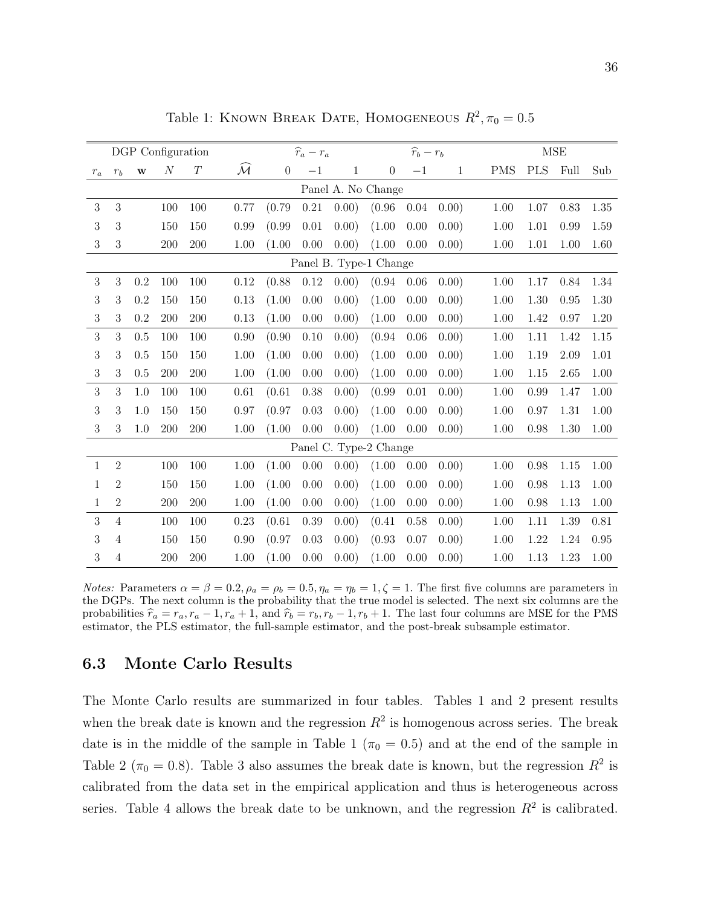Table 1: Known Break Date, Homogeneous $R^2, \pi_0 = 0.5$

| DGP Configuration | | | | | | $\widehat{r}_a - r_a$ | | | $\widehat{r}_b - r_b$ | | | MSE | | | |
|---|---|---|---|---|---|---|---|---|---|---|---|---|---|---|---|
| $r_a$ | $r_b$ | $\mathbf{w}$ | $N$ | $T$ | $\widehat{\mathcal{M}}$ | 0 | $-1$ | 1 | 0 | $-1$ | 1 | PMS | PLS | Full | Sub |
| Panel A. No Change | | | | | | | | | | | | | | | |
| 3 | 3 | | 100 | 100 | 0.77 | (0.79 | 0.21 | 0.00) | (0.96 | 0.04 | 0.00) | 1.00 | 1.07 | 0.83 | 1.35 |
| 3 | 3 | | 150 | 150 | 0.99 | (0.99 | 0.01 | 0.00) | (1.00 | 0.00 | 0.00) | 1.00 | 1.01 | 0.99 | 1.59 |
| 3 | 3 | | 200 | 200 | 1.00 | (1.00 | 0.00 | 0.00) | (1.00 | 0.00 | 0.00) | 1.00 | 1.01 | 1.00 | 1.60 |
| Panel B. Type-1 Change | | | | | | | | | | | | | | | |
| 3 | 3 | 0.2 | 100 | 100 | 0.12 | (0.88 | 0.12 | 0.00) | (0.94 | 0.06 | 0.00) | 1.00 | 1.17 | 0.84 | 1.34 |
| 3 | 3 | 0.2 | 150 | 150 | 0.13 | (1.00 | 0.00 | 0.00) | (1.00 | 0.00 | 0.00) | 1.00 | 1.30 | 0.95 | 1.30 |
| 3 | 3 | 0.2 | 200 | 200 | 0.13 | (1.00 | 0.00 | 0.00) | (1.00 | 0.00 | 0.00) | 1.00 | 1.42 | 0.97 | 1.20 |
| 3 | 3 | 0.5 | 100 | 100 | 0.90 | (0.90 | 0.10 | 0.00) | (0.94 | 0.06 | 0.00) | 1.00 | 1.11 | 1.42 | 1.15 |
| 3 | 3 | 0.5 | 150 | 150 | 1.00 | (1.00 | 0.00 | 0.00) | (1.00 | 0.00 | 0.00) | 1.00 | 1.19 | 2.09 | 1.01 |
| 3 | 3 | 0.5 | 200 | 200 | 1.00 | (1.00 | 0.00 | 0.00) | (1.00 | 0.00 | 0.00) | 1.00 | 1.15 | 2.65 | 1.00 |
| 3 | 3 | 1.0 | 100 | 100 | 0.61 | (0.61 | 0.38 | 0.00) | (0.99 | 0.01 | 0.00) | 1.00 | 0.99 | 1.47 | 1.00 |
| 3 | 3 | 1.0 | 150 | 150 | 0.97 | (0.97 | 0.03 | 0.00) | (1.00 | 0.00 | 0.00) | 1.00 | 0.97 | 1.31 | 1.00 |
| 3 | 3 | 1.0 | 200 | 200 | 1.00 | (1.00 | 0.00 | 0.00) | (1.00 | 0.00 | 0.00) | 1.00 | 0.98 | 1.30 | 1.00 |
| Panel C. Type-2 Change | | | | | | | | | | | | | | | |
| 1 | 2 | | 100 | 100 | 1.00 | (1.00 | 0.00 | 0.00) | (1.00 | 0.00 | 0.00) | 1.00 | 0.98 | 1.15 | 1.00 |
| 1 | 2 | | 150 | 150 | 1.00 | (1.00 | 0.00 | 0.00) | (1.00 | 0.00 | 0.00) | 1.00 | 0.98 | 1.13 | 1.00 |
| 1 | 2 | | 200 | 200 | 1.00 | (1.00 | 0.00 | 0.00) | (1.00 | 0.00 | 0.00) | 1.00 | 0.98 | 1.13 | 1.00 |
| 3 | 4 | | 100 | 100 | 0.23 | (0.61 | 0.39 | 0.00) | (0.41 | 0.58 | 0.00) | 1.00 | 1.11 | 1.39 | 0.81 |
| 3 | 4 | | 150 | 150 | 0.90 | (0.97 | 0.03 | 0.00) | (0.93 | 0.07 | 0.00) | 1.00 | 1.22 | 1.24 | 0.95 |
| 3 | 4 | | 200 | 200 | 1.00 | (1.00 | 0.00 | 0.00) | (1.00 | 0.00 | 0.00) | 1.00 | 1.13 | 1.23 | 1.00 |

*Notes:* Parameters $\alpha = \beta = 0.2, \rho_a = \rho_b = 0.5, \eta_a = \eta_b = 1, \zeta = 1$. The first five columns are parameters in the DGPs. The next column is the probability that the true model is selected. The next six columns are the probabilities $\widehat{r}_a = r_a, r_a - 1, r_a + 1$, and $\widehat{r}_b = r_b, r_b - 1, r_b + 1$. The last four columns are MSE for the PMS estimator, the PLS estimator, the full-sample estimator, and the post-break subsample estimator.

### 6.3 Monte Carlo Results

The Monte Carlo results are summarized in four tables. Tables 1 and 2 present results when the break date is known and the regression $R^2$ is homogenous across series. The break date is in the middle of the sample in Table 1 ($\pi_0 = 0.5$) and at the end of the sample in Table 2 ($\pi_0 = 0.8$). Table 3 also assumes the break date is known, but the regression $R^2$ is calibrated from the data set in the empirical application and thus is heterogeneous across series. Table 4 allows the break date to be unknown, and the regression $R^2$ is calibrated.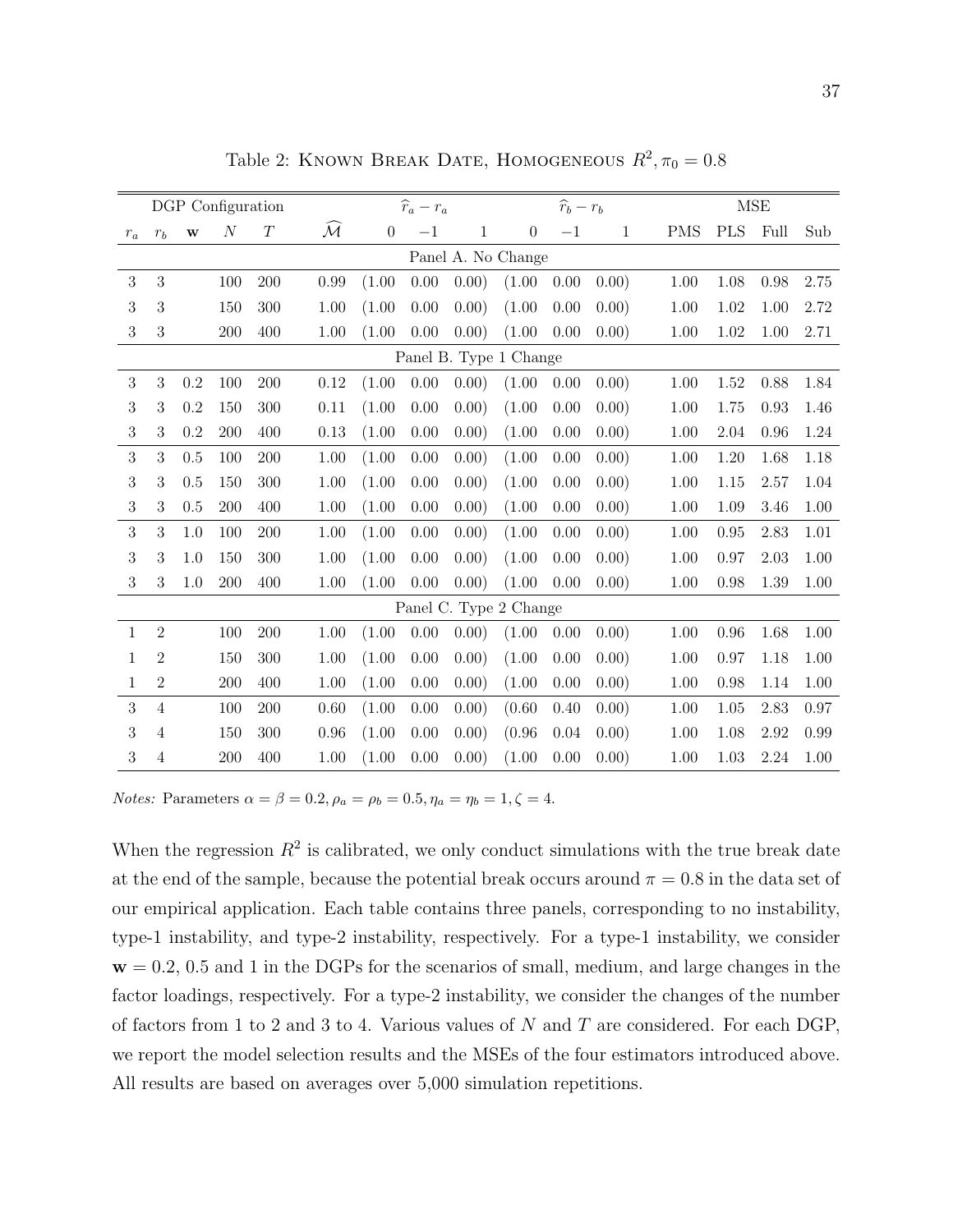Table 2: KNOWN BREAK DATE, HOMOGENEOUS $R^2, \pi_0 = 0.8$

| DGP Configuration | | | | | | $\widehat{r}_a - r_a$ | | | $\widehat{r}_b - r_b$ | | | MSE | | | |
|---|---|---|---|---|---|---|---|---|---|---|---|---|---|---|---|
| $r_a$ | $r_b$ | $\mathbf{w}$ | $N$ | $T$ | $\widehat{\mathcal{M}}$ | 0 | $-1$ | 1 | 0 | $-1$ | 1 | PMS | PLS | Full | Sub |
| Panel A. No Change | | | | | | | | | | | | | | | |
| 3 | 3 | | 100 | 200 | 0.99 | (1.00 | 0.00 | 0.00) | (1.00 | 0.00 | 0.00) | 1.00 | 1.08 | 0.98 | 2.75 |
| 3 | 3 | | 150 | 300 | 1.00 | (1.00 | 0.00 | 0.00) | (1.00 | 0.00 | 0.00) | 1.00 | 1.02 | 1.00 | 2.72 |
| 3 | 3 | | 200 | 400 | 1.00 | (1.00 | 0.00 | 0.00) | (1.00 | 0.00 | 0.00) | 1.00 | 1.02 | 1.00 | 2.71 |
| Panel B. Type 1 Change | | | | | | | | | | | | | | | |
| 3 | 3 | 0.2 | 100 | 200 | 0.12 | (1.00 | 0.00 | 0.00) | (1.00 | 0.00 | 0.00) | 1.00 | 1.52 | 0.88 | 1.84 |
| 3 | 3 | 0.2 | 150 | 300 | 0.11 | (1.00 | 0.00 | 0.00) | (1.00 | 0.00 | 0.00) | 1.00 | 1.75 | 0.93 | 1.46 |
| 3 | 3 | 0.2 | 200 | 400 | 0.13 | (1.00 | 0.00 | 0.00) | (1.00 | 0.00 | 0.00) | 1.00 | 2.04 | 0.96 | 1.24 |
| 3 | 3 | 0.5 | 100 | 200 | 1.00 | (1.00 | 0.00 | 0.00) | (1.00 | 0.00 | 0.00) | 1.00 | 1.20 | 1.68 | 1.18 |
| 3 | 3 | 0.5 | 150 | 300 | 1.00 | (1.00 | 0.00 | 0.00) | (1.00 | 0.00 | 0.00) | 1.00 | 1.15 | 2.57 | 1.04 |
| 3 | 3 | 0.5 | 200 | 400 | 1.00 | (1.00 | 0.00 | 0.00) | (1.00 | 0.00 | 0.00) | 1.00 | 1.09 | 3.46 | 1.00 |
| 3 | 3 | 1.0 | 100 | 200 | 1.00 | (1.00 | 0.00 | 0.00) | (1.00 | 0.00 | 0.00) | 1.00 | 0.95 | 2.83 | 1.01 |
| 3 | 3 | 1.0 | 150 | 300 | 1.00 | (1.00 | 0.00 | 0.00) | (1.00 | 0.00 | 0.00) | 1.00 | 0.97 | 2.03 | 1.00 |
| 3 | 3 | 1.0 | 200 | 400 | 1.00 | (1.00 | 0.00 | 0.00) | (1.00 | 0.00 | 0.00) | 1.00 | 0.98 | 1.39 | 1.00 |
| Panel C. Type 2 Change | | | | | | | | | | | | | | | |
| 1 | 2 | | 100 | 200 | 1.00 | (1.00 | 0.00 | 0.00) | (1.00 | 0.00 | 0.00) | 1.00 | 0.96 | 1.68 | 1.00 |
| 1 | 2 | | 150 | 300 | 1.00 | (1.00 | 0.00 | 0.00) | (1.00 | 0.00 | 0.00) | 1.00 | 0.97 | 1.18 | 1.00 |
| 1 | 2 | | 200 | 400 | 1.00 | (1.00 | 0.00 | 0.00) | (1.00 | 0.00 | 0.00) | 1.00 | 0.98 | 1.14 | 1.00 |
| 3 | 4 | | 100 | 200 | 0.60 | (1.00 | 0.00 | 0.00) | (0.60 | 0.40 | 0.00) | 1.00 | 1.05 | 2.83 | 0.97 |
| 3 | 4 | | 150 | 300 | 0.96 | (1.00 | 0.00 | 0.00) | (0.96 | 0.04 | 0.00) | 1.00 | 1.08 | 2.92 | 0.99 |
| 3 | 4 | | 200 | 400 | 1.00 | (1.00 | 0.00 | 0.00) | (1.00 | 0.00 | 0.00) | 1.00 | 1.03 | 2.24 | 1.00 |

*Notes:* Parameters $\alpha = \beta = 0.2, \rho_a = \rho_b = 0.5, \eta_a = \eta_b = 1, \zeta = 4$.

When the regression $R^2$ is calibrated, we only conduct simulations with the true break date at the end of the sample, because the potential break occurs around $\pi = 0.8$ in the data set of our empirical application. Each table contains three panels, corresponding to no instability, type-1 instability, and type-2 instability, respectively. For a type-1 instability, we consider $\mathbf{w} = 0.2$, 0.5 and 1 in the DGPs for the scenarios of small, medium, and large changes in the factor loadings, respectively. For a type-2 instability, we consider the changes of the number of factors from 1 to 2 and 3 to 4. Various values of $N$ and $T$ are considered. For each DGP, we report the model selection results and the MSEs of the four estimators introduced above. All results are based on averages over 5,000 simulation repetitions.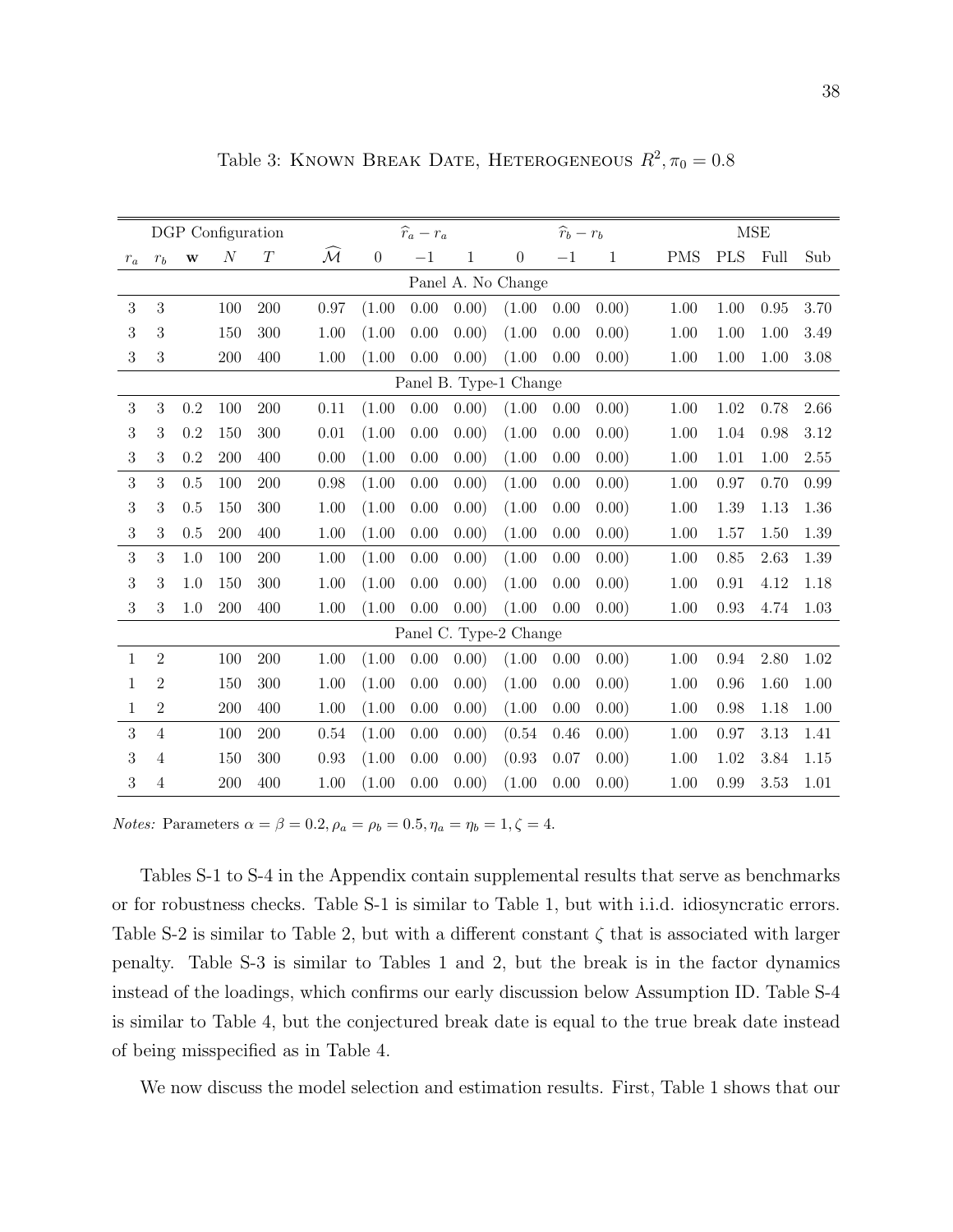Table 3: Known Break Date, Heterogeneous $R^2, \pi_0 = 0.8$

| DGP Configuration | | | | | | $\widehat{r}_a - r_a$ | | | $\widehat{r}_b - r_b$ | | | MSE | | | |
|---|---|---|---|---|---|---|---|---|---|---|---|---|---|---|---|
| $r_a$ | $r_b$ | $\mathbf{w}$ | $N$ | $T$ | $\widehat{\mathcal{M}}$ | 0 | $-1$ | 1 | 0 | $-1$ | 1 | PMS | PLS | Full | Sub |
| Panel A. No Change | | | | | | | | | | | | | | | |
| 3 | 3 | | 100 | 200 | 0.97 | (1.00 | 0.00 | 0.00) | (1.00 | 0.00 | 0.00) | 1.00 | 1.00 | 0.95 | 3.70 |
| 3 | 3 | | 150 | 300 | 1.00 | (1.00 | 0.00 | 0.00) | (1.00 | 0.00 | 0.00) | 1.00 | 1.00 | 1.00 | 3.49 |
| 3 | 3 | | 200 | 400 | 1.00 | (1.00 | 0.00 | 0.00) | (1.00 | 0.00 | 0.00) | 1.00 | 1.00 | 1.00 | 3.08 |
| Panel B. Type-1 Change | | | | | | | | | | | | | | | |
| 3 | 3 | 0.2 | 100 | 200 | 0.11 | (1.00 | 0.00 | 0.00) | (1.00 | 0.00 | 0.00) | 1.00 | 1.02 | 0.78 | 2.66 |
| 3 | 3 | 0.2 | 150 | 300 | 0.01 | (1.00 | 0.00 | 0.00) | (1.00 | 0.00 | 0.00) | 1.00 | 1.04 | 0.98 | 3.12 |
| 3 | 3 | 0.2 | 200 | 400 | 0.00 | (1.00 | 0.00 | 0.00) | (1.00 | 0.00 | 0.00) | 1.00 | 1.01 | 1.00 | 2.55 |
| 3 | 3 | 0.5 | 100 | 200 | 0.98 | (1.00 | 0.00 | 0.00) | (1.00 | 0.00 | 0.00) | 1.00 | 0.97 | 0.70 | 0.99 |
| 3 | 3 | 0.5 | 150 | 300 | 1.00 | (1.00 | 0.00 | 0.00) | (1.00 | 0.00 | 0.00) | 1.00 | 1.39 | 1.13 | 1.36 |
| 3 | 3 | 0.5 | 200 | 400 | 1.00 | (1.00 | 0.00 | 0.00) | (1.00 | 0.00 | 0.00) | 1.00 | 1.57 | 1.50 | 1.39 |
| 3 | 3 | 1.0 | 100 | 200 | 1.00 | (1.00 | 0.00 | 0.00) | (1.00 | 0.00 | 0.00) | 1.00 | 0.85 | 2.63 | 1.39 |
| 3 | 3 | 1.0 | 150 | 300 | 1.00 | (1.00 | 0.00 | 0.00) | (1.00 | 0.00 | 0.00) | 1.00 | 0.91 | 4.12 | 1.18 |
| 3 | 3 | 1.0 | 200 | 400 | 1.00 | (1.00 | 0.00 | 0.00) | (1.00 | 0.00 | 0.00) | 1.00 | 0.93 | 4.74 | 1.03 |
| Panel C. Type-2 Change | | | | | | | | | | | | | | | |
| 1 | 2 | | 100 | 200 | 1.00 | (1.00 | 0.00 | 0.00) | (1.00 | 0.00 | 0.00) | 1.00 | 0.94 | 2.80 | 1.02 |
| 1 | 2 | | 150 | 300 | 1.00 | (1.00 | 0.00 | 0.00) | (1.00 | 0.00 | 0.00) | 1.00 | 0.96 | 1.60 | 1.00 |
| 1 | 2 | | 200 | 400 | 1.00 | (1.00 | 0.00 | 0.00) | (1.00 | 0.00 | 0.00) | 1.00 | 0.98 | 1.18 | 1.00 |
| 3 | 4 | | 100 | 200 | 0.54 | (1.00 | 0.00 | 0.00) | (0.54 | 0.46 | 0.00) | 1.00 | 0.97 | 3.13 | 1.41 |
| 3 | 4 | | 150 | 300 | 0.93 | (1.00 | 0.00 | 0.00) | (0.93 | 0.07 | 0.00) | 1.00 | 1.02 | 3.84 | 1.15 |
| 3 | 4 | | 200 | 400 | 1.00 | (1.00 | 0.00 | 0.00) | (1.00 | 0.00 | 0.00) | 1.00 | 0.99 | 3.53 | 1.01 |

*Notes:* Parameters $\alpha = \beta = 0.2, \rho_a = \rho_b = 0.5, \eta_a = \eta_b = 1, \zeta = 4$.

Tables S-1 to S-4 in the Appendix contain supplemental results that serve as benchmarks or for robustness checks. Table S-1 is similar to Table 1, but with i.i.d. idiosyncratic errors. Table S-2 is similar to Table 2, but with a different constant $\zeta$ that is associated with larger penalty. Table S-3 is similar to Tables 1 and 2, but the break is in the factor dynamics instead of the loadings, which confirms our early discussion below Assumption ID. Table S-4 is similar to Table 4, but the conjectured break date is equal to the true break date instead of being misspecified as in Table 4.

We now discuss the model selection and estimation results. First, Table 1 shows that our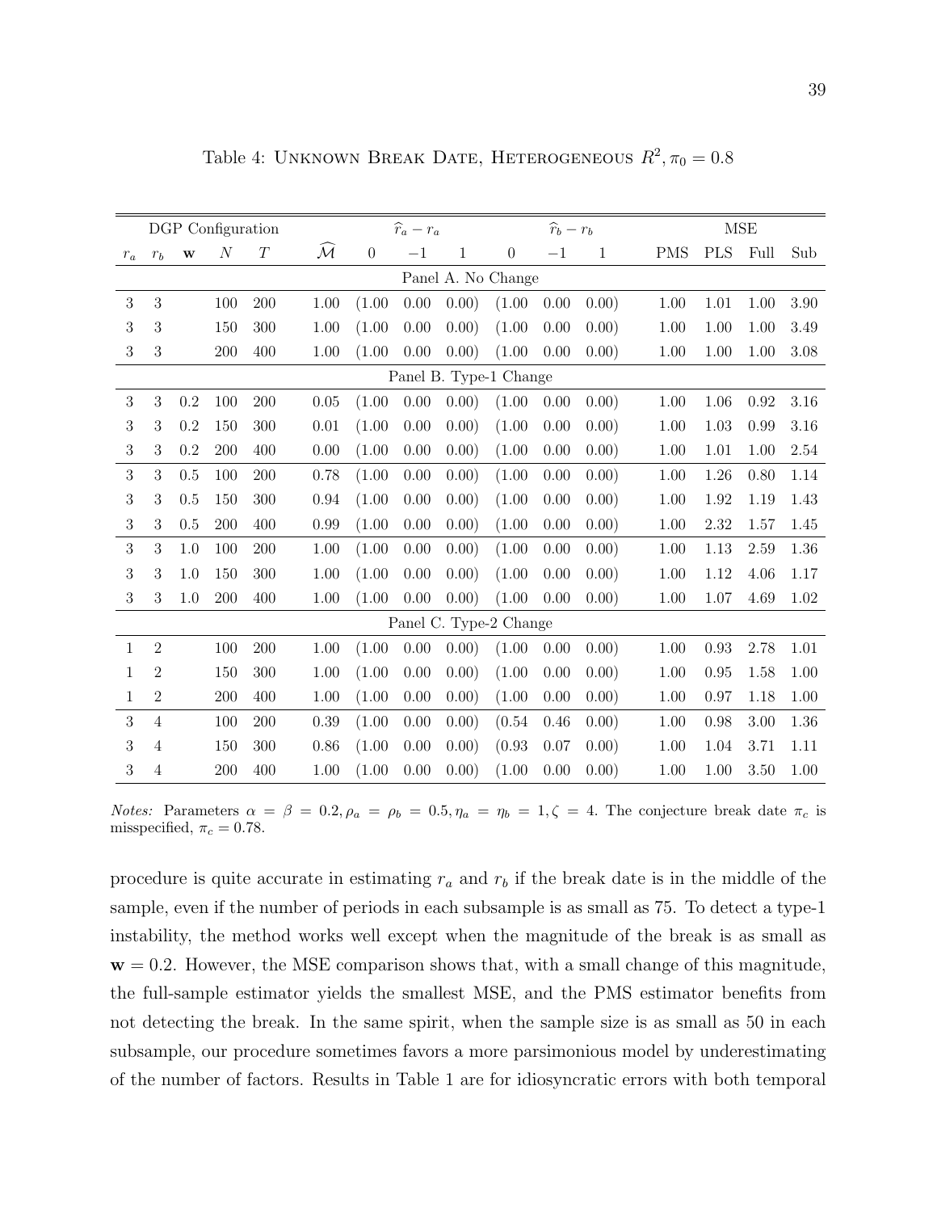Table 4: Unknown Break Date, Heterogeneous $R^2, \pi_0 = 0.8$

| DGP Configuration | | | | | | $\widehat{r}_a - r_a$ | | | $\widehat{r}_b - r_b$ | | | MSE | | | |
|---|---|---|---|---|---|---|---|---|---|---|---|---|---|---|---|
| $r_a$ | $r_b$ | $\mathbf{w}$ | $N$ | $T$ | $\widehat{\mathcal{M}}$ | 0 | $-1$ | 1 | 0 | $-1$ | 1 | PMS | PLS | Full | Sub |
| Panel A. No Change | | | | | | | | | | | | | | | |
| 3 | 3 | | 100 | 200 | 1.00 | (1.00 | 0.00 | 0.00) | (1.00 | 0.00 | 0.00) | 1.00 | 1.01 | 1.00 | 3.90 |
| 3 | 3 | | 150 | 300 | 1.00 | (1.00 | 0.00 | 0.00) | (1.00 | 0.00 | 0.00) | 1.00 | 1.00 | 1.00 | 3.49 |
| 3 | 3 | | 200 | 400 | 1.00 | (1.00 | 0.00 | 0.00) | (1.00 | 0.00 | 0.00) | 1.00 | 1.00 | 1.00 | 3.08 |
| Panel B. Type-1 Change | | | | | | | | | | | | | | | |
| 3 | 3 | 0.2 | 100 | 200 | 0.05 | (1.00 | 0.00 | 0.00) | (1.00 | 0.00 | 0.00) | 1.00 | 1.06 | 0.92 | 3.16 |
| 3 | 3 | 0.2 | 150 | 300 | 0.01 | (1.00 | 0.00 | 0.00) | (1.00 | 0.00 | 0.00) | 1.00 | 1.03 | 0.99 | 3.16 |
| 3 | 3 | 0.2 | 200 | 400 | 0.00 | (1.00 | 0.00 | 0.00) | (1.00 | 0.00 | 0.00) | 1.00 | 1.01 | 1.00 | 2.54 |
| 3 | 3 | 0.5 | 100 | 200 | 0.78 | (1.00 | 0.00 | 0.00) | (1.00 | 0.00 | 0.00) | 1.00 | 1.26 | 0.80 | 1.14 |
| 3 | 3 | 0.5 | 150 | 300 | 0.94 | (1.00 | 0.00 | 0.00) | (1.00 | 0.00 | 0.00) | 1.00 | 1.92 | 1.19 | 1.43 |
| 3 | 3 | 0.5 | 200 | 400 | 0.99 | (1.00 | 0.00 | 0.00) | (1.00 | 0.00 | 0.00) | 1.00 | 2.32 | 1.57 | 1.45 |
| 3 | 3 | 1.0 | 100 | 200 | 1.00 | (1.00 | 0.00 | 0.00) | (1.00 | 0.00 | 0.00) | 1.00 | 1.13 | 2.59 | 1.36 |
| 3 | 3 | 1.0 | 150 | 300 | 1.00 | (1.00 | 0.00 | 0.00) | (1.00 | 0.00 | 0.00) | 1.00 | 1.12 | 4.06 | 1.17 |
| 3 | 3 | 1.0 | 200 | 400 | 1.00 | (1.00 | 0.00 | 0.00) | (1.00 | 0.00 | 0.00) | 1.00 | 1.07 | 4.69 | 1.02 |
| Panel C. Type-2 Change | | | | | | | | | | | | | | | |
| 1 | 2 | | 100 | 200 | 1.00 | (1.00 | 0.00 | 0.00) | (1.00 | 0.00 | 0.00) | 1.00 | 0.93 | 2.78 | 1.01 |
| 1 | 2 | | 150 | 300 | 1.00 | (1.00 | 0.00 | 0.00) | (1.00 | 0.00 | 0.00) | 1.00 | 0.95 | 1.58 | 1.00 |
| 1 | 2 | | 200 | 400 | 1.00 | (1.00 | 0.00 | 0.00) | (1.00 | 0.00 | 0.00) | 1.00 | 0.97 | 1.18 | 1.00 |
| 3 | 4 | | 100 | 200 | 0.39 | (1.00 | 0.00 | 0.00) | (0.54 | 0.46 | 0.00) | 1.00 | 0.98 | 3.00 | 1.36 |
| 3 | 4 | | 150 | 300 | 0.86 | (1.00 | 0.00 | 0.00) | (0.93 | 0.07 | 0.00) | 1.00 | 1.04 | 3.71 | 1.11 |
| 3 | 4 | | 200 | 400 | 1.00 | (1.00 | 0.00 | 0.00) | (1.00 | 0.00 | 0.00) | 1.00 | 1.00 | 3.50 | 1.00 |

*Notes:* Parameters $\alpha = \beta = 0.2, \rho_a = \rho_b = 0.5, \eta_a = \eta_b = 1, \zeta = 4$. The conjecture break date $\pi_c$ is misspecified, $\pi_c = 0.78$.

procedure is quite accurate in estimating $r_a$ and $r_b$ if the break date is in the middle of the sample, even if the number of periods in each subsample is as small as 75. To detect a type-1 instability, the method works well except when the magnitude of the break is as small as $\mathbf{w} = 0.2$. However, the MSE comparison shows that, with a small change of this magnitude, the full-sample estimator yields the smallest MSE, and the PMS estimator benefits from not detecting the break. In the same spirit, when the sample size is as small as 50 in each subsample, our procedure sometimes favors a more parsimonious model by underestimating of the number of factors. Results in Table 1 are for idiosyncratic errors with both temporal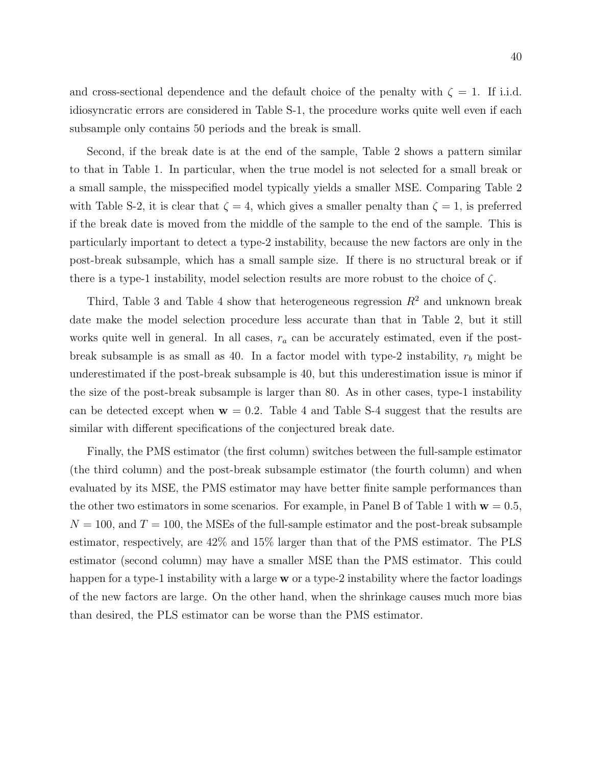and cross-sectional dependence and the default choice of the penalty with $\zeta = 1$. If i.i.d. idiosyncratic errors are considered in Table S-1, the procedure works quite well even if each subsample only contains 50 periods and the break is small.

Second, if the break date is at the end of the sample, Table 2 shows a pattern similar to that in Table 1. In particular, when the true model is not selected for a small break or a small sample, the misspecified model typically yields a smaller MSE. Comparing Table 2 with Table S-2, it is clear that $\zeta = 4$, which gives a smaller penalty than $\zeta = 1$, is preferred if the break date is moved from the middle of the sample to the end of the sample. This is particularly important to detect a type-2 instability, because the new factors are only in the post-break subsample, which has a small sample size. If there is no structural break or if there is a type-1 instability, model selection results are more robust to the choice of $\zeta$.

Third, Table 3 and Table 4 show that heterogeneous regression $R^2$ and unknown break date make the model selection procedure less accurate than that in Table 2, but it still works quite well in general. In all cases, $r_a$ can be accurately estimated, even if the post-break subsample is as small as 40. In a factor model with type-2 instability, $r_b$ might be underestimated if the post-break subsample is 40, but this underestimation issue is minor if the size of the post-break subsample is larger than 80. As in other cases, type-1 instability can be detected except when $\mathbf{w} = 0.2$. Table 4 and Table S-4 suggest that the results are similar with different specifications of the conjectured break date.

Finally, the PMS estimator (the first column) switches between the full-sample estimator (the third column) and the post-break subsample estimator (the fourth column) and when evaluated by its MSE, the PMS estimator may have better finite sample performances than the other two estimators in some scenarios. For example, in Panel B of Table 1 with $\mathbf{w} = 0.5$, $N = 100$, and $T = 100$, the MSEs of the full-sample estimator and the post-break subsample estimator, respectively, are 42% and 15% larger than that of the PMS estimator. The PLS estimator (second column) may have a smaller MSE than the PMS estimator. This could happen for a type-1 instability with a large $\mathbf{w}$ or a type-2 instability where the factor loadings of the new factors are large. On the other hand, when the shrinkage causes much more bias than desired, the PLS estimator can be worse than the PMS estimator.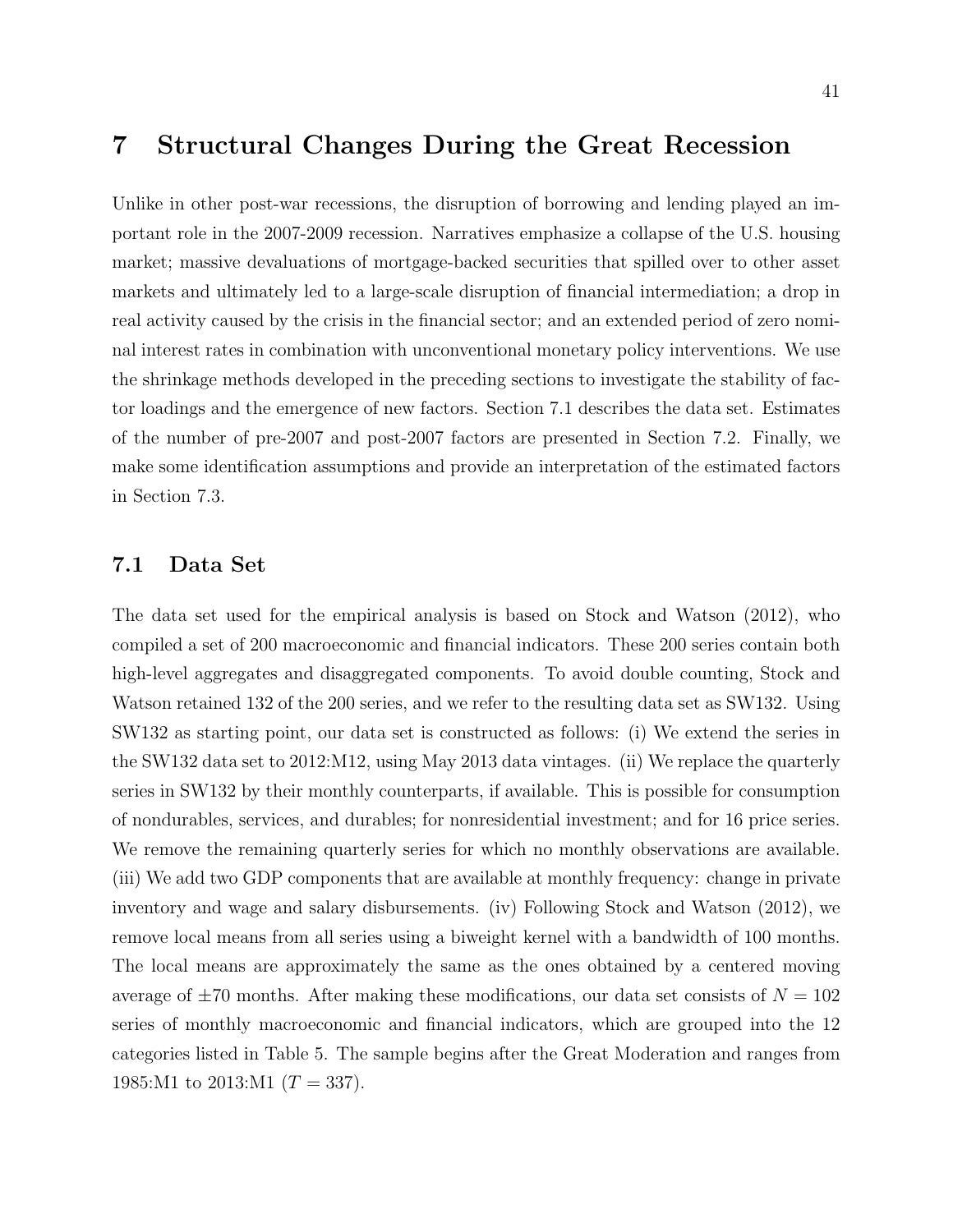# 7 Structural Changes During the Great Recession

Unlike in other post-war recessions, the disruption of borrowing and lending played an important role in the 2007-2009 recession. Narratives emphasize a collapse of the U.S. housing market; massive devaluations of mortgage-backed securities that spilled over to other asset markets and ultimately led to a large-scale disruption of financial intermediation; a drop in real activity caused by the crisis in the financial sector; and an extended period of zero nominal interest rates in combination with unconventional monetary policy interventions. We use the shrinkage methods developed in the preceding sections to investigate the stability of factor loadings and the emergence of new factors. Section 7.1 describes the data set. Estimates of the number of pre-2007 and post-2007 factors are presented in Section 7.2. Finally, we make some identification assumptions and provide an interpretation of the estimated factors in Section 7.3.

## 7.1 Data Set

The data set used for the empirical analysis is based on Stock and Watson (2012), who compiled a set of 200 macroeconomic and financial indicators. These 200 series contain both high-level aggregates and disaggregated components. To avoid double counting, Stock and Watson retained 132 of the 200 series, and we refer to the resulting data set as SW132. Using SW132 as starting point, our data set is constructed as follows: (i) We extend the series in the SW132 data set to 2012:M12, using May 2013 data vintages. (ii) We replace the quarterly series in SW132 by their monthly counterparts, if available. This is possible for consumption of nondurables, services, and durables; for nonresidential investment; and for 16 price series. We remove the remaining quarterly series for which no monthly observations are available. (iii) We add two GDP components that are available at monthly frequency: change in private inventory and wage and salary disbursements. (iv) Following Stock and Watson (2012), we remove local means from all series using a biweight kernel with a bandwidth of 100 months. The local means are approximately the same as the ones obtained by a centered moving average of $\pm 70$ months. After making these modifications, our data set consists of $N = 102$ series of monthly macroeconomic and financial indicators, which are grouped into the 12 categories listed in Table 5. The sample begins after the Great Moderation and ranges from 1985:M1 to 2013:M1 ($T = 337$).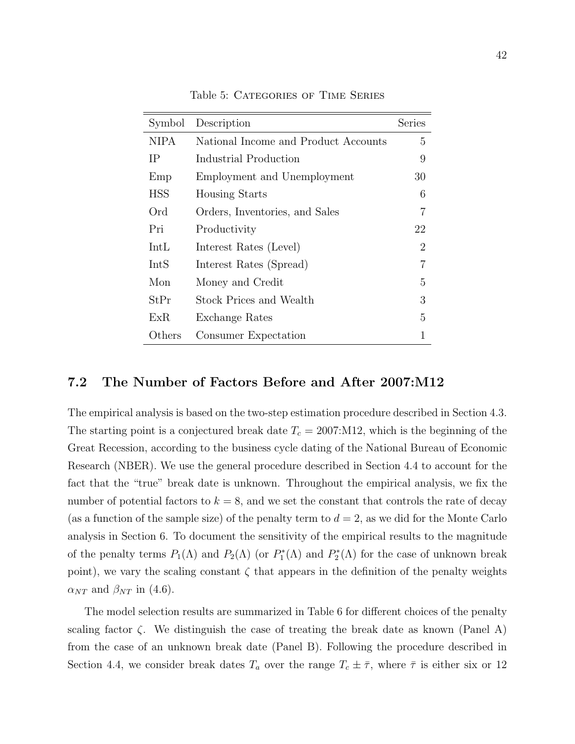Table 5: Categories of Time Series

| Symbol | Description | Series |
|---|---|---|
| NIPA | National Income and Product Accounts | 5 |
| IP | Industrial Production | 9 |
| Emp | Employment and Unemployment | 30 |
| HSS | Housing Starts | 6 |
| Ord | Orders, Inventories, and Sales | 7 |
| Pri | Productivity | 22 |
| IntL | Interest Rates (Level) | 2 |
| IntS | Interest Rates (Spread) | 7 |
| Mon | Money and Credit | 5 |
| StPr | Stock Prices and Wealth | 3 |
| ExR | Exchange Rates | 5 |
| Others | Consumer Expectation | 1 |

## 7.2 The Number of Factors Before and After 2007:M12

The empirical analysis is based on the two-step estimation procedure described in Section 4.3. The starting point is a conjectured break date $T_c$ = 2007:M12, which is the beginning of the Great Recession, according to the business cycle dating of the National Bureau of Economic Research (NBER). We use the general procedure described in Section 4.4 to account for the fact that the "true" break date is unknown. Throughout the empirical analysis, we fix the number of potential factors to $k = 8$, and we set the constant that controls the rate of decay (as a function of the sample size) of the penalty term to $d = 2$, as we did for the Monte Carlo analysis in Section 6. To document the sensitivity of the empirical results to the magnitude of the penalty terms $P_1(\Lambda)$ and $P_2(\Lambda)$ (or $P_1^*(\Lambda)$ and $P_2^*(\Lambda)$ for the case of unknown break point), we vary the scaling constant $\zeta$ that appears in the definition of the penalty weights $\alpha_{NT}$ and $\beta_{NT}$ in (4.6).

The model selection results are summarized in Table 6 for different choices of the penalty scaling factor $\zeta$. We distinguish the case of treating the break date as known (Panel A) from the case of an unknown break date (Panel B). Following the procedure described in Section 4.4, we consider break dates $T_a$ over the range $T_c \pm \bar{\tau}$, where $\bar{\tau}$ is either six or 12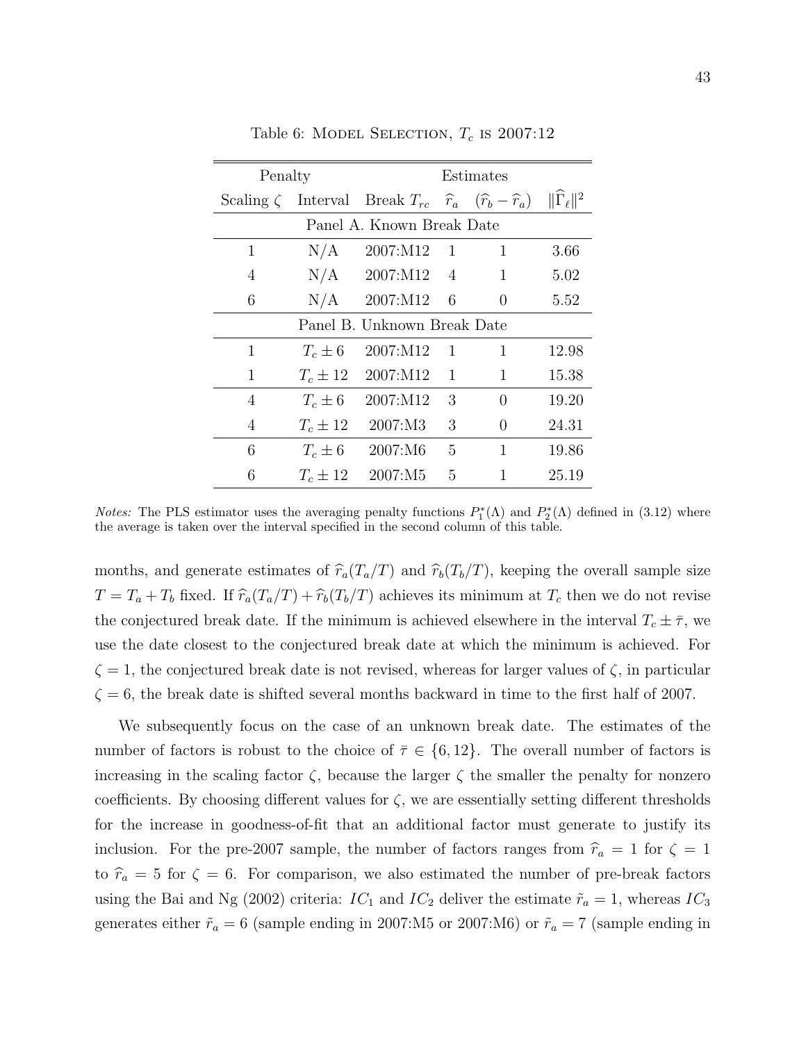Table 6: MODEL SELECTION, $T_c$ IS 2007:12

| Penalty | | Estimates | | | |
|---|---|---|---|---|---|
| Scaling $\zeta$ | Interval | Break $T_{rc}$ | $\widehat{r}_a$ | $(\widehat{r}_b - \widehat{r}_a)$ | $\|\widehat{\Gamma}_\ell\|^2$ |
| Panel A. Known Break Date | | | | | |
| 1 | N/A | 2007:M12 | 1 | 1 | 3.66 |
| 4 | N/A | 2007:M12 | 4 | 1 | 5.02 |
| 6 | N/A | 2007:M12 | 6 | 0 | 5.52 |
| Panel B. Unknown Break Date | | | | | |
| 1 | $T_c \pm 6$ | 2007:M12 | 1 | 1 | 12.98 |
| 1 | $T_c \pm 12$ | 2007:M12 | 1 | 1 | 15.38 |
| 4 | $T_c \pm 6$ | 2007:M12 | 3 | 0 | 19.20 |
| 4 | $T_c \pm 12$ | 2007:M3 | 3 | 0 | 24.31 |
| 6 | $T_c \pm 6$ | 2007:M6 | 5 | 1 | 19.86 |
| 6 | $T_c \pm 12$ | 2007:M5 | 5 | 1 | 25.19 |

*Notes:* The PLS estimator uses the averaging penalty functions $P_1^*(\Lambda)$ and $P_2^*(\Lambda)$ defined in (3.12) where the average is taken over the interval specified in the second column of this table.

months, and generate estimates of $\widehat{r}_a(T_a/T)$ and $\widehat{r}_b(T_b/T)$, keeping the overall sample size $T = T_a + T_b$ fixed. If $\widehat{r}_a(T_a/T) + \widehat{r}_b(T_b/T)$ achieves its minimum at $T_c$ then we do not revise the conjectured break date. If the minimum is achieved elsewhere in the interval $T_c \pm \bar{\tau}$, we use the date closest to the conjectured break date at which the minimum is achieved. For $\zeta = 1$, the conjectured break date is not revised, whereas for larger values of $\zeta$, in particular $\zeta = 6$, the break date is shifted several months backward in time to the first half of 2007.

We subsequently focus on the case of an unknown break date. The estimates of the number of factors is robust to the choice of $\bar{\tau} \in \{6, 12\}$. The overall number of factors is increasing in the scaling factor $\zeta$, because the larger $\zeta$ the smaller the penalty for nonzero coefficients. By choosing different values for $\zeta$, we are essentially setting different thresholds for the increase in goodness-of-fit that an additional factor must generate to justify its inclusion. For the pre-2007 sample, the number of factors ranges from $\widehat{r}_a = 1$ for $\zeta = 1$ to $\widehat{r}_a = 5$ for $\zeta = 6$. For comparison, we also estimated the number of pre-break factors using the Bai and Ng (2002) criteria: $IC_1$ and $IC_2$ deliver the estimate $\tilde{r}_a = 1$, whereas $IC_3$ generates either $\tilde{r}_a = 6$ (sample ending in 2007:M5 or 2007:M6) or $\tilde{r}_a = 7$ (sample ending in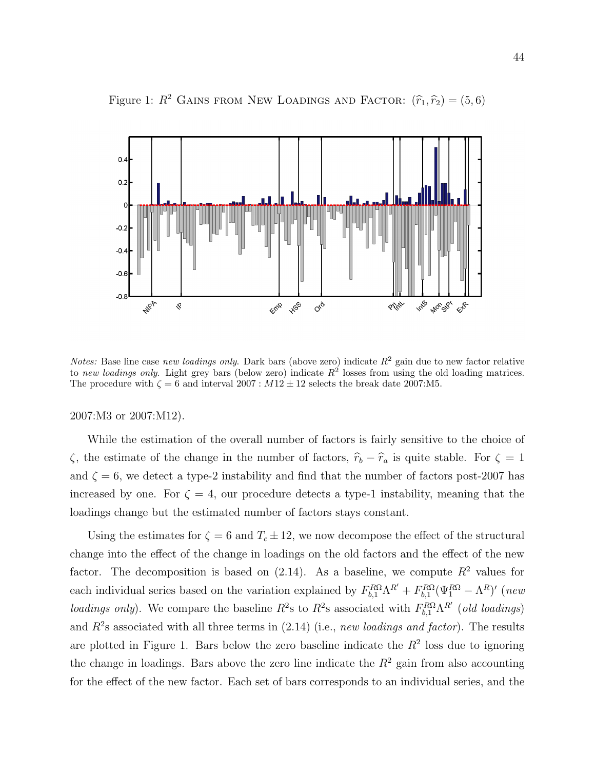Figure 1: $R^2$ Gains from New Loadings and Factor: $(\widehat{r}_1, \widehat{r}_2) = (5, 6)$

*Notes:* Base line case *new loadings only*. Dark bars (above zero) indicate $R^2$ gain due to new factor relative to *new loadings only*. Light grey bars (below zero) indicate $R^2$ losses from using the old loading matrices. The procedure with $\zeta = 6$ and interval $2007 : M12 \pm 12$ selects the break date 2007:M5.

2007:M3 or 2007:M12).

While the estimation of the overall number of factors is fairly sensitive to the choice of $\zeta$, the estimate of the change in the number of factors, $\widehat{r}_b - \widehat{r}_a$ is quite stable. For $\zeta = 1$ and $\zeta = 6$, we detect a type-2 instability and find that the number of factors post-2007 has increased by one. For $\zeta = 4$, our procedure detects a type-1 instability, meaning that the loadings change but the estimated number of factors stays constant.

Using the estimates for $\zeta = 6$ and $T_c \pm 12$, we now decompose the effect of the structural change into the effect of the change in loadings on the old factors and the effect of the new factor. The decomposition is based on (2.14). As a baseline, we compute $R^2$ values for each individual series based on the variation explained by $F_{b,1}^{R\Omega}\Lambda^{R'} + F_{b,1}^{R\Omega}(\Psi_1^{R\Omega} - \Lambda^R)'$ (*new loadings only*). We compare the baseline $R^2$s to $R^2$s associated with $F_{b,1}^{R\Omega}\Lambda^{R'}$ (*old loadings*) and $R^2$s associated with all three terms in (2.14) (i.e., *new loadings and factor*). The results are plotted in Figure 1. Bars below the zero baseline indicate the $R^2$ loss due to ignoring the change in loadings. Bars above the zero line indicate the $R^2$ gain from also accounting for the effect of the new factor. Each set of bars corresponds to an individual series, and the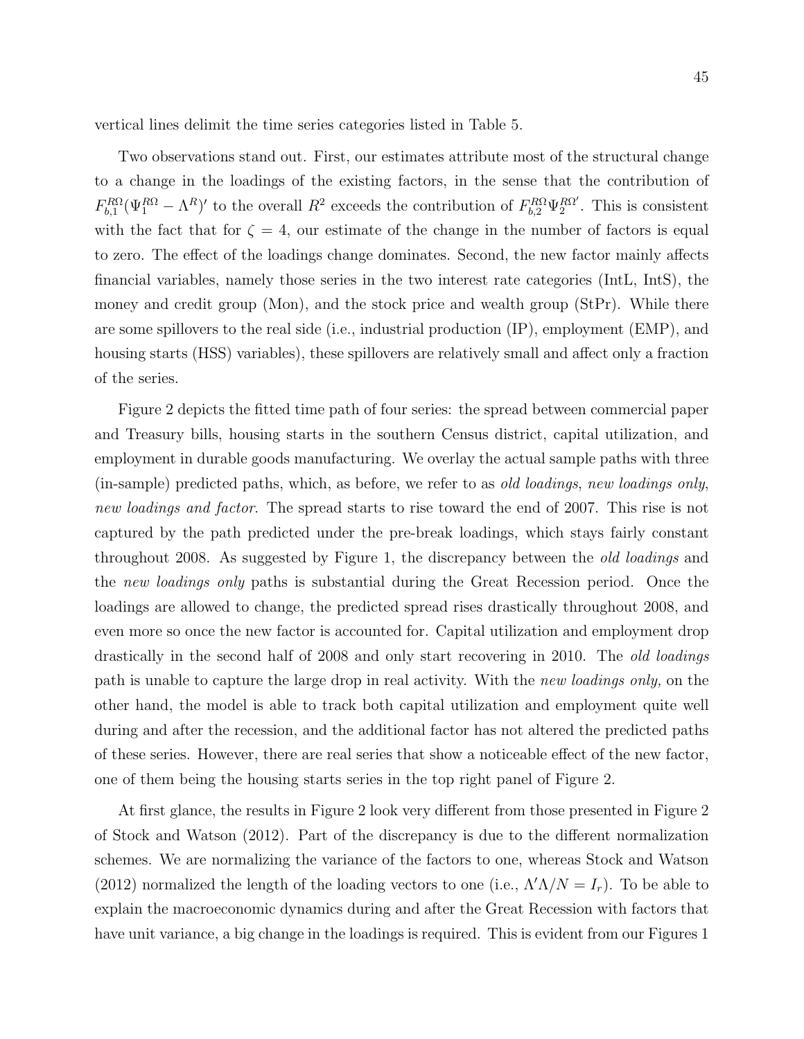vertical lines delimit the time series categories listed in Table 5.

Two observations stand out. First, our estimates attribute most of the structural change to a change in the loadings of the existing factors, in the sense that the contribution of $F_{b,1}^{R\Omega}(\Psi_1^{R\Omega} - \Lambda^R)'$ to the overall $R^2$ exceeds the contribution of $F_{b,2}^{R\Omega}\Psi_2^{R\Omega'}$. This is consistent with the fact that for $\zeta = 4$, our estimate of the change in the number of factors is equal to zero. The effect of the loadings change dominates. Second, the new factor mainly affects financial variables, namely those series in the two interest rate categories (IntL, IntS), the money and credit group (Mon), and the stock price and wealth group (StPr). While there are some spillovers to the real side (i.e., industrial production (IP), employment (EMP), and housing starts (HSS) variables), these spillovers are relatively small and affect only a fraction of the series.

Figure 2 depicts the fitted time path of four series: the spread between commercial paper and Treasury bills, housing starts in the southern Census district, capital utilization, and employment in durable goods manufacturing. We overlay the actual sample paths with three (in-sample) predicted paths, which, as before, we refer to as *old loadings*, *new loadings only*, *new loadings and factor*. The spread starts to rise toward the end of 2007. This rise is not captured by the path predicted under the pre-break loadings, which stays fairly constant throughout 2008. As suggested by Figure 1, the discrepancy between the *old loadings* and the *new loadings only* paths is substantial during the Great Recession period. Once the loadings are allowed to change, the predicted spread rises drastically throughout 2008, and even more so once the new factor is accounted for. Capital utilization and employment drop drastically in the second half of 2008 and only start recovering in 2010. The *old loadings* path is unable to capture the large drop in real activity. With the *new loadings only,* on the other hand, the model is able to track both capital utilization and employment quite well during and after the recession, and the additional factor has not altered the predicted paths of these series. However, there are real series that show a noticeable effect of the new factor, one of them being the housing starts series in the top right panel of Figure 2.

At first glance, the results in Figure 2 look very different from those presented in Figure 2 of Stock and Watson (2012). Part of the discrepancy is due to the different normalization schemes. We are normalizing the variance of the factors to one, whereas Stock and Watson (2012) normalized the length of the loading vectors to one (i.e., $\Lambda'\Lambda/N = I_r$). To be able to explain the macroeconomic dynamics during and after the Great Recession with factors that have unit variance, a big change in the loadings is required. This is evident from our Figures 1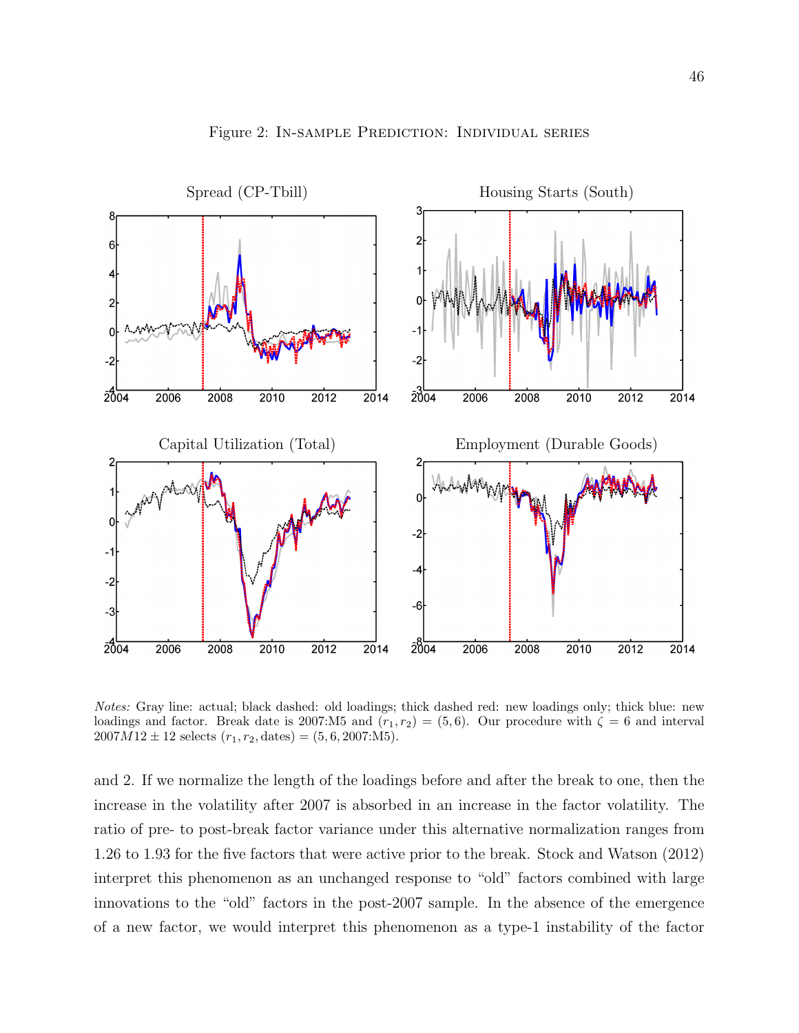Figure 2: In-sample Prediction: Individual series

*Notes:* Gray line: actual; black dashed: old loadings; thick dashed red: new loadings only; thick blue: new loadings and factor. Break date is 2007:M5 and $(r_1, r_2) = (5, 6)$. Our procedure with $\zeta = 6$ and interval $2007M12 \pm 12$ selects $(r_1, r_2, \text{dates}) = (5, 6, 2007\text{:M5})$.

and 2. If we normalize the length of the loadings before and after the break to one, then the increase in the volatility after 2007 is absorbed in an increase in the factor volatility. The ratio of pre- to post-break factor variance under this alternative normalization ranges from 1.26 to 1.93 for the five factors that were active prior to the break. Stock and Watson (2012) interpret this phenomenon as an unchanged response to "old" factors combined with large innovations to the "old" factors in the post-2007 sample. In the absence of the emergence of a new factor, we would interpret this phenomenon as a type-1 instability of the factor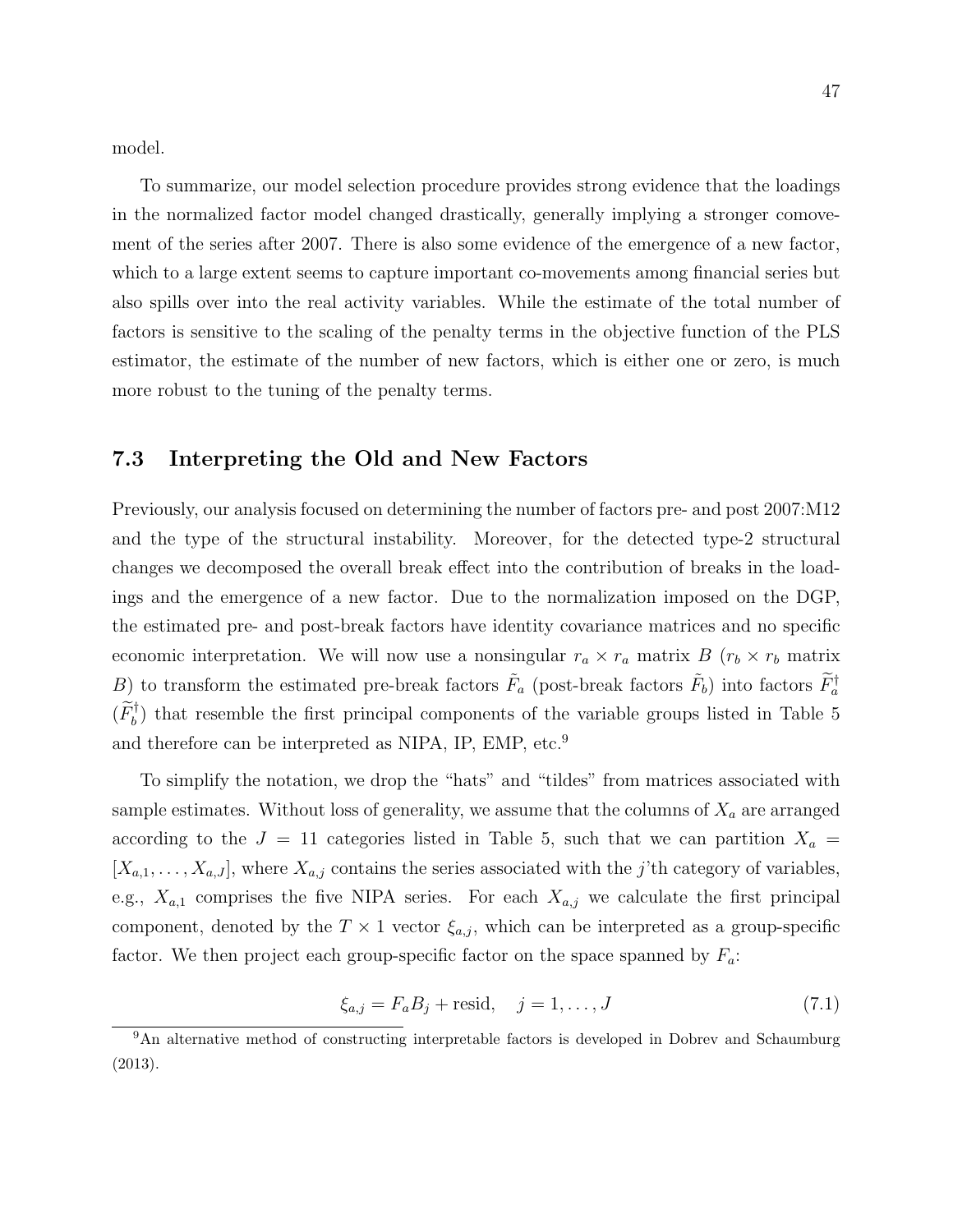model.

To summarize, our model selection procedure provides strong evidence that the loadings in the normalized factor model changed drastically, generally implying a stronger comovement of the series after 2007. There is also some evidence of the emergence of a new factor, which to a large extent seems to capture important co-movements among financial series but also spills over into the real activity variables. While the estimate of the total number of factors is sensitive to the scaling of the penalty terms in the objective function of the PLS estimator, the estimate of the number of new factors, which is either one or zero, is much more robust to the tuning of the penalty terms.

## 7.3 Interpreting the Old and New Factors

Previously, our analysis focused on determining the number of factors pre- and post 2007:M12 and the type of the structural instability. Moreover, for the detected type-2 structural changes we decomposed the overall break effect into the contribution of breaks in the loadings and the emergence of a new factor. Due to the normalization imposed on the DGP, the estimated pre- and post-break factors have identity covariance matrices and no specific economic interpretation. We will now use a nonsingular $r_a \times r_a$ matrix $B$ ($r_b \times r_b$ matrix $B$) to transform the estimated pre-break factors $\tilde{F}_a$ (post-break factors $\tilde{F}_b$) into factors $\widetilde{F}_a^{\dagger}$ ($\widetilde{F}_b^{\dagger}$) that resemble the first principal components of the variable groups listed in Table 5 and therefore can be interpreted as NIPA, IP, EMP, etc.[9]

To simplify the notation, we drop the "hats" and "tildes" from matrices associated with sample estimates. Without loss of generality, we assume that the columns of $X_a$ are arranged according to the $J = 11$ categories listed in Table 5, such that we can partition $X_a = [X_{a,1}, \ldots, X_{a,J}]$, where $X_{a,j}$ contains the series associated with the $j$'th category of variables, e.g., $X_{a,1}$ comprises the five NIPA series. For each $X_{a,j}$ we calculate the first principal component, denoted by the $T \times 1$ vector $\xi_{a,j}$, which can be interpreted as a group-specific factor. We then project each group-specific factor on the space spanned by $F_a$:

$$\xi_{a,j} = F_a B_j + \text{resid}, \quad j = 1, \ldots, J \tag{7.1}$$

[9] An alternative method of constructing interpretable factors is developed in Dobrev and Schaumburg (2013).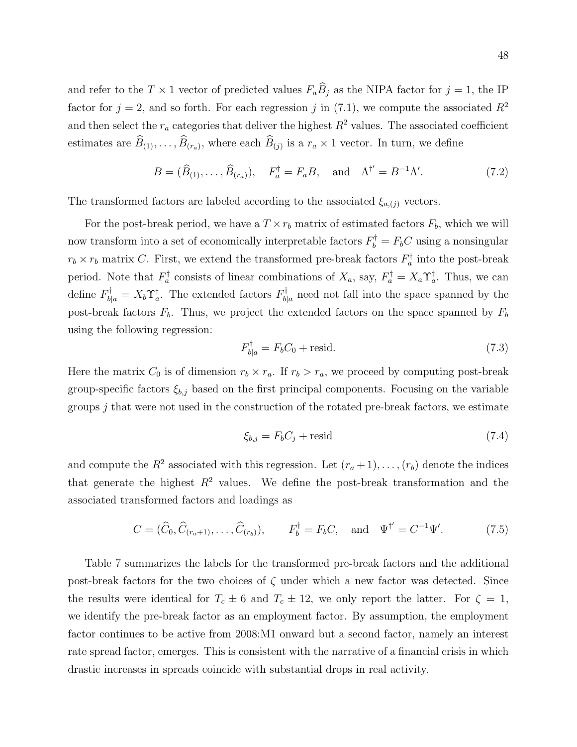and refer to the $T \times 1$ vector of predicted values $F_a \widehat{B}_j$ as the NIPA factor for $j = 1$, the IP factor for $j = 2$, and so forth. For each regression $j$ in (7.1), we compute the associated $R^2$ and then select the $r_a$ categories that deliver the highest $R^2$ values. The associated coefficient estimates are $\widehat{B}_{(1)}, \ldots, \widehat{B}_{(r_a)}$, where each $\widehat{B}_{(j)}$ is a $r_a \times 1$ vector. In turn, we define

$$B = (\widehat{B}_{(1)}, \ldots, \widehat{B}_{(r_a)}), \quad F_a^{\dagger} = F_a B, \quad \text{and} \quad \Lambda^{\dagger'} = B^{-1} \Lambda'. \tag{7.2}$$

The transformed factors are labeled according to the associated $\xi_{a,(j)}$ vectors.

For the post-break period, we have a $T \times r_b$ matrix of estimated factors $F_b$, which we will now transform into a set of economically interpretable factors $F_b^{\dagger} = F_b C$ using a nonsingular $r_b \times r_b$ matrix $C$. First, we extend the transformed pre-break factors $F_a^{\dagger}$ into the post-break period. Note that $F_a^{\dagger}$ consists of linear combinations of $X_a$, say, $F_a^{\dagger} = X_a \Upsilon_a^{\dagger}$. Thus, we can define $F_{b|a}^{\dagger} = X_b \Upsilon_a^{\dagger}$. The extended factors $F_{b|a}^{\dagger}$ need not fall into the space spanned by the post-break factors $F_b$. Thus, we project the extended factors on the space spanned by $F_b$ using the following regression:

$$F_{b|a}^{\dagger} = F_b C_0 + \text{resid}. \tag{7.3}$$

Here the matrix $C_0$ is of dimension $r_b \times r_a$. If $r_b > r_a$, we proceed by computing post-break group-specific factors $\xi_{b,j}$ based on the first principal components. Focusing on the variable groups $j$ that were not used in the construction of the rotated pre-break factors, we estimate

$$\xi_{b,j} = F_b C_j + \text{resid} \tag{7.4}$$

and compute the $R^2$ associated with this regression. Let $(r_a + 1), \ldots, (r_b)$ denote the indices that generate the highest $R^2$ values. We define the post-break transformation and the associated transformed factors and loadings as

$$C = (\widehat{C}_0, \widehat{C}_{(r_a+1)}, \ldots, \widehat{C}_{(r_b)}), \qquad F_b^{\dagger} = F_b C, \quad \text{and} \quad \Psi^{\dagger'} = C^{-1} \Psi'. \tag{7.5}$$

Table 7 summarizes the labels for the transformed pre-break factors and the additional post-break factors for the two choices of $\zeta$ under which a new factor was detected. Since the results were identical for $T_c \pm 6$ and $T_c \pm 12$, we only report the latter. For $\zeta = 1$, we identify the pre-break factor as an employment factor. By assumption, the employment factor continues to be active from 2008:M1 onward but a second factor, namely an interest rate spread factor, emerges. This is consistent with the narrative of a financial crisis in which drastic increases in spreads coincide with substantial drops in real activity.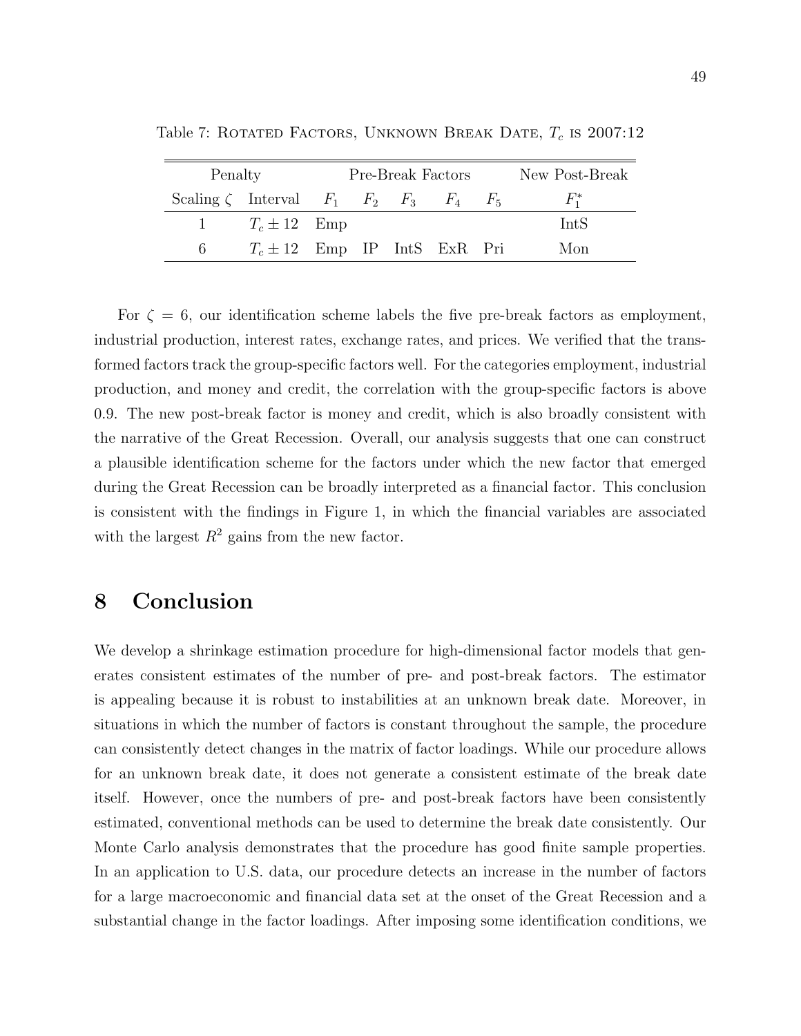Table 7: Rotated Factors, Unknown Break Date, $T_c$ is 2007:12

| Penalty | | Pre-Break Factors | | | | | New Post-Break |
|---|---|---|---|---|---|---|---|
| Scaling $\zeta$ | Interval | $F_1$ | $F_2$ | $F_3$ | $F_4$ | $F_5$ | $F_1^*$ |
| 1 | $T_c \pm 12$ | Emp | | | | | IntS |
| 6 | $T_c \pm 12$ | Emp | IP | IntS | ExR | Pri | Mon |

For $\zeta = 6$, our identification scheme labels the five pre-break factors as employment, industrial production, interest rates, exchange rates, and prices. We verified that the transformed factors track the group-specific factors well. For the categories employment, industrial production, and money and credit, the correlation with the group-specific factors is above 0.9. The new post-break factor is money and credit, which is also broadly consistent with the narrative of the Great Recession. Overall, our analysis suggests that one can construct a plausible identification scheme for the factors under which the new factor that emerged during the Great Recession can be broadly interpreted as a financial factor. This conclusion is consistent with the findings in Figure 1, in which the financial variables are associated with the largest $R^2$ gains from the new factor.

# 8 Conclusion

We develop a shrinkage estimation procedure for high-dimensional factor models that generates consistent estimates of the number of pre- and post-break factors. The estimator is appealing because it is robust to instabilities at an unknown break date. Moreover, in situations in which the number of factors is constant throughout the sample, the procedure can consistently detect changes in the matrix of factor loadings. While our procedure allows for an unknown break date, it does not generate a consistent estimate of the break date itself. However, once the numbers of pre- and post-break factors have been consistently estimated, conventional methods can be used to determine the break date consistently. Our Monte Carlo analysis demonstrates that the procedure has good finite sample properties. In an application to U.S. data, our procedure detects an increase in the number of factors for a large macroeconomic and financial data set at the onset of the Great Recession and a substantial change in the factor loadings. After imposing some identification conditions, we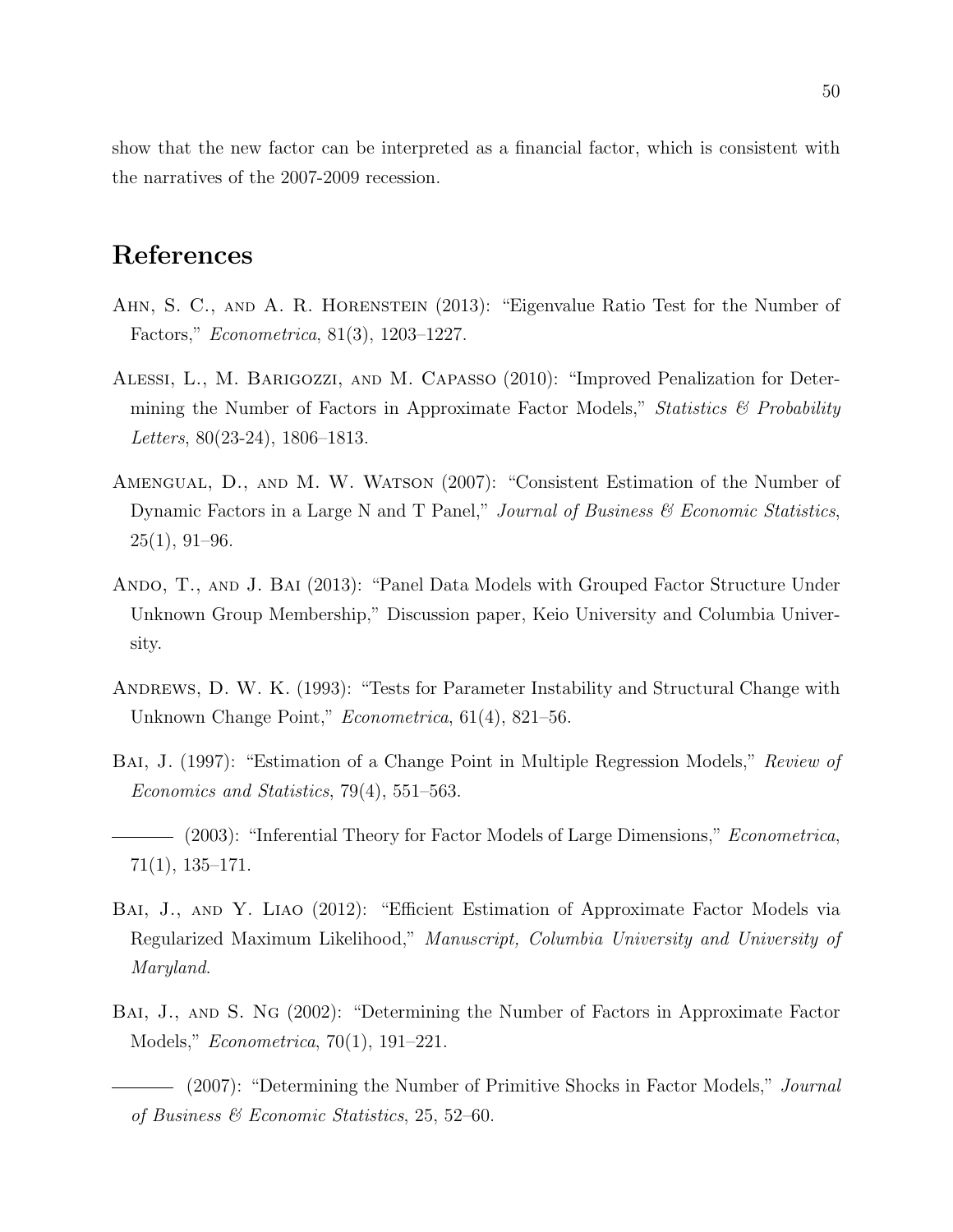show that the new factor can be interpreted as a financial factor, which is consistent with the narratives of the 2007-2009 recession.

# References

Ahn, S. C., and A. R. Horenstein (2013): "Eigenvalue Ratio Test for the Number of Factors," *Econometrica*, 81(3), 1203–1227.

Alessi, L., M. Barigozzi, and M. Capasso (2010): "Improved Penalization for Determining the Number of Factors in Approximate Factor Models," *Statistics & Probability Letters*, 80(23-24), 1806–1813.

Amengual, D., and M. W. Watson (2007): "Consistent Estimation of the Number of Dynamic Factors in a Large N and T Panel," *Journal of Business & Economic Statistics*, 25(1), 91–96.

Ando, T., and J. Bai (2013): "Panel Data Models with Grouped Factor Structure Under Unknown Group Membership," Discussion paper, Keio University and Columbia University.

Andrews, D. W. K. (1993): "Tests for Parameter Instability and Structural Change with Unknown Change Point," *Econometrica*, 61(4), 821–56.

Bai, J. (1997): "Estimation of a Change Point in Multiple Regression Models," *Review of Economics and Statistics*, 79(4), 551–563.

——— (2003): "Inferential Theory for Factor Models of Large Dimensions," *Econometrica*, 71(1), 135–171.

Bai, J., and Y. Liao (2012): "Efficient Estimation of Approximate Factor Models via Regularized Maximum Likelihood," *Manuscript, Columbia University and University of Maryland*.

Bai, J., and S. Ng (2002): "Determining the Number of Factors in Approximate Factor Models," *Econometrica*, 70(1), 191–221.

——— (2007): "Determining the Number of Primitive Shocks in Factor Models," *Journal of Business & Economic Statistics*, 25, 52–60.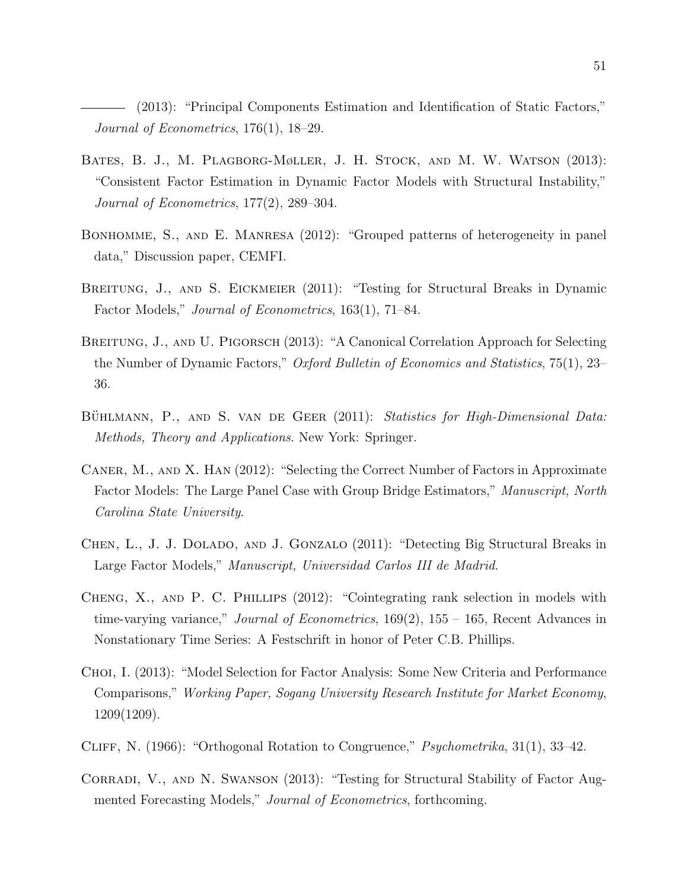——— (2013): "Principal Components Estimation and Identification of Static Factors," *Journal of Econometrics*, 176(1), 18–29.

Bates, B. J., M. Plagborg-Møller, J. H. Stock, and M. W. Watson (2013): "Consistent Factor Estimation in Dynamic Factor Models with Structural Instability," *Journal of Econometrics*, 177(2), 289–304.

Bonhomme, S., and E. Manresa (2012): "Grouped patterns of heterogeneity in panel data," Discussion paper, CEMFI.

Breitung, J., and S. Eickmeier (2011): "Testing for Structural Breaks in Dynamic Factor Models," *Journal of Econometrics*, 163(1), 71–84.

Breitung, J., and U. Pigorsch (2013): "A Canonical Correlation Approach for Selecting the Number of Dynamic Factors," *Oxford Bulletin of Economics and Statistics*, 75(1), 23–36.

Bühlmann, P., and S. van de Geer (2011): *Statistics for High-Dimensional Data: Methods, Theory and Applications*. New York: Springer.

Caner, M., and X. Han (2012): "Selecting the Correct Number of Factors in Approximate Factor Models: The Large Panel Case with Group Bridge Estimators," *Manuscript, North Carolina State University*.

Chen, L., J. J. Dolado, and J. Gonzalo (2011): "Detecting Big Structural Breaks in Large Factor Models," *Manuscript, Universidad Carlos III de Madrid*.

Cheng, X., and P. C. Phillips (2012): "Cointegrating rank selection in models with time-varying variance," *Journal of Econometrics*, 169(2), 155 – 165, Recent Advances in Nonstationary Time Series: A Festschrift in honor of Peter C.B. Phillips.

Choi, I. (2013): "Model Selection for Factor Analysis: Some New Criteria and Performance Comparisons," *Working Paper, Sogang University Research Institute for Market Economy*, 1209(1209).

Cliff, N. (1966): "Orthogonal Rotation to Congruence," *Psychometrika*, 31(1), 33–42.

Corradi, V., and N. Swanson (2013): "Testing for Structural Stability of Factor Augmented Forecasting Models," *Journal of Econometrics*, forthcoming.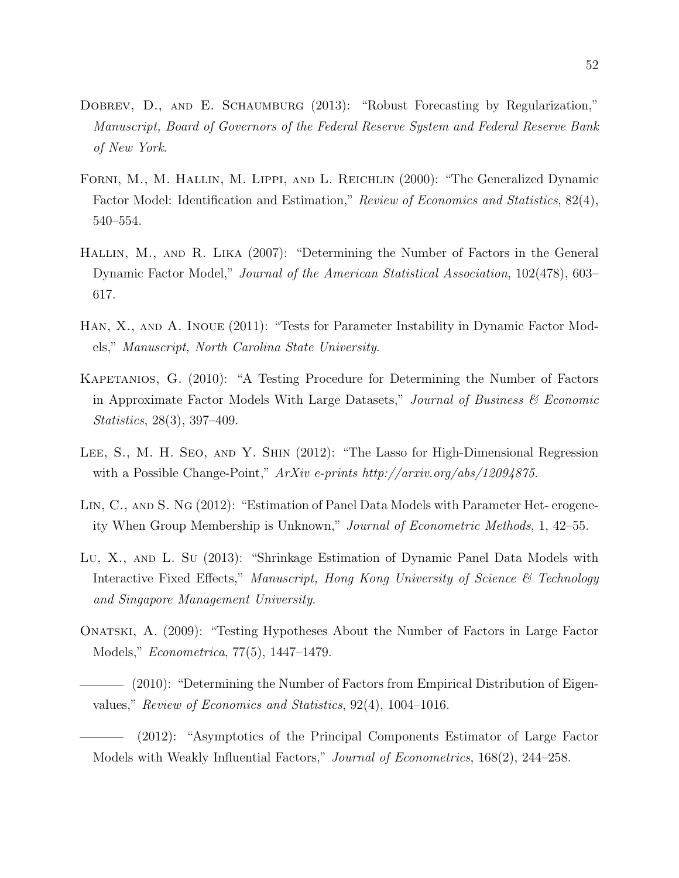Dobrev, D., and E. Schaumburg (2013): "Robust Forecasting by Regularization," *Manuscript, Board of Governors of the Federal Reserve System and Federal Reserve Bank of New York*.

Forni, M., M. Hallin, M. Lippi, and L. Reichlin (2000): "The Generalized Dynamic Factor Model: Identification and Estimation," *Review of Economics and Statistics*, 82(4), 540–554.

Hallin, M., and R. Lika (2007): "Determining the Number of Factors in the General Dynamic Factor Model," *Journal of the American Statistical Association*, 102(478), 603–617.

Han, X., and A. Inoue (2011): "Tests for Parameter Instability in Dynamic Factor Models," *Manuscript, North Carolina State University*.

Kapetanios, G. (2010): "A Testing Procedure for Determining the Number of Factors in Approximate Factor Models With Large Datasets," *Journal of Business & Economic Statistics*, 28(3), 397–409.

Lee, S., M. H. Seo, and Y. Shin (2012): "The Lasso for High-Dimensional Regression with a Possible Change-Point," *ArXiv e-prints http://arxiv.org/abs/12094875*.

Lin, C., and S. Ng (2012): "Estimation of Panel Data Models with Parameter Het- erogeneity When Group Membership is Unknown," *Journal of Econometric Methods*, 1, 42–55.

Lu, X., and L. Su (2013): "Shrinkage Estimation of Dynamic Panel Data Models with Interactive Fixed Effects," *Manuscript, Hong Kong University of Science & Technology and Singapore Management University*.

Onatski, A. (2009): "Testing Hypotheses About the Number of Factors in Large Factor Models," *Econometrica*, 77(5), 1447–1479.

——— (2010): "Determining the Number of Factors from Empirical Distribution of Eigenvalues," *Review of Economics and Statistics*, 92(4), 1004–1016.

——— (2012): "Asymptotics of the Principal Components Estimator of Large Factor Models with Weakly Influential Factors," *Journal of Econometrics*, 168(2), 244–258.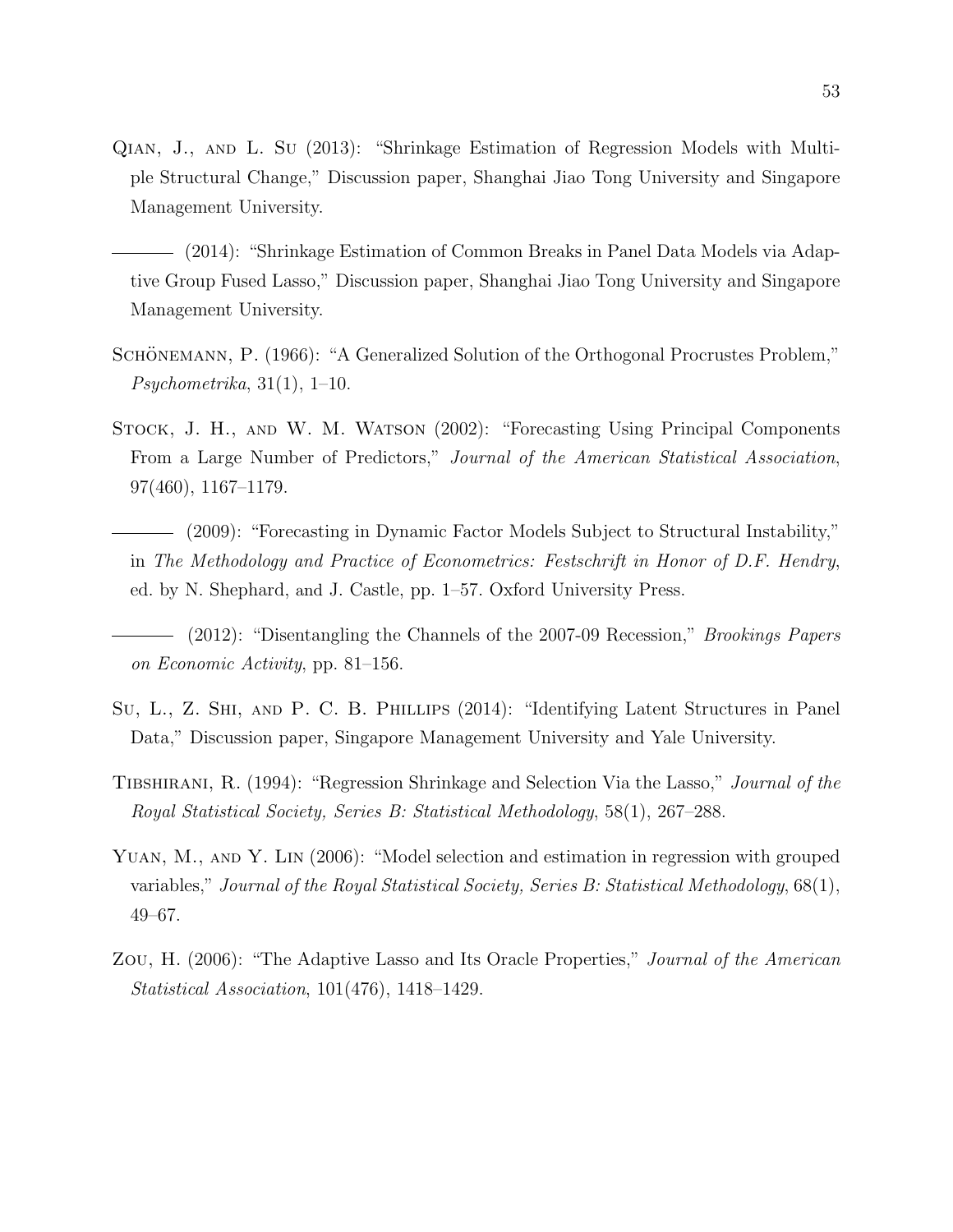Qian, J., and L. Su (2013): "Shrinkage Estimation of Regression Models with Multiple Structural Change," Discussion paper, Shanghai Jiao Tong University and Singapore Management University.

——— (2014): "Shrinkage Estimation of Common Breaks in Panel Data Models via Adaptive Group Fused Lasso," Discussion paper, Shanghai Jiao Tong University and Singapore Management University.

Schönemann, P. (1966): "A Generalized Solution of the Orthogonal Procrustes Problem," *Psychometrika*, 31(1), 1–10.

Stock, J. H., and W. M. Watson (2002): "Forecasting Using Principal Components From a Large Number of Predictors," *Journal of the American Statistical Association*, 97(460), 1167–1179.

——— (2009): "Forecasting in Dynamic Factor Models Subject to Structural Instability," in *The Methodology and Practice of Econometrics: Festschrift in Honor of D.F. Hendry*, ed. by N. Shephard, and J. Castle, pp. 1–57. Oxford University Press.

——— (2012): "Disentangling the Channels of the 2007-09 Recession," *Brookings Papers on Economic Activity*, pp. 81–156.

Su, L., Z. Shi, and P. C. B. Phillips (2014): "Identifying Latent Structures in Panel Data," Discussion paper, Singapore Management University and Yale University.

Tibshirani, R. (1994): "Regression Shrinkage and Selection Via the Lasso," *Journal of the Royal Statistical Society, Series B: Statistical Methodology*, 58(1), 267–288.

Yuan, M., and Y. Lin (2006): "Model selection and estimation in regression with grouped variables," *Journal of the Royal Statistical Society, Series B: Statistical Methodology*, 68(1), 49–67.

Zou, H. (2006): "The Adaptive Lasso and Its Oracle Properties," *Journal of the American Statistical Association*, 101(476), 1418–1429.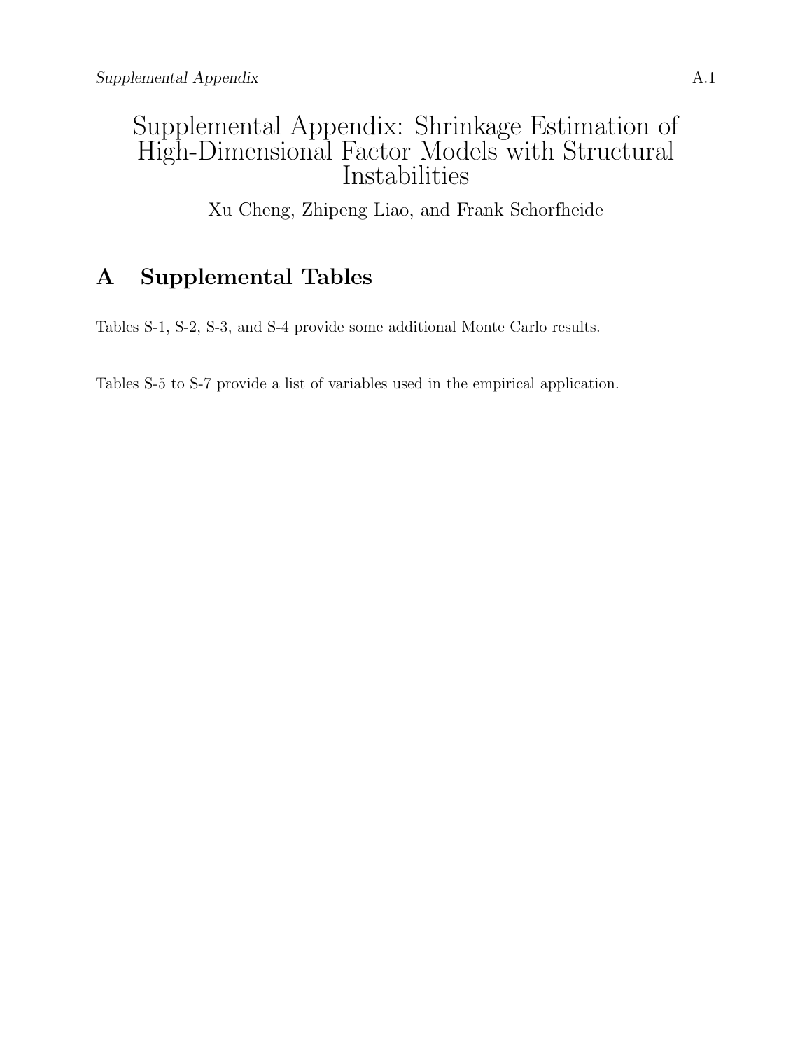# Supplemental Appendix: Shrinkage Estimation of High-Dimensional Factor Models with Structural Instabilities

Xu Cheng, Zhipeng Liao, and Frank Schorfheide

## A Supplemental Tables

Tables S-1, S-2, S-3, and S-4 provide some additional Monte Carlo results.

Tables S-5 to S-7 provide a list of variables used in the empirical application.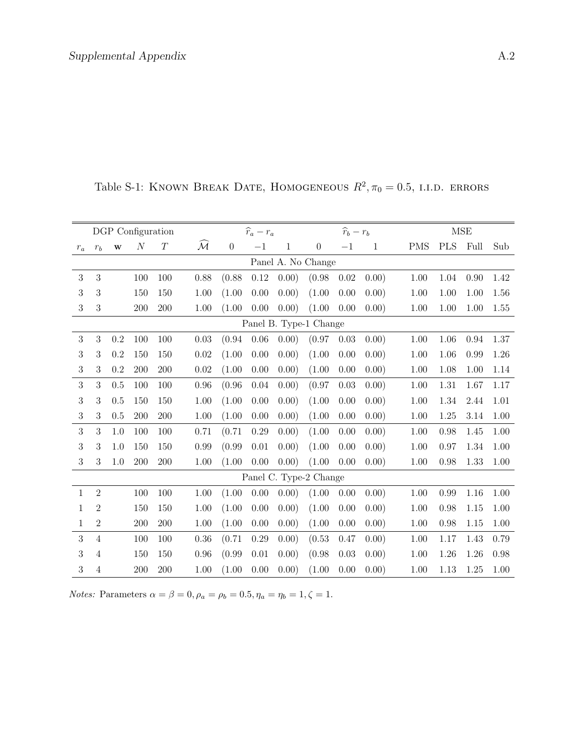Table S-1: Known Break Date, Homogeneous $R^2, \pi_0 = 0.5$, i.i.d. errors

| DGP Configuration | | | | | | $\widehat{r}_a - r_a$ | | | $\widehat{r}_b - r_b$ | | | MSE | | | |
|---|---|---|---|---|---|---|---|---|---|---|---|---|---|---|---|
| $r_a$ | $r_b$ | $\mathbf{w}$ | $N$ | $T$ | $\widehat{\mathcal{M}}$ | 0 | $-1$ | 1 | 0 | $-1$ | 1 | PMS | PLS | Full | Sub |
| Panel A. No Change | | | | | | | | | | | | | | | |
| 3 | 3 | | 100 | 100 | 0.88 | (0.88 | 0.12 | 0.00) | (0.98 | 0.02 | 0.00) | 1.00 | 1.04 | 0.90 | 1.42 |
| 3 | 3 | | 150 | 150 | 1.00 | (1.00 | 0.00 | 0.00) | (1.00 | 0.00 | 0.00) | 1.00 | 1.00 | 1.00 | 1.56 |
| 3 | 3 | | 200 | 200 | 1.00 | (1.00 | 0.00 | 0.00) | (1.00 | 0.00 | 0.00) | 1.00 | 1.00 | 1.00 | 1.55 |
| Panel B. Type-1 Change | | | | | | | | | | | | | | | |
| 3 | 3 | 0.2 | 100 | 100 | 0.03 | (0.94 | 0.06 | 0.00) | (0.97 | 0.03 | 0.00) | 1.00 | 1.06 | 0.94 | 1.37 |
| 3 | 3 | 0.2 | 150 | 150 | 0.02 | (1.00 | 0.00 | 0.00) | (1.00 | 0.00 | 0.00) | 1.00 | 1.06 | 0.99 | 1.26 |
| 3 | 3 | 0.2 | 200 | 200 | 0.02 | (1.00 | 0.00 | 0.00) | (1.00 | 0.00 | 0.00) | 1.00 | 1.08 | 1.00 | 1.14 |
| 3 | 3 | 0.5 | 100 | 100 | 0.96 | (0.96 | 0.04 | 0.00) | (0.97 | 0.03 | 0.00) | 1.00 | 1.31 | 1.67 | 1.17 |
| 3 | 3 | 0.5 | 150 | 150 | 1.00 | (1.00 | 0.00 | 0.00) | (1.00 | 0.00 | 0.00) | 1.00 | 1.34 | 2.44 | 1.01 |
| 3 | 3 | 0.5 | 200 | 200 | 1.00 | (1.00 | 0.00 | 0.00) | (1.00 | 0.00 | 0.00) | 1.00 | 1.25 | 3.14 | 1.00 |
| 3 | 3 | 1.0 | 100 | 100 | 0.71 | (0.71 | 0.29 | 0.00) | (1.00 | 0.00 | 0.00) | 1.00 | 0.98 | 1.45 | 1.00 |
| 3 | 3 | 1.0 | 150 | 150 | 0.99 | (0.99 | 0.01 | 0.00) | (1.00 | 0.00 | 0.00) | 1.00 | 0.97 | 1.34 | 1.00 |
| 3 | 3 | 1.0 | 200 | 200 | 1.00 | (1.00 | 0.00 | 0.00) | (1.00 | 0.00 | 0.00) | 1.00 | 0.98 | 1.33 | 1.00 |
| Panel C. Type-2 Change | | | | | | | | | | | | | | | |
| 1 | 2 | | 100 | 100 | 1.00 | (1.00 | 0.00 | 0.00) | (1.00 | 0.00 | 0.00) | 1.00 | 0.99 | 1.16 | 1.00 |
| 1 | 2 | | 150 | 150 | 1.00 | (1.00 | 0.00 | 0.00) | (1.00 | 0.00 | 0.00) | 1.00 | 0.98 | 1.15 | 1.00 |
| 1 | 2 | | 200 | 200 | 1.00 | (1.00 | 0.00 | 0.00) | (1.00 | 0.00 | 0.00) | 1.00 | 0.98 | 1.15 | 1.00 |
| 3 | 4 | | 100 | 100 | 0.36 | (0.71 | 0.29 | 0.00) | (0.53 | 0.47 | 0.00) | 1.00 | 1.17 | 1.43 | 0.79 |
| 3 | 4 | | 150 | 150 | 0.96 | (0.99 | 0.01 | 0.00) | (0.98 | 0.03 | 0.00) | 1.00 | 1.26 | 1.26 | 0.98 |
| 3 | 4 | | 200 | 200 | 1.00 | (1.00 | 0.00 | 0.00) | (1.00 | 0.00 | 0.00) | 1.00 | 1.13 | 1.25 | 1.00 |

*Notes:* Parameters $\alpha = \beta = 0, \rho_a = \rho_b = 0.5, \eta_a = \eta_b = 1, \zeta = 1$.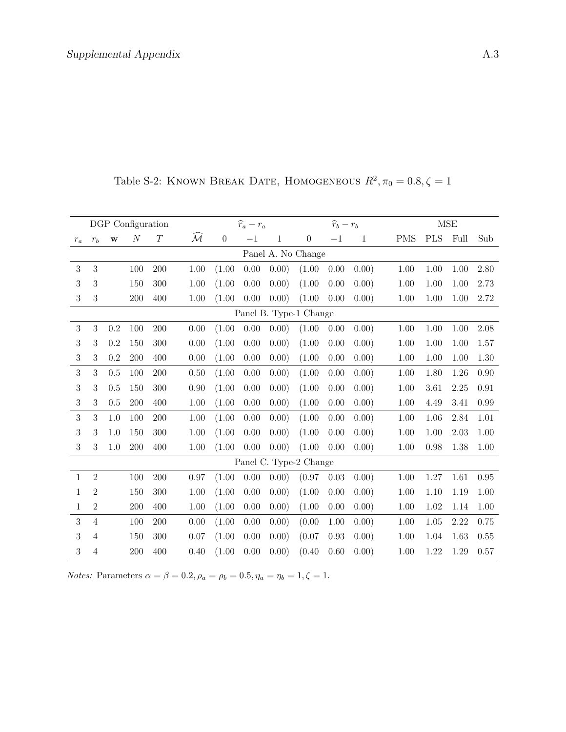Table S-2: Known Break Date, Homogeneous $R^2, \pi_0 = 0.8, \zeta = 1$

| DGP Configuration | | | | | | $\widehat{r}_a - r_a$ | | | $\widehat{r}_b - r_b$ | | | MSE | | | |
|---|---|---|---|---|---|---|---|---|---|---|---|---|---|---|---|
| $r_a$ | $r_b$ | **w** | $N$ | $T$ | $\widehat{\mathcal{M}}$ | 0 | $-1$ | 1 | 0 | $-1$ | 1 | PMS | PLS | Full | Sub |
| Panel A. No Change | | | | | | | | | | | | | | | |
| 3 | 3 | | 100 | 200 | 1.00 | (1.00 | 0.00 | 0.00) | (1.00 | 0.00 | 0.00) | 1.00 | 1.00 | 1.00 | 2.80 |
| 3 | 3 | | 150 | 300 | 1.00 | (1.00 | 0.00 | 0.00) | (1.00 | 0.00 | 0.00) | 1.00 | 1.00 | 1.00 | 2.73 |
| 3 | 3 | | 200 | 400 | 1.00 | (1.00 | 0.00 | 0.00) | (1.00 | 0.00 | 0.00) | 1.00 | 1.00 | 1.00 | 2.72 |
| Panel B. Type-1 Change | | | | | | | | | | | | | | | |
| 3 | 3 | 0.2 | 100 | 200 | 0.00 | (1.00 | 0.00 | 0.00) | (1.00 | 0.00 | 0.00) | 1.00 | 1.00 | 1.00 | 2.08 |
| 3 | 3 | 0.2 | 150 | 300 | 0.00 | (1.00 | 0.00 | 0.00) | (1.00 | 0.00 | 0.00) | 1.00 | 1.00 | 1.00 | 1.57 |
| 3 | 3 | 0.2 | 200 | 400 | 0.00 | (1.00 | 0.00 | 0.00) | (1.00 | 0.00 | 0.00) | 1.00 | 1.00 | 1.00 | 1.30 |
| 3 | 3 | 0.5 | 100 | 200 | 0.50 | (1.00 | 0.00 | 0.00) | (1.00 | 0.00 | 0.00) | 1.00 | 1.80 | 1.26 | 0.90 |
| 3 | 3 | 0.5 | 150 | 300 | 0.90 | (1.00 | 0.00 | 0.00) | (1.00 | 0.00 | 0.00) | 1.00 | 3.61 | 2.25 | 0.91 |
| 3 | 3 | 0.5 | 200 | 400 | 1.00 | (1.00 | 0.00 | 0.00) | (1.00 | 0.00 | 0.00) | 1.00 | 4.49 | 3.41 | 0.99 |
| 3 | 3 | 1.0 | 100 | 200 | 1.00 | (1.00 | 0.00 | 0.00) | (1.00 | 0.00 | 0.00) | 1.00 | 1.06 | 2.84 | 1.01 |
| 3 | 3 | 1.0 | 150 | 300 | 1.00 | (1.00 | 0.00 | 0.00) | (1.00 | 0.00 | 0.00) | 1.00 | 1.00 | 2.03 | 1.00 |
| 3 | 3 | 1.0 | 200 | 400 | 1.00 | (1.00 | 0.00 | 0.00) | (1.00 | 0.00 | 0.00) | 1.00 | 0.98 | 1.38 | 1.00 |
| Panel C. Type-2 Change | | | | | | | | | | | | | | | |
| 1 | 2 | | 100 | 200 | 0.97 | (1.00 | 0.00 | 0.00) | (0.97 | 0.03 | 0.00) | 1.00 | 1.27 | 1.61 | 0.95 |
| 1 | 2 | | 150 | 300 | 1.00 | (1.00 | 0.00 | 0.00) | (1.00 | 0.00 | 0.00) | 1.00 | 1.10 | 1.19 | 1.00 |
| 1 | 2 | | 200 | 400 | 1.00 | (1.00 | 0.00 | 0.00) | (1.00 | 0.00 | 0.00) | 1.00 | 1.02 | 1.14 | 1.00 |
| 3 | 4 | | 100 | 200 | 0.00 | (1.00 | 0.00 | 0.00) | (0.00 | 1.00 | 0.00) | 1.00 | 1.05 | 2.22 | 0.75 |
| 3 | 4 | | 150 | 300 | 0.07 | (1.00 | 0.00 | 0.00) | (0.07 | 0.93 | 0.00) | 1.00 | 1.04 | 1.63 | 0.55 |
| 3 | 4 | | 200 | 400 | 0.40 | (1.00 | 0.00 | 0.00) | (0.40 | 0.60 | 0.00) | 1.00 | 1.22 | 1.29 | 0.57 |

*Notes:* Parameters $\alpha = \beta = 0.2, \rho_a = \rho_b = 0.5, \eta_a = \eta_b = 1, \zeta = 1$.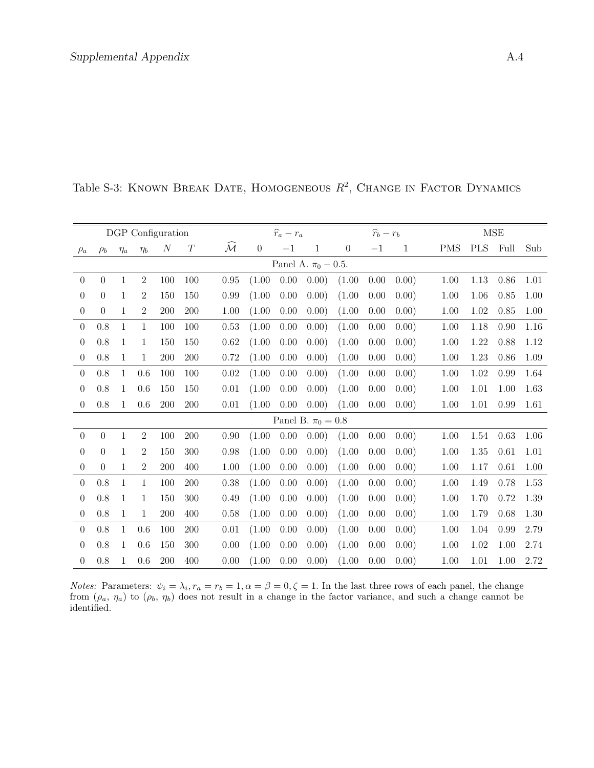Table S-3: Known Break Date, Homogeneous $R^2$, Change in Factor Dynamics

| DGP Configuration | | | | | | | $\widehat{r}_a - r_a$ | | | $\widehat{r}_b - r_b$ | | | MSE | | | |
|---|---|---|---|---|---|---|---|---|---|---|---|---|---|---|---|---|
| $\rho_a$ | $\rho_b$ | $\eta_a$ | $\eta_b$ | $N$ | $T$ | $\widehat{\mathcal{M}}$ | 0 | $-1$ | 1 | 0 | $-1$ | 1 | PMS | PLS | Full | Sub |
| Panel A. $\pi_0 - 0.5$. | | | | | | | | | | | | | | | | |
| 0 | 0 | 1 | 2 | 100 | 100 | 0.95 | (1.00 | 0.00 | 0.00) | (1.00 | 0.00 | 0.00) | 1.00 | 1.13 | 0.86 | 1.01 |
| 0 | 0 | 1 | 2 | 150 | 150 | 0.99 | (1.00 | 0.00 | 0.00) | (1.00 | 0.00 | 0.00) | 1.00 | 1.06 | 0.85 | 1.00 |
| 0 | 0 | 1 | 2 | 200 | 200 | 1.00 | (1.00 | 0.00 | 0.00) | (1.00 | 0.00 | 0.00) | 1.00 | 1.02 | 0.85 | 1.00 |
| 0 | 0.8 | 1 | 1 | 100 | 100 | 0.53 | (1.00 | 0.00 | 0.00) | (1.00 | 0.00 | 0.00) | 1.00 | 1.18 | 0.90 | 1.16 |
| 0 | 0.8 | 1 | 1 | 150 | 150 | 0.62 | (1.00 | 0.00 | 0.00) | (1.00 | 0.00 | 0.00) | 1.00 | 1.22 | 0.88 | 1.12 |
| 0 | 0.8 | 1 | 1 | 200 | 200 | 0.72 | (1.00 | 0.00 | 0.00) | (1.00 | 0.00 | 0.00) | 1.00 | 1.23 | 0.86 | 1.09 |
| 0 | 0.8 | 1 | 0.6 | 100 | 100 | 0.02 | (1.00 | 0.00 | 0.00) | (1.00 | 0.00 | 0.00) | 1.00 | 1.02 | 0.99 | 1.64 |
| 0 | 0.8 | 1 | 0.6 | 150 | 150 | 0.01 | (1.00 | 0.00 | 0.00) | (1.00 | 0.00 | 0.00) | 1.00 | 1.01 | 1.00 | 1.63 |
| 0 | 0.8 | 1 | 0.6 | 200 | 200 | 0.01 | (1.00 | 0.00 | 0.00) | (1.00 | 0.00 | 0.00) | 1.00 | 1.01 | 0.99 | 1.61 |
| Panel B. $\pi_0 = 0.8$ | | | | | | | | | | | | | | | | |
| 0 | 0 | 1 | 2 | 100 | 200 | 0.90 | (1.00 | 0.00 | 0.00) | (1.00 | 0.00 | 0.00) | 1.00 | 1.54 | 0.63 | 1.06 |
| 0 | 0 | 1 | 2 | 150 | 300 | 0.98 | (1.00 | 0.00 | 0.00) | (1.00 | 0.00 | 0.00) | 1.00 | 1.35 | 0.61 | 1.01 |
| 0 | 0 | 1 | 2 | 200 | 400 | 1.00 | (1.00 | 0.00 | 0.00) | (1.00 | 0.00 | 0.00) | 1.00 | 1.17 | 0.61 | 1.00 |
| 0 | 0.8 | 1 | 1 | 100 | 200 | 0.38 | (1.00 | 0.00 | 0.00) | (1.00 | 0.00 | 0.00) | 1.00 | 1.49 | 0.78 | 1.53 |
| 0 | 0.8 | 1 | 1 | 150 | 300 | 0.49 | (1.00 | 0.00 | 0.00) | (1.00 | 0.00 | 0.00) | 1.00 | 1.70 | 0.72 | 1.39 |
| 0 | 0.8 | 1 | 1 | 200 | 400 | 0.58 | (1.00 | 0.00 | 0.00) | (1.00 | 0.00 | 0.00) | 1.00 | 1.79 | 0.68 | 1.30 |
| 0 | 0.8 | 1 | 0.6 | 100 | 200 | 0.01 | (1.00 | 0.00 | 0.00) | (1.00 | 0.00 | 0.00) | 1.00 | 1.04 | 0.99 | 2.79 |
| 0 | 0.8 | 1 | 0.6 | 150 | 300 | 0.00 | (1.00 | 0.00 | 0.00) | (1.00 | 0.00 | 0.00) | 1.00 | 1.02 | 1.00 | 2.74 |
| 0 | 0.8 | 1 | 0.6 | 200 | 400 | 0.00 | (1.00 | 0.00 | 0.00) | (1.00 | 0.00 | 0.00) | 1.00 | 1.01 | 1.00 | 2.72 |

*Notes:* Parameters: $\psi_i = \lambda_i, r_a = r_b = 1, \alpha = \beta = 0, \zeta = 1$. In the last three rows of each panel, the change from ($\rho_a$, $\eta_a$) to ($\rho_b$, $\eta_b$) does not result in a change in the factor variance, and such a change cannot be identified.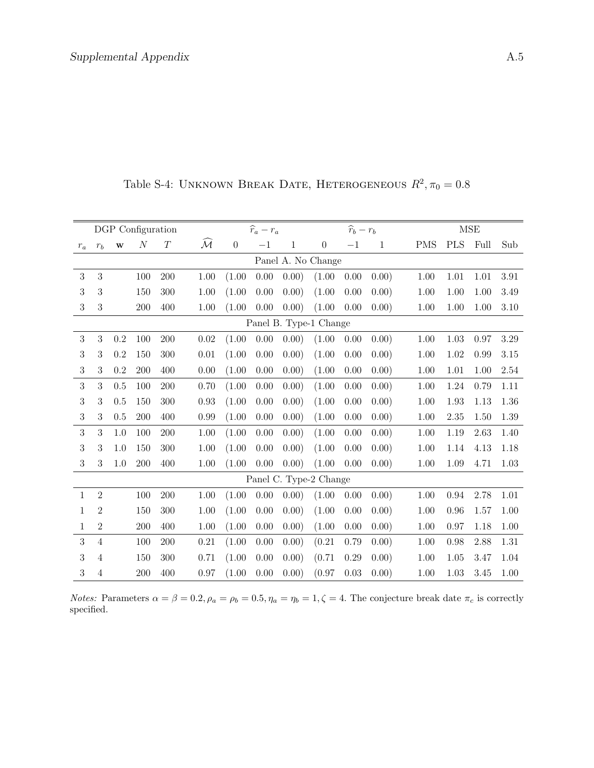Table S-4: Unknown Break Date, Heterogeneous $R^2, \pi_0 = 0.8$

| DGP Configuration | | | | | | $\widehat{r}_a - r_a$ | | | $\widehat{r}_b - r_b$ | | | MSE | | | |
|---|---|---|---|---|---|---|---|---|---|---|---|---|---|---|---|
| $r_a$ | $r_b$ | $\mathbf{w}$ | $N$ | $T$ | $\widehat{\mathcal{M}}$ | 0 | $-1$ | 1 | 0 | $-1$ | 1 | PMS | PLS | Full | Sub |
| Panel A. No Change | | | | | | | | | | | | | | | |
| 3 | 3 | | 100 | 200 | 1.00 | (1.00 | 0.00 | 0.00) | (1.00 | 0.00 | 0.00) | 1.00 | 1.01 | 1.01 | 3.91 |
| 3 | 3 | | 150 | 300 | 1.00 | (1.00 | 0.00 | 0.00) | (1.00 | 0.00 | 0.00) | 1.00 | 1.00 | 1.00 | 3.49 |
| 3 | 3 | | 200 | 400 | 1.00 | (1.00 | 0.00 | 0.00) | (1.00 | 0.00 | 0.00) | 1.00 | 1.00 | 1.00 | 3.10 |
| Panel B. Type-1 Change | | | | | | | | | | | | | | | |
| 3 | 3 | 0.2 | 100 | 200 | 0.02 | (1.00 | 0.00 | 0.00) | (1.00 | 0.00 | 0.00) | 1.00 | 1.03 | 0.97 | 3.29 |
| 3 | 3 | 0.2 | 150 | 300 | 0.01 | (1.00 | 0.00 | 0.00) | (1.00 | 0.00 | 0.00) | 1.00 | 1.02 | 0.99 | 3.15 |
| 3 | 3 | 0.2 | 200 | 400 | 0.00 | (1.00 | 0.00 | 0.00) | (1.00 | 0.00 | 0.00) | 1.00 | 1.01 | 1.00 | 2.54 |
| 3 | 3 | 0.5 | 100 | 200 | 0.70 | (1.00 | 0.00 | 0.00) | (1.00 | 0.00 | 0.00) | 1.00 | 1.24 | 0.79 | 1.11 |
| 3 | 3 | 0.5 | 150 | 300 | 0.93 | (1.00 | 0.00 | 0.00) | (1.00 | 0.00 | 0.00) | 1.00 | 1.93 | 1.13 | 1.36 |
| 3 | 3 | 0.5 | 200 | 400 | 0.99 | (1.00 | 0.00 | 0.00) | (1.00 | 0.00 | 0.00) | 1.00 | 2.35 | 1.50 | 1.39 |
| 3 | 3 | 1.0 | 100 | 200 | 1.00 | (1.00 | 0.00 | 0.00) | (1.00 | 0.00 | 0.00) | 1.00 | 1.19 | 2.63 | 1.40 |
| 3 | 3 | 1.0 | 150 | 300 | 1.00 | (1.00 | 0.00 | 0.00) | (1.00 | 0.00 | 0.00) | 1.00 | 1.14 | 4.13 | 1.18 |
| 3 | 3 | 1.0 | 200 | 400 | 1.00 | (1.00 | 0.00 | 0.00) | (1.00 | 0.00 | 0.00) | 1.00 | 1.09 | 4.71 | 1.03 |
| Panel C. Type-2 Change | | | | | | | | | | | | | | | |
| 1 | 2 | | 100 | 200 | 1.00 | (1.00 | 0.00 | 0.00) | (1.00 | 0.00 | 0.00) | 1.00 | 0.94 | 2.78 | 1.01 |
| 1 | 2 | | 150 | 300 | 1.00 | (1.00 | 0.00 | 0.00) | (1.00 | 0.00 | 0.00) | 1.00 | 0.96 | 1.57 | 1.00 |
| 1 | 2 | | 200 | 400 | 1.00 | (1.00 | 0.00 | 0.00) | (1.00 | 0.00 | 0.00) | 1.00 | 0.97 | 1.18 | 1.00 |
| 3 | 4 | | 100 | 200 | 0.21 | (1.00 | 0.00 | 0.00) | (0.21 | 0.79 | 0.00) | 1.00 | 0.98 | 2.88 | 1.31 |
| 3 | 4 | | 150 | 300 | 0.71 | (1.00 | 0.00 | 0.00) | (0.71 | 0.29 | 0.00) | 1.00 | 1.05 | 3.47 | 1.04 |
| 3 | 4 | | 200 | 400 | 0.97 | (1.00 | 0.00 | 0.00) | (0.97 | 0.03 | 0.00) | 1.00 | 1.03 | 3.45 | 1.00 |

*Notes:* Parameters $\alpha = \beta = 0.2, \rho_a = \rho_b = 0.5, \eta_a = \eta_b = 1, \zeta = 4$. The conjecture break date $\pi_c$ is correctly specified.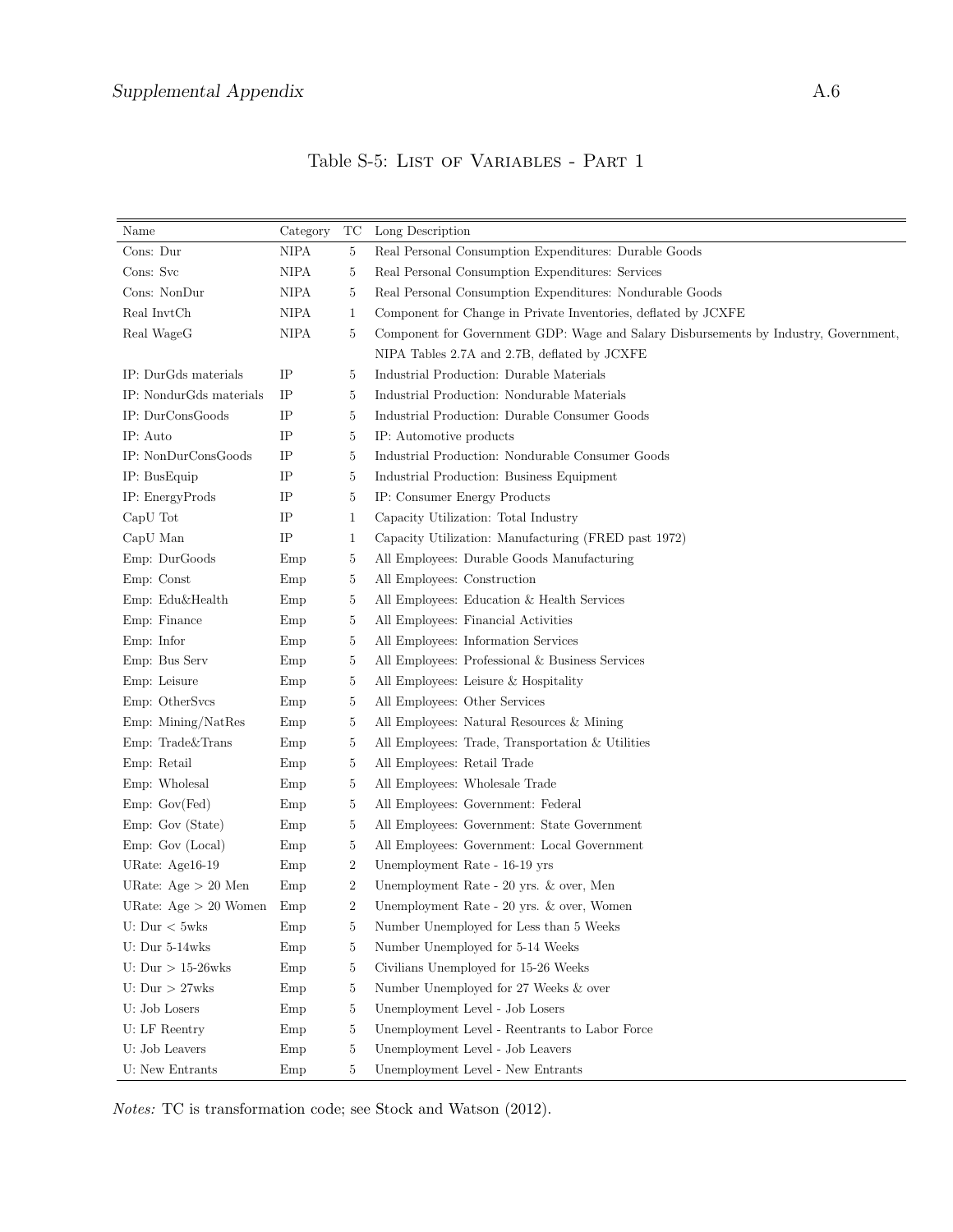Table S-5: List of Variables - Part 1

| Name | Category | TC | Long Description |
|---|---|---|---|
| Cons: Dur | NIPA | 5 | Real Personal Consumption Expenditures: Durable Goods |
| Cons: Svc | NIPA | 5 | Real Personal Consumption Expenditures: Services |
| Cons: NonDur | NIPA | 5 | Real Personal Consumption Expenditures: Nondurable Goods |
| Real InvtCh | NIPA | 1 | Component for Change in Private Inventories, deflated by JCXFE |
| Real WageG | NIPA | 5 | Component for Government GDP: Wage and Salary Disbursements by Industry, Government, NIPA Tables 2.7A and 2.7B, deflated by JCXFE |
| IP: DurGds materials | IP | 5 | Industrial Production: Durable Materials |
| IP: NondurGds materials | IP | 5 | Industrial Production: Nondurable Materials |
| IP: DurConsGoods | IP | 5 | Industrial Production: Durable Consumer Goods |
| IP: Auto | IP | 5 | IP: Automotive products |
| IP: NonDurConsGoods | IP | 5 | Industrial Production: Nondurable Consumer Goods |
| IP: BusEquip | IP | 5 | Industrial Production: Business Equipment |
| IP: EnergyProds | IP | 5 | IP: Consumer Energy Products |
| CapU Tot | IP | 1 | Capacity Utilization: Total Industry |
| CapU Man | IP | 1 | Capacity Utilization: Manufacturing (FRED past 1972) |
| Emp: DurGoods | Emp | 5 | All Employees: Durable Goods Manufacturing |
| Emp: Const | Emp | 5 | All Employees: Construction |
| Emp: Edu&Health | Emp | 5 | All Employees: Education & Health Services |
| Emp: Finance | Emp | 5 | All Employees: Financial Activities |
| Emp: Infor | Emp | 5 | All Employees: Information Services |
| Emp: Bus Serv | Emp | 5 | All Employees: Professional & Business Services |
| Emp: Leisure | Emp | 5 | All Employees: Leisure & Hospitality |
| Emp: OtherSvcs | Emp | 5 | All Employees: Other Services |
| Emp: Mining/NatRes | Emp | 5 | All Employees: Natural Resources & Mining |
| Emp: Trade&Trans | Emp | 5 | All Employees: Trade, Transportation & Utilities |
| Emp: Retail | Emp | 5 | All Employees: Retail Trade |
| Emp: Wholesal | Emp | 5 | All Employees: Wholesale Trade |
| Emp: Gov(Fed) | Emp | 5 | All Employees: Government: Federal |
| Emp: Gov (State) | Emp | 5 | All Employees: Government: State Government |
| Emp: Gov (Local) | Emp | 5 | All Employees: Government: Local Government |
| URate: Age16-19 | Emp | 2 | Unemployment Rate - 16-19 yrs |
| URate: Age > 20 Men | Emp | 2 | Unemployment Rate - 20 yrs. & over, Men |
| URate: Age > 20 Women | Emp | 2 | Unemployment Rate - 20 yrs. & over, Women |
| U: Dur < 5wks | Emp | 5 | Number Unemployed for Less than 5 Weeks |
| U: Dur 5-14wks | Emp | 5 | Number Unemployed for 5-14 Weeks |
| U: Dur > 15-26wks | Emp | 5 | Civilians Unemployed for 15-26 Weeks |
| U: Dur > 27wks | Emp | 5 | Number Unemployed for 27 Weeks & over |
| U: Job Losers | Emp | 5 | Unemployment Level - Job Losers |
| U: LF Reentry | Emp | 5 | Unemployment Level - Reentrants to Labor Force |
| U: Job Leavers | Emp | 5 | Unemployment Level - Job Leavers |
| U: New Entrants | Emp | 5 | Unemployment Level - New Entrants |

*Notes:* TC is transformation code; see Stock and Watson (2012).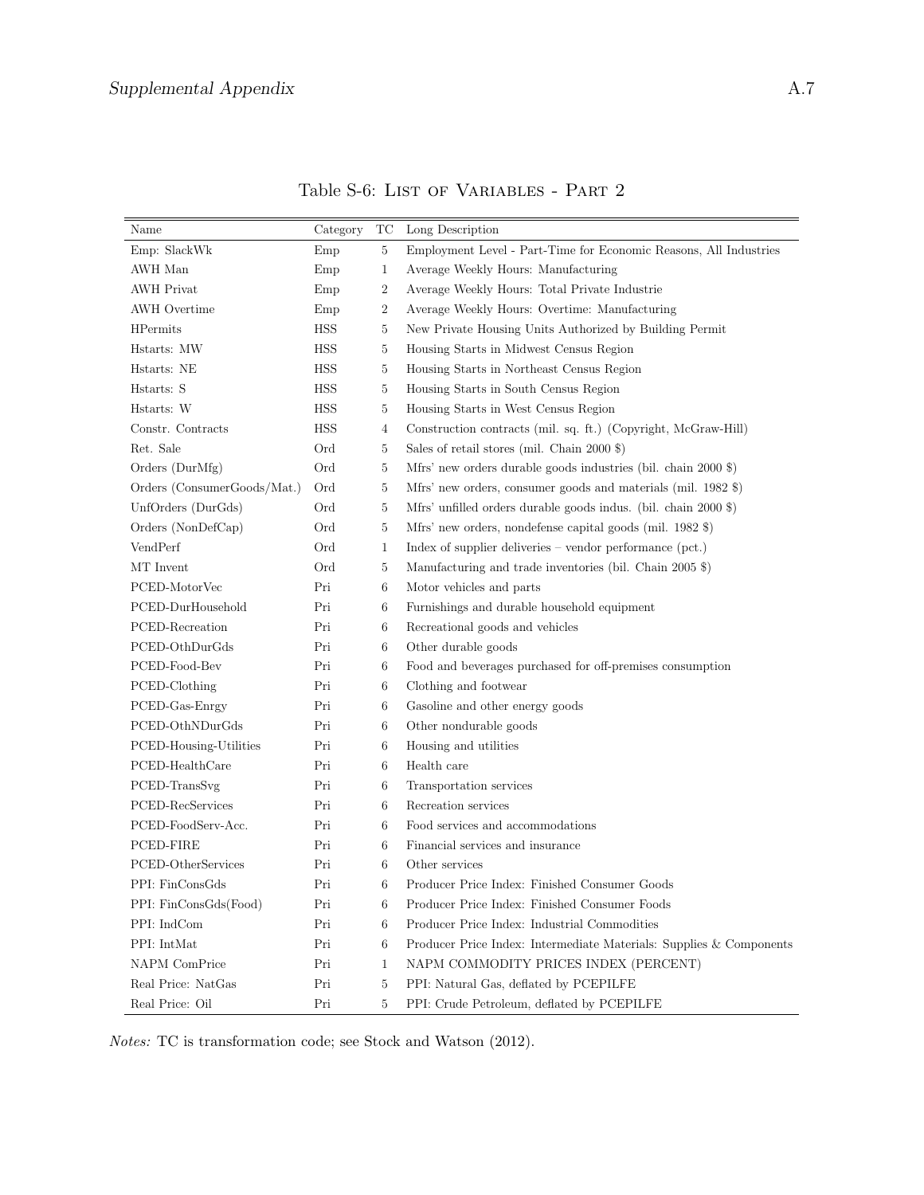Table S-6: List of Variables - Part 2

| Name | Category | TC | Long Description |
|---|---|---|---|
| Emp: SlackWk | Emp | 5 | Employment Level - Part-Time for Economic Reasons, All Industries |
| AWH Man | Emp | 1 | Average Weekly Hours: Manufacturing |
| AWH Privat | Emp | 2 | Average Weekly Hours: Total Private Industrie |
| AWH Overtime | Emp | 2 | Average Weekly Hours: Overtime: Manufacturing |
| HPermits | HSS | 5 | New Private Housing Units Authorized by Building Permit |
| Hstarts: MW | HSS | 5 | Housing Starts in Midwest Census Region |
| Hstarts: NE | HSS | 5 | Housing Starts in Northeast Census Region |
| Hstarts: S | HSS | 5 | Housing Starts in South Census Region |
| Hstarts: W | HSS | 5 | Housing Starts in West Census Region |
| Constr. Contracts | HSS | 4 | Construction contracts (mil. sq. ft.) (Copyright, McGraw-Hill) |
| Ret. Sale | Ord | 5 | Sales of retail stores (mil. Chain 2000 $) |
| Orders (DurMfg) | Ord | 5 | Mfrs' new orders durable goods industries (bil. chain 2000 $) |
| Orders (ConsumerGoods/Mat.) | Ord | 5 | Mfrs' new orders, consumer goods and materials (mil. 1982 $) |
| UnfOrders (DurGds) | Ord | 5 | Mfrs' unfilled orders durable goods indus. (bil. chain 2000 $) |
| Orders (NonDefCap) | Ord | 5 | Mfrs' new orders, nondefense capital goods (mil. 1982 $) |
| VendPerf | Ord | 1 | Index of supplier deliveries – vendor performance (pct.) |
| MT Invent | Ord | 5 | Manufacturing and trade inventories (bil. Chain 2005 $) |
| PCED-MotorVec | Pri | 6 | Motor vehicles and parts |
| PCED-DurHousehold | Pri | 6 | Furnishings and durable household equipment |
| PCED-Recreation | Pri | 6 | Recreational goods and vehicles |
| PCED-OthDurGds | Pri | 6 | Other durable goods |
| PCED-Food-Bev | Pri | 6 | Food and beverages purchased for off-premises consumption |
| PCED-Clothing | Pri | 6 | Clothing and footwear |
| PCED-Gas-Enrgy | Pri | 6 | Gasoline and other energy goods |
| PCED-OthNDurGds | Pri | 6 | Other nondurable goods |
| PCED-Housing-Utilities | Pri | 6 | Housing and utilities |
| PCED-HealthCare | Pri | 6 | Health care |
| PCED-TransSvg | Pri | 6 | Transportation services |
| PCED-RecServices | Pri | 6 | Recreation services |
| PCED-FoodServ-Acc. | Pri | 6 | Food services and accommodations |
| PCED-FIRE | Pri | 6 | Financial services and insurance |
| PCED-OtherServices | Pri | 6 | Other services |
| PPI: FinConsGds | Pri | 6 | Producer Price Index: Finished Consumer Goods |
| PPI: FinConsGds(Food) | Pri | 6 | Producer Price Index: Finished Consumer Foods |
| PPI: IndCom | Pri | 6 | Producer Price Index: Industrial Commodities |
| PPI: IntMat | Pri | 6 | Producer Price Index: Intermediate Materials: Supplies & Components |
| NAPM ComPrice | Pri | 1 | NAPM COMMODITY PRICES INDEX (PERCENT) |
| Real Price: NatGas | Pri | 5 | PPI: Natural Gas, deflated by PCEPILFE |
| Real Price: Oil | Pri | 5 | PPI: Crude Petroleum, deflated by PCEPILFE |

*Notes:* TC is transformation code; see Stock and Watson (2012).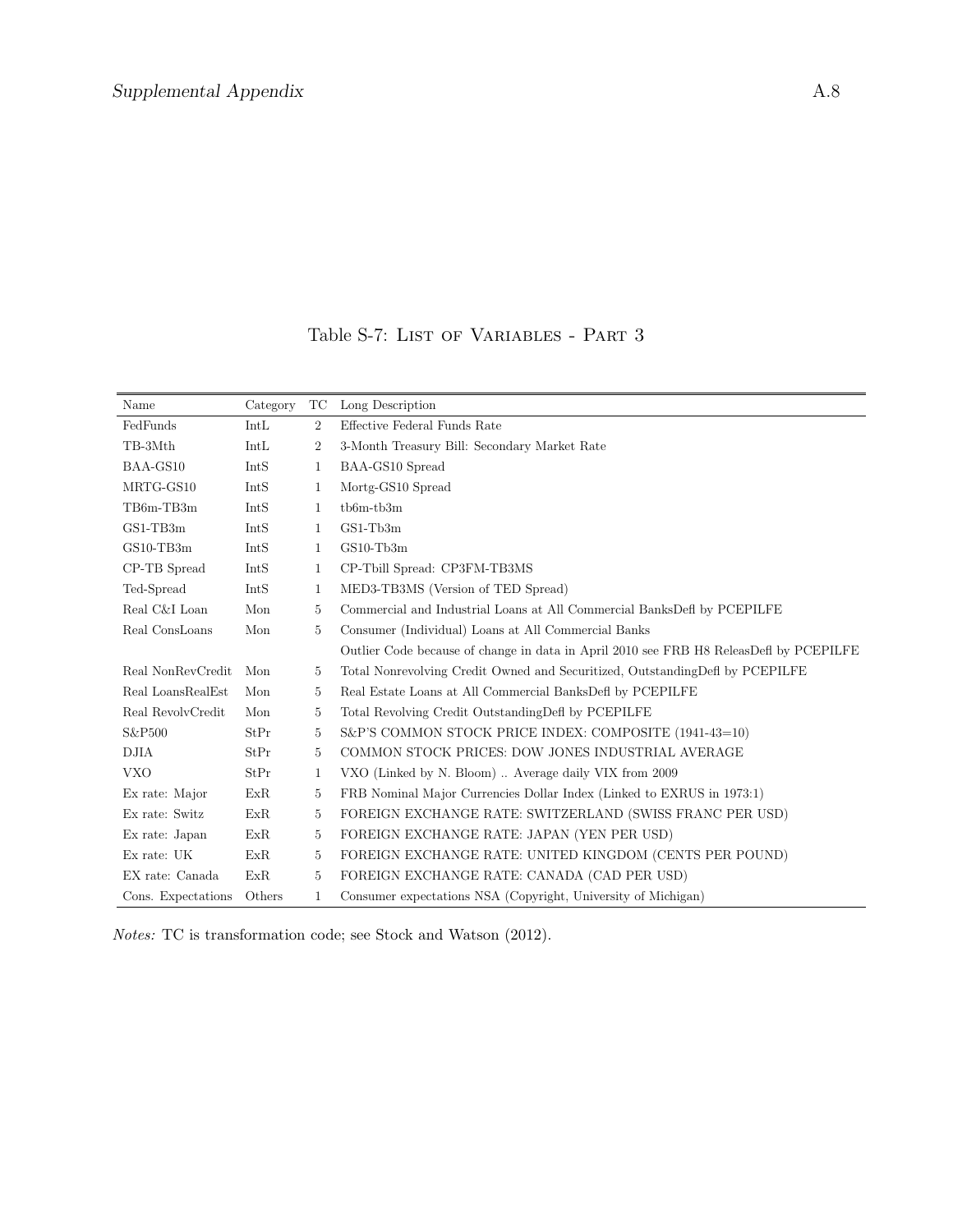Table S-7: List of Variables - Part 3

| Name | Category | TC | Long Description |
|---|---|---|---|
| FedFunds | IntL | 2 | Effective Federal Funds Rate |
| TB-3Mth | IntL | 2 | 3-Month Treasury Bill: Secondary Market Rate |
| BAA-GS10 | IntS | 1 | BAA-GS10 Spread |
| MRTG-GS10 | IntS | 1 | Mortg-GS10 Spread |
| TB6m-TB3m | IntS | 1 | tb6m-tb3m |
| GS1-TB3m | IntS | 1 | GS1-Tb3m |
| GS10-TB3m | IntS | 1 | GS10-Tb3m |
| CP-TB Spread | IntS | 1 | CP-Tbill Spread: CP3FM-TB3MS |
| Ted-Spread | IntS | 1 | MED3-TB3MS (Version of TED Spread) |
| Real C&I Loan | Mon | 5 | Commercial and Industrial Loans at All Commercial BanksDefl by PCEPILFE |
| Real ConsLoans | Mon | 5 | Consumer (Individual) Loans at All Commercial Banks |
| | | | Outlier Code because of change in data in April 2010 see FRB H8 ReleasDefl by PCEPILFE |
| Real NonRevCredit | Mon | 5 | Total Nonrevolving Credit Owned and Securitized, OutstandingDefl by PCEPILFE |
| Real LoansRealEst | Mon | 5 | Real Estate Loans at All Commercial BanksDefl by PCEPILFE |
| Real RevolvCredit | Mon | 5 | Total Revolving Credit OutstandingDefl by PCEPILFE |
| S&P500 | StPr | 5 | S&P'S COMMON STOCK PRICE INDEX: COMPOSITE (1941-43=10) |
| DJIA | StPr | 5 | COMMON STOCK PRICES: DOW JONES INDUSTRIAL AVERAGE |
| VXO | StPr | 1 | VXO (Linked by N. Bloom) .. Average daily VIX from 2009 |
| Ex rate: Major | ExR | 5 | FRB Nominal Major Currencies Dollar Index (Linked to EXRUS in 1973:1) |
| Ex rate: Switz | ExR | 5 | FOREIGN EXCHANGE RATE: SWITZERLAND (SWISS FRANC PER USD) |
| Ex rate: Japan | ExR | 5 | FOREIGN EXCHANGE RATE: JAPAN (YEN PER USD) |
| Ex rate: UK | ExR | 5 | FOREIGN EXCHANGE RATE: UNITED KINGDOM (CENTS PER POUND) |
| EX rate: Canada | ExR | 5 | FOREIGN EXCHANGE RATE: CANADA (CAD PER USD) |
| Cons. Expectations | Others | 1 | Consumer expectations NSA (Copyright, University of Michigan) |

*Notes:* TC is transformation code; see Stock and Watson (2012).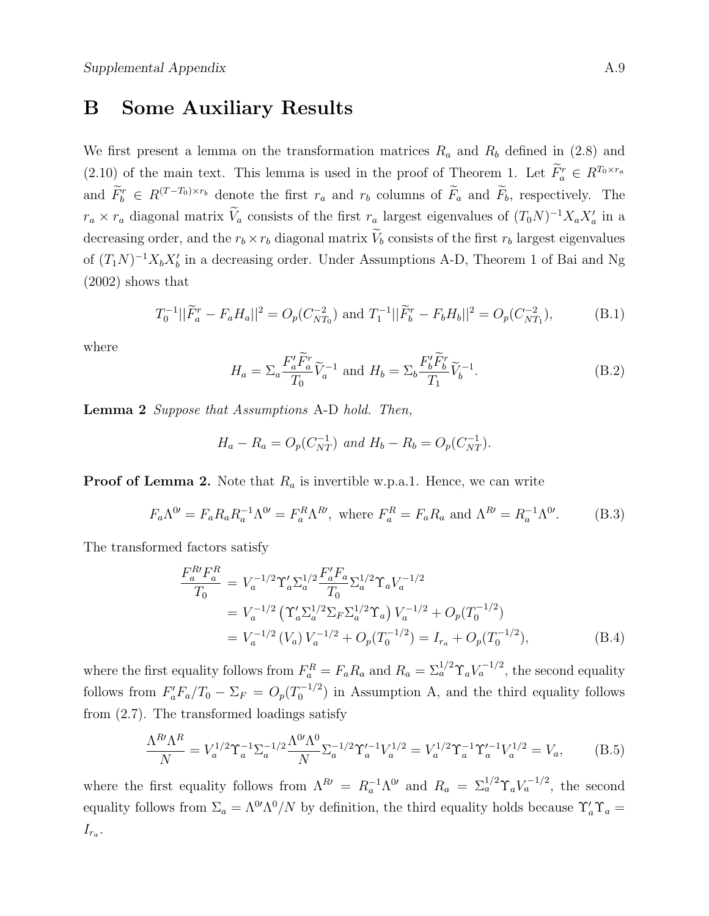# B Some Auxiliary Results

We first present a lemma on the transformation matrices $R_a$ and $R_b$ defined in (2.8) and (2.10) of the main text. This lemma is used in the proof of Theorem 1. Let $\widetilde{F}_a^r \in R^{T_0 \times r_a}$ and $\widetilde{F}_b^r \in R^{(T-T_0)\times r_b}$ denote the first $r_a$ and $r_b$ columns of $\widetilde{F}_a$ and $\widetilde{F}_b$, respectively. The $r_a \times r_a$ diagonal matrix $\widetilde{V}_a$ consists of the first $r_a$ largest eigenvalues of $(T_0 N)^{-1} X_a X_a'$ in a decreasing order, and the $r_b \times r_b$ diagonal matrix $\widetilde{V}_b$ consists of the first $r_b$ largest eigenvalues of $(T_1 N)^{-1} X_b X_b'$ in a decreasing order. Under Assumptions A-D, Theorem 1 of Bai and Ng (2002) shows that

$$T_0^{-1} ||\widetilde{F}_a^r - F_a H_a||^2 = O_p(C_{NT_0}^{-2}) \text{ and } T_1^{-1} ||\widetilde{F}_b^r - F_b H_b||^2 = O_p(C_{NT_1}^{-2}), \tag{B.1}$$

where

$$H_a = \Sigma_a \frac{F_a' \widetilde{F}_a^r}{T_0} \widetilde{V}_a^{-1} \text{ and } H_b = \Sigma_b \frac{F_b' \widetilde{F}_b^r}{T_1} \widetilde{V}_b^{-1}. \tag{B.2}$$

**Lemma 2** *Suppose that Assumptions* A-D *hold. Then,*

$$H_a - R_a = O_p(C_{NT}^{-1}) \text{ and } H_b - R_b = O_p(C_{NT}^{-1}).$$

**Proof of Lemma 2.** Note that $R_a$ is invertible w.p.a.1. Hence, we can write

$$F_a \Lambda^{0\prime} = F_a R_a R_a^{-1} \Lambda^{0\prime} = F_a^R \Lambda^{R\prime}, \text{ where } F_a^R = F_a R_a \text{ and } \Lambda^{R\prime} = R_a^{-1} \Lambda^{0\prime}. \tag{B.3}$$

The transformed factors satisfy

$$\begin{aligned}
\frac{F_a^{R\prime} F_a^R}{T_0} &= V_a^{-1/2} \Upsilon_a' \Sigma_a^{1/2} \frac{F_a' F_a}{T_0} \Sigma_a^{1/2} \Upsilon_a V_a^{-1/2} \\
&= V_a^{-1/2} \left( \Upsilon_a' \Sigma_a^{1/2} \Sigma_F \Sigma_a^{1/2} \Upsilon_a \right) V_a^{-1/2} + O_p(T_0^{-1/2}) \\
&= V_a^{-1/2} \left( V_a \right) V_a^{-1/2} + O_p(T_0^{-1/2}) = I_{r_a} + O_p(T_0^{-1/2}),
\end{aligned} \tag{B.4}$$

where the first equality follows from $F_a^R = F_a R_a$ and $R_a = \Sigma_a^{1/2} \Upsilon_a V_a^{-1/2}$, the second equality follows from $F_a' F_a / T_0 - \Sigma_F = O_p(T_0^{-1/2})$ in Assumption A, and the third equality follows from (2.7). The transformed loadings satisfy

$$\frac{\Lambda^{R\prime} \Lambda^R}{N} = V_a^{1/2} \Upsilon_a^{-1} \Sigma_a^{-1/2} \frac{\Lambda^{0\prime} \Lambda^0}{N} \Sigma_a^{-1/2} \Upsilon_a'^{-1} V_a^{1/2} = V_a^{1/2} \Upsilon_a^{-1} \Upsilon_a'^{-1} V_a^{1/2} = V_a, \tag{B.5}$$

where the first equality follows from $\Lambda^{R\prime} = R_a^{-1} \Lambda^{0\prime}$ and $R_a = \Sigma_a^{1/2} \Upsilon_a V_a^{-1/2}$, the second equality follows from $\Sigma_a = \Lambda^{0\prime} \Lambda^0 / N$ by definition, the third equality holds because $\Upsilon_a' \Upsilon_a = I_{r_a}$.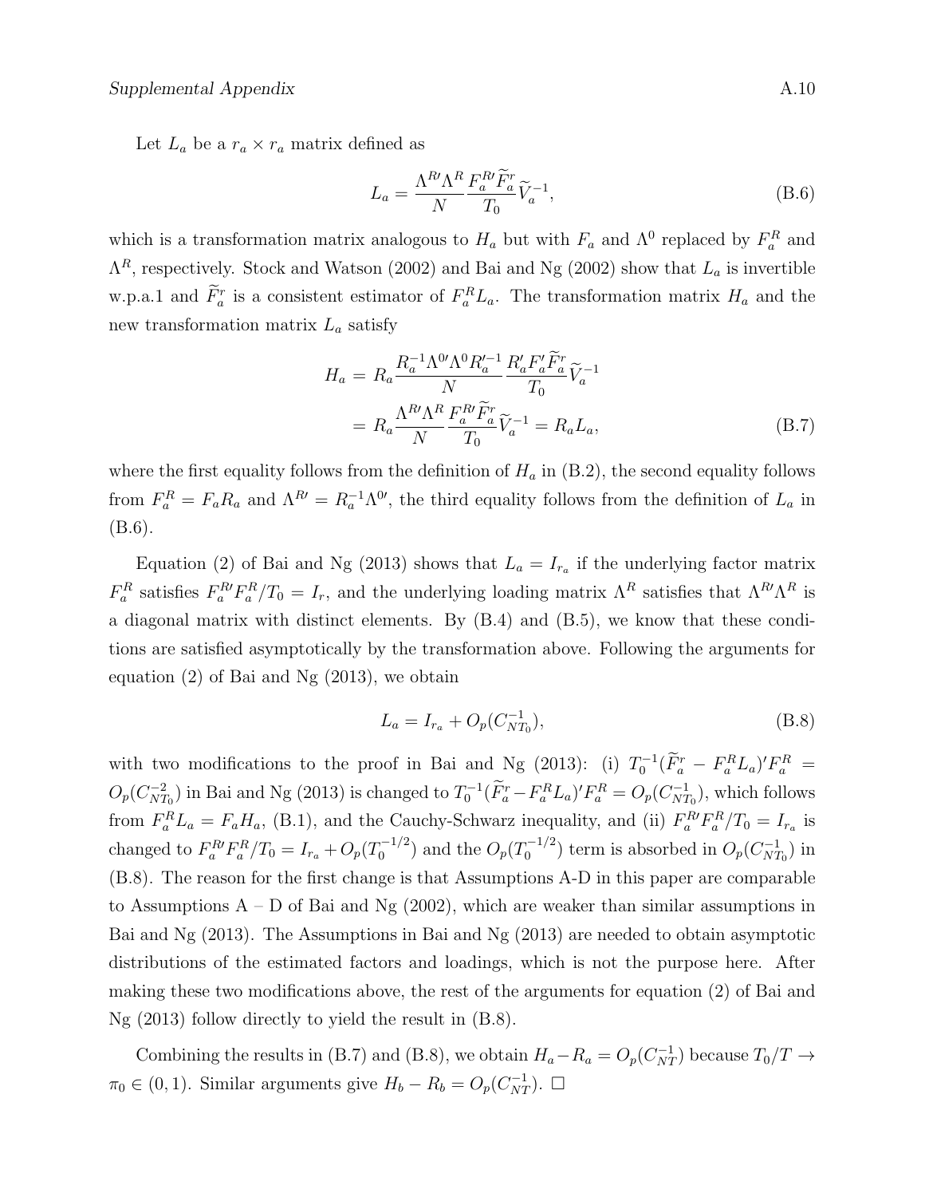Let $L_a$ be a $r_a \times r_a$ matrix defined as

$$L_a = \frac{\Lambda^{R\prime}\Lambda^R}{N}\frac{F_a^{R\prime}\widetilde{F}_a^r}{T_0}\widetilde{V}_a^{-1}, \tag{B.6}$$

which is a transformation matrix analogous to $H_a$ but with $F_a$ and $\Lambda^0$ replaced by $F_a^R$ and $\Lambda^R$, respectively. Stock and Watson (2002) and Bai and Ng (2002) show that $L_a$ is invertible w.p.a.1 and $\widetilde{F}_a^r$ is a consistent estimator of $F_a^R L_a$. The transformation matrix $H_a$ and the new transformation matrix $L_a$ satisfy

$$\begin{aligned} H_a &= R_a \frac{R_a^{-1}\Lambda^{0\prime}\Lambda^0 R_a^{\prime -1}}{N}\frac{R_a^\prime F_a^\prime \widetilde{F}_a^r}{T_0}\widetilde{V}_a^{-1} \\ &= R_a \frac{\Lambda^{R\prime}\Lambda^R}{N}\frac{F_a^{R\prime}\widetilde{F}_a^r}{T_0}\widetilde{V}_a^{-1} = R_a L_a, \end{aligned} \tag{B.7}$$

where the first equality follows from the definition of $H_a$ in (B.2), the second equality follows from $F_a^R = F_a R_a$ and $\Lambda^{R\prime} = R_a^{-1}\Lambda^{0\prime}$, the third equality follows from the definition of $L_a$ in (B.6).

Equation (2) of Bai and Ng (2013) shows that $L_a = I_{r_a}$ if the underlying factor matrix $F_a^R$ satisfies $F_a^{R\prime}F_a^R/T_0 = I_r$, and the underlying loading matrix $\Lambda^R$ satisfies that $\Lambda^{R\prime}\Lambda^R$ is a diagonal matrix with distinct elements. By (B.4) and (B.5), we know that these conditions are satisfied asymptotically by the transformation above. Following the arguments for equation (2) of Bai and Ng (2013), we obtain

$$L_a = I_{r_a} + O_p(C_{NT_0}^{-1}), \tag{B.8}$$

with two modifications to the proof in Bai and Ng (2013): (i) $T_0^{-1}(\widetilde{F}_a^r - F_a^R L_a)^\prime F_a^R = O_p(C_{NT_0}^{-2})$ in Bai and Ng (2013) is changed to $T_0^{-1}(\widetilde{F}_a^r - F_a^R L_a)^\prime F_a^R = O_p(C_{NT_0}^{-1})$, which follows from $F_a^R L_a = F_a H_a$, (B.1), and the Cauchy-Schwarz inequality, and (ii) $F_a^{R\prime}F_a^R/T_0 = I_{r_a}$ is changed to $F_a^{R\prime}F_a^R/T_0 = I_{r_a} + O_p(T_0^{-1/2})$ and the $O_p(T_0^{-1/2})$ term is absorbed in $O_p(C_{NT_0}^{-1})$ in (B.8). The reason for the first change is that Assumptions A-D in this paper are comparable to Assumptions A – D of Bai and Ng (2002), which are weaker than similar assumptions in Bai and Ng (2013). The Assumptions in Bai and Ng (2013) are needed to obtain asymptotic distributions of the estimated factors and loadings, which is not the purpose here. After making these two modifications above, the rest of the arguments for equation (2) of Bai and Ng (2013) follow directly to yield the result in (B.8).

Combining the results in (B.7) and (B.8), we obtain $H_a - R_a = O_p(C_{NT}^{-1})$ because $T_0/T \to \pi_0 \in (0,1)$. Similar arguments give $H_b - R_b = O_p(C_{NT}^{-1})$. $\square$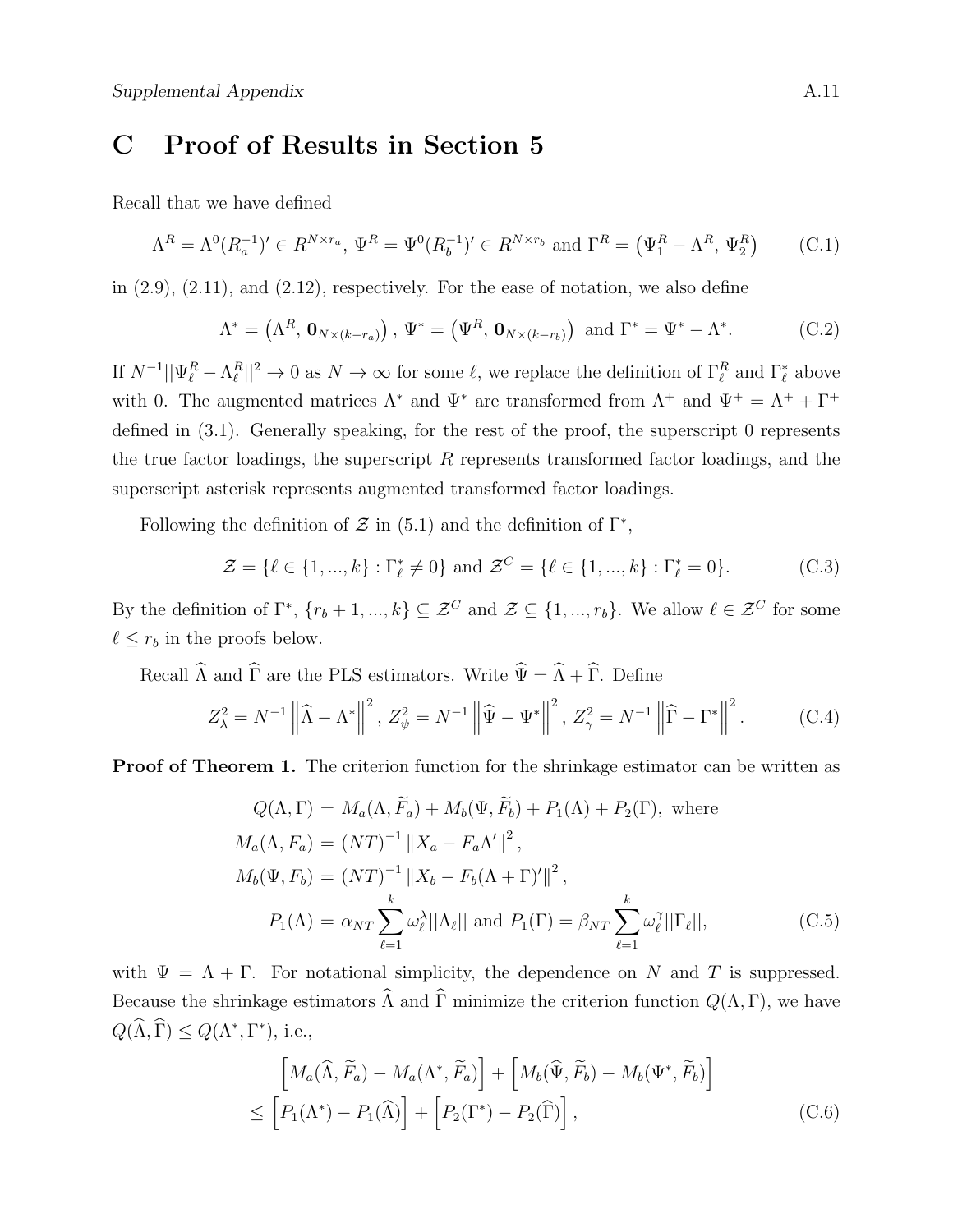# C Proof of Results in Section 5

Recall that we have defined

$$\Lambda^R = \Lambda^0 (R_a^{-1})' \in R^{N \times r_a},\ \Psi^R = \Psi^0 (R_b^{-1})' \in R^{N \times r_b} \text{ and } \Gamma^R = \left(\Psi_1^R - \Lambda^R,\ \Psi_2^R\right) \tag{C.1}$$

in (2.9), (2.11), and (2.12), respectively. For the ease of notation, we also define

$$\Lambda^* = \left(\Lambda^R,\ \mathbf{0}_{N\times(k-r_a)}\right),\ \Psi^* = \left(\Psi^R,\ \mathbf{0}_{N\times(k-r_b)}\right) \text{ and } \Gamma^* = \Psi^* - \Lambda^*. \tag{C.2}$$

If $N^{-1}||\Psi_\ell^R - \Lambda_\ell^R||^2 \to 0$ as $N \to \infty$ for some $\ell$, we replace the definition of $\Gamma_\ell^R$ and $\Gamma_\ell^*$ above with 0. The augmented matrices $\Lambda^*$ and $\Psi^*$ are transformed from $\Lambda^+$ and $\Psi^+ = \Lambda^+ + \Gamma^+$ defined in (3.1). Generally speaking, for the rest of the proof, the superscript 0 represents the true factor loadings, the superscript $R$ represents transformed factor loadings, and the superscript asterisk represents augmented transformed factor loadings.

Following the definition of $\mathcal{Z}$ in (5.1) and the definition of $\Gamma^*$,

$$\mathcal{Z} = \{\ell \in \{1, ..., k\} : \Gamma_\ell^* \neq 0\} \text{ and } \mathcal{Z}^C = \{\ell \in \{1, ..., k\} : \Gamma_\ell^* = 0\}. \tag{C.3}$$

By the definition of $\Gamma^*$, $\{r_b + 1, ..., k\} \subseteq \mathcal{Z}^C$ and $\mathcal{Z} \subseteq \{1, ..., r_b\}$. We allow $\ell \in \mathcal{Z}^C$ for some $\ell \leq r_b$ in the proofs below.

Recall $\widehat{\Lambda}$ and $\widehat{\Gamma}$ are the PLS estimators. Write $\widehat{\Psi} = \widehat{\Lambda} + \widehat{\Gamma}$. Define

$$Z_\lambda^2 = N^{-1}\left\|\widehat{\Lambda} - \Lambda^*\right\|^2,\ Z_\psi^2 = N^{-1}\left\|\widehat{\Psi} - \Psi^*\right\|^2,\ Z_\gamma^2 = N^{-1}\left\|\widehat{\Gamma} - \Gamma^*\right\|^2. \tag{C.4}$$

**Proof of Theorem 1.** The criterion function for the shrinkage estimator can be written as

$$\begin{aligned}
Q(\Lambda, \Gamma) &= M_a(\Lambda, \widetilde{F}_a) + M_b(\Psi, \widetilde{F}_b) + P_1(\Lambda) + P_2(\Gamma), \text{ where} \\
M_a(\Lambda, F_a) &= (NT)^{-1}\left\|X_a - F_a\Lambda'\right\|^2, \\
M_b(\Psi, F_b) &= (NT)^{-1}\left\|X_b - F_b(\Lambda + \Gamma)'\right\|^2, \\
P_1(\Lambda) &= \alpha_{NT}\sum_{\ell=1}^{k}\omega_\ell^\lambda||\Lambda_\ell|| \text{ and } P_1(\Gamma) = \beta_{NT}\sum_{\ell=1}^{k}\omega_\ell^\gamma||\Gamma_\ell||,
\end{aligned} \tag{C.5}$$

with $\Psi = \Lambda + \Gamma$. For notational simplicity, the dependence on $N$ and $T$ is suppressed. Because the shrinkage estimators $\widehat{\Lambda}$ and $\widehat{\Gamma}$ minimize the criterion function $Q(\Lambda, \Gamma)$, we have $Q(\widehat{\Lambda}, \widehat{\Gamma}) \leq Q(\Lambda^*, \Gamma^*)$, i.e.,

$$\begin{aligned}
&\left[M_a(\widehat{\Lambda}, \widetilde{F}_a) - M_a(\Lambda^*, \widetilde{F}_a)\right] + \left[M_b(\widehat{\Psi}, \widetilde{F}_b) - M_b(\Psi^*, \widetilde{F}_b)\right] \\
\leq\ &\left[P_1(\Lambda^*) - P_1(\widehat{\Lambda})\right] + \left[P_2(\Gamma^*) - P_2(\widehat{\Gamma})\right],
\end{aligned} \tag{C.6}$$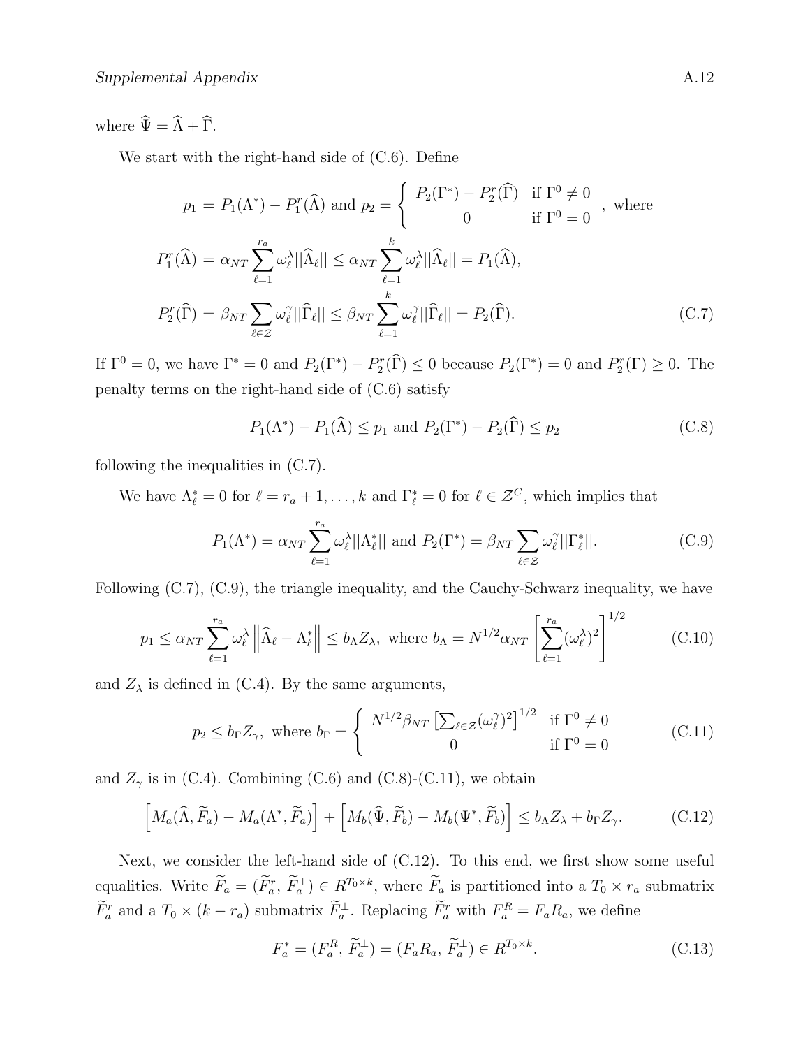where $\widehat{\Psi} = \widehat{\Lambda} + \widehat{\Gamma}$.

We start with the right-hand side of (C.6). Define

$$p_1 = P_1(\Lambda^*) - P_1^r(\widehat{\Lambda}) \text{ and } p_2 = \begin{cases} P_2(\Gamma^*) - P_2^r(\widehat{\Gamma}) & \text{if } \Gamma^0 \neq 0 \\ 0 & \text{if } \Gamma^0 = 0 \end{cases}, \text{ where}$$

$$P_1^r(\widehat{\Lambda}) = \alpha_{NT} \sum_{\ell=1}^{r_a} \omega_\ell^\lambda ||\widehat{\Lambda}_\ell|| \leq \alpha_{NT} \sum_{\ell=1}^{k} \omega_\ell^\lambda ||\widehat{\Lambda}_\ell|| = P_1(\widehat{\Lambda}),$$

$$P_2^r(\widehat{\Gamma}) = \beta_{NT} \sum_{\ell \in \mathcal{Z}} \omega_\ell^\gamma ||\widehat{\Gamma}_\ell|| \leq \beta_{NT} \sum_{\ell=1}^{k} \omega_\ell^\gamma ||\widehat{\Gamma}_\ell|| = P_2(\widehat{\Gamma}). \tag{C.7}$$

If $\Gamma^0 = 0$, we have $\Gamma^* = 0$ and $P_2(\Gamma^*) - P_2^r(\widehat{\Gamma}) \leq 0$ because $P_2(\Gamma^*) = 0$ and $P_2^r(\Gamma) \geq 0$. The penalty terms on the right-hand side of (C.6) satisfy

$$P_1(\Lambda^*) - P_1(\widehat{\Lambda}) \leq p_1 \text{ and } P_2(\Gamma^*) - P_2(\widehat{\Gamma}) \leq p_2 \tag{C.8}$$

following the inequalities in (C.7).

We have $\Lambda_\ell^* = 0$ for $\ell = r_a + 1, \ldots, k$ and $\Gamma_\ell^* = 0$ for $\ell \in \mathcal{Z}^C$, which implies that

$$P_1(\Lambda^*) = \alpha_{NT} \sum_{\ell=1}^{r_a} \omega_\ell^\lambda ||\Lambda_\ell^*|| \text{ and } P_2(\Gamma^*) = \beta_{NT} \sum_{\ell \in \mathcal{Z}} \omega_\ell^\gamma ||\Gamma_\ell^*||. \tag{C.9}$$

Following (C.7), (C.9), the triangle inequality, and the Cauchy-Schwarz inequality, we have

$$p_1 \leq \alpha_{NT} \sum_{\ell=1}^{r_a} \omega_\ell^\lambda \left\| \widehat{\Lambda}_\ell - \Lambda_\ell^* \right\| \leq b_\Lambda Z_\lambda, \text{ where } b_\Lambda = N^{1/2} \alpha_{NT} \left[ \sum_{\ell=1}^{r_a} (\omega_\ell^\lambda)^2 \right]^{1/2} \tag{C.10}$$

and $Z_\lambda$ is defined in (C.4). By the same arguments,

$$p_2 \leq b_\Gamma Z_\gamma, \text{ where } b_\Gamma = \begin{cases} N^{1/2} \beta_{NT} \left[ \sum_{\ell \in \mathcal{Z}} (\omega_\ell^\gamma)^2 \right]^{1/2} & \text{if } \Gamma^0 \neq 0 \\ 0 & \text{if } \Gamma^0 = 0 \end{cases} \tag{C.11}$$

and $Z_\gamma$ is in (C.4). Combining (C.6) and (C.8)-(C.11), we obtain

$$\left[ M_a(\widehat{\Lambda}, \widetilde{F}_a) - M_a(\Lambda^*, \widetilde{F}_a) \right] + \left[ M_b(\widehat{\Psi}, \widetilde{F}_b) - M_b(\Psi^*, \widetilde{F}_b) \right] \leq b_\Lambda Z_\lambda + b_\Gamma Z_\gamma. \tag{C.12}$$

Next, we consider the left-hand side of (C.12). To this end, we first show some useful equalities. Write $\widetilde{F}_a = (\widetilde{F}_a^r, \, \widetilde{F}_a^\perp) \in R^{T_0 \times k}$, where $\widetilde{F}_a$ is partitioned into a $T_0 \times r_a$ submatrix $\widetilde{F}_a^r$ and a $T_0 \times (k - r_a)$ submatrix $\widetilde{F}_a^\perp$. Replacing $\widetilde{F}_a^r$ with $F_a^R = F_a R_a$, we define

$$F_a^* = (F_a^R, \, \widetilde{F}_a^\perp) = (F_a R_a, \, \widetilde{F}_a^\perp) \in R^{T_0 \times k}. \tag{C.13}$$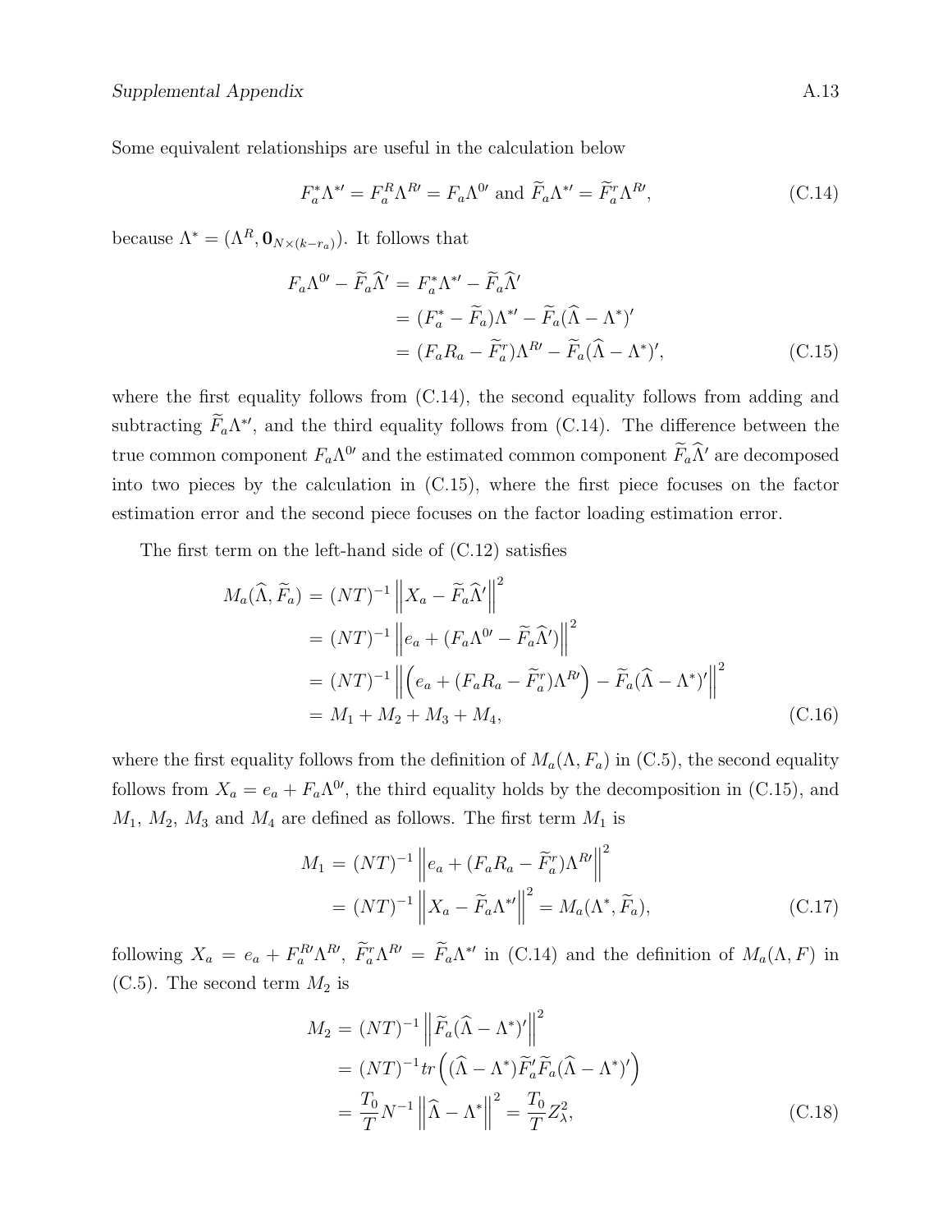Some equivalent relationships are useful in the calculation below

$$F_a^* \Lambda^{*\prime} = F_a^R \Lambda^{R\prime} = F_a \Lambda^{0\prime} \text{ and } \widetilde{F}_a \Lambda^{*\prime} = \widetilde{F}_a^r \Lambda^{R\prime}, \tag{C.14}$$

because $\Lambda^* = (\Lambda^R, \mathbf{0}_{N\times(k-r_a)})$. It follows that

$$\begin{aligned}
F_a \Lambda^{0\prime} - \widetilde{F}_a \widehat{\Lambda}' &= F_a^* \Lambda^{*\prime} - \widetilde{F}_a \widehat{\Lambda}' \\
&= (F_a^* - \widetilde{F}_a)\Lambda^{*\prime} - \widetilde{F}_a (\widehat{\Lambda} - \Lambda^*)' \\
&= (F_a R_a - \widetilde{F}_a^r)\Lambda^{R\prime} - \widetilde{F}_a (\widehat{\Lambda} - \Lambda^*)',
\end{aligned} \tag{C.15}$$

where the first equality follows from (C.14), the second equality follows from adding and subtracting $\widetilde{F}_a \Lambda^{*\prime}$, and the third equality follows from (C.14). The difference between the true common component $F_a \Lambda^{0\prime}$ and the estimated common component $\widetilde{F}_a \widehat{\Lambda}'$ are decomposed into two pieces by the calculation in (C.15), where the first piece focuses on the factor estimation error and the second piece focuses on the factor loading estimation error.

The first term on the left-hand side of (C.12) satisfies

$$\begin{aligned}
M_a(\widehat{\Lambda}, \widetilde{F}_a) &= (NT)^{-1} \left\| X_a - \widetilde{F}_a \widehat{\Lambda}' \right\|^2 \\
&= (NT)^{-1} \left\| e_a + (F_a \Lambda^{0\prime} - \widetilde{F}_a \widehat{\Lambda}') \right\|^2 \\
&= (NT)^{-1} \left\| \left( e_a + (F_a R_a - \widetilde{F}_a^r)\Lambda^{R\prime} \right) - \widetilde{F}_a (\widehat{\Lambda} - \Lambda^*)' \right\|^2 \\
&= M_1 + M_2 + M_3 + M_4,
\end{aligned} \tag{C.16}$$

where the first equality follows from the definition of $M_a(\Lambda, F_a)$ in (C.5), the second equality follows from $X_a = e_a + F_a \Lambda^{0\prime}$, the third equality holds by the decomposition in (C.15), and $M_1$, $M_2$, $M_3$ and $M_4$ are defined as follows. The first term $M_1$ is

$$\begin{aligned}
M_1 &= (NT)^{-1} \left\| e_a + (F_a R_a - \widetilde{F}_a^r)\Lambda^{R\prime} \right\|^2 \\
&= (NT)^{-1} \left\| X_a - \widetilde{F}_a \Lambda^{*\prime} \right\|^2 = M_a(\Lambda^*, \widetilde{F}_a),
\end{aligned} \tag{C.17}$$

following $X_a = e_a + F_a^{R\prime} \Lambda^{R\prime}$, $\widetilde{F}_a^r \Lambda^{R\prime} = \widetilde{F}_a \Lambda^{*\prime}$ in (C.14) and the definition of $M_a(\Lambda, F)$ in (C.5). The second term $M_2$ is

$$\begin{aligned}
M_2 &= (NT)^{-1} \left\| \widetilde{F}_a (\widehat{\Lambda} - \Lambda^*)' \right\|^2 \\
&= (NT)^{-1} tr\left( (\widehat{\Lambda} - \Lambda^*) \widetilde{F}_a' \widetilde{F}_a (\widehat{\Lambda} - \Lambda^*)' \right) \\
&= \frac{T_0}{T} N^{-1} \left\| \widehat{\Lambda} - \Lambda^* \right\|^2 = \frac{T_0}{T} Z_\lambda^2,
\end{aligned} \tag{C.18}$$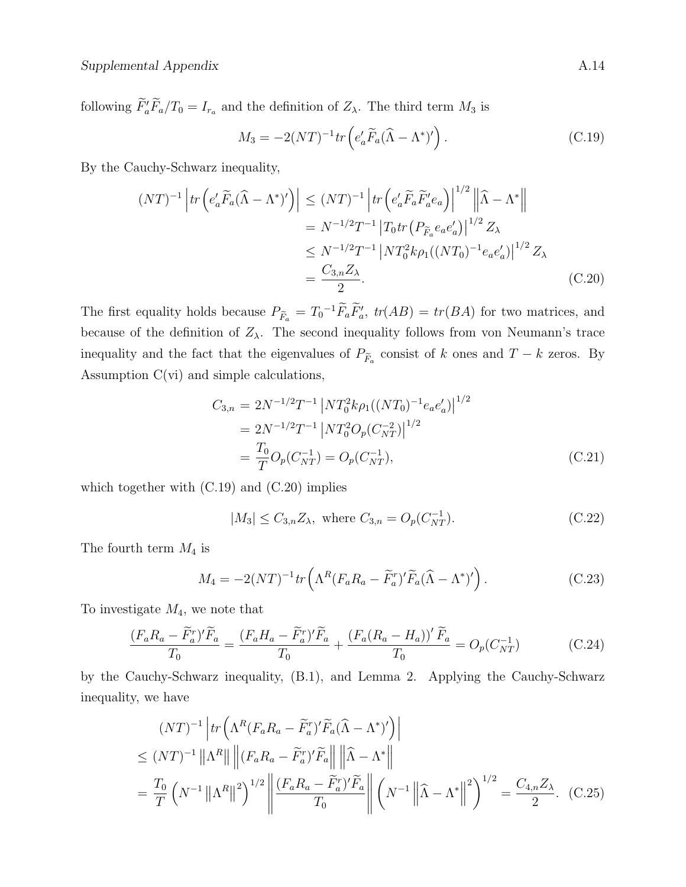following $\widetilde{F}_a'\widetilde{F}_a/T_0 = I_{r_a}$ and the definition of $Z_\lambda$. The third term $M_3$ is

$$M_3 = -2(NT)^{-1} tr\left(e_a'\widetilde{F}_a(\widehat{\Lambda} - \Lambda^*)'\right). \tag{C.19}$$

By the Cauchy-Schwarz inequality,

$$\begin{aligned}
(NT)^{-1}\left|tr\left(e_a'\widetilde{F}_a(\widehat{\Lambda} - \Lambda^*)'\right)\right| &\leq (NT)^{-1}\left|tr\left(e_a'\widetilde{F}_a\widetilde{F}_a'e_a\right)\right|^{1/2}\left\|\widehat{\Lambda} - \Lambda^*\right\| \\
&= N^{-1/2}T^{-1}\left|T_0 tr\left(P_{\widetilde{F}_a}e_a e_a'\right)\right|^{1/2} Z_\lambda \\
&\leq N^{-1/2}T^{-1}\left|NT_0^2 k\rho_1((NT_0)^{-1}e_a e_a')\right|^{1/2} Z_\lambda \\
&= \frac{C_{3,n}Z_\lambda}{2}.
\end{aligned} \tag{C.20}$$

The first equality holds because $P_{\widetilde{F}_a} = T_0{}^{-1}\widetilde{F}_a\widetilde{F}_a'$, $tr(AB) = tr(BA)$ for two matrices, and because of the definition of $Z_\lambda$. The second inequality follows from von Neumann's trace inequality and the fact that the eigenvalues of $P_{\widetilde{F}_a}$ consist of $k$ ones and $T - k$ zeros. By Assumption C(vi) and simple calculations,

$$\begin{aligned}
C_{3,n} &= 2N^{-1/2}T^{-1}\left|NT_0^2 k\rho_1((NT_0)^{-1}e_a e_a')\right|^{1/2} \\
&= 2N^{-1/2}T^{-1}\left|NT_0^2 O_p(C_{NT}^{-2})\right|^{1/2} \\
&= \frac{T_0}{T}O_p(C_{NT}^{-1}) = O_p(C_{NT}^{-1}),
\end{aligned} \tag{C.21}$$

which together with (C.19) and (C.20) implies

$$|M_3| \leq C_{3,n}Z_\lambda, \text{ where } C_{3,n} = O_p(C_{NT}^{-1}). \tag{C.22}$$

The fourth term $M_4$ is

$$M_4 = -2(NT)^{-1} tr\left(\Lambda^R(F_aR_a - \widetilde{F}_a^r)'\widetilde{F}_a(\widehat{\Lambda} - \Lambda^*)'\right). \tag{C.23}$$

To investigate $M_4$, we note that

$$\frac{(F_aR_a - \widetilde{F}_a^r)'\widetilde{F}_a}{T_0} = \frac{(F_aH_a - \widetilde{F}_a^r)'\widetilde{F}_a}{T_0} + \frac{(F_a(R_a - H_a))'\widetilde{F}_a}{T_0} = O_p(C_{NT}^{-1}) \tag{C.24}$$

by the Cauchy-Schwarz inequality, (B.1), and Lemma 2. Applying the Cauchy-Schwarz inequality, we have

$$\begin{aligned}
&(NT)^{-1}\left|tr\left(\Lambda^R(F_aR_a - \widetilde{F}_a^r)'\widetilde{F}_a(\widehat{\Lambda} - \Lambda^*)'\right)\right| \\
\leq\ &(NT)^{-1}\left\|\Lambda^R\right\|\left\|(F_aR_a - \widetilde{F}_a^r)'\widetilde{F}_a\right\|\left\|\widehat{\Lambda} - \Lambda^*\right\| \\
=\ &\frac{T_0}{T}\left(N^{-1}\left\|\Lambda^R\right\|^2\right)^{1/2}\left\|\frac{(F_aR_a - \widetilde{F}_a^r)'\widetilde{F}_a}{T_0}\right\|\left(N^{-1}\left\|\widehat{\Lambda} - \Lambda^*\right\|^2\right)^{1/2} = \frac{C_{4,n}Z_\lambda}{2}.
\end{aligned} \tag{C.25}$$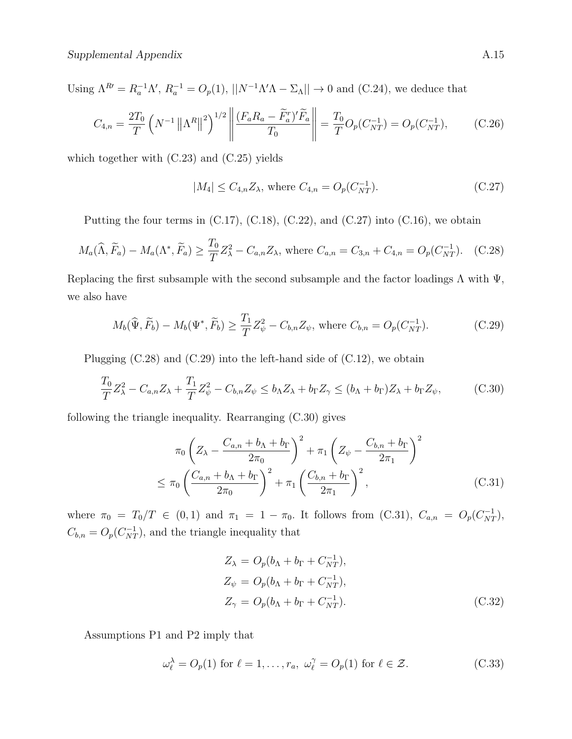Using $\Lambda^{R\prime} = R_a^{-1}\Lambda'$, $R_a^{-1} = O_p(1)$, $||N^{-1}\Lambda'\Lambda - \Sigma_\Lambda|| \to 0$ and (C.24), we deduce that

$$C_{4,n} = \frac{2T_0}{T}\left(N^{-1}\left\|\Lambda^R\right\|^2\right)^{1/2}\left\|\frac{(F_aR_a - \widetilde{F}_a^r)'\widetilde{F}_a}{T_0}\right\| = \frac{T_0}{T}O_p(C_{NT}^{-1}) = O_p(C_{NT}^{-1}), \tag{C.26}$$

which together with (C.23) and (C.25) yields

$$|M_4| \leq C_{4,n}Z_\lambda, \text{ where } C_{4,n} = O_p(C_{NT}^{-1}). \tag{C.27}$$

Putting the four terms in (C.17), (C.18), (C.22), and (C.27) into (C.16), we obtain

$$M_a(\widehat{\Lambda}, \widetilde{F}_a) - M_a(\Lambda^*, \widetilde{F}_a) \geq \frac{T_0}{T}Z_\lambda^2 - C_{a,n}Z_\lambda, \text{ where } C_{a,n} = C_{3,n} + C_{4,n} = O_p(C_{NT}^{-1}). \tag{C.28}$$

Replacing the first subsample with the second subsample and the factor loadings $\Lambda$ with $\Psi$, we also have

$$M_b(\widehat{\Psi}, \widetilde{F}_b) - M_b(\Psi^*, \widetilde{F}_b) \geq \frac{T_1}{T}Z_\psi^2 - C_{b,n}Z_\psi, \text{ where } C_{b,n} = O_p(C_{NT}^{-1}). \tag{C.29}$$

Plugging (C.28) and (C.29) into the left-hand side of (C.12), we obtain

$$\frac{T_0}{T}Z_\lambda^2 - C_{a,n}Z_\lambda + \frac{T_1}{T}Z_\psi^2 - C_{b,n}Z_\psi \leq b_\Lambda Z_\lambda + b_\Gamma Z_\gamma \leq (b_\Lambda + b_\Gamma)Z_\lambda + b_\Gamma Z_\psi, \tag{C.30}$$

following the triangle inequality. Rearranging (C.30) gives

$$\begin{aligned}
&\pi_0\left(Z_\lambda - \frac{C_{a,n} + b_\Lambda + b_\Gamma}{2\pi_0}\right)^2 + \pi_1\left(Z_\psi - \frac{C_{b,n} + b_\Gamma}{2\pi_1}\right)^2 \\
&\leq \pi_0\left(\frac{C_{a,n} + b_\Lambda + b_\Gamma}{2\pi_0}\right)^2 + \pi_1\left(\frac{C_{b,n} + b_\Gamma}{2\pi_1}\right)^2,
\end{aligned} \tag{C.31}$$

where $\pi_0 = T_0/T \in (0,1)$ and $\pi_1 = 1 - \pi_0$. It follows from (C.31), $C_{a,n} = O_p(C_{NT}^{-1})$, $C_{b,n} = O_p(C_{NT}^{-1})$, and the triangle inequality that

$$\begin{aligned}
Z_\lambda &= O_p(b_\Lambda + b_\Gamma + C_{NT}^{-1}), \\
Z_\psi &= O_p(b_\Lambda + b_\Gamma + C_{NT}^{-1}), \\
Z_\gamma &= O_p(b_\Lambda + b_\Gamma + C_{NT}^{-1}).
\end{aligned} \tag{C.32}$$

Assumptions P1 and P2 imply that

$$\omega_\ell^\lambda = O_p(1) \text{ for } \ell = 1, \ldots, r_a, \ \omega_\ell^\gamma = O_p(1) \text{ for } \ell \in \mathcal{Z}. \tag{C.33}$$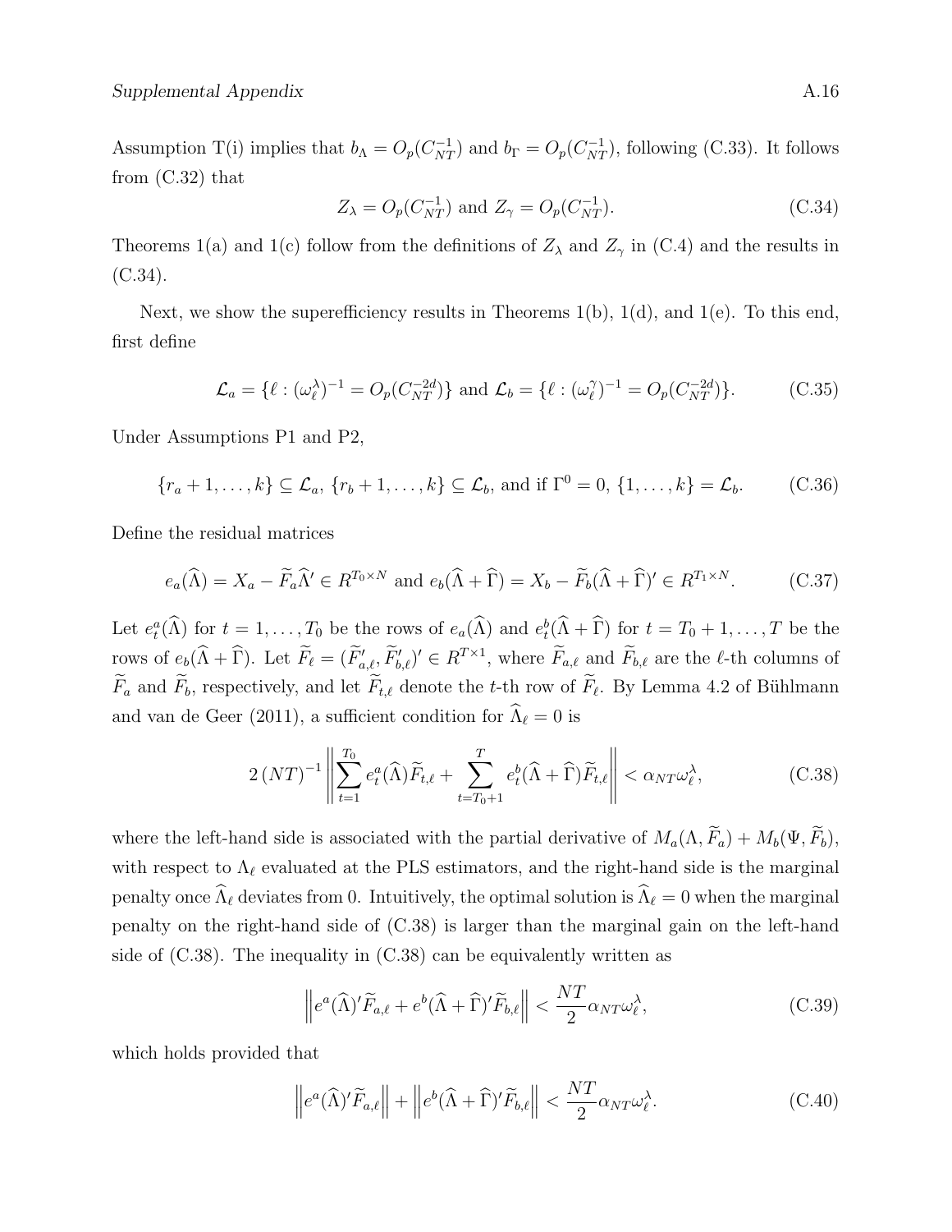Assumption T(i) implies that $b_\Lambda = O_p(C_{NT}^{-1})$ and $b_\Gamma = O_p(C_{NT}^{-1})$, following (C.33). It follows from (C.32) that

$$
Z_\lambda = O_p(C_{NT}^{-1}) \text{ and } Z_\gamma = O_p(C_{NT}^{-1}). \tag{C.34}
$$

Theorems 1(a) and 1(c) follow from the definitions of $Z_\lambda$ and $Z_\gamma$ in (C.4) and the results in (C.34).

Next, we show the superefficiency results in Theorems 1(b), 1(d), and 1(e). To this end, first define

$$
\mathcal{L}_a = \{\ell : (\omega_\ell^\lambda)^{-1} = O_p(C_{NT}^{-2d})\} \text{ and } \mathcal{L}_b = \{\ell : (\omega_\ell^\gamma)^{-1} = O_p(C_{NT}^{-2d})\}. \tag{C.35}
$$

Under Assumptions P1 and P2,

$$
\{r_a + 1, \ldots, k\} \subseteq \mathcal{L}_a,\ \{r_b + 1, \ldots, k\} \subseteq \mathcal{L}_b, \text{ and if } \Gamma^0 = 0,\ \{1, \ldots, k\} = \mathcal{L}_b. \tag{C.36}
$$

Define the residual matrices

$$
e_a(\widehat{\Lambda}) = X_a - \widetilde{F}_a \widehat{\Lambda}' \in R^{T_0 \times N} \text{ and } e_b(\widehat{\Lambda} + \widehat{\Gamma}) = X_b - \widetilde{F}_b(\widehat{\Lambda} + \widehat{\Gamma})' \in R^{T_1 \times N}. \tag{C.37}
$$

Let $e_t^a(\widehat{\Lambda})$ for $t = 1, \ldots, T_0$ be the rows of $e_a(\widehat{\Lambda})$ and $e_t^b(\widehat{\Lambda} + \widehat{\Gamma})$ for $t = T_0 + 1, \ldots, T$ be the rows of $e_b(\widehat{\Lambda} + \widehat{\Gamma})$. Let $\widetilde{F}_\ell = (\widetilde{F}_{a,\ell}', \widetilde{F}_{b,\ell}')' \in R^{T \times 1}$, where $\widetilde{F}_{a,\ell}$ and $\widetilde{F}_{b,\ell}$ are the $\ell$-th columns of $\widetilde{F}_a$ and $\widetilde{F}_b$, respectively, and let $\widetilde{F}_{t,\ell}$ denote the $t$-th row of $\widetilde{F}_\ell$. By Lemma 4.2 of Bühlmann and van de Geer (2011), a sufficient condition for $\widehat{\Lambda}_\ell = 0$ is

$$
2\,(NT)^{-1} \left\| \sum_{t=1}^{T_0} e_t^a(\widehat{\Lambda}) \widetilde{F}_{t,\ell} + \sum_{t=T_0+1}^{T} e_t^b(\widehat{\Lambda} + \widehat{\Gamma}) \widetilde{F}_{t,\ell} \right\| < \alpha_{NT} \omega_\ell^\lambda, \tag{C.38}
$$

where the left-hand side is associated with the partial derivative of $M_a(\Lambda, \widetilde{F}_a) + M_b(\Psi, \widetilde{F}_b)$, with respect to $\Lambda_\ell$ evaluated at the PLS estimators, and the right-hand side is the marginal penalty once $\widehat{\Lambda}_\ell$ deviates from 0. Intuitively, the optimal solution is $\widehat{\Lambda}_\ell = 0$ when the marginal penalty on the right-hand side of (C.38) is larger than the marginal gain on the left-hand side of (C.38). The inequality in (C.38) can be equivalently written as

$$
\left\| e^a(\widehat{\Lambda})' \widetilde{F}_{a,\ell} + e^b(\widehat{\Lambda} + \widehat{\Gamma})' \widetilde{F}_{b,\ell} \right\| < \frac{NT}{2} \alpha_{NT} \omega_\ell^\lambda, \tag{C.39}
$$

which holds provided that

$$
\left\| e^a(\widehat{\Lambda})' \widetilde{F}_{a,\ell} \right\| + \left\| e^b(\widehat{\Lambda} + \widehat{\Gamma})' \widetilde{F}_{b,\ell} \right\| < \frac{NT}{2} \alpha_{NT} \omega_\ell^\lambda. \tag{C.40}
$$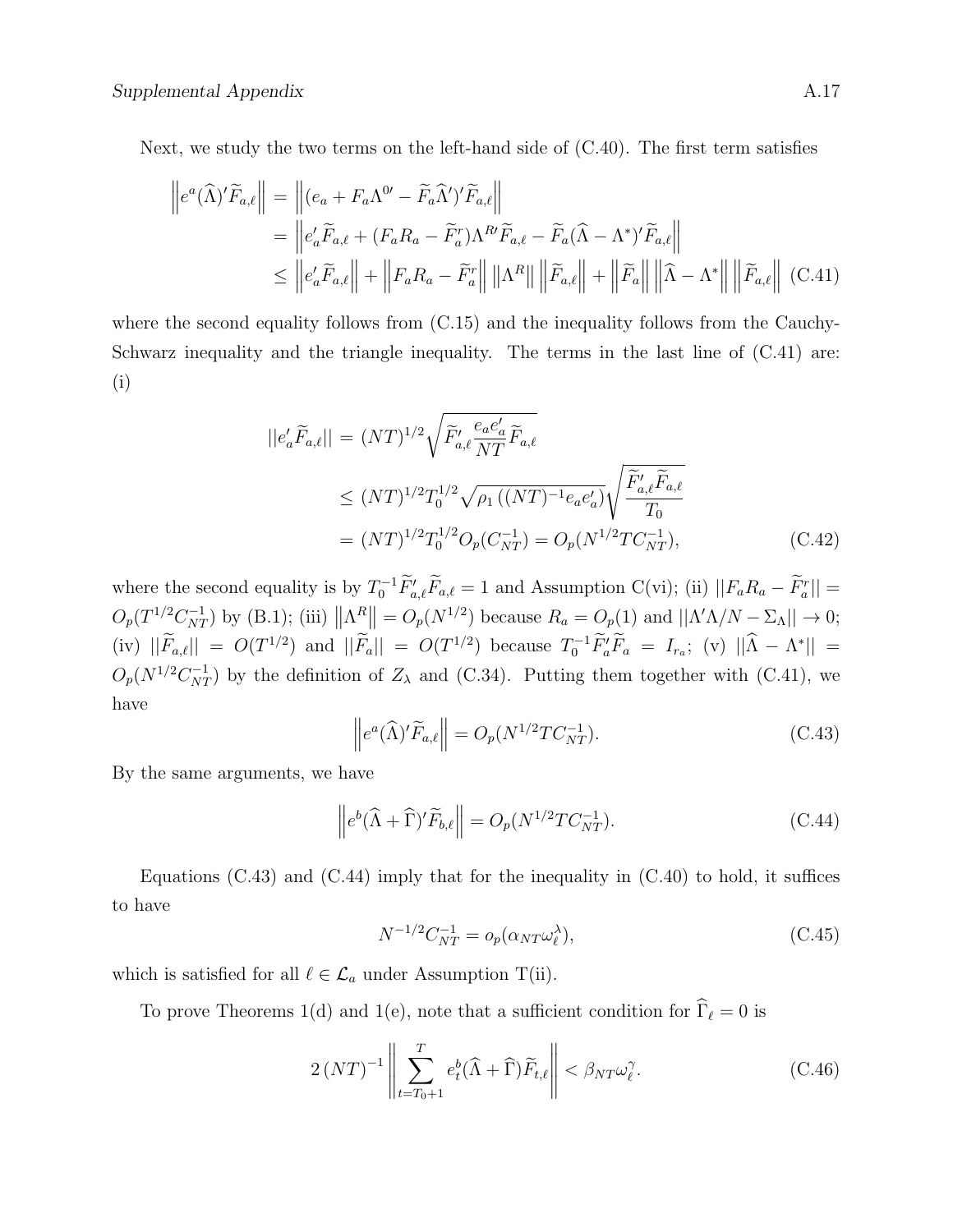Next, we study the two terms on the left-hand side of (C.40). The first term satisfies

$$
\begin{aligned}
\left\| e^a(\widehat{\Lambda})'\widetilde{F}_{a,\ell} \right\| &= \left\| (e_a + F_a\Lambda^{0\prime} - \widetilde{F}_a\widehat{\Lambda}')'\widetilde{F}_{a,\ell} \right\| \\
&= \left\| e_a'\widetilde{F}_{a,\ell} + (F_aR_a - \widetilde{F}_a^r)\Lambda^{R\prime}\widetilde{F}_{a,\ell} - \widetilde{F}_a(\widehat{\Lambda} - \Lambda^*)'\widetilde{F}_{a,\ell} \right\| \\
&\leq \left\| e_a'\widetilde{F}_{a,\ell} \right\| + \left\| F_aR_a - \widetilde{F}_a^r \right\| \left\| \Lambda^R \right\| \left\| \widetilde{F}_{a,\ell} \right\| + \left\| \widetilde{F}_a \right\| \left\| \widehat{\Lambda} - \Lambda^* \right\| \left\| \widetilde{F}_{a,\ell} \right\| \quad \text{(C.41)}
\end{aligned}
$$

where the second equality follows from (C.15) and the inequality follows from the Cauchy-Schwarz inequality and the triangle inequality. The terms in the last line of (C.41) are: (i)

$$
\begin{aligned}
||e_a'\widetilde{F}_{a,\ell}|| &= (NT)^{1/2}\sqrt{\widetilde{F}_{a,\ell}'\frac{e_ae_a'}{NT}\widetilde{F}_{a,\ell}} \\
&\leq (NT)^{1/2}T_0^{1/2}\sqrt{\rho_1\left((NT)^{-1}e_ae_a'\right)}\sqrt{\frac{\widetilde{F}_{a,\ell}'\widetilde{F}_{a,\ell}}{T_0}} \\
&= (NT)^{1/2}T_0^{1/2}O_p(C_{NT}^{-1}) = O_p(N^{1/2}TC_{NT}^{-1}), \quad \text{(C.42)}
\end{aligned}
$$

where the second equality is by $T_0^{-1}\widetilde{F}_{a,\ell}'\widetilde{F}_{a,\ell} = 1$ and Assumption C(vi); (ii) $||F_aR_a - \widetilde{F}_a^r|| = O_p(T^{1/2}C_{NT}^{-1})$ by (B.1); (iii) $\left\|\Lambda^R\right\| = O_p(N^{1/2})$ because $R_a = O_p(1)$ and $||\Lambda'\Lambda/N - \Sigma_\Lambda|| \to 0$; (iv) $||\widetilde{F}_{a,\ell}|| = O(T^{1/2})$ and $||\widetilde{F}_a|| = O(T^{1/2})$ because $T_0^{-1}\widetilde{F}_a'\widetilde{F}_a = I_{r_a}$; (v) $||\widehat{\Lambda} - \Lambda^*|| = O_p(N^{1/2}C_{NT}^{-1})$ by the definition of $Z_\lambda$ and (C.34). Putting them together with (C.41), we have

$$
\left\| e^a(\widehat{\Lambda})'\widetilde{F}_{a,\ell} \right\| = O_p(N^{1/2}TC_{NT}^{-1}). \quad \text{(C.43)}
$$

By the same arguments, we have

$$
\left\| e^b(\widehat{\Lambda} + \widehat{\Gamma})'\widetilde{F}_{b,\ell} \right\| = O_p(N^{1/2}TC_{NT}^{-1}). \quad \text{(C.44)}
$$

Equations (C.43) and (C.44) imply that for the inequality in (C.40) to hold, it suffices to have

$$
N^{-1/2}C_{NT}^{-1} = o_p(\alpha_{NT}\omega_\ell^\lambda), \quad \text{(C.45)}
$$

which is satisfied for all $\ell \in \mathcal{L}_a$ under Assumption T(ii).

To prove Theorems 1(d) and 1(e), note that a sufficient condition for $\widehat{\Gamma}_\ell = 0$ is

$$
2\,(NT)^{-1}\left\| \sum_{t=T_0+1}^{T} e_t^b(\widehat{\Lambda} + \widehat{\Gamma})\widetilde{F}_{t,\ell} \right\| < \beta_{NT}\omega_\ell^\gamma. \quad \text{(C.46)}
$$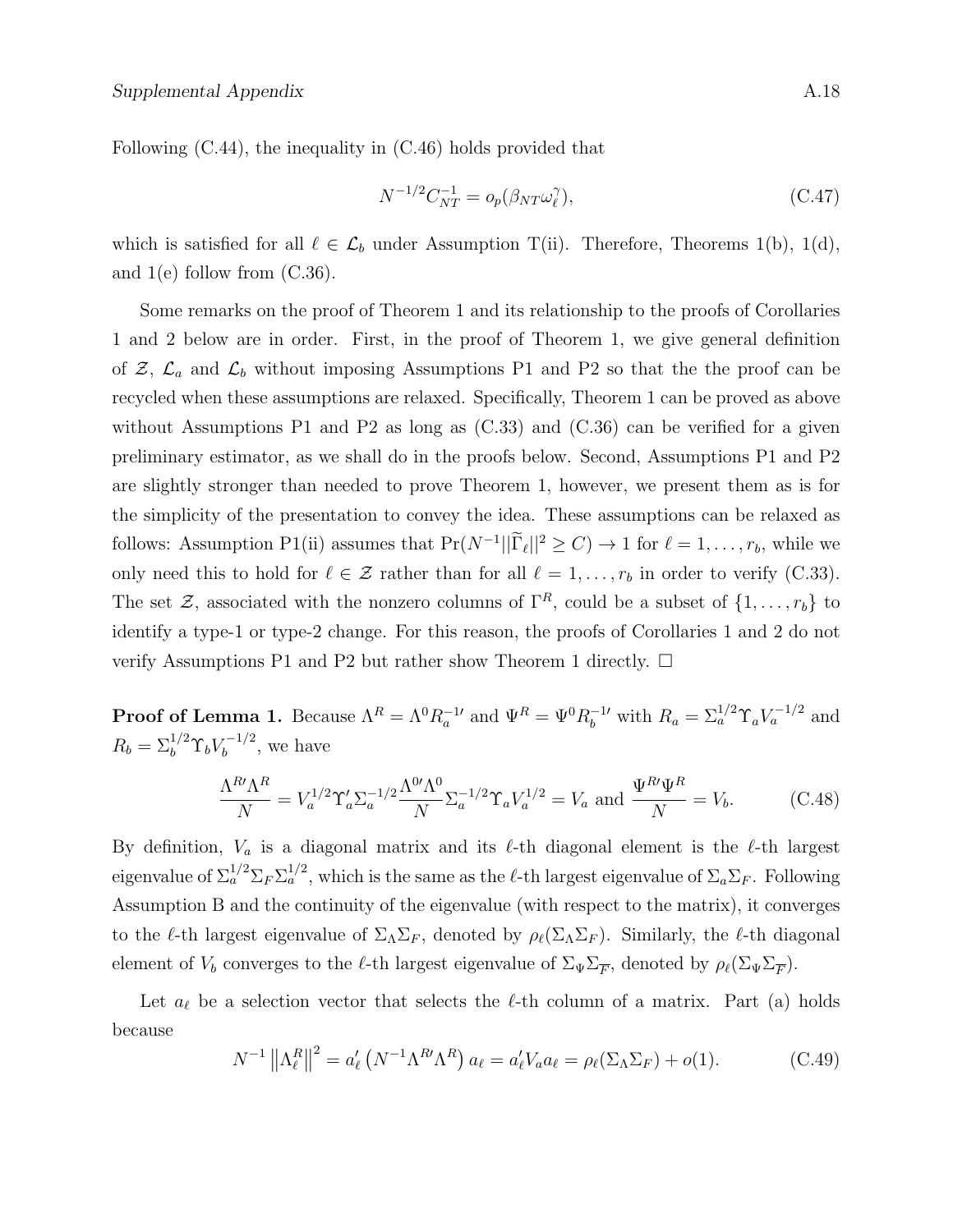Following (C.44), the inequality in (C.46) holds provided that

$$N^{-1/2}C_{NT}^{-1} = o_p(\beta_{NT}\omega_\ell^\gamma), \tag{C.47}$$

which is satisfied for all $\ell \in \mathcal{L}_b$ under Assumption T(ii). Therefore, Theorems 1(b), 1(d), and 1(e) follow from (C.36).

Some remarks on the proof of Theorem 1 and its relationship to the proofs of Corollaries 1 and 2 below are in order. First, in the proof of Theorem 1, we give general definition of $\mathcal{Z}$, $\mathcal{L}_a$ and $\mathcal{L}_b$ without imposing Assumptions P1 and P2 so that the the proof can be recycled when these assumptions are relaxed. Specifically, Theorem 1 can be proved as above without Assumptions P1 and P2 as long as (C.33) and (C.36) can be verified for a given preliminary estimator, as we shall do in the proofs below. Second, Assumptions P1 and P2 are slightly stronger than needed to prove Theorem 1, however, we present them as is for the simplicity of the presentation to convey the idea. These assumptions can be relaxed as follows: Assumption P1(ii) assumes that $\Pr(N^{-1}||\widetilde{\Gamma}_\ell||^2 \geq C) \to 1$ for $\ell = 1, \ldots, r_b$, while we only need this to hold for $\ell \in \mathcal{Z}$ rather than for all $\ell = 1, \ldots, r_b$ in order to verify (C.33). The set $\mathcal{Z}$, associated with the nonzero columns of $\Gamma^R$, could be a subset of $\{1, \ldots, r_b\}$ to identify a type-1 or type-2 change. For this reason, the proofs of Corollaries 1 and 2 do not verify Assumptions P1 and P2 but rather show Theorem 1 directly. □

**Proof of Lemma 1.** Because $\Lambda^R = \Lambda^0 R_a^{-1\prime}$ and $\Psi^R = \Psi^0 R_b^{-1\prime}$ with $R_a = \Sigma_a^{1/2}\Upsilon_a V_a^{-1/2}$ and $R_b = \Sigma_b^{1/2}\Upsilon_b V_b^{-1/2}$, we have

$$\frac{\Lambda^{R\prime}\Lambda^R}{N} = V_a^{1/2}\Upsilon_a'\Sigma_a^{-1/2}\frac{\Lambda^{0\prime}\Lambda^0}{N}\Sigma_a^{-1/2}\Upsilon_a V_a^{1/2} = V_a \text{ and } \frac{\Psi^{R\prime}\Psi^R}{N} = V_b. \tag{C.48}$$

By definition, $V_a$ is a diagonal matrix and its $\ell$-th diagonal element is the $\ell$-th largest eigenvalue of $\Sigma_a^{1/2}\Sigma_F\Sigma_a^{1/2}$, which is the same as the $\ell$-th largest eigenvalue of $\Sigma_a\Sigma_F$. Following Assumption B and the continuity of the eigenvalue (with respect to the matrix), it converges to the $\ell$-th largest eigenvalue of $\Sigma_\Lambda\Sigma_F$, denoted by $\rho_\ell(\Sigma_\Lambda\Sigma_F)$. Similarly, the $\ell$-th diagonal element of $V_b$ converges to the $\ell$-th largest eigenvalue of $\Sigma_\Psi\Sigma_{\overline{F}}$, denoted by $\rho_\ell(\Sigma_\Psi\Sigma_{\overline{F}})$.

Let $a_\ell$ be a selection vector that selects the $\ell$-th column of a matrix. Part (a) holds because

$$N^{-1}\left\|\Lambda_\ell^R\right\|^2 = a_\ell'\left(N^{-1}\Lambda^{R\prime}\Lambda^R\right)a_\ell = a_\ell' V_a a_\ell = \rho_\ell(\Sigma_\Lambda\Sigma_F) + o(1). \tag{C.49}$$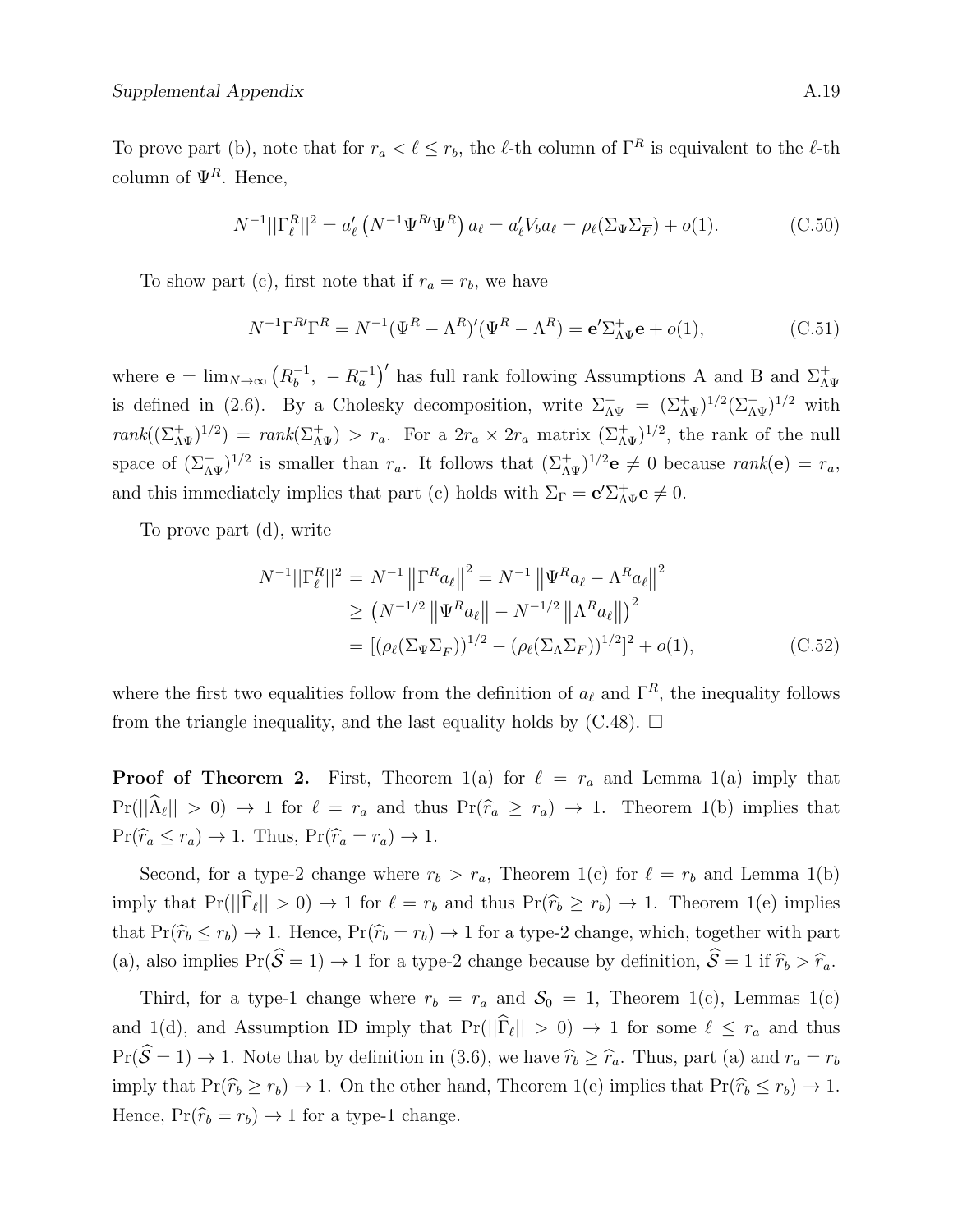To prove part (b), note that for $r_a < \ell \leq r_b$, the $\ell$-th column of $\Gamma^R$ is equivalent to the $\ell$-th column of $\Psi^R$. Hence,

$$N^{-1}||\Gamma_\ell^R||^2 = a_\ell' \left(N^{-1}\Psi^{R\prime}\Psi^R\right) a_\ell = a_\ell' V_b a_\ell = \rho_\ell(\Sigma_\Psi \Sigma_{\overline{F}}) + o(1). \tag{C.50}$$

To show part (c), first note that if $r_a = r_b$, we have

$$N^{-1}\Gamma^{R\prime}\Gamma^R = N^{-1}(\Psi^R - \Lambda^R)'(\Psi^R - \Lambda^R) = \mathbf{e}'\Sigma_{\Lambda\Psi}^{+}\mathbf{e} + o(1), \tag{C.51}$$

where $\mathbf{e} = \lim_{N\to\infty}\left(R_b^{-1},\ -R_a^{-1}\right)'$ has full rank following Assumptions A and B and $\Sigma_{\Lambda\Psi}^{+}$ is defined in (2.6). By a Cholesky decomposition, write $\Sigma_{\Lambda\Psi}^{+} = (\Sigma_{\Lambda\Psi}^{+})^{1/2}(\Sigma_{\Lambda\Psi}^{+})^{1/2}$ with $rank((\Sigma_{\Lambda\Psi}^{+})^{1/2}) = rank(\Sigma_{\Lambda\Psi}^{+}) > r_a$. For a $2r_a \times 2r_a$ matrix $(\Sigma_{\Lambda\Psi}^{+})^{1/2}$, the rank of the null space of $(\Sigma_{\Lambda\Psi}^{+})^{1/2}$ is smaller than $r_a$. It follows that $(\Sigma_{\Lambda\Psi}^{+})^{1/2}\mathbf{e} \neq 0$ because $rank(\mathbf{e}) = r_a$, and this immediately implies that part (c) holds with $\Sigma_\Gamma = \mathbf{e}'\Sigma_{\Lambda\Psi}^{+}\mathbf{e} \neq 0$.

To prove part (d), write

$$\begin{aligned}
N^{-1}||\Gamma_\ell^R||^2 &= N^{-1}\left\|\Gamma^R a_\ell\right\|^2 = N^{-1}\left\|\Psi^R a_\ell - \Lambda^R a_\ell\right\|^2 \\
&\geq \left(N^{-1/2}\left\|\Psi^R a_\ell\right\| - N^{-1/2}\left\|\Lambda^R a_\ell\right\|\right)^2 \\
&= [(\rho_\ell(\Sigma_\Psi \Sigma_{\overline{F}}))^{1/2} - (\rho_\ell(\Sigma_\Lambda \Sigma_F))^{1/2}]^2 + o(1),
\end{aligned} \tag{C.52}$$

where the first two equalities follow from the definition of $a_\ell$ and $\Gamma^R$, the inequality follows from the triangle inequality, and the last equality holds by (C.48). $\square$

**Proof of Theorem 2.** First, Theorem 1(a) for $\ell = r_a$ and Lemma 1(a) imply that $\Pr(||\widehat{\Lambda}_\ell|| > 0) \to 1$ for $\ell = r_a$ and thus $\Pr(\widehat{r}_a \geq r_a) \to 1$. Theorem 1(b) implies that $\Pr(\widehat{r}_a \leq r_a) \to 1$. Thus, $\Pr(\widehat{r}_a = r_a) \to 1$.

Second, for a type-2 change where $r_b > r_a$, Theorem 1(c) for $\ell = r_b$ and Lemma 1(b) imply that $\Pr(||\widehat{\Gamma}_\ell|| > 0) \to 1$ for $\ell = r_b$ and thus $\Pr(\widehat{r}_b \geq r_b) \to 1$. Theorem 1(e) implies that $\Pr(\widehat{r}_b \leq r_b) \to 1$. Hence, $\Pr(\widehat{r}_b = r_b) \to 1$ for a type-2 change, which, together with part (a), also implies $\Pr(\widehat{\mathcal{S}} = 1) \to 1$ for a type-2 change because by definition, $\widehat{\mathcal{S}} = 1$ if $\widehat{r}_b > \widehat{r}_a$.

Third, for a type-1 change where $r_b = r_a$ and $\mathcal{S}_0 = 1$, Theorem 1(c), Lemmas 1(c) and 1(d), and Assumption ID imply that $\Pr(||\widehat{\Gamma}_\ell|| > 0) \to 1$ for some $\ell \leq r_a$ and thus $\Pr(\widehat{\mathcal{S}} = 1) \to 1$. Note that by definition in (3.6), we have $\widehat{r}_b \geq \widehat{r}_a$. Thus, part (a) and $r_a = r_b$ imply that $\Pr(\widehat{r}_b \geq r_b) \to 1$. On the other hand, Theorem 1(e) implies that $\Pr(\widehat{r}_b \leq r_b) \to 1$. Hence, $\Pr(\widehat{r}_b = r_b) \to 1$ for a type-1 change.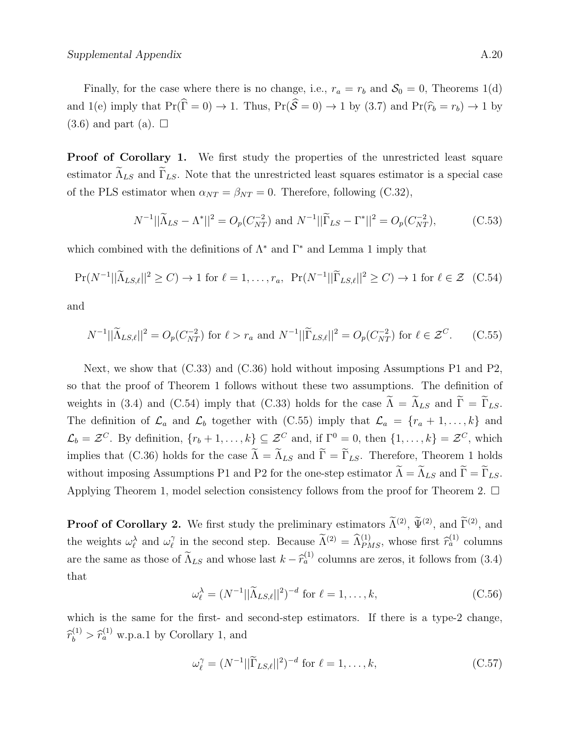Finally, for the case where there is no change, i.e., $r_a = r_b$ and $\mathcal{S}_0 = 0$, Theorems 1(d) and 1(e) imply that $\Pr(\widehat{\Gamma} = 0) \to 1$. Thus, $\Pr(\widehat{\mathcal{S}} = 0) \to 1$ by (3.7) and $\Pr(\widehat{r}_b = r_b) \to 1$ by (3.6) and part (a). $\square$

**Proof of Corollary 1.** We first study the properties of the unrestricted least square estimator $\widetilde{\Lambda}_{LS}$ and $\widetilde{\Gamma}_{LS}$. Note that the unrestricted least squares estimator is a special case of the PLS estimator when $\alpha_{NT} = \beta_{NT} = 0$. Therefore, following (C.32),

$$N^{-1}||\widetilde{\Lambda}_{LS} - \Lambda^*||^2 = O_p(C_{NT}^{-2}) \text{ and } N^{-1}||\widetilde{\Gamma}_{LS} - \Gamma^*||^2 = O_p(C_{NT}^{-2}), \tag{C.53}$$

which combined with the definitions of $\Lambda^*$ and $\Gamma^*$ and Lemma 1 imply that

$$\Pr(N^{-1}||\widetilde{\Lambda}_{LS,\ell}||^2 \geq C) \to 1 \text{ for } \ell = 1, \ldots, r_a, \;\; \Pr(N^{-1}||\widetilde{\Gamma}_{LS,\ell}||^2 \geq C) \to 1 \text{ for } \ell \in \mathcal{Z} \tag{C.54}$$

and

$$N^{-1}||\widetilde{\Lambda}_{LS,\ell}||^2 = O_p(C_{NT}^{-2}) \text{ for } \ell > r_a \text{ and } N^{-1}||\widetilde{\Gamma}_{LS,\ell}||^2 = O_p(C_{NT}^{-2}) \text{ for } \ell \in \mathcal{Z}^C. \tag{C.55}$$

Next, we show that (C.33) and (C.36) hold without imposing Assumptions P1 and P2, so that the proof of Theorem 1 follows without these two assumptions. The definition of weights in (3.4) and (C.54) imply that (C.33) holds for the case $\widetilde{\Lambda} = \widetilde{\Lambda}_{LS}$ and $\widetilde{\Gamma} = \widetilde{\Gamma}_{LS}$. The definition of $\mathcal{L}_a$ and $\mathcal{L}_b$ together with (C.55) imply that $\mathcal{L}_a = \{r_a + 1, \ldots, k\}$ and $\mathcal{L}_b = \mathcal{Z}^C$. By definition, $\{r_b + 1, \ldots, k\} \subseteq \mathcal{Z}^C$ and, if $\Gamma^0 = 0$, then $\{1, \ldots, k\} = \mathcal{Z}^C$, which implies that (C.36) holds for the case $\widetilde{\Lambda} = \widetilde{\Lambda}_{LS}$ and $\widetilde{\Gamma} = \widetilde{\Gamma}_{LS}$. Therefore, Theorem 1 holds without imposing Assumptions P1 and P2 for the one-step estimator $\widetilde{\Lambda} = \widetilde{\Lambda}_{LS}$ and $\widetilde{\Gamma} = \widetilde{\Gamma}_{LS}$. Applying Theorem 1, model selection consistency follows from the proof for Theorem 2. $\square$

**Proof of Corollary 2.** We first study the preliminary estimators $\widetilde{\Lambda}^{(2)}$, $\widetilde{\Psi}^{(2)}$, and $\widetilde{\Gamma}^{(2)}$, and the weights $\omega_\ell^\lambda$ and $\omega_\ell^\gamma$ in the second step. Because $\widetilde{\Lambda}^{(2)} = \widehat{\Lambda}_{PMS}^{(1)}$, whose first $\widehat{r}_a^{(1)}$ columns are the same as those of $\widetilde{\Lambda}_{LS}$ and whose last $k - \widehat{r}_a^{(1)}$ columns are zeros, it follows from (3.4) that

$$\omega_\ell^\lambda = (N^{-1}||\widetilde{\Lambda}_{LS,\ell}||^2)^{-d} \text{ for } \ell = 1, \ldots, k, \tag{C.56}$$

which is the same for the first- and second-step estimators. If there is a type-2 change, $\widehat{r}_b^{(1)} > \widehat{r}_a^{(1)}$ w.p.a.1 by Corollary 1, and

$$\omega_\ell^\gamma = (N^{-1}||\widetilde{\Gamma}_{LS,\ell}||^2)^{-d} \text{ for } \ell = 1, \ldots, k, \tag{C.57}$$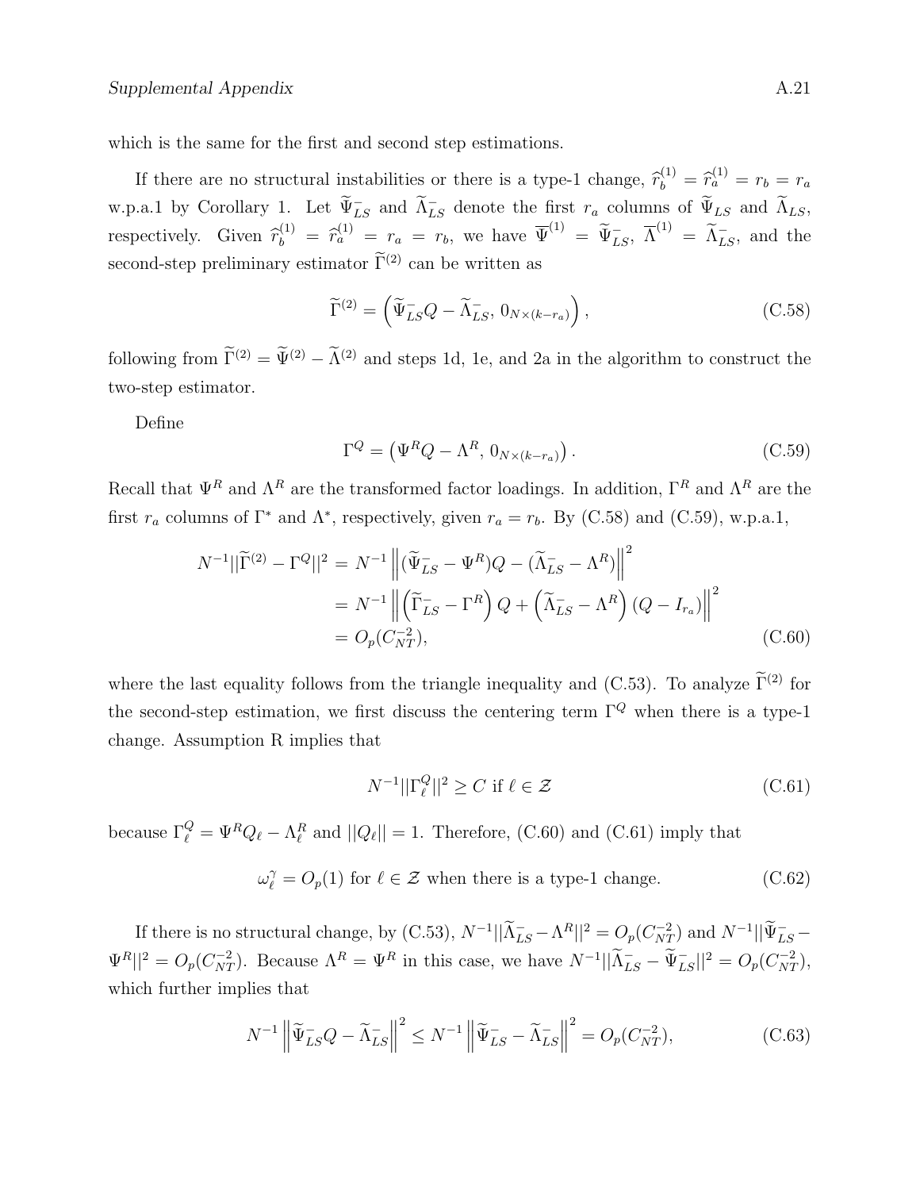which is the same for the first and second step estimations.

If there are no structural instabilities or there is a type-1 change, $\widehat{r}_b^{(1)} = \widehat{r}_a^{(1)} = r_b = r_a$ w.p.a.1 by Corollary 1. Let $\widetilde{\Psi}_{LS}^-$ and $\widetilde{\Lambda}_{LS}^-$ denote the first $r_a$ columns of $\widetilde{\Psi}_{LS}$ and $\widetilde{\Lambda}_{LS}$, respectively. Given $\widehat{r}_b^{(1)} = \widehat{r}_a^{(1)} = r_a = r_b$, we have $\overline{\Psi}^{(1)} = \widetilde{\Psi}_{LS}^-$, $\overline{\Lambda}^{(1)} = \widetilde{\Lambda}_{LS}^-$, and the second-step preliminary estimator $\widetilde{\Gamma}^{(2)}$ can be written as

$$
\widetilde{\Gamma}^{(2)} = \left(\widetilde{\Psi}_{LS}^- Q - \widetilde{\Lambda}_{LS}^-,\, 0_{N\times(k-r_a)}\right), \tag{C.58}
$$

following from $\widetilde{\Gamma}^{(2)} = \widetilde{\Psi}^{(2)} - \widetilde{\Lambda}^{(2)}$ and steps 1d, 1e, and 2a in the algorithm to construct the two-step estimator.

Define

$$
\Gamma^Q = \left(\Psi^R Q - \Lambda^R,\, 0_{N\times(k-r_a)}\right). \tag{C.59}
$$

Recall that $\Psi^R$ and $\Lambda^R$ are the transformed factor loadings. In addition, $\Gamma^R$ and $\Lambda^R$ are the first $r_a$ columns of $\Gamma^*$ and $\Lambda^*$, respectively, given $r_a = r_b$. By (C.58) and (C.59), w.p.a.1,

$$
\begin{aligned}
N^{-1}||\widetilde{\Gamma}^{(2)} - \Gamma^Q||^2 &= N^{-1}\left\|(\widetilde{\Psi}_{LS}^- - \Psi^R)Q - (\widetilde{\Lambda}_{LS}^- - \Lambda^R)\right\|^2 \\
&= N^{-1}\left\|\left(\widetilde{\Gamma}_{LS}^- - \Gamma^R\right)Q + \left(\widetilde{\Lambda}_{LS}^- - \Lambda^R\right)(Q - I_{r_a})\right\|^2 \\
&= O_p(C_{NT}^{-2}),
\end{aligned} \tag{C.60}
$$

where the last equality follows from the triangle inequality and (C.53). To analyze $\widetilde{\Gamma}^{(2)}$ for the second-step estimation, we first discuss the centering term $\Gamma^Q$ when there is a type-1 change. Assumption R implies that

$$
N^{-1}||\Gamma_\ell^Q||^2 \geq C \text{ if } \ell \in \mathcal{Z} \tag{C.61}
$$

because $\Gamma_\ell^Q = \Psi^R Q_\ell - \Lambda_\ell^R$ and $||Q_\ell|| = 1$. Therefore, (C.60) and (C.61) imply that

$$
\omega_\ell^\gamma = O_p(1) \text{ for } \ell \in \mathcal{Z} \text{ when there is a type-1 change.} \tag{C.62}
$$

If there is no structural change, by (C.53), $N^{-1}||\widetilde{\Lambda}_{LS}^- - \Lambda^R||^2 = O_p(C_{NT}^{-2})$ and $N^{-1}||\widetilde{\Psi}_{LS}^- - \Psi^R||^2 = O_p(C_{NT}^{-2})$. Because $\Lambda^R = \Psi^R$ in this case, we have $N^{-1}||\widetilde{\Lambda}_{LS}^- - \widetilde{\Psi}_{LS}^-||^2 = O_p(C_{NT}^{-2})$, which further implies that

$$
N^{-1}\left\|\widetilde{\Psi}_{LS}^- Q - \widetilde{\Lambda}_{LS}^-\right\|^2 \leq N^{-1}\left\|\widetilde{\Psi}_{LS}^- - \widetilde{\Lambda}_{LS}^-\right\|^2 = O_p(C_{NT}^{-2}), \tag{C.63}
$$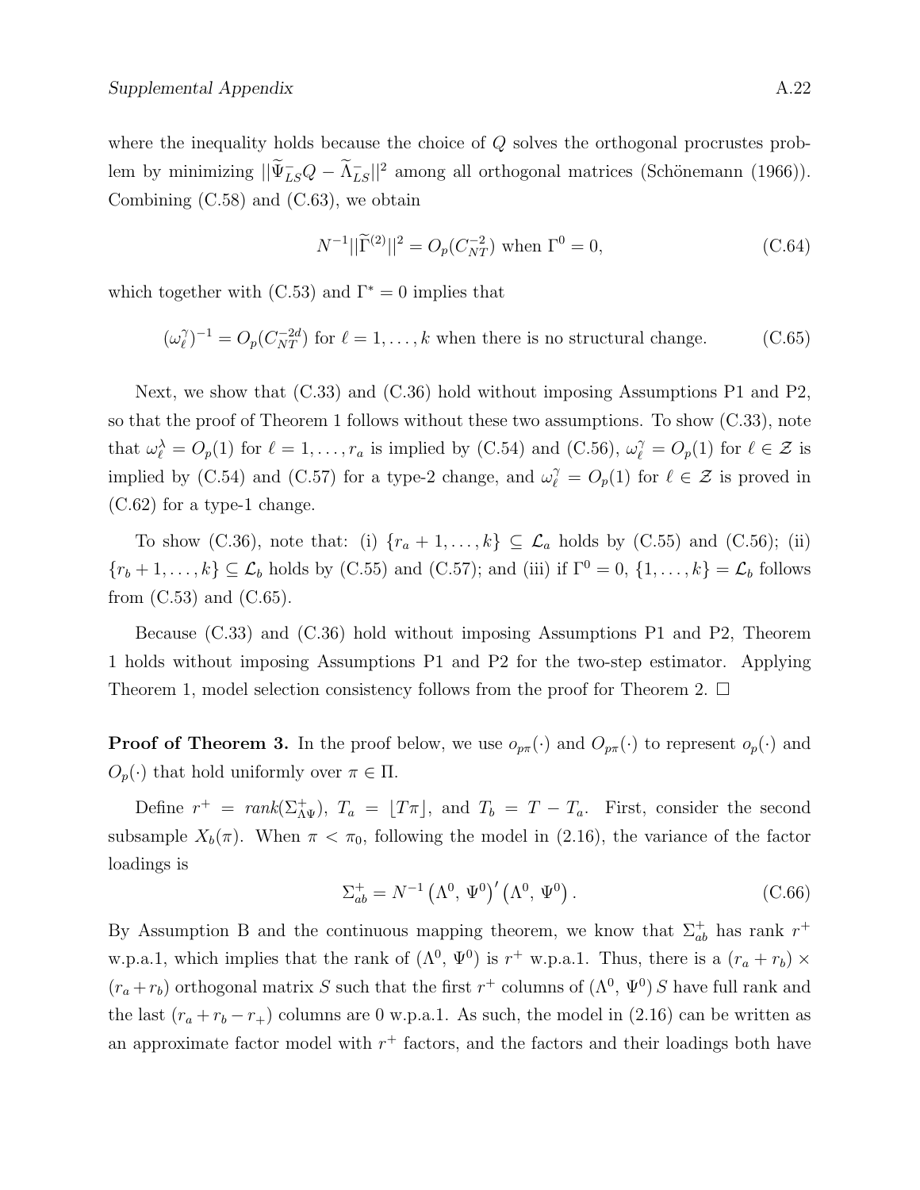where the inequality holds because the choice of $Q$ solves the orthogonal procrustes problem by minimizing $||\widetilde{\Psi}_{LS}^{-}Q - \widetilde{\Lambda}_{LS}^{-}||^2$ among all orthogonal matrices (Schönemann (1966)). Combining (C.58) and (C.63), we obtain

$$N^{-1}||\widetilde{\Gamma}^{(2)}||^2 = O_p(C_{NT}^{-2}) \text{ when } \Gamma^0 = 0, \tag{C.64}$$

which together with (C.53) and $\Gamma^* = 0$ implies that

$$(\omega_\ell^\gamma)^{-1} = O_p(C_{NT}^{-2d}) \text{ for } \ell = 1, \ldots, k \text{ when there is no structural change.} \tag{C.65}$$

Next, we show that (C.33) and (C.36) hold without imposing Assumptions P1 and P2, so that the proof of Theorem 1 follows without these two assumptions. To show (C.33), note that $\omega_\ell^\lambda = O_p(1)$ for $\ell = 1, \ldots, r_a$ is implied by (C.54) and (C.56), $\omega_\ell^\gamma = O_p(1)$ for $\ell \in \mathcal{Z}$ is implied by (C.54) and (C.57) for a type-2 change, and $\omega_\ell^\gamma = O_p(1)$ for $\ell \in \mathcal{Z}$ is proved in (C.62) for a type-1 change.

To show (C.36), note that: (i) $\{r_a + 1, \ldots, k\} \subseteq \mathcal{L}_a$ holds by (C.55) and (C.56); (ii) $\{r_b + 1, \ldots, k\} \subseteq \mathcal{L}_b$ holds by (C.55) and (C.57); and (iii) if $\Gamma^0 = 0$, $\{1, \ldots, k\} = \mathcal{L}_b$ follows from (C.53) and (C.65).

Because (C.33) and (C.36) hold without imposing Assumptions P1 and P2, Theorem 1 holds without imposing Assumptions P1 and P2 for the two-step estimator. Applying Theorem 1, model selection consistency follows from the proof for Theorem 2. □

**Proof of Theorem 3.** In the proof below, we use $o_{p\pi}(\cdot)$ and $O_{p\pi}(\cdot)$ to represent $o_p(\cdot)$ and $O_p(\cdot)$ that hold uniformly over $\pi \in \Pi$.

Define $r^+ = rank(\Sigma_{\Lambda\Psi}^+)$, $T_a = \lfloor T\pi \rfloor$, and $T_b = T - T_a$. First, consider the second subsample $X_b(\pi)$. When $\pi < \pi_0$, following the model in (2.16), the variance of the factor loadings is

$$\Sigma_{ab}^+ = N^{-1} \left(\Lambda^0,\, \Psi^0\right)' \left(\Lambda^0,\, \Psi^0\right). \tag{C.66}$$

By Assumption B and the continuous mapping theorem, we know that $\Sigma_{ab}^+$ has rank $r^+$ w.p.a.1, which implies that the rank of $(\Lambda^0,\, \Psi^0)$ is $r^+$ w.p.a.1. Thus, there is a $(r_a + r_b) \times (r_a + r_b)$ orthogonal matrix $S$ such that the first $r^+$ columns of $(\Lambda^0,\, \Psi^0)\, S$ have full rank and the last $(r_a + r_b - r_+)$ columns are 0 w.p.a.1. As such, the model in (2.16) can be written as an approximate factor model with $r^+$ factors, and the factors and their loadings both have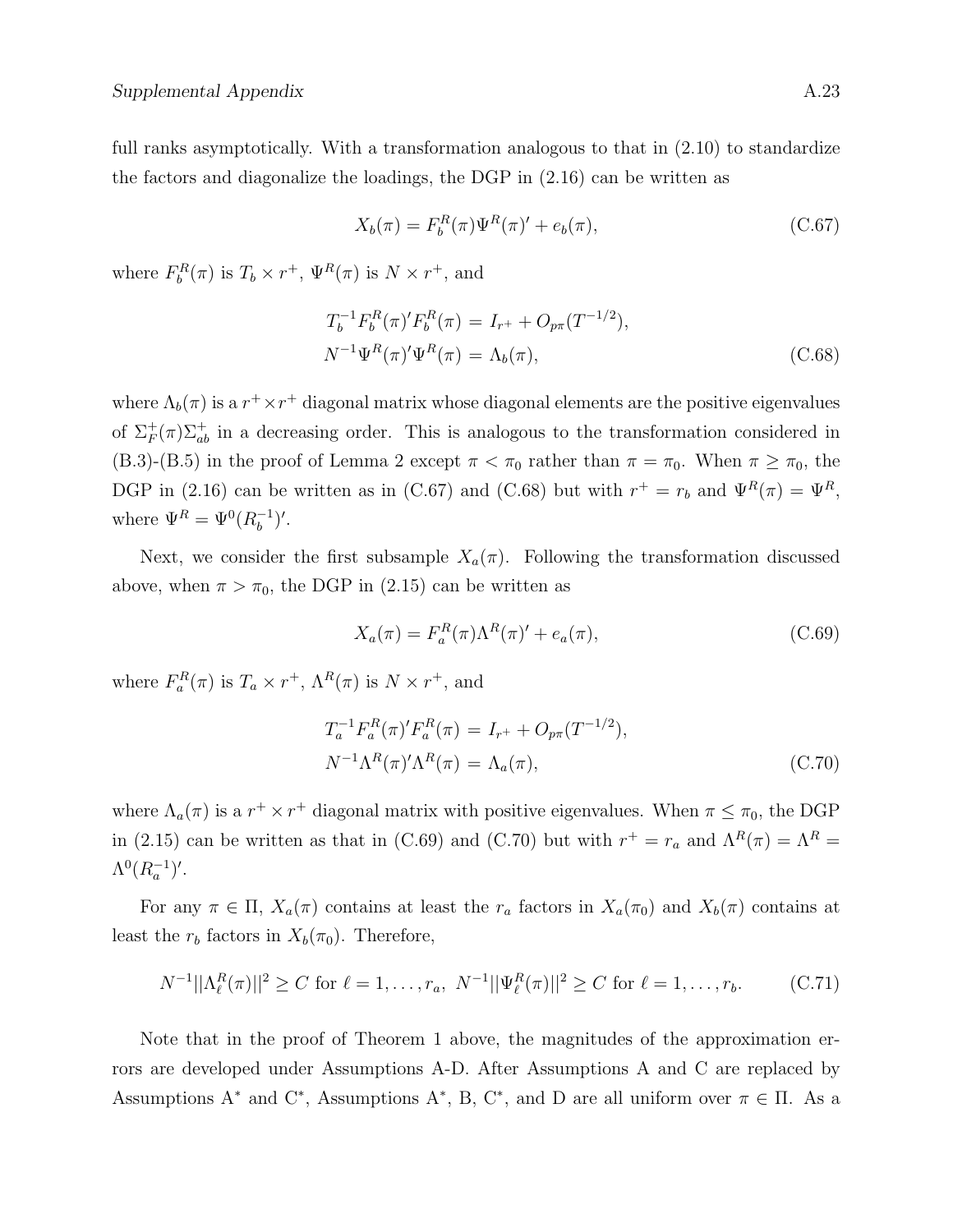full ranks asymptotically. With a transformation analogous to that in (2.10) to standardize the factors and diagonalize the loadings, the DGP in (2.16) can be written as

$$X_b(\pi) = F_b^R(\pi)\Psi^R(\pi)' + e_b(\pi), \tag{C.67}$$

where $F_b^R(\pi)$ is $T_b \times r^+$, $\Psi^R(\pi)$ is $N \times r^+$, and

$$\begin{aligned} T_b^{-1}F_b^R(\pi)'F_b^R(\pi) &= I_{r^+} + O_{p\pi}(T^{-1/2}), \\ N^{-1}\Psi^R(\pi)'\Psi^R(\pi) &= \Lambda_b(\pi), \end{aligned} \tag{C.68}$$

where $\Lambda_b(\pi)$ is a $r^+ \times r^+$ diagonal matrix whose diagonal elements are the positive eigenvalues of $\Sigma_F^+(\pi)\Sigma_{ab}^+$ in a decreasing order. This is analogous to the transformation considered in (B.3)-(B.5) in the proof of Lemma 2 except $\pi < \pi_0$ rather than $\pi = \pi_0$. When $\pi \geq \pi_0$, the DGP in (2.16) can be written as in (C.67) and (C.68) but with $r^+ = r_b$ and $\Psi^R(\pi) = \Psi^R$, where $\Psi^R = \Psi^0(R_b^{-1})'$.

Next, we consider the first subsample $X_a(\pi)$. Following the transformation discussed above, when $\pi > \pi_0$, the DGP in (2.15) can be written as

$$X_a(\pi) = F_a^R(\pi)\Lambda^R(\pi)' + e_a(\pi), \tag{C.69}$$

where $F_a^R(\pi)$ is $T_a \times r^+$, $\Lambda^R(\pi)$ is $N \times r^+$, and

$$\begin{aligned} T_a^{-1}F_a^R(\pi)'F_a^R(\pi) &= I_{r^+} + O_{p\pi}(T^{-1/2}), \\ N^{-1}\Lambda^R(\pi)'\Lambda^R(\pi) &= \Lambda_a(\pi), \end{aligned} \tag{C.70}$$

where $\Lambda_a(\pi)$ is a $r^+ \times r^+$ diagonal matrix with positive eigenvalues. When $\pi \leq \pi_0$, the DGP in (2.15) can be written as that in (C.69) and (C.70) but with $r^+ = r_a$ and $\Lambda^R(\pi) = \Lambda^R = \Lambda^0(R_a^{-1})'$.

For any $\pi \in \Pi$, $X_a(\pi)$ contains at least the $r_a$ factors in $X_a(\pi_0)$ and $X_b(\pi)$ contains at least the $r_b$ factors in $X_b(\pi_0)$. Therefore,

$$N^{-1}||\Lambda_\ell^R(\pi)||^2 \geq C \text{ for } \ell = 1, \ldots, r_a, \;\; N^{-1}||\Psi_\ell^R(\pi)||^2 \geq C \text{ for } \ell = 1, \ldots, r_b. \tag{C.71}$$

Note that in the proof of Theorem 1 above, the magnitudes of the approximation errors are developed under Assumptions A-D. After Assumptions A and C are replaced by Assumptions A$^*$ and C$^*$, Assumptions A$^*$, B, C$^*$, and D are all uniform over $\pi \in \Pi$. As a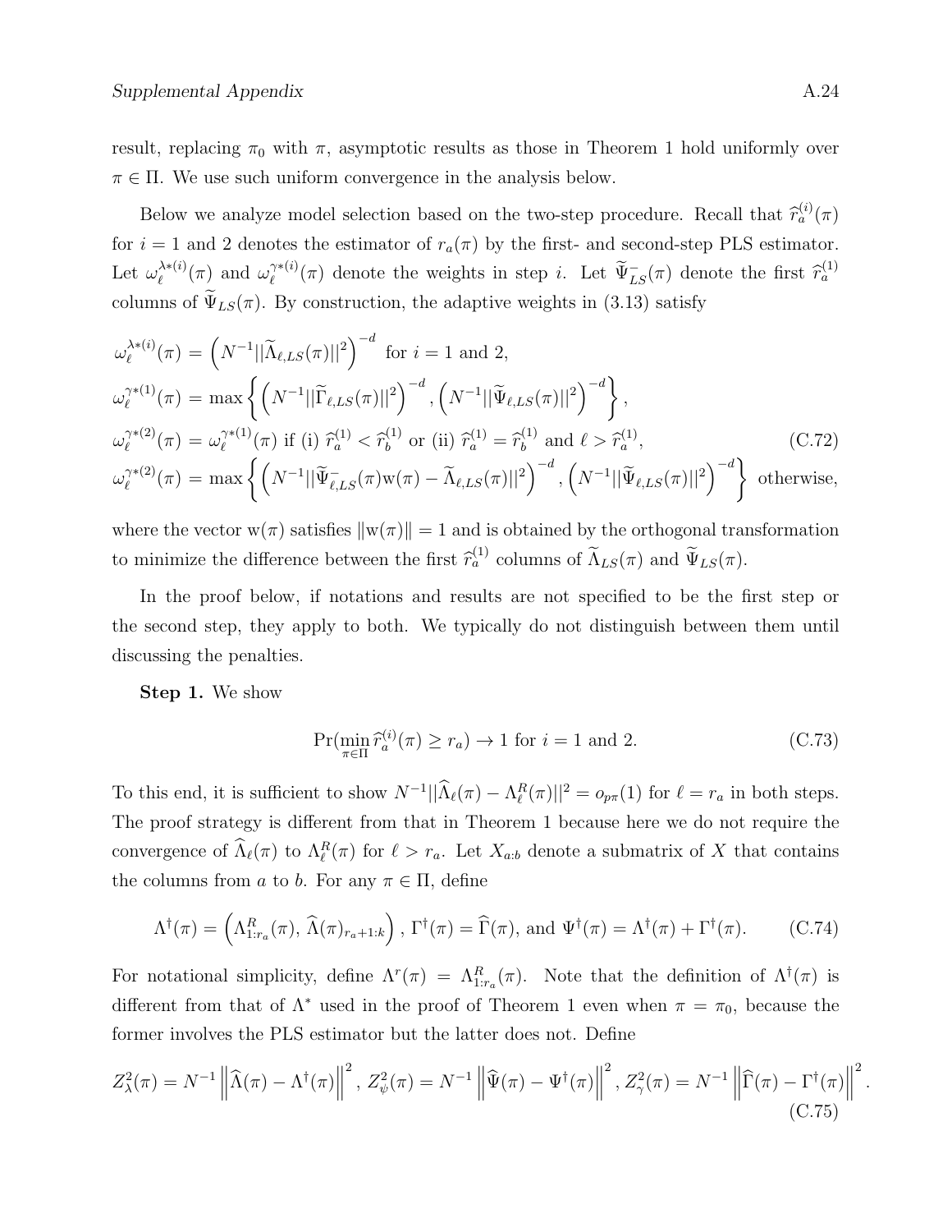result, replacing $\pi_0$ with $\pi$, asymptotic results as those in Theorem 1 hold uniformly over $\pi \in \Pi$. We use such uniform convergence in the analysis below.

Below we analyze model selection based on the two-step procedure. Recall that $\widehat{r}_a^{(i)}(\pi)$ for $i = 1$ and 2 denotes the estimator of $r_a(\pi)$ by the first- and second-step PLS estimator. Let $\omega_\ell^{\lambda*(i)}(\pi)$ and $\omega_\ell^{\gamma*(i)}(\pi)$ denote the weights in step $i$. Let $\widetilde{\Psi}_{LS}^{-}(\pi)$ denote the first $\widehat{r}_a^{(1)}$ columns of $\widetilde{\Psi}_{LS}(\pi)$. By construction, the adaptive weights in (3.13) satisfy

$$
\begin{aligned}
\omega_\ell^{\lambda*(i)}(\pi) &= \left(N^{-1}||\widetilde{\Lambda}_{\ell,LS}(\pi)||^2\right)^{-d} \text{ for } i = 1 \text{ and } 2, \\
\omega_\ell^{\gamma*(1)}(\pi) &= \max\left\{\left(N^{-1}||\widetilde{\Gamma}_{\ell,LS}(\pi)||^2\right)^{-d}, \left(N^{-1}||\widetilde{\Psi}_{\ell,LS}(\pi)||^2\right)^{-d}\right\}, \\
\omega_\ell^{\gamma*(2)}(\pi) &= \omega_\ell^{\gamma*(1)}(\pi) \text{ if (i) } \widehat{r}_a^{(1)} < \widehat{r}_b^{(1)} \text{ or (ii) } \widehat{r}_a^{(1)} = \widehat{r}_b^{(1)} \text{ and } \ell > \widehat{r}_a^{(1)}, \\
\omega_\ell^{\gamma*(2)}(\pi) &= \max\left\{\left(N^{-1}||\widetilde{\Psi}_{\ell,LS}^{-}(\pi)\mathrm{w}(\pi) - \widetilde{\Lambda}_{\ell,LS}(\pi)||^2\right)^{-d}, \left(N^{-1}||\widetilde{\Psi}_{\ell,LS}(\pi)||^2\right)^{-d}\right\} \text{ otherwise,}
\end{aligned}
\tag{C.72}
$$

where the vector $\mathrm{w}(\pi)$ satisfies $\|\mathrm{w}(\pi)\| = 1$ and is obtained by the orthogonal transformation to minimize the difference between the first $\widehat{r}_a^{(1)}$ columns of $\widetilde{\Lambda}_{LS}(\pi)$ and $\widetilde{\Psi}_{LS}(\pi)$.

In the proof below, if notations and results are not specified to be the first step or the second step, they apply to both. We typically do not distinguish between them until discussing the penalties.

**Step 1.** We show

$$
\Pr(\min_{\pi \in \Pi} \widehat{r}_a^{(i)}(\pi) \geq r_a) \to 1 \text{ for } i = 1 \text{ and } 2. \tag{C.73}
$$

To this end, it is sufficient to show $N^{-1}||\widehat{\Lambda}_\ell(\pi) - \Lambda_\ell^R(\pi)||^2 = o_{p\pi}(1)$ for $\ell = r_a$ in both steps. The proof strategy is different from that in Theorem 1 because here we do not require the convergence of $\widehat{\Lambda}_\ell(\pi)$ to $\Lambda_\ell^R(\pi)$ for $\ell > r_a$. Let $X_{a:b}$ denote a submatrix of $X$ that contains the columns from $a$ to $b$. For any $\pi \in \Pi$, define

$$
\Lambda^\dagger(\pi) = \left(\Lambda_{1:r_a}^R(\pi), \, \widehat{\Lambda}(\pi)_{r_a+1:k}\right), \, \Gamma^\dagger(\pi) = \widehat{\Gamma}(\pi), \text{ and } \Psi^\dagger(\pi) = \Lambda^\dagger(\pi) + \Gamma^\dagger(\pi). \tag{C.74}
$$

For notational simplicity, define $\Lambda^r(\pi) = \Lambda_{1:r_a}^R(\pi)$. Note that the definition of $\Lambda^\dagger(\pi)$ is different from that of $\Lambda^*$ used in the proof of Theorem 1 even when $\pi = \pi_0$, because the former involves the PLS estimator but the latter does not. Define

$$
Z_\lambda^2(\pi) = N^{-1}\left\|\widehat{\Lambda}(\pi) - \Lambda^\dagger(\pi)\right\|^2, \, Z_\psi^2(\pi) = N^{-1}\left\|\widehat{\Psi}(\pi) - \Psi^\dagger(\pi)\right\|^2, \, Z_\gamma^2(\pi) = N^{-1}\left\|\widehat{\Gamma}(\pi) - \Gamma^\dagger(\pi)\right\|^2. \tag{C.75}
$$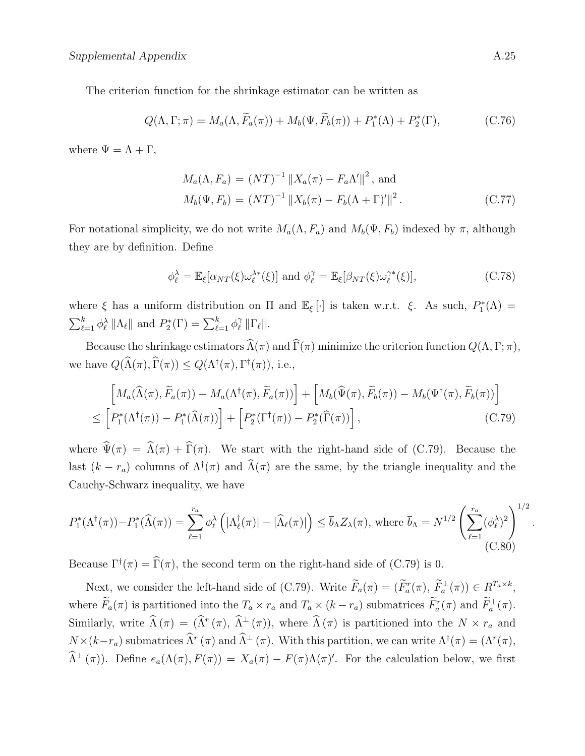The criterion function for the shrinkage estimator can be written as

$$Q(\Lambda, \Gamma; \pi) = M_a(\Lambda, \widetilde{F}_a(\pi)) + M_b(\Psi, \widetilde{F}_b(\pi)) + P_1^*(\Lambda) + P_2^*(\Gamma), \tag{C.76}$$

where $\Psi = \Lambda + \Gamma$,

$$\begin{aligned} M_a(\Lambda, F_a) &= (NT)^{-1} \left\| X_a(\pi) - F_a \Lambda' \right\|^2, \text{ and} \\ M_b(\Psi, F_b) &= (NT)^{-1} \left\| X_b(\pi) - F_b(\Lambda + \Gamma)' \right\|^2. \end{aligned} \tag{C.77}$$

For notational simplicity, we do not write $M_a(\Lambda, F_a)$ and $M_b(\Psi, F_b)$ indexed by $\pi$, although they are by definition. Define

$$\phi_\ell^\lambda = \mathbb{E}_\xi[\alpha_{NT}(\xi)\omega_\ell^{\lambda*}(\xi)] \text{ and } \phi_\ell^\gamma = \mathbb{E}_\xi[\beta_{NT}(\xi)\omega_\ell^{\gamma*}(\xi)], \tag{C.78}$$

where $\xi$ has a uniform distribution on $\Pi$ and $\mathbb{E}_\xi[\cdot]$ is taken w.r.t. $\xi$. As such, $P_1^*(\Lambda) = \sum_{\ell=1}^k \phi_\ell^\lambda \left\| \Lambda_\ell \right\|$ and $P_2^*(\Gamma) = \sum_{\ell=1}^k \phi_\ell^\gamma \left\| \Gamma_\ell \right\|$.

Because the shrinkage estimators $\widehat{\Lambda}(\pi)$ and $\widehat{\Gamma}(\pi)$ minimize the criterion function $Q(\Lambda, \Gamma; \pi)$, we have $Q(\widehat{\Lambda}(\pi), \widehat{\Gamma}(\pi)) \leq Q(\Lambda^\dagger(\pi), \Gamma^\dagger(\pi))$, i.e.,

$$\begin{aligned} &\left[ M_a(\widehat{\Lambda}(\pi), \widetilde{F}_a(\pi)) - M_a(\Lambda^\dagger(\pi), \widetilde{F}_a(\pi)) \right] + \left[ M_b(\widehat{\Psi}(\pi), \widetilde{F}_b(\pi)) - M_b(\Psi^\dagger(\pi), \widetilde{F}_b(\pi)) \right] \\ \leq &\left[ P_1^*(\Lambda^\dagger(\pi)) - P_1^*(\widehat{\Lambda}(\pi)) \right] + \left[ P_2^*(\Gamma^\dagger(\pi)) - P_2^*(\widehat{\Gamma}(\pi)) \right], \end{aligned} \tag{C.79}$$

where $\widehat{\Psi}(\pi) = \widehat{\Lambda}(\pi) + \widehat{\Gamma}(\pi)$. We start with the right-hand side of (C.79). Because the last $(k - r_a)$ columns of $\Lambda^\dagger(\pi)$ and $\widehat{\Lambda}(\pi)$ are the same, by the triangle inequality and the Cauchy-Schwarz inequality, we have

$$P_1^*(\Lambda^\dagger(\pi)) - P_1^*(\widehat{\Lambda}(\pi)) = \sum_{\ell=1}^{r_a} \phi_\ell^\lambda \left( |\Lambda_\ell^\dagger(\pi)| - |\widehat{\Lambda}_\ell(\pi)| \right) \leq \overline{b}_\Lambda Z_\lambda(\pi), \text{ where } \overline{b}_\Lambda = N^{1/2} \left( \sum_{\ell=1}^{r_a} (\phi_\ell^\lambda)^2 \right)^{1/2}. \tag{C.80}$$

Because $\Gamma^\dagger(\pi) = \widehat{\Gamma}(\pi)$, the second term on the right-hand side of (C.79) is 0.

Next, we consider the left-hand side of (C.79). Write $\widetilde{F}_a(\pi) = (\widetilde{F}_a^r(\pi), \widetilde{F}_a^\perp(\pi)) \in R^{T_a \times k}$, where $\widetilde{F}_a(\pi)$ is partitioned into the $T_a \times r_a$ and $T_a \times (k - r_a)$ submatrices $\widetilde{F}_a^r(\pi)$ and $\widetilde{F}_a^\perp(\pi)$. Similarly, write $\widehat{\Lambda}(\pi) = (\widehat{\Lambda}^r(\pi), \widehat{\Lambda}^\perp(\pi))$, where $\widehat{\Lambda}(\pi)$ is partitioned into the $N \times r_a$ and $N \times (k - r_a)$ submatrices $\widehat{\Lambda}^r(\pi)$ and $\widehat{\Lambda}^\perp(\pi)$. With this partition, we can write $\Lambda^\dagger(\pi) = (\Lambda^r(\pi), \widehat{\Lambda}^\perp(\pi))$. Define $e_a(\Lambda(\pi), F(\pi)) = X_a(\pi) - F(\pi)\Lambda(\pi)'$. For the calculation below, we first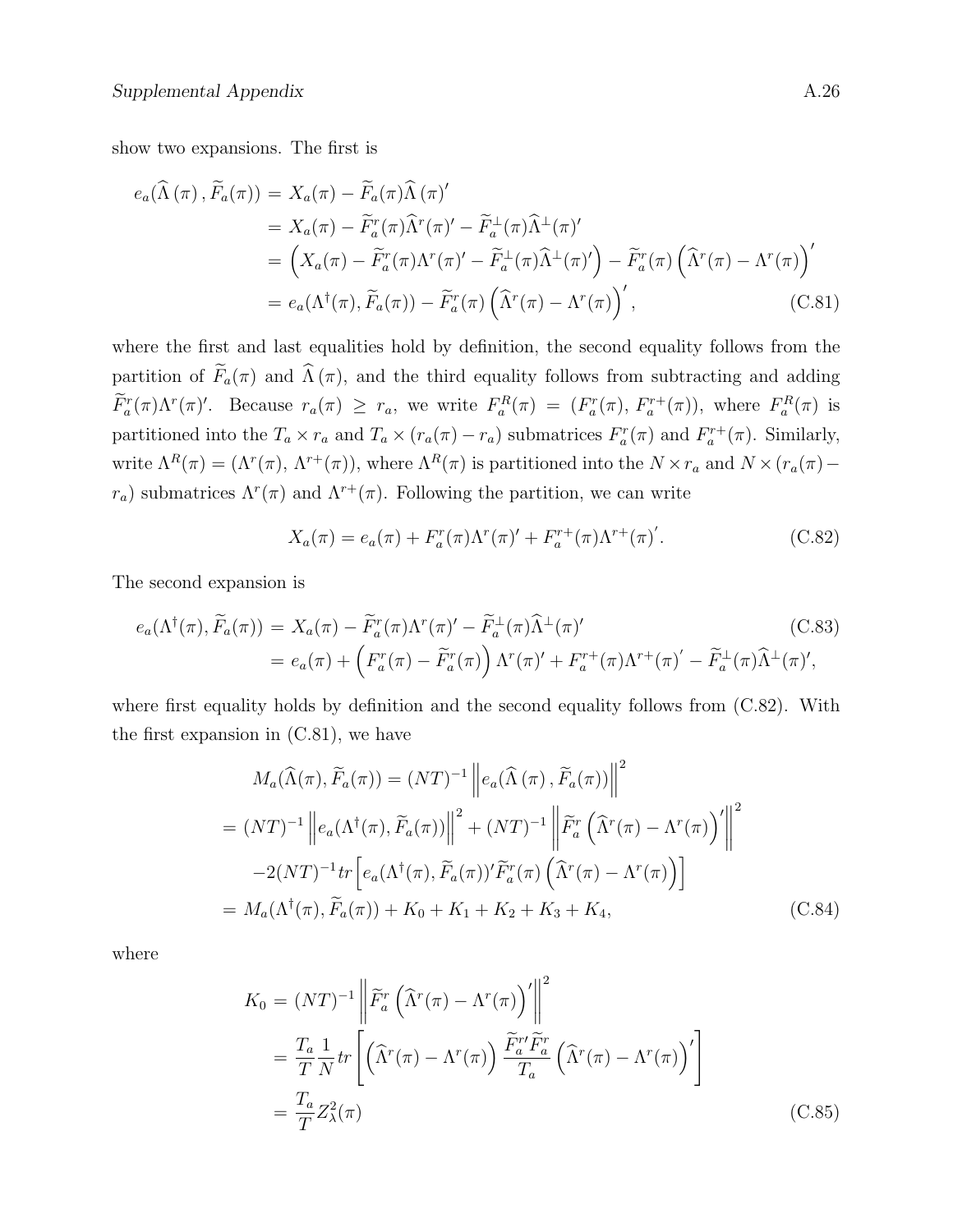show two expansions. The first is

$$
\begin{aligned}
e_a(\widehat{\Lambda}(\pi), \widetilde{F}_a(\pi)) &= X_a(\pi) - \widetilde{F}_a(\pi)\widehat{\Lambda}(\pi)' \\
&= X_a(\pi) - \widetilde{F}_a^r(\pi)\widehat{\Lambda}^r(\pi)' - \widetilde{F}_a^\perp(\pi)\widehat{\Lambda}^\perp(\pi)' \\
&= \left(X_a(\pi) - \widetilde{F}_a^r(\pi)\Lambda^r(\pi)' - \widetilde{F}_a^\perp(\pi)\widehat{\Lambda}^\perp(\pi)'\right) - \widetilde{F}_a^r(\pi)\left(\widehat{\Lambda}^r(\pi) - \Lambda^r(\pi)\right)' \\
&= e_a(\Lambda^\dagger(\pi), \widetilde{F}_a(\pi)) - \widetilde{F}_a^r(\pi)\left(\widehat{\Lambda}^r(\pi) - \Lambda^r(\pi)\right)', \qquad \text{(C.81)}
\end{aligned}
$$

where the first and last equalities hold by definition, the second equality follows from the partition of $\widetilde{F}_a(\pi)$ and $\widehat{\Lambda}(\pi)$, and the third equality follows from subtracting and adding $\widetilde{F}_a^r(\pi)\Lambda^r(\pi)'$. Because $r_a(\pi) \geq r_a$, we write $F_a^R(\pi) = (F_a^r(\pi), F_a^{r+}(\pi))$, where $F_a^R(\pi)$ is partitioned into the $T_a \times r_a$ and $T_a \times (r_a(\pi) - r_a)$ submatrices $F_a^r(\pi)$ and $F_a^{r+}(\pi)$. Similarly, write $\Lambda^R(\pi) = (\Lambda^r(\pi), \Lambda^{r+}(\pi))$, where $\Lambda^R(\pi)$ is partitioned into the $N \times r_a$ and $N \times (r_a(\pi) - r_a)$ submatrices $\Lambda^r(\pi)$ and $\Lambda^{r+}(\pi)$. Following the partition, we can write

$$
X_a(\pi) = e_a(\pi) + F_a^r(\pi)\Lambda^r(\pi)' + F_a^{r+}(\pi)\Lambda^{r+}(\pi)'. \qquad \text{(C.82)}
$$

The second expansion is

$$
\begin{aligned}
e_a(\Lambda^\dagger(\pi), \widetilde{F}_a(\pi)) &= X_a(\pi) - \widetilde{F}_a^r(\pi)\Lambda^r(\pi)' - \widetilde{F}_a^\perp(\pi)\widehat{\Lambda}^\perp(\pi)' \qquad \text{(C.83)} \\
&= e_a(\pi) + \left(F_a^r(\pi) - \widetilde{F}_a^r(\pi)\right)\Lambda^r(\pi)' + F_a^{r+}(\pi)\Lambda^{r+}(\pi)' - \widetilde{F}_a^\perp(\pi)\widehat{\Lambda}^\perp(\pi)',
\end{aligned}
$$

where first equality holds by definition and the second equality follows from (C.82). With the first expansion in (C.81), we have

$$
\begin{aligned}
&M_a(\widehat{\Lambda}(\pi), \widetilde{F}_a(\pi)) = (NT)^{-1}\left\| e_a(\widehat{\Lambda}(\pi), \widetilde{F}_a(\pi)) \right\|^2 \\
&= (NT)^{-1}\left\| e_a(\Lambda^\dagger(\pi), \widetilde{F}_a(\pi)) \right\|^2 + (NT)^{-1}\left\| \widetilde{F}_a^r\left(\widehat{\Lambda}^r(\pi) - \Lambda^r(\pi)\right)' \right\|^2 \\
&\quad -2(NT)^{-1} tr\left[ e_a(\Lambda^\dagger(\pi), \widetilde{F}_a(\pi))'\widetilde{F}_a^r(\pi)\left(\widehat{\Lambda}^r(\pi) - \Lambda^r(\pi)\right)\right] \\
&= M_a(\Lambda^\dagger(\pi), \widetilde{F}_a(\pi)) + K_0 + K_1 + K_2 + K_3 + K_4, \qquad \text{(C.84)}
\end{aligned}
$$

where

$$
\begin{aligned}
K_0 &= (NT)^{-1}\left\| \widetilde{F}_a^r\left(\widehat{\Lambda}^r(\pi) - \Lambda^r(\pi)\right)' \right\|^2 \\
&= \frac{T_a}{T}\frac{1}{N} tr\left[\left(\widehat{\Lambda}^r(\pi) - \Lambda^r(\pi)\right)\frac{\widetilde{F}_a^{r\prime}\widetilde{F}_a^r}{T_a}\left(\widehat{\Lambda}^r(\pi) - \Lambda^r(\pi)\right)'\right] \\
&= \frac{T_a}{T} Z_\lambda^2(\pi) \qquad \text{(C.85)}
\end{aligned}
$$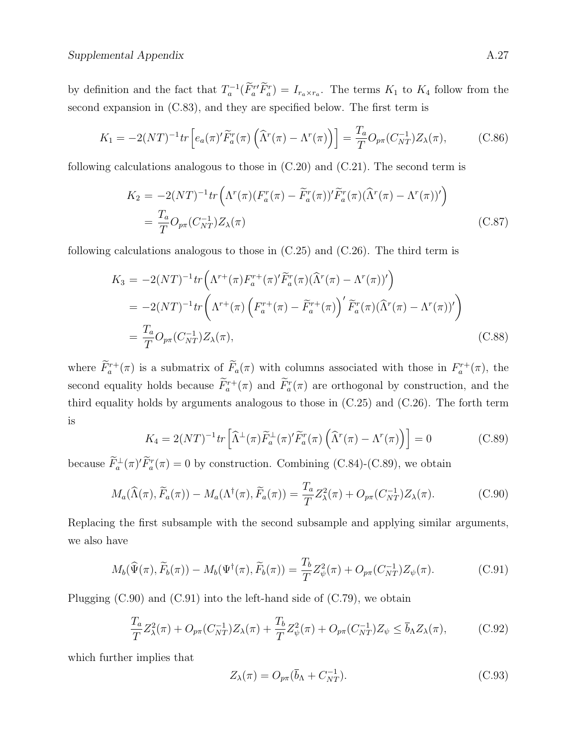by definition and the fact that $T_a^{-1}(\widetilde{F}_a^{r\prime}\widetilde{F}_a^r) = I_{r_a \times r_a}$. The terms $K_1$ to $K_4$ follow from the second expansion in (C.83), and they are specified below. The first term is

$$K_1 = -2(NT)^{-1} tr\left[e_a(\pi)'\widetilde{F}_a^r(\pi)\left(\widehat{\Lambda}^r(\pi) - \Lambda^r(\pi)\right)\right] = \frac{T_a}{T} O_{p\pi}(C_{NT}^{-1}) Z_\lambda(\pi), \tag{C.86}$$

following calculations analogous to those in (C.20) and (C.21). The second term is

$$\begin{aligned} K_2 &= -2(NT)^{-1} tr\left(\Lambda^r(\pi)(F_a^r(\pi) - \widetilde{F}_a^r(\pi))'\widetilde{F}_a^r(\pi)(\widehat{\Lambda}^r(\pi) - \Lambda^r(\pi))'\right) \\ &= \frac{T_a}{T} O_{p\pi}(C_{NT}^{-1}) Z_\lambda(\pi) \end{aligned} \tag{C.87}$$

following calculations analogous to those in (C.25) and (C.26). The third term is

$$\begin{aligned} K_3 &= -2(NT)^{-1} tr\left(\Lambda^{r+}(\pi)F_a^{r+}(\pi)'\widetilde{F}_a^r(\pi)(\widehat{\Lambda}^r(\pi) - \Lambda^r(\pi))'\right) \\ &= -2(NT)^{-1} tr\left(\Lambda^{r+}(\pi)\left(F_a^{r+}(\pi) - \widetilde{F}_a^{r+}(\pi)\right)'\widetilde{F}_a^r(\pi)(\widehat{\Lambda}^r(\pi) - \Lambda^r(\pi))'\right) \\ &= \frac{T_a}{T} O_{p\pi}(C_{NT}^{-1}) Z_\lambda(\pi), \end{aligned} \tag{C.88}$$

where $\widetilde{F}_a^{r+}(\pi)$ is a submatrix of $\widetilde{F}_a(\pi)$ with columns associated with those in $F_a^{r+}(\pi)$, the second equality holds because $\widetilde{F}_a^{r+}(\pi)$ and $\widetilde{F}_a^r(\pi)$ are orthogonal by construction, and the third equality holds by arguments analogous to those in (C.25) and (C.26). The forth term is

$$K_4 = 2(NT)^{-1} tr\left[\widehat{\Lambda}^\perp(\pi)\widetilde{F}_a^\perp(\pi)'\widetilde{F}_a^r(\pi)\left(\widehat{\Lambda}^r(\pi) - \Lambda^r(\pi)\right)\right] = 0 \tag{C.89}$$

because $\widetilde{F}_a^\perp(\pi)'\widetilde{F}_a^r(\pi) = 0$ by construction. Combining (C.84)-(C.89), we obtain

$$M_a(\widehat{\Lambda}(\pi), \widetilde{F}_a(\pi)) - M_a(\Lambda^\dagger(\pi), \widetilde{F}_a(\pi)) = \frac{T_a}{T} Z_\lambda^2(\pi) + O_{p\pi}(C_{NT}^{-1}) Z_\lambda(\pi). \tag{C.90}$$

Replacing the first subsample with the second subsample and applying similar arguments, we also have

$$M_b(\widehat{\Psi}(\pi), \widetilde{F}_b(\pi)) - M_b(\Psi^\dagger(\pi), \widetilde{F}_b(\pi)) = \frac{T_b}{T} Z_\psi^2(\pi) + O_{p\pi}(C_{NT}^{-1}) Z_\psi(\pi). \tag{C.91}$$

Plugging (C.90) and (C.91) into the left-hand side of (C.79), we obtain

$$\frac{T_a}{T} Z_\lambda^2(\pi) + O_{p\pi}(C_{NT}^{-1}) Z_\lambda(\pi) + \frac{T_b}{T} Z_\psi^2(\pi) + O_{p\pi}(C_{NT}^{-1}) Z_\psi \le \overline{b}_\Lambda Z_\lambda(\pi), \tag{C.92}$$

which further implies that

$$Z_\lambda(\pi) = O_{p\pi}(\overline{b}_\Lambda + C_{NT}^{-1}). \tag{C.93}$$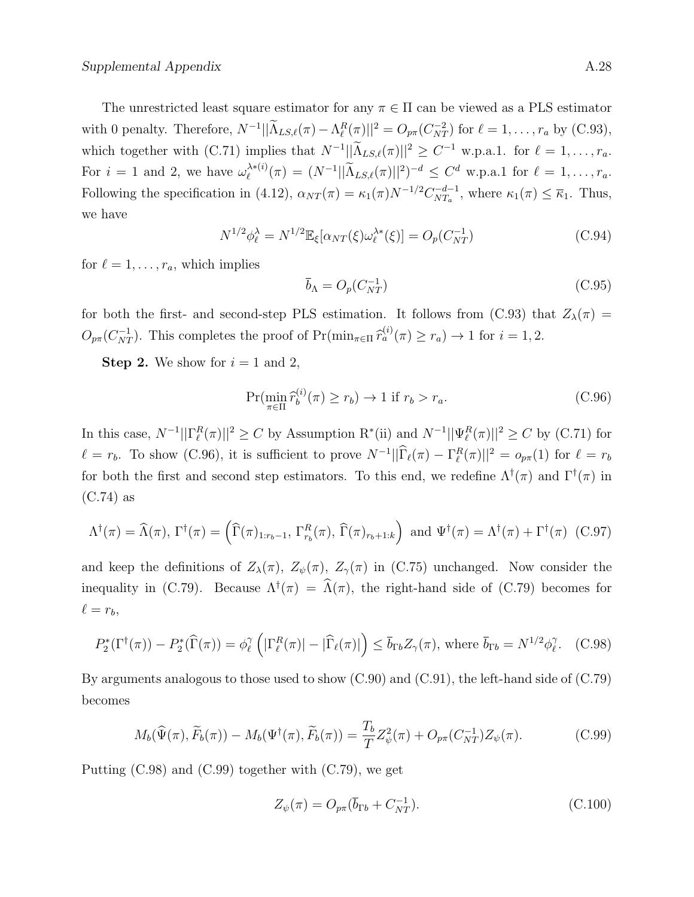The unrestricted least square estimator for any $\pi \in \Pi$ can be viewed as a PLS estimator with 0 penalty. Therefore, $N^{-1}||\widetilde{\Lambda}_{LS,\ell}(\pi) - \Lambda_\ell^R(\pi)||^2 = O_{p\pi}(C_{NT}^{-2})$ for $\ell = 1, \ldots, r_a$ by (C.93), which together with (C.71) implies that $N^{-1}||\widetilde{\Lambda}_{LS,\ell}(\pi)||^2 \geq C^{-1}$ w.p.a.1. for $\ell = 1, \ldots, r_a$. For $i = 1$ and 2, we have $\omega_\ell^{\lambda*(i)}(\pi) = (N^{-1}||\widetilde{\Lambda}_{LS,\ell}(\pi)||^2)^{-d} \leq C^d$ w.p.a.1 for $\ell = 1, \ldots, r_a$. Following the specification in (4.12), $\alpha_{NT}(\pi) = \kappa_1(\pi) N^{-1/2} C_{NT_a}^{-d-1}$, where $\kappa_1(\pi) \leq \overline{\kappa}_1$. Thus, we have

$$N^{1/2}\phi_\ell^\lambda = N^{1/2}\mathbb{E}_\xi[\alpha_{NT}(\xi)\omega_\ell^{\lambda*}(\xi)] = O_p(C_{NT}^{-1}) \tag{C.94}$$

for $\ell = 1, \ldots, r_a$, which implies

$$\overline{b}_\Lambda = O_p(C_{NT}^{-1}) \tag{C.95}$$

for both the first- and second-step PLS estimation. It follows from (C.93) that $Z_\lambda(\pi) = O_{p\pi}(C_{NT}^{-1})$. This completes the proof of $\Pr(\min_{\pi \in \Pi} \widehat{r}_a^{(i)}(\pi) \geq r_a) \to 1$ for $i = 1, 2$.

**Step 2.** We show for $i = 1$ and 2,

$$\Pr(\min_{\pi \in \Pi} \widehat{r}_b^{(i)}(\pi) \geq r_b) \to 1 \text{ if } r_b > r_a. \tag{C.96}$$

In this case, $N^{-1}||\Gamma_\ell^R(\pi)||^2 \geq C$ by Assumption R*(ii) and $N^{-1}||\Psi_\ell^R(\pi)||^2 \geq C$ by (C.71) for $\ell = r_b$. To show (C.96), it is sufficient to prove $N^{-1}||\widehat{\Gamma}_\ell(\pi) - \Gamma_\ell^R(\pi)||^2 = o_{p\pi}(1)$ for $\ell = r_b$ for both the first and second step estimators. To this end, we redefine $\Lambda^\dagger(\pi)$ and $\Gamma^\dagger(\pi)$ in (C.74) as

$$\Lambda^\dagger(\pi) = \widehat{\Lambda}(\pi),\ \Gamma^\dagger(\pi) = \left(\widehat{\Gamma}(\pi)_{1:r_b-1},\ \Gamma_{r_b}^R(\pi),\ \widehat{\Gamma}(\pi)_{r_b+1:k}\right) \text{ and } \Psi^\dagger(\pi) = \Lambda^\dagger(\pi) + \Gamma^\dagger(\pi) \tag{C.97}$$

and keep the definitions of $Z_\lambda(\pi)$, $Z_\psi(\pi)$, $Z_\gamma(\pi)$ in (C.75) unchanged. Now consider the inequality in (C.79). Because $\Lambda^\dagger(\pi) = \widehat{\Lambda}(\pi)$, the right-hand side of (C.79) becomes for $\ell = r_b$,

$$P_2^*(\Gamma^\dagger(\pi)) - P_2^*(\widehat{\Gamma}(\pi)) = \phi_\ell^\gamma\left(|\Gamma_\ell^R(\pi)| - |\widehat{\Gamma}_\ell(\pi)|\right) \leq \overline{b}_{\Gamma b} Z_\gamma(\pi), \text{ where } \overline{b}_{\Gamma b} = N^{1/2}\phi_\ell^\gamma. \tag{C.98}$$

By arguments analogous to those used to show (C.90) and (C.91), the left-hand side of (C.79) becomes

$$M_b(\widehat{\Psi}(\pi), \widetilde{F}_b(\pi)) - M_b(\Psi^\dagger(\pi), \widetilde{F}_b(\pi)) = \frac{T_b}{T} Z_\psi^2(\pi) + O_{p\pi}(C_{NT}^{-1}) Z_\psi(\pi). \tag{C.99}$$

Putting (C.98) and (C.99) together with (C.79), we get

$$Z_\psi(\pi) = O_{p\pi}(\overline{b}_{\Gamma b} + C_{NT}^{-1}). \tag{C.100}$$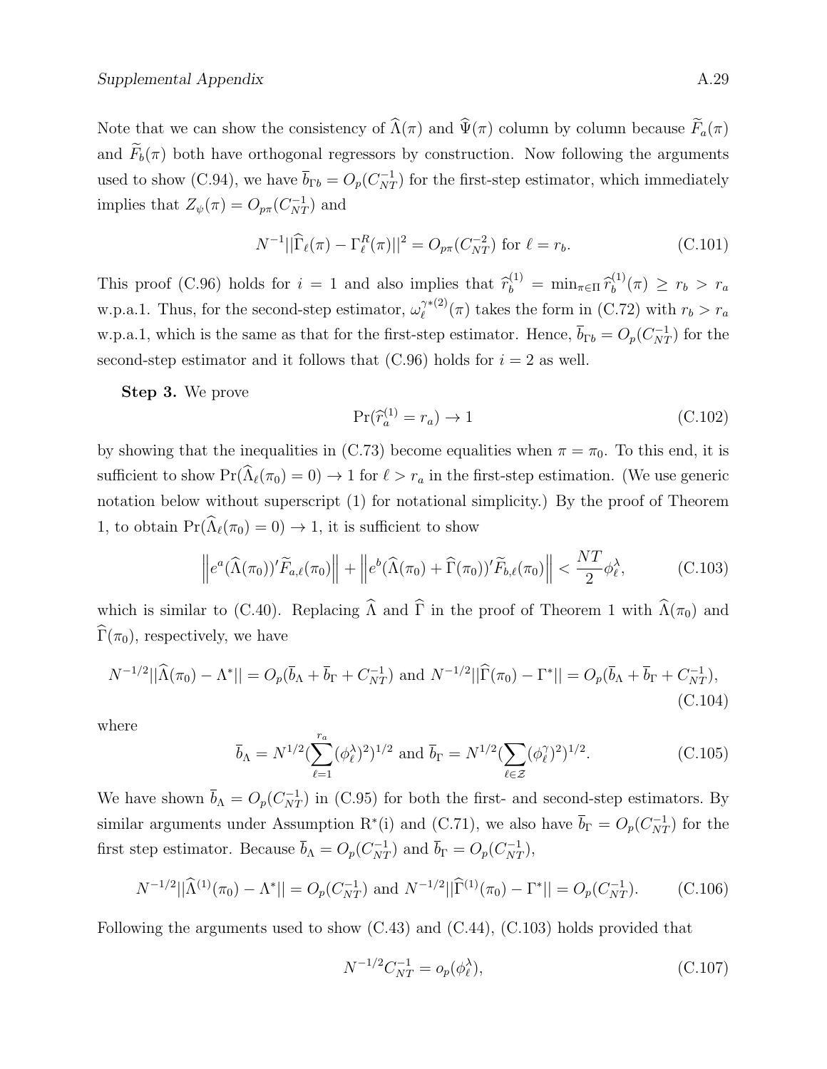Note that we can show the consistency of $\widehat{\Lambda}(\pi)$ and $\widehat{\Psi}(\pi)$ column by column because $\widetilde{F}_a(\pi)$ and $\widetilde{F}_b(\pi)$ both have orthogonal regressors by construction. Now following the arguments used to show (C.94), we have $\overline{b}_{\Gamma b} = O_p(C_{NT}^{-1})$ for the first-step estimator, which immediately implies that $Z_\psi(\pi) = O_{p\pi}(C_{NT}^{-1})$ and

$$N^{-1}||\widehat{\Gamma}_\ell(\pi) - \Gamma_\ell^R(\pi)||^2 = O_{p\pi}(C_{NT}^{-2}) \text{ for } \ell = r_b. \tag{C.101}$$

This proof (C.96) holds for $i = 1$ and also implies that $\widehat{r}_b^{(1)} = \min_{\pi \in \Pi} \widehat{r}_b^{(1)}(\pi) \geq r_b > r_a$ w.p.a.1. Thus, for the second-step estimator, $\omega_\ell^{\gamma*(2)}(\pi)$ takes the form in (C.72) with $r_b > r_a$ w.p.a.1, which is the same as that for the first-step estimator. Hence, $\overline{b}_{\Gamma b} = O_p(C_{NT}^{-1})$ for the second-step estimator and it follows that (C.96) holds for $i = 2$ as well.

**Step 3.** We prove

$$\Pr(\widehat{r}_a^{(1)} = r_a) \to 1 \tag{C.102}$$

by showing that the inequalities in (C.73) become equalities when $\pi = \pi_0$. To this end, it is sufficient to show $\Pr(\widehat{\Lambda}_\ell(\pi_0) = 0) \to 1$ for $\ell > r_a$ in the first-step estimation. (We use generic notation below without superscript (1) for notational simplicity.) By the proof of Theorem 1, to obtain $\Pr(\widehat{\Lambda}_\ell(\pi_0) = 0) \to 1$, it is sufficient to show

$$\left\| e^a(\widehat{\Lambda}(\pi_0))' \widetilde{F}_{a,\ell}(\pi_0) \right\| + \left\| e^b(\widehat{\Lambda}(\pi_0) + \widehat{\Gamma}(\pi_0))' \widetilde{F}_{b,\ell}(\pi_0) \right\| < \frac{NT}{2}\phi_\ell^\lambda, \tag{C.103}$$

which is similar to (C.40). Replacing $\widehat{\Lambda}$ and $\widehat{\Gamma}$ in the proof of Theorem 1 with $\widehat{\Lambda}(\pi_0)$ and $\widehat{\Gamma}(\pi_0)$, respectively, we have

$$N^{-1/2}||\widehat{\Lambda}(\pi_0) - \Lambda^*|| = O_p(\overline{b}_\Lambda + \overline{b}_\Gamma + C_{NT}^{-1}) \text{ and } N^{-1/2}||\widehat{\Gamma}(\pi_0) - \Gamma^*|| = O_p(\overline{b}_\Lambda + \overline{b}_\Gamma + C_{NT}^{-1}), \tag{C.104}$$

where

$$\overline{b}_\Lambda = N^{1/2}(\sum_{\ell=1}^{r_a}(\phi_\ell^\lambda)^2)^{1/2} \text{ and } \overline{b}_\Gamma = N^{1/2}(\sum_{\ell \in \mathcal{Z}}(\phi_\ell^\gamma)^2)^{1/2}. \tag{C.105}$$

We have shown $\overline{b}_\Lambda = O_p(C_{NT}^{-1})$ in (C.95) for both the first- and second-step estimators. By similar arguments under Assumption R*(i) and (C.71), we also have $\overline{b}_\Gamma = O_p(C_{NT}^{-1})$ for the first step estimator. Because $\overline{b}_\Lambda = O_p(C_{NT}^{-1})$ and $\overline{b}_\Gamma = O_p(C_{NT}^{-1})$,

$$N^{-1/2}||\widehat{\Lambda}^{(1)}(\pi_0) - \Lambda^*|| = O_p(C_{NT}^{-1}) \text{ and } N^{-1/2}||\widehat{\Gamma}^{(1)}(\pi_0) - \Gamma^*|| = O_p(C_{NT}^{-1}). \tag{C.106}$$

Following the arguments used to show (C.43) and (C.44), (C.103) holds provided that

$$N^{-1/2}C_{NT}^{-1} = o_p(\phi_\ell^\lambda), \tag{C.107}$$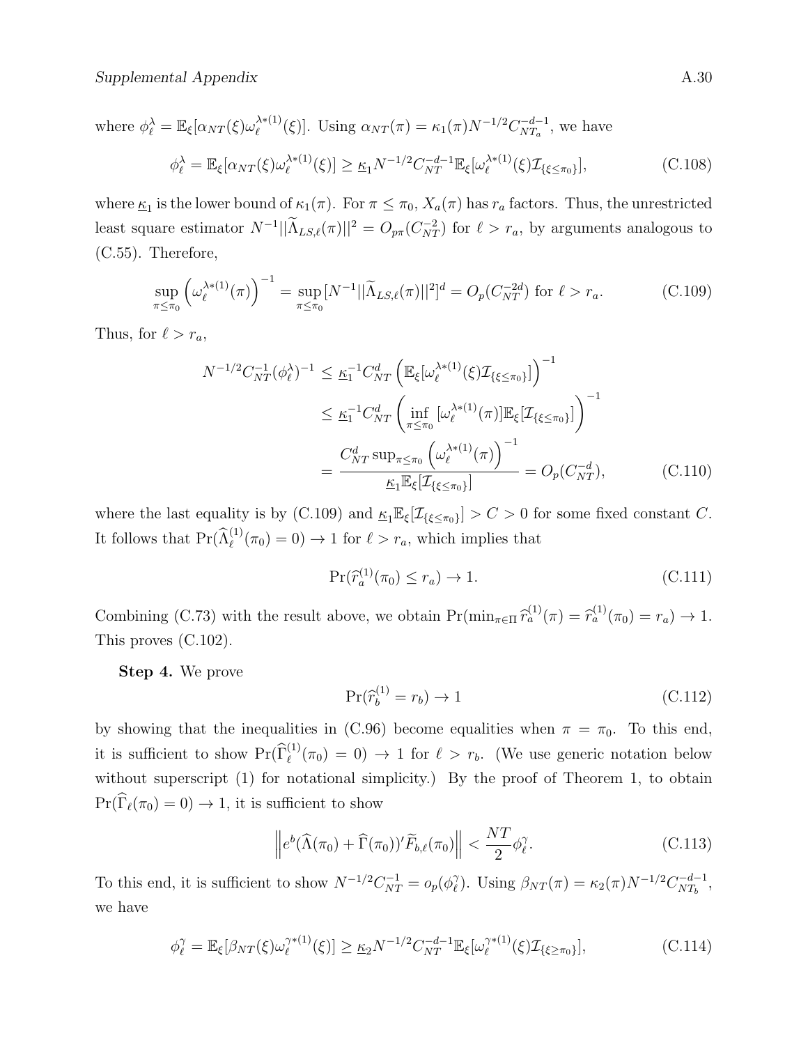where $\phi_\ell^\lambda = \mathbb{E}_\xi[\alpha_{NT}(\xi)\omega_\ell^{\lambda*(1)}(\xi)]$. Using $\alpha_{NT}(\pi) = \kappa_1(\pi)N^{-1/2}C_{NT_a}^{-d-1}$, we have

$$\phi_\ell^\lambda = \mathbb{E}_\xi[\alpha_{NT}(\xi)\omega_\ell^{\lambda*(1)}(\xi)] \geq \underline{\kappa}_1 N^{-1/2}C_{NT}^{-d-1}\mathbb{E}_\xi[\omega_\ell^{\lambda*(1)}(\xi)\mathcal{I}_{\{\xi\leq\pi_0\}}], \tag{C.108}$$

where $\underline{\kappa}_1$ is the lower bound of $\kappa_1(\pi)$. For $\pi \leq \pi_0$, $X_a(\pi)$ has $r_a$ factors. Thus, the unrestricted least square estimator $N^{-1}||\widetilde{\Lambda}_{LS,\ell}(\pi)||^2 = O_{p\pi}(C_{NT}^{-2})$ for $\ell > r_a$, by arguments analogous to (C.55). Therefore,

$$\sup_{\pi\leq\pi_0}\left(\omega_\ell^{\lambda*(1)}(\pi)\right)^{-1} = \sup_{\pi\leq\pi_0}[N^{-1}||\widetilde{\Lambda}_{LS,\ell}(\pi)||^2]^d = O_p(C_{NT}^{-2d}) \text{ for } \ell > r_a. \tag{C.109}$$

Thus, for $\ell > r_a$,

$$\begin{aligned}
N^{-1/2}C_{NT}^{-1}(\phi_\ell^\lambda)^{-1} &\leq \underline{\kappa}_1^{-1}C_{NT}^d\left(\mathbb{E}_\xi[\omega_\ell^{\lambda*(1)}(\xi)\mathcal{I}_{\{\xi\leq\pi_0\}}]\right)^{-1} \\
&\leq \underline{\kappa}_1^{-1}C_{NT}^d\left(\inf_{\pi\leq\pi_0}[\omega_\ell^{\lambda*(1)}(\pi)]\mathbb{E}_\xi[\mathcal{I}_{\{\xi\leq\pi_0\}}]\right)^{-1} \\
&= \frac{C_{NT}^d\sup_{\pi\leq\pi_0}\left(\omega_\ell^{\lambda*(1)}(\pi)\right)^{-1}}{\underline{\kappa}_1\mathbb{E}_\xi[\mathcal{I}_{\{\xi\leq\pi_0\}}]} = O_p(C_{NT}^{-d}),
\end{aligned} \tag{C.110}$$

where the last equality is by (C.109) and $\underline{\kappa}_1\mathbb{E}_\xi[\mathcal{I}_{\{\xi\leq\pi_0\}}] > C > 0$ for some fixed constant $C$. It follows that $\Pr(\widehat{\Lambda}_\ell^{(1)}(\pi_0) = 0) \to 1$ for $\ell > r_a$, which implies that

$$\Pr(\widehat{r}_a^{(1)}(\pi_0) \leq r_a) \to 1. \tag{C.111}$$

Combining (C.73) with the result above, we obtain $\Pr(\min_{\pi\in\Pi}\widehat{r}_a^{(1)}(\pi) = \widehat{r}_a^{(1)}(\pi_0) = r_a) \to 1$. This proves (C.102).

**Step 4.** We prove

$$\Pr(\widehat{r}_b^{(1)} = r_b) \to 1 \tag{C.112}$$

by showing that the inequalities in (C.96) become equalities when $\pi = \pi_0$. To this end, it is sufficient to show $\Pr(\widehat{\Gamma}_\ell^{(1)}(\pi_0) = 0) \to 1$ for $\ell > r_b$. (We use generic notation below without superscript (1) for notational simplicity.) By the proof of Theorem 1, to obtain $\Pr(\widehat{\Gamma}_\ell(\pi_0) = 0) \to 1$, it is sufficient to show

$$\left\|e^b(\widehat{\Lambda}(\pi_0) + \widehat{\Gamma}(\pi_0))'\widetilde{F}_{b,\ell}(\pi_0)\right\| < \frac{NT}{2}\phi_\ell^\gamma. \tag{C.113}$$

To this end, it is sufficient to show $N^{-1/2}C_{NT}^{-1} = o_p(\phi_\ell^\gamma)$. Using $\beta_{NT}(\pi) = \kappa_2(\pi)N^{-1/2}C_{NT_b}^{-d-1}$, we have

$$\phi_\ell^\gamma = \mathbb{E}_\xi[\beta_{NT}(\xi)\omega_\ell^{\gamma*(1)}(\xi)] \geq \underline{\kappa}_2 N^{-1/2}C_{NT}^{-d-1}\mathbb{E}_\xi[\omega_\ell^{\gamma*(1)}(\xi)\mathcal{I}_{\{\xi\geq\pi_0\}}], \tag{C.114}$$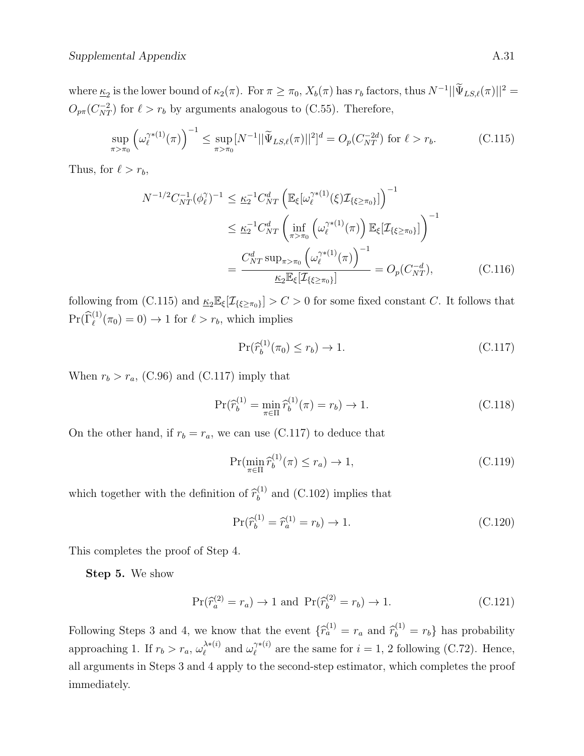where $\underline{\kappa}_2$ is the lower bound of $\kappa_2(\pi)$. For $\pi \geq \pi_0$, $X_b(\pi)$ has $r_b$ factors, thus $N^{-1}||\widetilde{\Psi}_{LS,\ell}(\pi)||^2 = O_{p\pi}(C_{NT}^{-2})$ for $\ell > r_b$ by arguments analogous to (C.55). Therefore,

$$\sup_{\pi > \pi_0} \left(\omega_\ell^{\gamma*(1)}(\pi)\right)^{-1} \leq \sup_{\pi > \pi_0} [N^{-1}||\widetilde{\Psi}_{LS,\ell}(\pi)||^2]^d = O_p(C_{NT}^{-2d}) \text{ for } \ell > r_b. \tag{C.115}$$

Thus, for $\ell > r_b$,

$$\begin{aligned}
N^{-1/2}C_{NT}^{-1}(\phi_\ell^\gamma)^{-1} &\leq \underline{\kappa}_2^{-1}C_{NT}^d \left(\mathbb{E}_\xi[\omega_\ell^{\gamma*(1)}(\xi)\mathcal{I}_{\{\xi \geq \pi_0\}}]\right)^{-1} \\
&\leq \underline{\kappa}_2^{-1}C_{NT}^d \left(\inf_{\pi > \pi_0}\left(\omega_\ell^{\gamma*(1)}(\pi)\right)\mathbb{E}_\xi[\mathcal{I}_{\{\xi \geq \pi_0\}}]\right)^{-1} \\
&= \frac{C_{NT}^d \sup_{\pi > \pi_0}\left(\omega_\ell^{\gamma*(1)}(\pi)\right)^{-1}}{\underline{\kappa}_2 \mathbb{E}_\xi[\mathcal{I}_{\{\xi \geq \pi_0\}}]} = O_p(C_{NT}^{-d}),
\end{aligned} \tag{C.116}$$

following from (C.115) and $\underline{\kappa}_2 \mathbb{E}_\xi[\mathcal{I}_{\{\xi \geq \pi_0\}}] > C > 0$ for some fixed constant $C$. It follows that $\Pr(\widehat{\Gamma}_\ell^{(1)}(\pi_0) = 0) \to 1$ for $\ell > r_b$, which implies

$$\Pr(\widehat{r}_b^{(1)}(\pi_0) \leq r_b) \to 1. \tag{C.117}$$

When $r_b > r_a$, (C.96) and (C.117) imply that

$$\Pr(\widehat{r}_b^{(1)} = \min_{\pi \in \Pi} \widehat{r}_b^{(1)}(\pi) = r_b) \to 1. \tag{C.118}$$

On the other hand, if $r_b = r_a$, we can use (C.117) to deduce that

$$\Pr(\min_{\pi \in \Pi} \widehat{r}_b^{(1)}(\pi) \leq r_a) \to 1, \tag{C.119}$$

which together with the definition of $\widehat{r}_b^{(1)}$ and (C.102) implies that

$$\Pr(\widehat{r}_b^{(1)} = \widehat{r}_a^{(1)} = r_b) \to 1. \tag{C.120}$$

This completes the proof of Step 4.

**Step 5.** We show

$$\Pr(\widehat{r}_a^{(2)} = r_a) \to 1 \text{ and } \Pr(\widehat{r}_b^{(2)} = r_b) \to 1. \tag{C.121}$$

Following Steps 3 and 4, we know that the event $\{\widehat{r}_a^{(1)} = r_a \text{ and } \widehat{r}_b^{(1)} = r_b\}$ has probability approaching 1. If $r_b > r_a$, $\omega_\ell^{\lambda*(i)}$ and $\omega_\ell^{\gamma*(i)}$ are the same for $i = 1, 2$ following (C.72). Hence, all arguments in Steps 3 and 4 apply to the second-step estimator, which completes the proof immediately.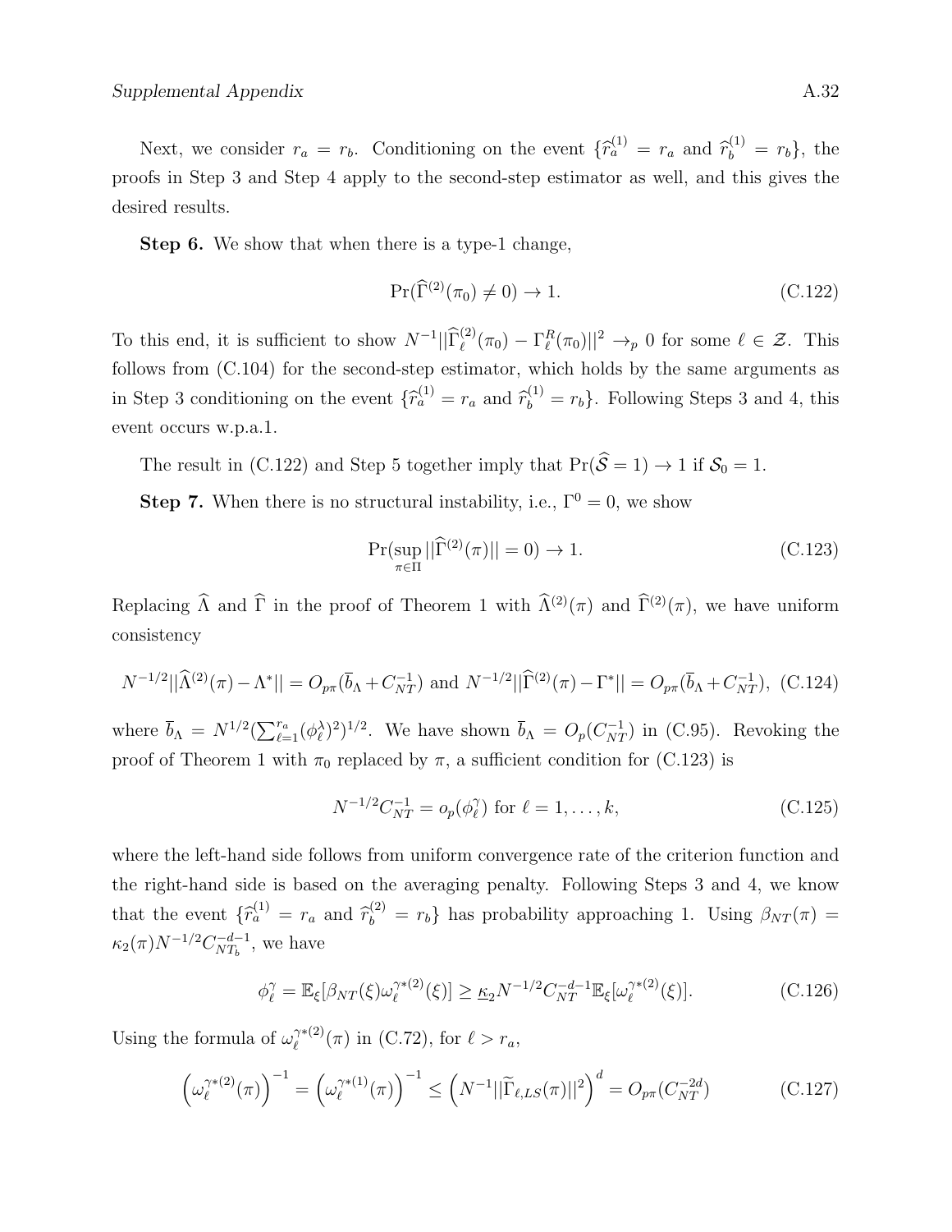Next, we consider $r_a = r_b$. Conditioning on the event $\{\widehat{r}_a^{(1)} = r_a \text{ and } \widehat{r}_b^{(1)} = r_b\}$, the proofs in Step 3 and Step 4 apply to the second-step estimator as well, and this gives the desired results.

**Step 6.** We show that when there is a type-1 change,

$$\Pr(\widehat{\Gamma}^{(2)}(\pi_0) \neq 0) \to 1. \tag{C.122}$$

To this end, it is sufficient to show $N^{-1}||\widehat{\Gamma}_\ell^{(2)}(\pi_0) - \Gamma_\ell^R(\pi_0)||^2 \to_p 0$ for some $\ell \in \mathcal{Z}$. This follows from (C.104) for the second-step estimator, which holds by the same arguments as in Step 3 conditioning on the event $\{\widehat{r}_a^{(1)} = r_a \text{ and } \widehat{r}_b^{(1)} = r_b\}$. Following Steps 3 and 4, this event occurs w.p.a.1.

The result in (C.122) and Step 5 together imply that $\Pr(\widehat{\mathcal{S}} = 1) \to 1$ if $\mathcal{S}_0 = 1$.

**Step 7.** When there is no structural instability, i.e., $\Gamma^0 = 0$, we show

$$\Pr(\sup_{\pi \in \Pi} ||\widehat{\Gamma}^{(2)}(\pi)|| = 0) \to 1. \tag{C.123}$$

Replacing $\widehat{\Lambda}$ and $\widehat{\Gamma}$ in the proof of Theorem 1 with $\widehat{\Lambda}^{(2)}(\pi)$ and $\widehat{\Gamma}^{(2)}(\pi)$, we have uniform consistency

$$N^{-1/2}||\widehat{\Lambda}^{(2)}(\pi) - \Lambda^*|| = O_{p\pi}(\overline{b}_\Lambda + C_{NT}^{-1}) \text{ and } N^{-1/2}||\widehat{\Gamma}^{(2)}(\pi) - \Gamma^*|| = O_{p\pi}(\overline{b}_\Lambda + C_{NT}^{-1}), \tag{C.124}$$

where $\overline{b}_\Lambda = N^{1/2}(\sum_{\ell=1}^{r_a}(\phi_\ell^\lambda)^2)^{1/2}$. We have shown $\overline{b}_\Lambda = O_p(C_{NT}^{-1})$ in (C.95). Revoking the proof of Theorem 1 with $\pi_0$ replaced by $\pi$, a sufficient condition for (C.123) is

$$N^{-1/2}C_{NT}^{-1} = o_p(\phi_\ell^\gamma) \text{ for } \ell = 1, \ldots, k, \tag{C.125}$$

where the left-hand side follows from uniform convergence rate of the criterion function and the right-hand side is based on the averaging penalty. Following Steps 3 and 4, we know that the event $\{\widehat{r}_a^{(1)} = r_a \text{ and } \widehat{r}_b^{(2)} = r_b\}$ has probability approaching 1. Using $\beta_{NT}(\pi) = \kappa_2(\pi)N^{-1/2}C_{NT_b}^{-d-1}$, we have

$$\phi_\ell^\gamma = \mathbb{E}_\xi[\beta_{NT}(\xi)\omega_\ell^{\gamma*(2)}(\xi)] \geq \underline{\kappa}_2 N^{-1/2}C_{NT}^{-d-1}\mathbb{E}_\xi[\omega_\ell^{\gamma*(2)}(\xi)]. \tag{C.126}$$

Using the formula of $\omega_\ell^{\gamma*(2)}(\pi)$ in (C.72), for $\ell > r_a$,

$$\left(\omega_\ell^{\gamma*(2)}(\pi)\right)^{-1} = \left(\omega_\ell^{\gamma*(1)}(\pi)\right)^{-1} \leq \left(N^{-1}||\widetilde{\Gamma}_{\ell,LS}(\pi)||^2\right)^d = O_{p\pi}(C_{NT}^{-2d}) \tag{C.127}$$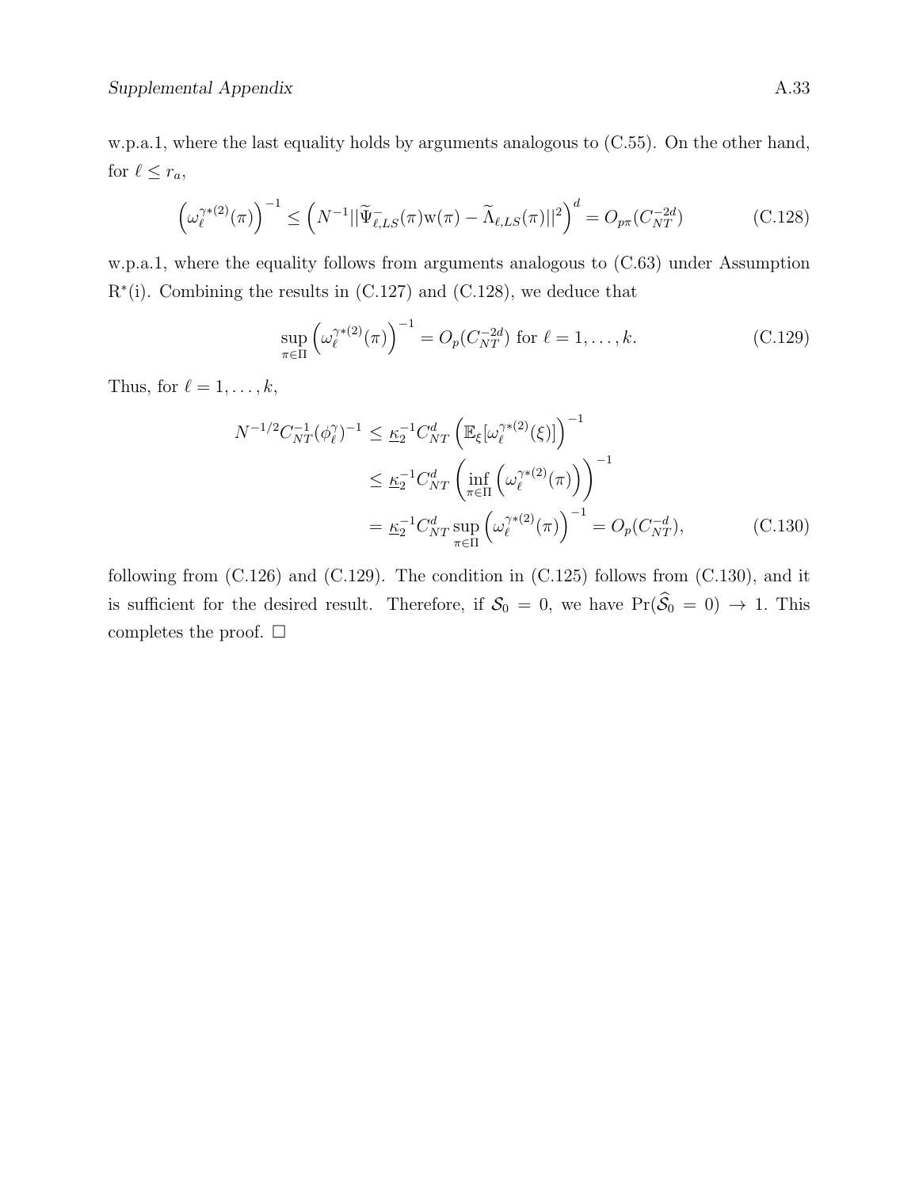w.p.a.1, where the last equality holds by arguments analogous to (C.55). On the other hand, for $\ell \leq r_a$,

$$\left(\omega_\ell^{\gamma*(2)}(\pi)\right)^{-1} \leq \left(N^{-1}||\widetilde{\Psi}_{\ell,LS}^{-}(\pi)\mathrm{w}(\pi) - \widetilde{\Lambda}_{\ell,LS}(\pi)||^2\right)^d = O_{p\pi}(C_{NT}^{-2d}) \tag{C.128}$$

w.p.a.1, where the equality follows from arguments analogous to (C.63) under Assumption R*(i). Combining the results in (C.127) and (C.128), we deduce that

$$\sup_{\pi\in\Pi}\left(\omega_\ell^{\gamma*(2)}(\pi)\right)^{-1} = O_p(C_{NT}^{-2d}) \text{ for } \ell = 1,\ldots,k. \tag{C.129}$$

Thus, for $\ell = 1,\ldots,k$,

$$\begin{aligned} N^{-1/2}C_{NT}^{-1}(\phi_\ell^\gamma)^{-1} &\leq \underline{\kappa}_2^{-1}C_{NT}^d\left(\mathbb{E}_\xi[\omega_\ell^{\gamma*(2)}(\xi)]\right)^{-1} \\ &\leq \underline{\kappa}_2^{-1}C_{NT}^d\left(\inf_{\pi\in\Pi}\left(\omega_\ell^{\gamma*(2)}(\pi)\right)\right)^{-1} \\ &= \underline{\kappa}_2^{-1}C_{NT}^d\sup_{\pi\in\Pi}\left(\omega_\ell^{\gamma*(2)}(\pi)\right)^{-1} = O_p(C_{NT}^{-d}), \end{aligned} \tag{C.130}$$

following from (C.126) and (C.129). The condition in (C.125) follows from (C.130), and it is sufficient for the desired result. Therefore, if $\mathcal{S}_0 = 0$, we have $\Pr(\widehat{\mathcal{S}}_0 = 0) \to 1$. This completes the proof. $\square$